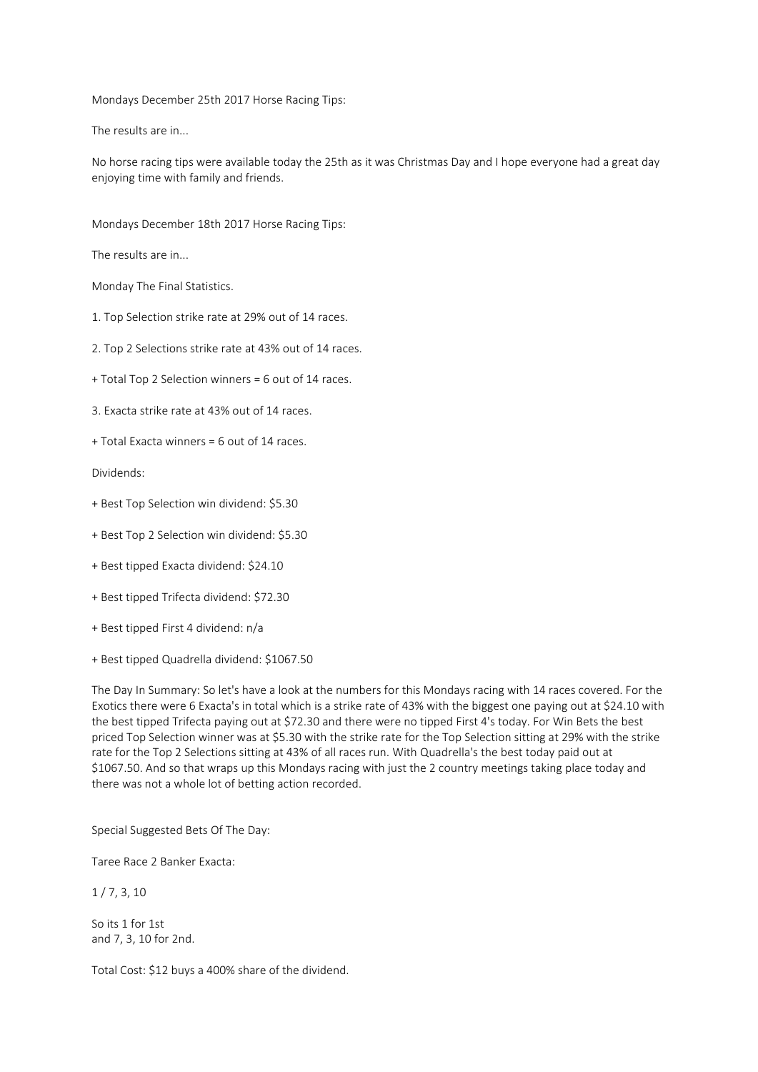Mondays December 25th 2017 Horse Racing Tips:

The results are in...

No horse racing tips were available today the 25th as it was Christmas Day and I hope everyone had a great day enjoying time with family and friends.

Mondays December 18th 2017 Horse Racing Tips:

The results are in...

Monday The Final Statistics.

1. Top Selection strike rate at 29% out of 14 races.

2. Top 2 Selections strike rate at 43% out of 14 races.

+ Total Top 2 Selection winners = 6 out of 14 races.

3. Exacta strike rate at 43% out of 14 races.

+ Total Exacta winners = 6 out of 14 races.

Dividends:

+ Best Top Selection win dividend: $5.30

+ Best Top 2 Selection win dividend: $5.30

+ Best tipped Exacta dividend: $24.10

+ Best tipped Trifecta dividend: $72.30

+ Best tipped First 4 dividend: n/a

+ Best tipped Quadrella dividend: $1067.50

The Day In Summary: So let's have a look at the numbers for this Mondays racing with 14 races covered. For the Exotics there were 6 Exacta's in total which is a strike rate of 43% with the biggest one paying out at $24.10 with the best tipped Trifecta paying out at $72.30 and there were no tipped First 4's today. For Win Bets the best priced Top Selection winner was at $5.30 with the strike rate for the Top Selection sitting at 29% with the strike rate for the Top 2 Selections sitting at 43% of all races run. With Quadrella's the best today paid out at $1067.50. And so that wraps up this Mondays racing with just the 2 country meetings taking place today and there was not a whole lot of betting action recorded.

Special Suggested Bets Of The Day:

Taree Race 2 Banker Exacta:

1 / 7, 3, 10

So its 1 for 1st
and 7, 3, 10 for 2nd.

Total Cost: $12 buys a 400% share of the dividend.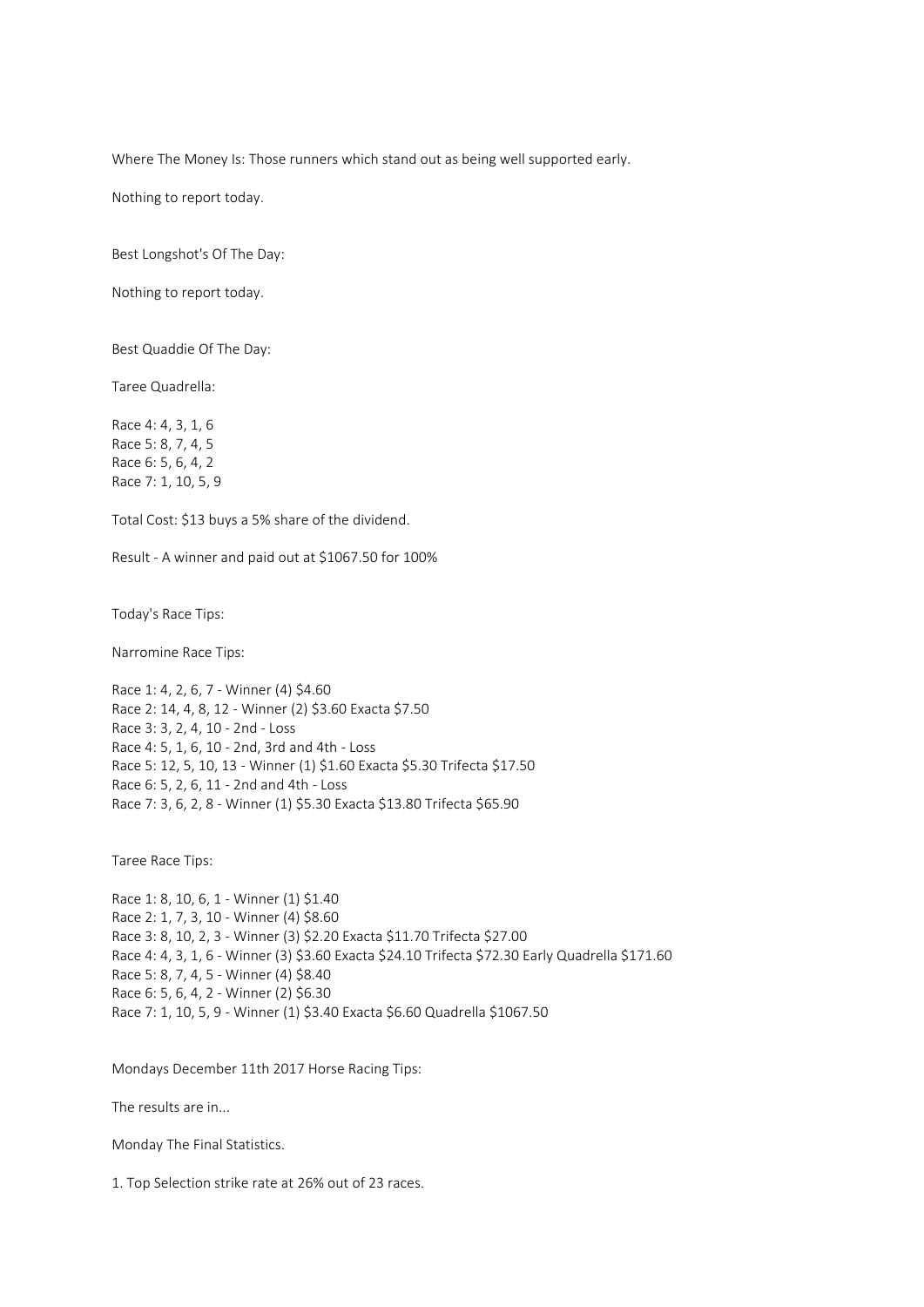Where The Money Is: Those runners which stand out as being well supported early.

Nothing to report today.

Best Longshot's Of The Day:

Nothing to report today.

Best Quaddie Of The Day:

Taree Quadrella:

Race 4: 4, 3, 1, 6
Race 5: 8, 7, 4, 5
Race 6: 5, 6, 4, 2
Race 7: 1, 10, 5, 9

Total Cost: $13 buys a 5% share of the dividend.

Result - A winner and paid out at $1067.50 for 100%

Today's Race Tips:

Narromine Race Tips:

Race 1: 4, 2, 6, 7 - Winner (4) $4.60
Race 2: 14, 4, 8, 12 - Winner (2) $3.60 Exacta $7.50
Race 3: 3, 2, 4, 10 - 2nd - Loss
Race 4: 5, 1, 6, 10 - 2nd, 3rd and 4th - Loss
Race 5: 12, 5, 10, 13 - Winner (1) $1.60 Exacta $5.30 Trifecta $17.50
Race 6: 5, 2, 6, 11 - 2nd and 4th - Loss
Race 7: 3, 6, 2, 8 - Winner (1) $5.30 Exacta $13.80 Trifecta $65.90

Taree Race Tips:

Race 1: 8, 10, 6, 1 - Winner (1) $1.40
Race 2: 1, 7, 3, 10 - Winner (4) $8.60
Race 3: 8, 10, 2, 3 - Winner (3) $2.20 Exacta $11.70 Trifecta $27.00
Race 4: 4, 3, 1, 6 - Winner (3) $3.60 Exacta $24.10 Trifecta $72.30 Early Quadrella $171.60
Race 5: 8, 7, 4, 5 - Winner (4) $8.40
Race 6: 5, 6, 4, 2 - Winner (2) $6.30
Race 7: 1, 10, 5, 9 - Winner (1) $3.40 Exacta $6.60 Quadrella $1067.50

Mondays December 11th 2017 Horse Racing Tips:

The results are in...

Monday The Final Statistics.

1. Top Selection strike rate at 26% out of 23 races.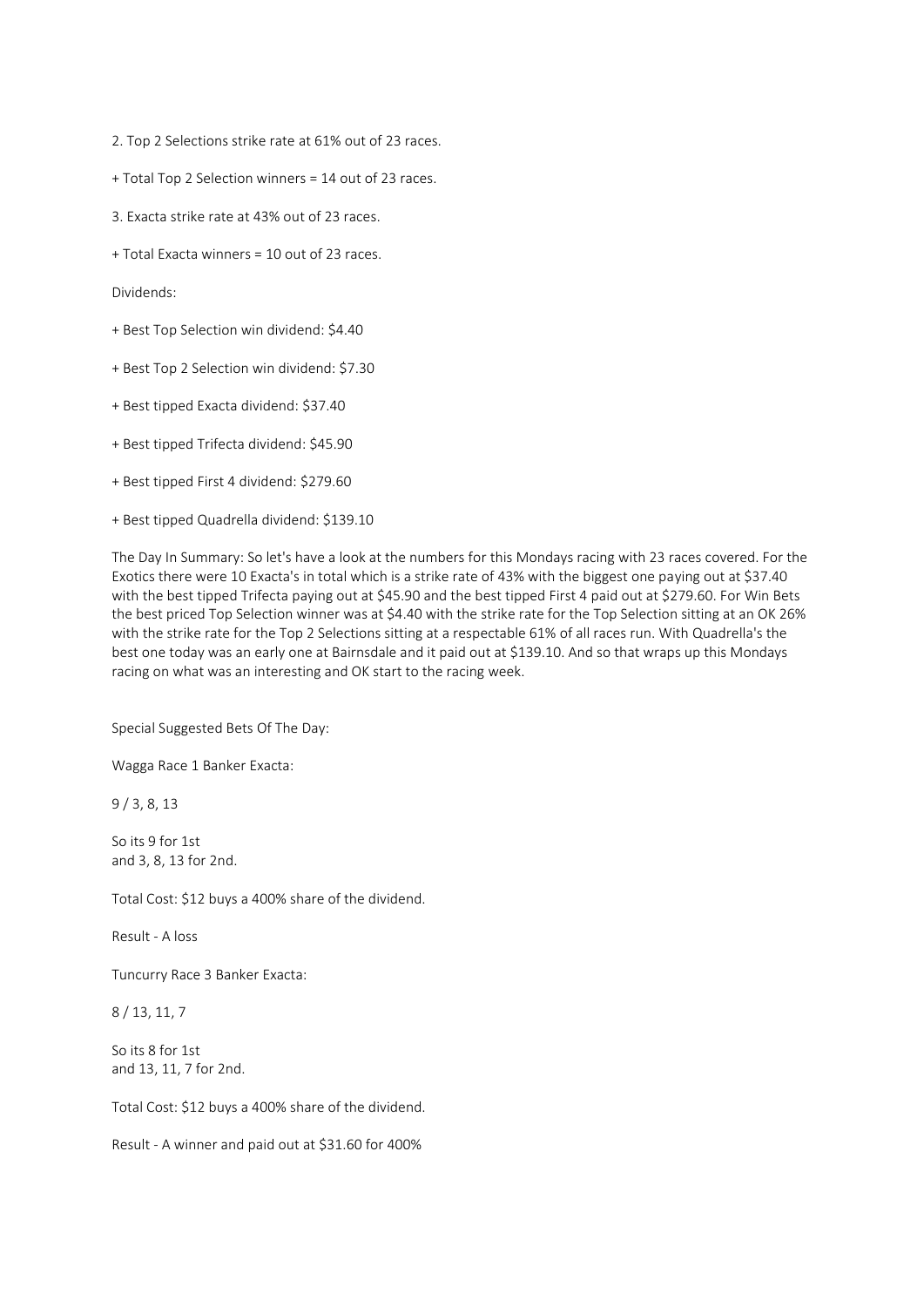2. Top 2 Selections strike rate at 61% out of 23 races.

+ Total Top 2 Selection winners = 14 out of 23 races.

3. Exacta strike rate at 43% out of 23 races.

+ Total Exacta winners = 10 out of 23 races.

Dividends:

+ Best Top Selection win dividend: $4.40

+ Best Top 2 Selection win dividend: $7.30

+ Best tipped Exacta dividend: $37.40

+ Best tipped Trifecta dividend: $45.90

+ Best tipped First 4 dividend: $279.60

+ Best tipped Quadrella dividend: $139.10

The Day In Summary: So let's have a look at the numbers for this Mondays racing with 23 races covered. For the Exotics there were 10 Exacta's in total which is a strike rate of 43% with the biggest one paying out at $37.40 with the best tipped Trifecta paying out at $45.90 and the best tipped First 4 paid out at $279.60. For Win Bets the best priced Top Selection winner was at $4.40 with the strike rate for the Top Selection sitting at an OK 26% with the strike rate for the Top 2 Selections sitting at a respectable 61% of all races run. With Quadrella's the best one today was an early one at Bairnsdale and it paid out at $139.10. And so that wraps up this Mondays racing on what was an interesting and OK start to the racing week.

Special Suggested Bets Of The Day:

Wagga Race 1 Banker Exacta:

9 / 3, 8, 13

So its 9 for 1st
and 3, 8, 13 for 2nd.

Total Cost: $12 buys a 400% share of the dividend.

Result - A loss

Tuncurry Race 3 Banker Exacta:

8 / 13, 11, 7

So its 8 for 1st
and 13, 11, 7 for 2nd.

Total Cost: $12 buys a 400% share of the dividend.

Result - A winner and paid out at $31.60 for 400%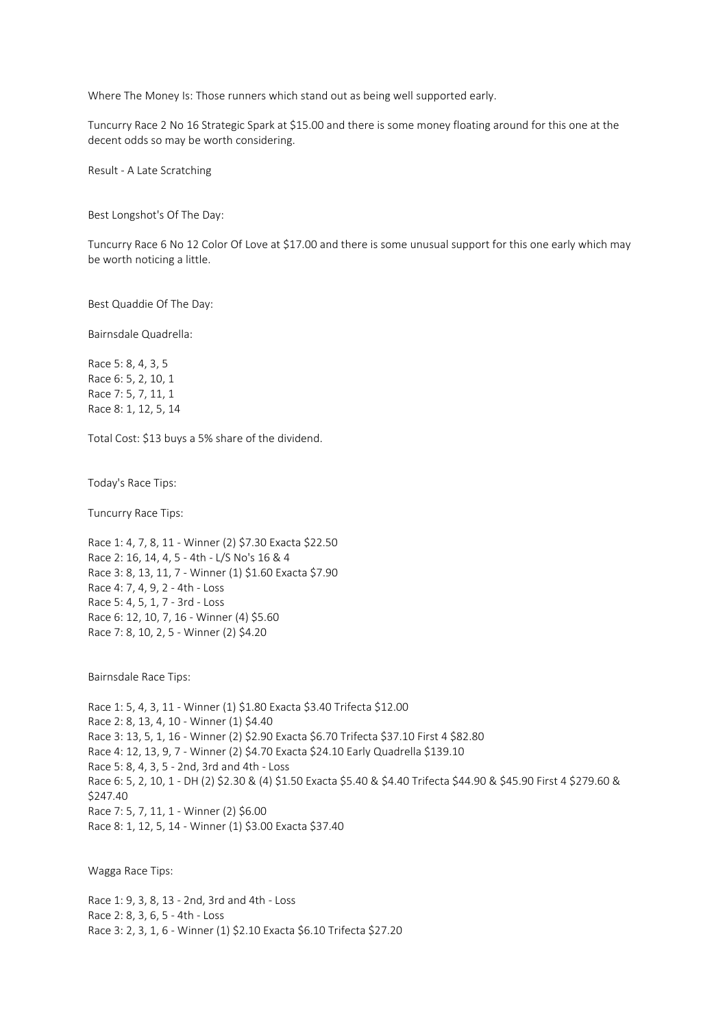Where The Money Is: Those runners which stand out as being well supported early.

Tuncurry Race 2 No 16 Strategic Spark at $15.00 and there is some money floating around for this one at the decent odds so may be worth considering.

Result - A Late Scratching

Best Longshot's Of The Day:

Tuncurry Race 6 No 12 Color Of Love at $17.00 and there is some unusual support for this one early which may be worth noticing a little.

Best Quaddie Of The Day:

Bairnsdale Quadrella:

Race 5: 8, 4, 3, 5
Race 6: 5, 2, 10, 1
Race 7: 5, 7, 11, 1
Race 8: 1, 12, 5, 14

Total Cost: $13 buys a 5% share of the dividend.

Today's Race Tips:

Tuncurry Race Tips:

Race 1: 4, 7, 8, 11 - Winner (2) $7.30 Exacta $22.50
Race 2: 16, 14, 4, 5 - 4th - L/S No's 16 & 4
Race 3: 8, 13, 11, 7 - Winner (1) $1.60 Exacta $7.90
Race 4: 7, 4, 9, 2 - 4th - Loss
Race 5: 4, 5, 1, 7 - 3rd - Loss
Race 6: 12, 10, 7, 16 - Winner (4) $5.60
Race 7: 8, 10, 2, 5 - Winner (2) $4.20

Bairnsdale Race Tips:

Race 1: 5, 4, 3, 11 - Winner (1) $1.80 Exacta $3.40 Trifecta $12.00
Race 2: 8, 13, 4, 10 - Winner (1) $4.40
Race 3: 13, 5, 1, 16 - Winner (2) $2.90 Exacta $6.70 Trifecta $37.10 First 4 $82.80
Race 4: 12, 13, 9, 7 - Winner (2) $4.70 Exacta $24.10 Early Quadrella $139.10
Race 5: 8, 4, 3, 5 - 2nd, 3rd and 4th - Loss
Race 6: 5, 2, 10, 1 - DH (2) $2.30 & (4) $1.50 Exacta $5.40 & $4.40 Trifecta $44.90 & $45.90 First 4 $279.60 & $247.40
Race 7: 5, 7, 11, 1 - Winner (2) $6.00
Race 8: 1, 12, 5, 14 - Winner (1) $3.00 Exacta $37.40

Wagga Race Tips:

Race 1: 9, 3, 8, 13 - 2nd, 3rd and 4th - Loss
Race 2: 8, 3, 6, 5 - 4th - Loss
Race 3: 2, 3, 1, 6 - Winner (1) $2.10 Exacta $6.10 Trifecta $27.20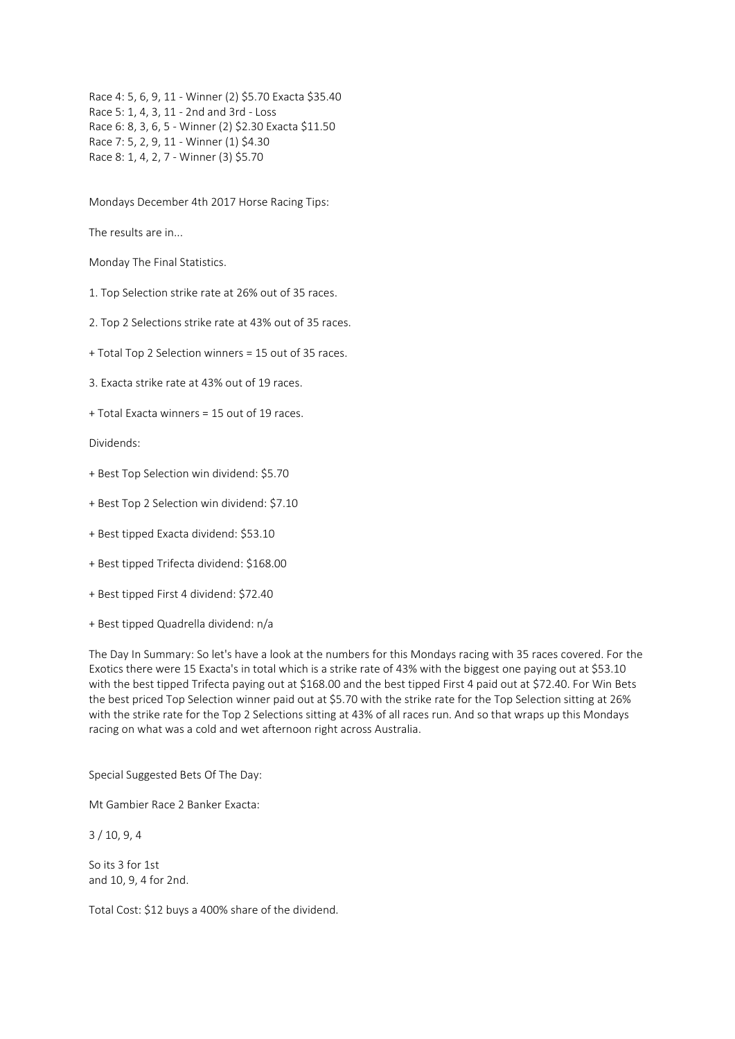Race 4: 5, 6, 9, 11 - Winner (2) $5.70 Exacta $35.40
Race 5: 1, 4, 3, 11 - 2nd and 3rd - Loss
Race 6: 8, 3, 6, 5 - Winner (2) $2.30 Exacta $11.50
Race 7: 5, 2, 9, 11 - Winner (1) $4.30
Race 8: 1, 4, 2, 7 - Winner (3) $5.70

Mondays December 4th 2017 Horse Racing Tips:

The results are in...

Monday The Final Statistics.

1. Top Selection strike rate at 26% out of 35 races.

2. Top 2 Selections strike rate at 43% out of 35 races.

+ Total Top 2 Selection winners = 15 out of 35 races.

3. Exacta strike rate at 43% out of 19 races.

+ Total Exacta winners = 15 out of 19 races.

Dividends:

+ Best Top Selection win dividend: $5.70

+ Best Top 2 Selection win dividend: $7.10

+ Best tipped Exacta dividend: $53.10

+ Best tipped Trifecta dividend: $168.00

+ Best tipped First 4 dividend: $72.40

+ Best tipped Quadrella dividend: n/a

The Day In Summary: So let's have a look at the numbers for this Mondays racing with 35 races covered. For the Exotics there were 15 Exacta's in total which is a strike rate of 43% with the biggest one paying out at $53.10 with the best tipped Trifecta paying out at $168.00 and the best tipped First 4 paid out at $72.40. For Win Bets the best priced Top Selection winner paid out at $5.70 with the strike rate for the Top Selection sitting at 26% with the strike rate for the Top 2 Selections sitting at 43% of all races run. And so that wraps up this Mondays racing on what was a cold and wet afternoon right across Australia.

Special Suggested Bets Of The Day:

Mt Gambier Race 2 Banker Exacta:

3 / 10, 9, 4

So its 3 for 1st
and 10, 9, 4 for 2nd.

Total Cost: $12 buys a 400% share of the dividend.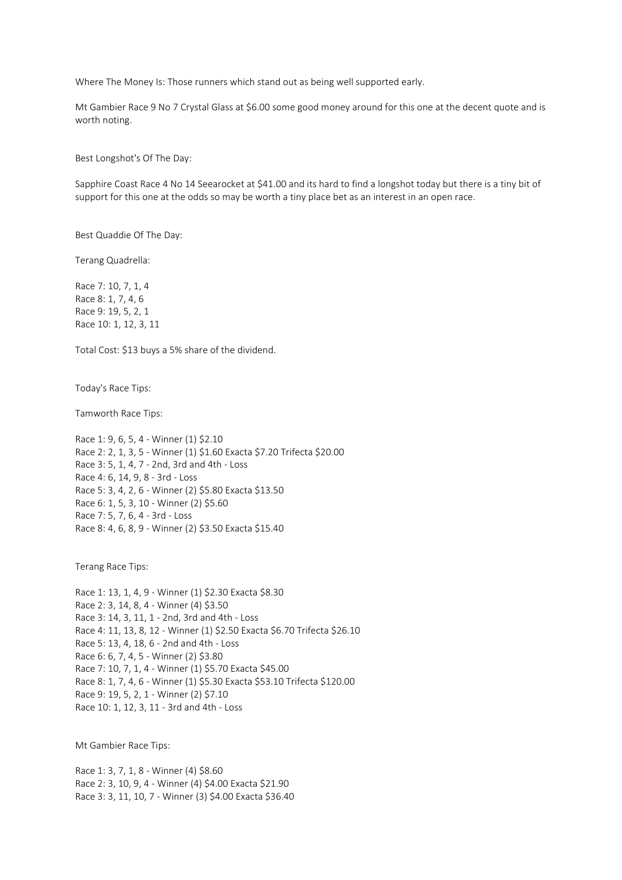Where The Money Is: Those runners which stand out as being well supported early.

Mt Gambier Race 9 No 7 Crystal Glass at $6.00 some good money around for this one at the decent quote and is worth noting.

Best Longshot's Of The Day:

Sapphire Coast Race 4 No 14 Seearocket at $41.00 and its hard to find a longshot today but there is a tiny bit of support for this one at the odds so may be worth a tiny place bet as an interest in an open race.

Best Quaddie Of The Day:

Terang Quadrella:

Race 7: 10, 7, 1, 4
Race 8: 1, 7, 4, 6
Race 9: 19, 5, 2, 1
Race 10: 1, 12, 3, 11

Total Cost: $13 buys a 5% share of the dividend.

Today's Race Tips:

Tamworth Race Tips:

Race 1: 9, 6, 5, 4 - Winner (1) $2.10
Race 2: 2, 1, 3, 5 - Winner (1) $1.60 Exacta $7.20 Trifecta $20.00
Race 3: 5, 1, 4, 7 - 2nd, 3rd and 4th - Loss
Race 4: 6, 14, 9, 8 - 3rd - Loss
Race 5: 3, 4, 2, 6 - Winner (2) $5.80 Exacta $13.50
Race 6: 1, 5, 3, 10 - Winner (2) $5.60
Race 7: 5, 7, 6, 4 - 3rd - Loss
Race 8: 4, 6, 8, 9 - Winner (2) $3.50 Exacta $15.40

Terang Race Tips:

Race 1: 13, 1, 4, 9 - Winner (1) $2.30 Exacta $8.30
Race 2: 3, 14, 8, 4 - Winner (4) $3.50
Race 3: 14, 3, 11, 1 - 2nd, 3rd and 4th - Loss
Race 4: 11, 13, 8, 12 - Winner (1) $2.50 Exacta $6.70 Trifecta $26.10
Race 5: 13, 4, 18, 6 - 2nd and 4th - Loss
Race 6: 6, 7, 4, 5 - Winner (2) $3.80
Race 7: 10, 7, 1, 4 - Winner (1) $5.70 Exacta $45.00
Race 8: 1, 7, 4, 6 - Winner (1) $5.30 Exacta $53.10 Trifecta $120.00
Race 9: 19, 5, 2, 1 - Winner (2) $7.10
Race 10: 1, 12, 3, 11 - 3rd and 4th - Loss

Mt Gambier Race Tips:

Race 1: 3, 7, 1, 8 - Winner (4) $8.60
Race 2: 3, 10, 9, 4 - Winner (4) $4.00 Exacta $21.90
Race 3: 3, 11, 10, 7 - Winner (3) $4.00 Exacta $36.40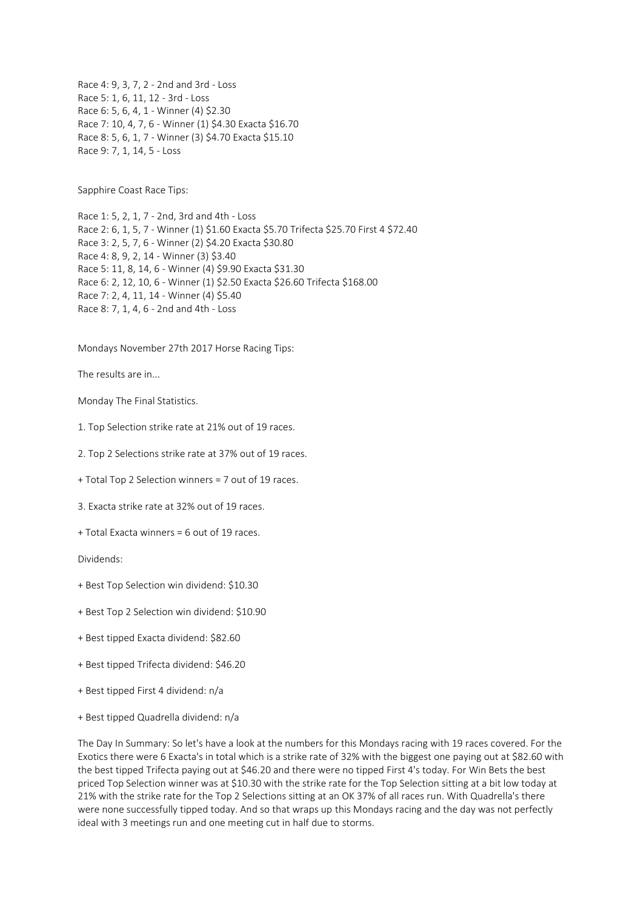Race 4: 9, 3, 7, 2 - 2nd and 3rd - Loss
Race 5: 1, 6, 11, 12 - 3rd - Loss
Race 6: 5, 6, 4, 1 - Winner (4) $2.30
Race 7: 10, 4, 7, 6 - Winner (1) $4.30 Exacta $16.70
Race 8: 5, 6, 1, 7 - Winner (3) $4.70 Exacta $15.10
Race 9: 7, 1, 14, 5 - Loss

Sapphire Coast Race Tips:

Race 1: 5, 2, 1, 7 - 2nd, 3rd and 4th - Loss
Race 2: 6, 1, 5, 7 - Winner (1) $1.60 Exacta $5.70 Trifecta $25.70 First 4 $72.40
Race 3: 2, 5, 7, 6 - Winner (2) $4.20 Exacta $30.80
Race 4: 8, 9, 2, 14 - Winner (3) $3.40
Race 5: 11, 8, 14, 6 - Winner (4) $9.90 Exacta $31.30
Race 6: 2, 12, 10, 6 - Winner (1) $2.50 Exacta $26.60 Trifecta $168.00
Race 7: 2, 4, 11, 14 - Winner (4) $5.40
Race 8: 7, 1, 4, 6 - 2nd and 4th - Loss

Mondays November 27th 2017 Horse Racing Tips:

The results are in...

Monday The Final Statistics.

1. Top Selection strike rate at 21% out of 19 races.

2. Top 2 Selections strike rate at 37% out of 19 races.

+ Total Top 2 Selection winners = 7 out of 19 races.

3. Exacta strike rate at 32% out of 19 races.

+ Total Exacta winners = 6 out of 19 races.

Dividends:

+ Best Top Selection win dividend: $10.30

+ Best Top 2 Selection win dividend: $10.90

+ Best tipped Exacta dividend: $82.60

+ Best tipped Trifecta dividend: $46.20

+ Best tipped First 4 dividend: n/a

+ Best tipped Quadrella dividend: n/a

The Day In Summary: So let's have a look at the numbers for this Mondays racing with 19 races covered. For the Exotics there were 6 Exacta's in total which is a strike rate of 32% with the biggest one paying out at $82.60 with the best tipped Trifecta paying out at $46.20 and there were no tipped First 4's today. For Win Bets the best priced Top Selection winner was at $10.30 with the strike rate for the Top Selection sitting at a bit low today at 21% with the strike rate for the Top 2 Selections sitting at an OK 37% of all races run. With Quadrella's there were none successfully tipped today. And so that wraps up this Mondays racing and the day was not perfectly ideal with 3 meetings run and one meeting cut in half due to storms.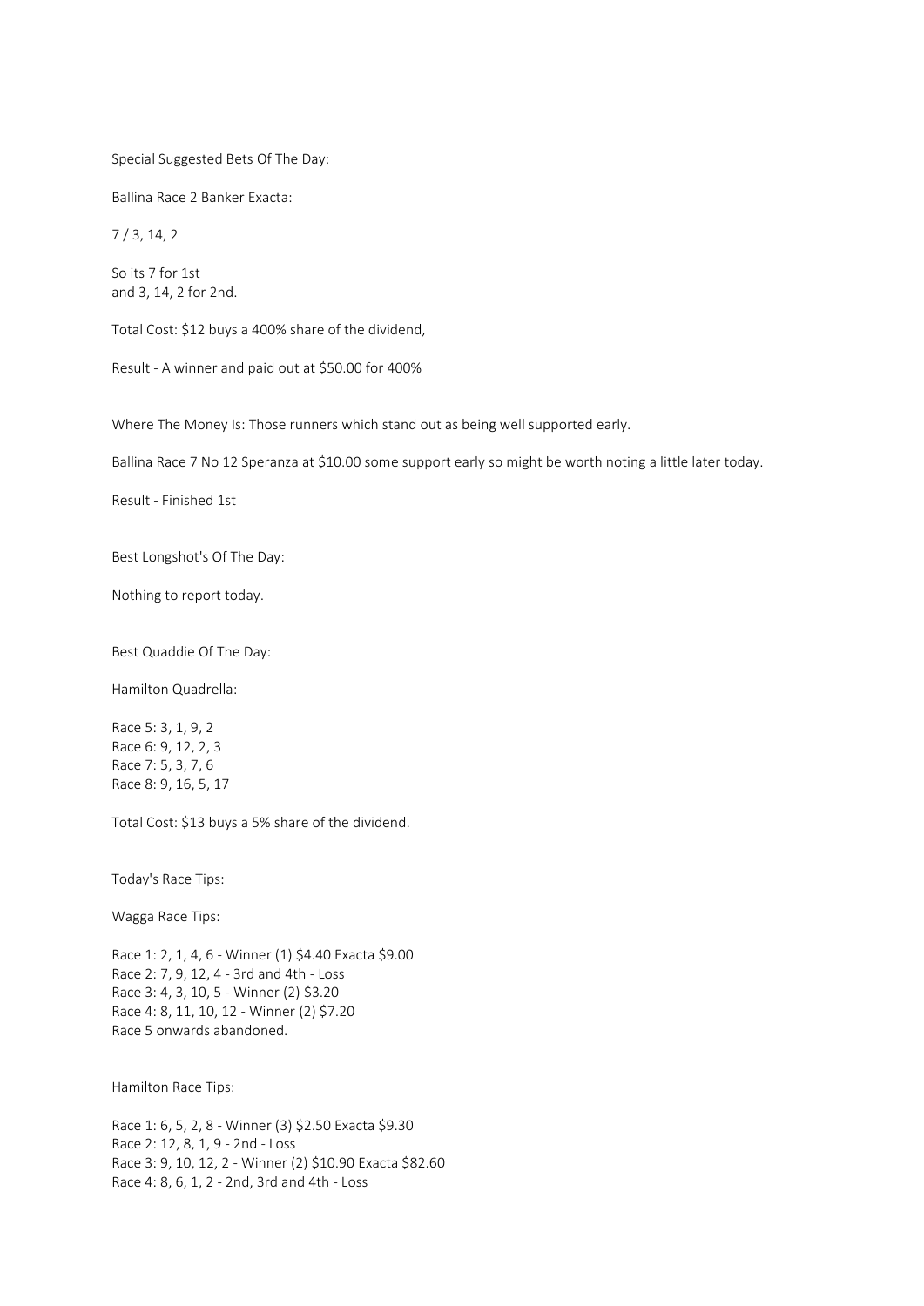Special Suggested Bets Of The Day:

Ballina Race 2 Banker Exacta:

7 / 3, 14, 2

So its 7 for 1st
and 3, 14, 2 for 2nd.

Total Cost: $12 buys a 400% share of the dividend,

Result - A winner and paid out at $50.00 for 400%

Where The Money Is: Those runners which stand out as being well supported early.

Ballina Race 7 No 12 Speranza at $10.00 some support early so might be worth noting a little later today.

Result - Finished 1st

Best Longshot's Of The Day:

Nothing to report today.

Best Quaddie Of The Day:

Hamilton Quadrella:

Race 5: 3, 1, 9, 2
Race 6: 9, 12, 2, 3
Race 7: 5, 3, 7, 6
Race 8: 9, 16, 5, 17

Total Cost: $13 buys a 5% share of the dividend.

Today's Race Tips:

Wagga Race Tips:

Race 1: 2, 1, 4, 6 - Winner (1) $4.40 Exacta $9.00
Race 2: 7, 9, 12, 4 - 3rd and 4th - Loss
Race 3: 4, 3, 10, 5 - Winner (2) $3.20
Race 4: 8, 11, 10, 12 - Winner (2) $7.20
Race 5 onwards abandoned.

Hamilton Race Tips:

Race 1: 6, 5, 2, 8 - Winner (3) $2.50 Exacta $9.30
Race 2: 12, 8, 1, 9 - 2nd - Loss
Race 3: 9, 10, 12, 2 - Winner (2) $10.90 Exacta $82.60
Race 4: 8, 6, 1, 2 - 2nd, 3rd and 4th - Loss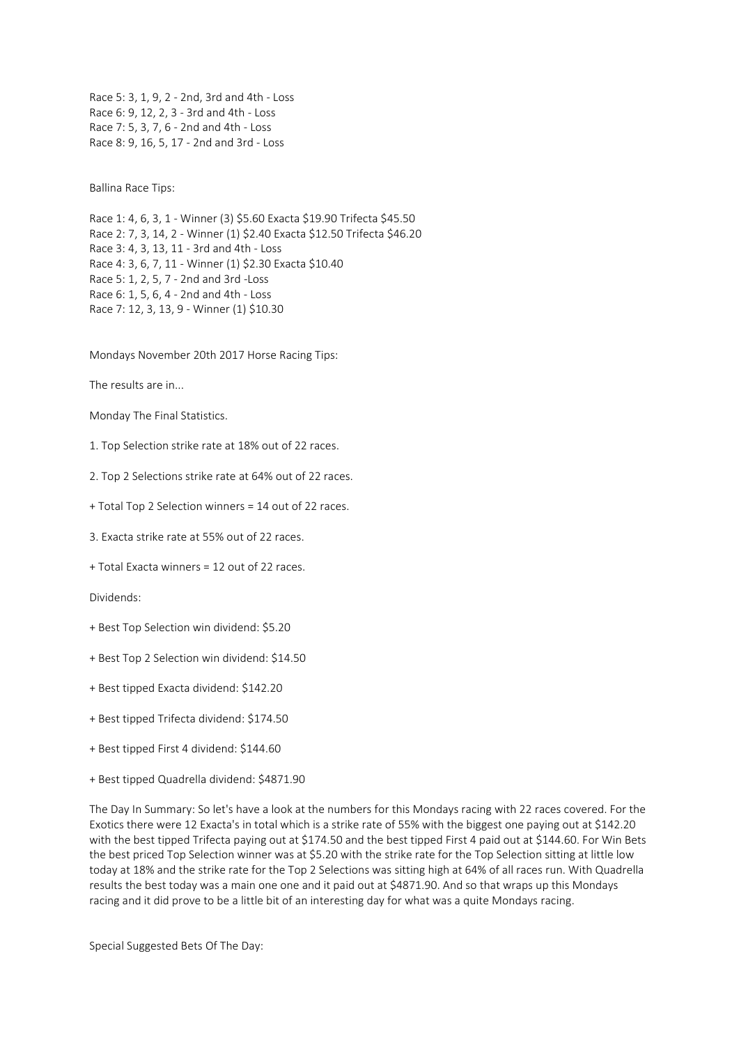Race 5: 3, 1, 9, 2 - 2nd, 3rd and 4th - Loss
Race 6: 9, 12, 2, 3 - 3rd and 4th - Loss
Race 7: 5, 3, 7, 6 - 2nd and 4th - Loss
Race 8: 9, 16, 5, 17 - 2nd and 3rd - Loss

Ballina Race Tips:

Race 1: 4, 6, 3, 1 - Winner (3) $5.60 Exacta $19.90 Trifecta $45.50
Race 2: 7, 3, 14, 2 - Winner (1) $2.40 Exacta $12.50 Trifecta $46.20
Race 3: 4, 3, 13, 11 - 3rd and 4th - Loss
Race 4: 3, 6, 7, 11 - Winner (1) $2.30 Exacta $10.40
Race 5: 1, 2, 5, 7 - 2nd and 3rd -Loss
Race 6: 1, 5, 6, 4 - 2nd and 4th - Loss
Race 7: 12, 3, 13, 9 - Winner (1) $10.30

Mondays November 20th 2017 Horse Racing Tips:

The results are in...

Monday The Final Statistics.

1. Top Selection strike rate at 18% out of 22 races.

2. Top 2 Selections strike rate at 64% out of 22 races.

+ Total Top 2 Selection winners = 14 out of 22 races.

3. Exacta strike rate at 55% out of 22 races.

+ Total Exacta winners = 12 out of 22 races.

Dividends:

+ Best Top Selection win dividend: $5.20

+ Best Top 2 Selection win dividend: $14.50

+ Best tipped Exacta dividend: $142.20

+ Best tipped Trifecta dividend: $174.50

+ Best tipped First 4 dividend: $144.60

+ Best tipped Quadrella dividend: $4871.90

The Day In Summary: So let's have a look at the numbers for this Mondays racing with 22 races covered. For the Exotics there were 12 Exacta's in total which is a strike rate of 55% with the biggest one paying out at $142.20 with the best tipped Trifecta paying out at $174.50 and the best tipped First 4 paid out at $144.60. For Win Bets the best priced Top Selection winner was at $5.20 with the strike rate for the Top Selection sitting at little low today at 18% and the strike rate for the Top 2 Selections was sitting high at 64% of all races run. With Quadrella results the best today was a main one one and it paid out at $4871.90. And so that wraps up this Mondays racing and it did prove to be a little bit of an interesting day for what was a quite Mondays racing.

Special Suggested Bets Of The Day: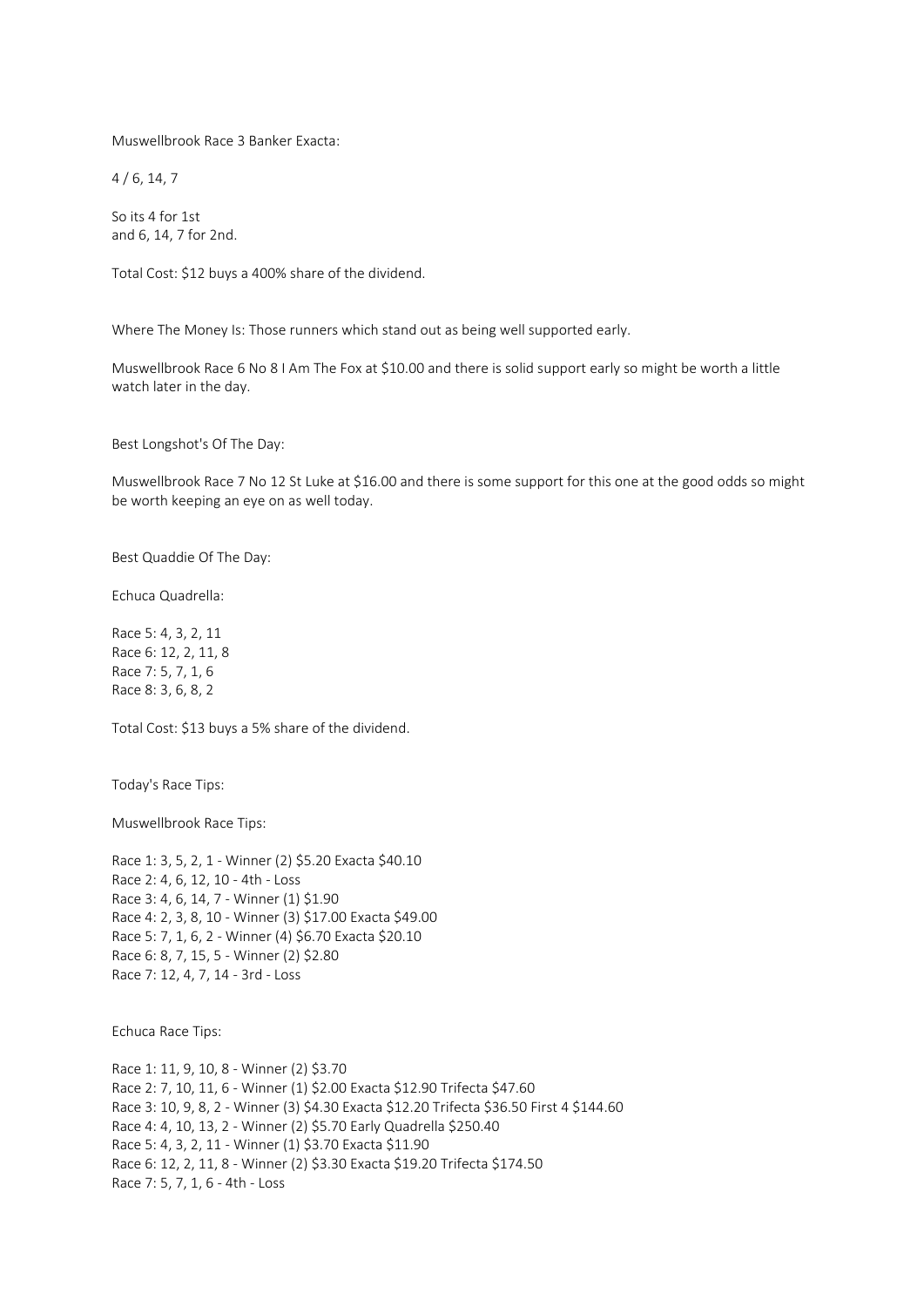Muswellbrook Race 3 Banker Exacta:

4 / 6, 14, 7

So its 4 for 1st
and 6, 14, 7 for 2nd.

Total Cost: $12 buys a 400% share of the dividend.

Where The Money Is: Those runners which stand out as being well supported early.

Muswellbrook Race 6 No 8 I Am The Fox at $10.00 and there is solid support early so might be worth a little watch later in the day.

Best Longshot's Of The Day:

Muswellbrook Race 7 No 12 St Luke at $16.00 and there is some support for this one at the good odds so might be worth keeping an eye on as well today.

Best Quaddie Of The Day:

Echuca Quadrella:

Race 5: 4, 3, 2, 11
Race 6: 12, 2, 11, 8
Race 7: 5, 7, 1, 6
Race 8: 3, 6, 8, 2

Total Cost: $13 buys a 5% share of the dividend.

Today's Race Tips:

Muswellbrook Race Tips:

Race 1: 3, 5, 2, 1 - Winner (2) $5.20 Exacta $40.10
Race 2: 4, 6, 12, 10 - 4th - Loss
Race 3: 4, 6, 14, 7 - Winner (1) $1.90
Race 4: 2, 3, 8, 10 - Winner (3) $17.00 Exacta $49.00
Race 5: 7, 1, 6, 2 - Winner (4) $6.70 Exacta $20.10
Race 6: 8, 7, 15, 5 - Winner (2) $2.80
Race 7: 12, 4, 7, 14 - 3rd - Loss

Echuca Race Tips:

Race 1: 11, 9, 10, 8 - Winner (2) $3.70
Race 2: 7, 10, 11, 6 - Winner (1) $2.00 Exacta $12.90 Trifecta $47.60
Race 3: 10, 9, 8, 2 - Winner (3) $4.30 Exacta $12.20 Trifecta $36.50 First 4 $144.60
Race 4: 4, 10, 13, 2 - Winner (2) $5.70 Early Quadrella $250.40
Race 5: 4, 3, 2, 11 - Winner (1) $3.70 Exacta $11.90
Race 6: 12, 2, 11, 8 - Winner (2) $3.30 Exacta $19.20 Trifecta $174.50
Race 7: 5, 7, 1, 6 - 4th - Loss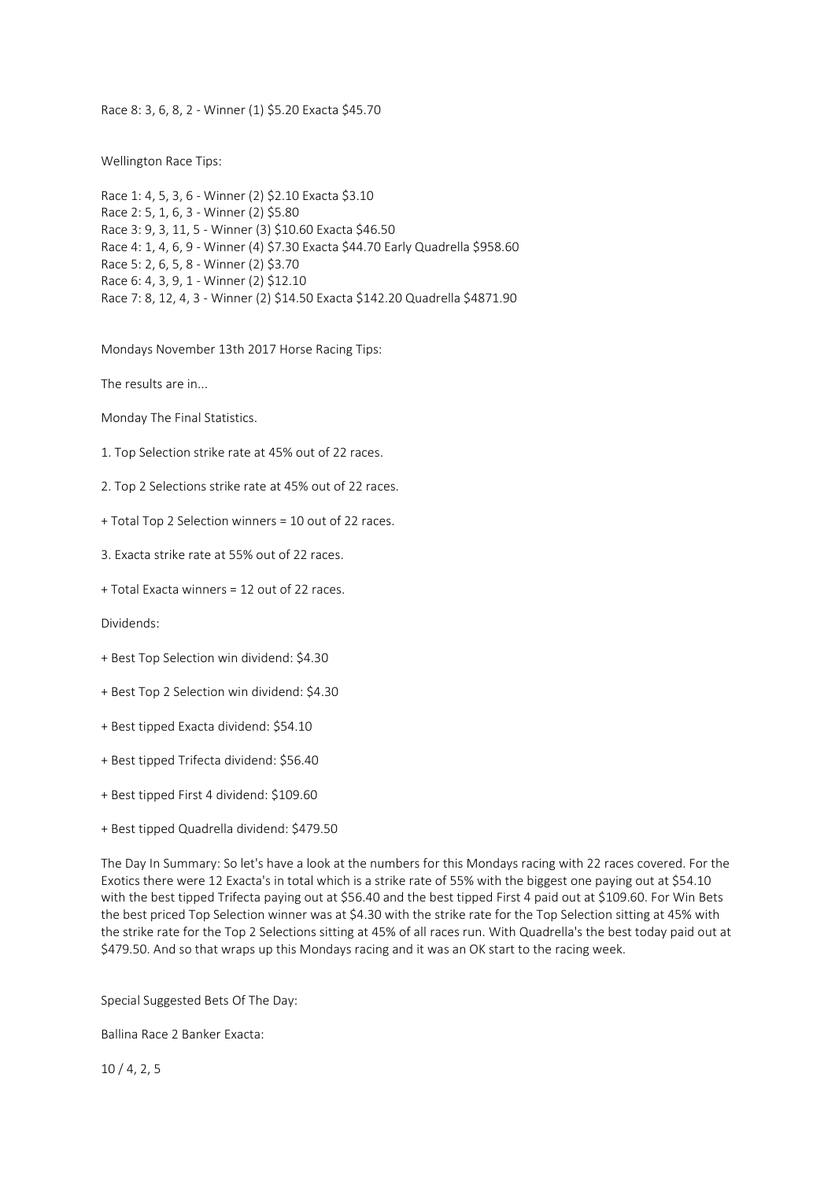Race 8: 3, 6, 8, 2 - Winner (1) $5.20 Exacta $45.70

Wellington Race Tips:

Race 1: 4, 5, 3, 6 - Winner (2) $2.10 Exacta $3.10
Race 2: 5, 1, 6, 3 - Winner (2) $5.80
Race 3: 9, 3, 11, 5 - Winner (3) $10.60 Exacta $46.50
Race 4: 1, 4, 6, 9 - Winner (4) $7.30 Exacta $44.70 Early Quadrella $958.60
Race 5: 2, 6, 5, 8 - Winner (2) $3.70
Race 6: 4, 3, 9, 1 - Winner (2) $12.10
Race 7: 8, 12, 4, 3 - Winner (2) $14.50 Exacta $142.20 Quadrella $4871.90

Mondays November 13th 2017 Horse Racing Tips:

The results are in...

Monday The Final Statistics.

1. Top Selection strike rate at 45% out of 22 races.

2. Top 2 Selections strike rate at 45% out of 22 races.

+ Total Top 2 Selection winners = 10 out of 22 races.

3. Exacta strike rate at 55% out of 22 races.

+ Total Exacta winners = 12 out of 22 races.

Dividends:

+ Best Top Selection win dividend: $4.30

+ Best Top 2 Selection win dividend: $4.30

+ Best tipped Exacta dividend: $54.10

+ Best tipped Trifecta dividend: $56.40

+ Best tipped First 4 dividend: $109.60

+ Best tipped Quadrella dividend: $479.50

The Day In Summary: So let's have a look at the numbers for this Mondays racing with 22 races covered. For the Exotics there were 12 Exacta's in total which is a strike rate of 55% with the biggest one paying out at $54.10 with the best tipped Trifecta paying out at $56.40 and the best tipped First 4 paid out at $109.60. For Win Bets the best priced Top Selection winner was at $4.30 with the strike rate for the Top Selection sitting at 45% with the strike rate for the Top 2 Selections sitting at 45% of all races run. With Quadrella's the best today paid out at $479.50. And so that wraps up this Mondays racing and it was an OK start to the racing week.

Special Suggested Bets Of The Day:

Ballina Race 2 Banker Exacta:

10 / 4, 2, 5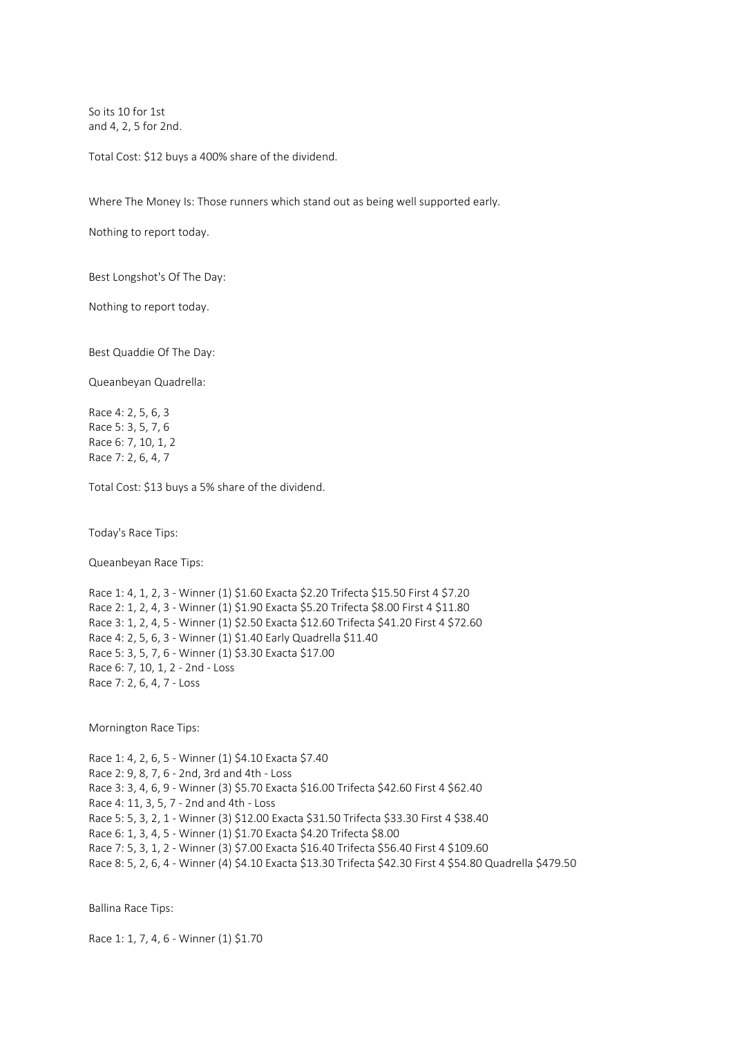So its 10 for 1st
and 4, 2, 5 for 2nd.

Total Cost: $12 buys a 400% share of the dividend.

Where The Money Is: Those runners which stand out as being well supported early.

Nothing to report today.

Best Longshot's Of The Day:

Nothing to report today.

Best Quaddie Of The Day:

Queanbeyan Quadrella:

Race 4: 2, 5, 6, 3
Race 5: 3, 5, 7, 6
Race 6: 7, 10, 1, 2
Race 7: 2, 6, 4, 7

Total Cost: $13 buys a 5% share of the dividend.

Today's Race Tips:

Queanbeyan Race Tips:

Race 1: 4, 1, 2, 3 - Winner (1) $1.60 Exacta $2.20 Trifecta $15.50 First 4 $7.20
Race 2: 1, 2, 4, 3 - Winner (1) $1.90 Exacta $5.20 Trifecta $8.00 First 4 $11.80
Race 3: 1, 2, 4, 5 - Winner (1) $2.50 Exacta $12.60 Trifecta $41.20 First 4 $72.60
Race 4: 2, 5, 6, 3 - Winner (1) $1.40 Early Quadrella $11.40
Race 5: 3, 5, 7, 6 - Winner (1) $3.30 Exacta $17.00
Race 6: 7, 10, 1, 2 - 2nd - Loss
Race 7: 2, 6, 4, 7 - Loss

Mornington Race Tips:

Race 1: 4, 2, 6, 5 - Winner (1) $4.10 Exacta $7.40
Race 2: 9, 8, 7, 6 - 2nd, 3rd and 4th - Loss
Race 3: 3, 4, 6, 9 - Winner (3) $5.70 Exacta $16.00 Trifecta $42.60 First 4 $62.40
Race 4: 11, 3, 5, 7 - 2nd and 4th - Loss
Race 5: 5, 3, 2, 1 - Winner (3) $12.00 Exacta $31.50 Trifecta $33.30 First 4 $38.40
Race 6: 1, 3, 4, 5 - Winner (1) $1.70 Exacta $4.20 Trifecta $8.00
Race 7: 5, 3, 1, 2 - Winner (3) $7.00 Exacta $16.40 Trifecta $56.40 First 4 $109.60
Race 8: 5, 2, 6, 4 - Winner (4) $4.10 Exacta $13.30 Trifecta $42.30 First 4 $54.80 Quadrella $479.50

Ballina Race Tips:

Race 1: 1, 7, 4, 6 - Winner (1) $1.70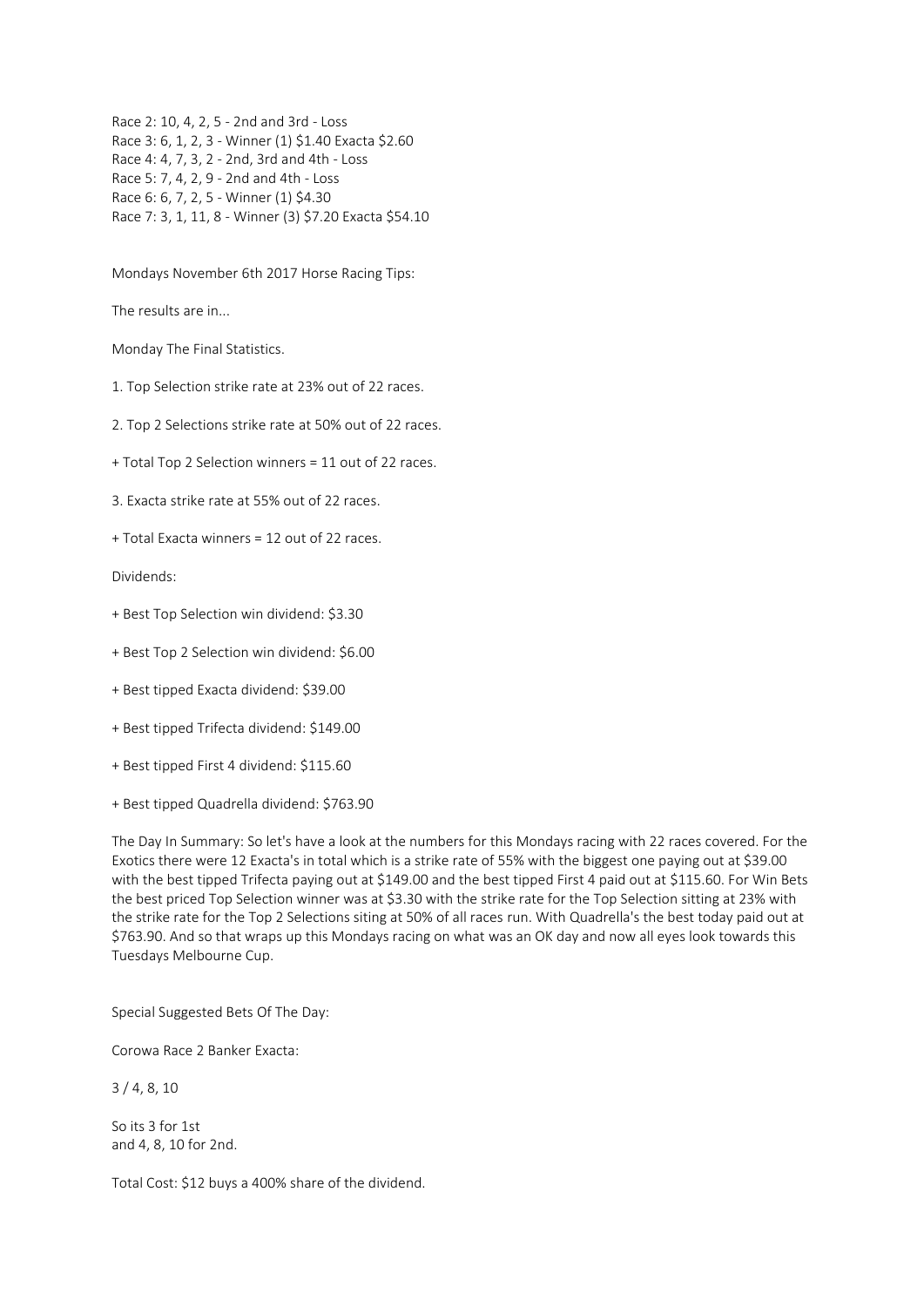Race 2: 10, 4, 2, 5 - 2nd and 3rd - Loss
Race 3: 6, 1, 2, 3 - Winner (1) $1.40 Exacta $2.60
Race 4: 4, 7, 3, 2 - 2nd, 3rd and 4th - Loss
Race 5: 7, 4, 2, 9 - 2nd and 4th - Loss
Race 6: 6, 7, 2, 5 - Winner (1) $4.30
Race 7: 3, 1, 11, 8 - Winner (3) $7.20 Exacta $54.10

Mondays November 6th 2017 Horse Racing Tips:

The results are in...

Monday The Final Statistics.

1. Top Selection strike rate at 23% out of 22 races.

2. Top 2 Selections strike rate at 50% out of 22 races.

+ Total Top 2 Selection winners = 11 out of 22 races.

3. Exacta strike rate at 55% out of 22 races.

+ Total Exacta winners = 12 out of 22 races.

Dividends:

+ Best Top Selection win dividend: $3.30

+ Best Top 2 Selection win dividend: $6.00

+ Best tipped Exacta dividend: $39.00

+ Best tipped Trifecta dividend: $149.00

+ Best tipped First 4 dividend: $115.60

+ Best tipped Quadrella dividend: $763.90

The Day In Summary: So let's have a look at the numbers for this Mondays racing with 22 races covered. For the Exotics there were 12 Exacta's in total which is a strike rate of 55% with the biggest one paying out at $39.00 with the best tipped Trifecta paying out at $149.00 and the best tipped First 4 paid out at $115.60. For Win Bets the best priced Top Selection winner was at $3.30 with the strike rate for the Top Selection sitting at 23% with the strike rate for the Top 2 Selections siting at 50% of all races run. With Quadrella's the best today paid out at $763.90. And so that wraps up this Mondays racing on what was an OK day and now all eyes look towards this Tuesdays Melbourne Cup.

Special Suggested Bets Of The Day:

Corowa Race 2 Banker Exacta:

3 / 4, 8, 10

So its 3 for 1st
and 4, 8, 10 for 2nd.

Total Cost: $12 buys a 400% share of the dividend.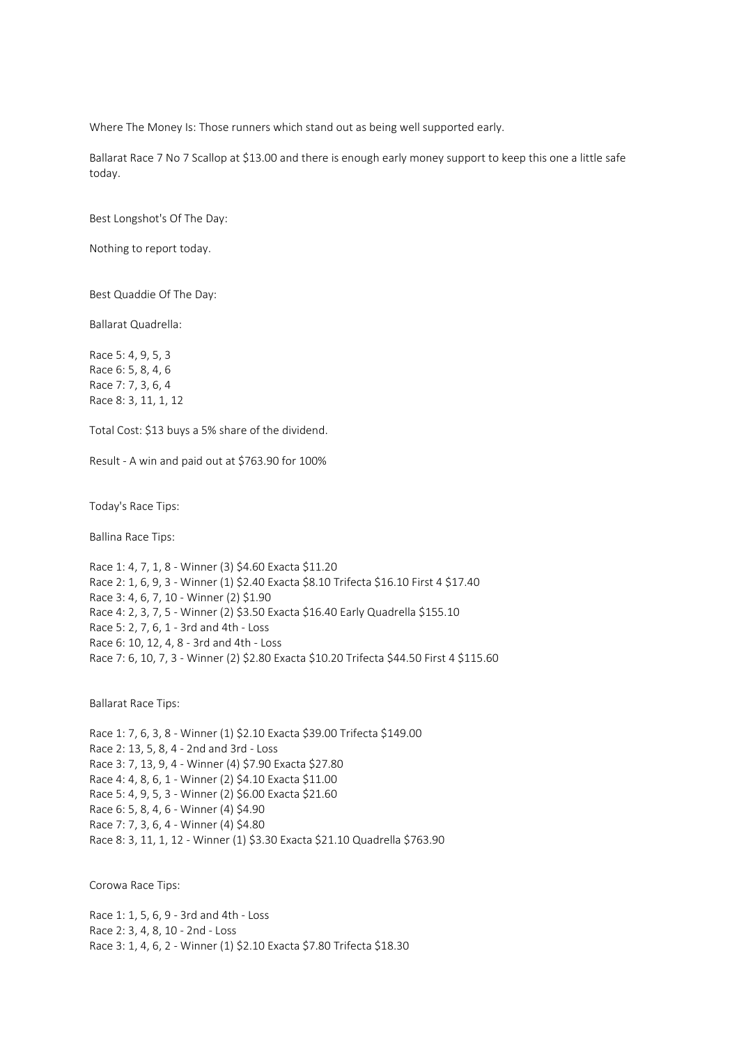Where The Money Is: Those runners which stand out as being well supported early.

Ballarat Race 7 No 7 Scallop at $13.00 and there is enough early money support to keep this one a little safe today.

Best Longshot's Of The Day:

Nothing to report today.

Best Quaddie Of The Day:

Ballarat Quadrella:

Race 5: 4, 9, 5, 3
Race 6: 5, 8, 4, 6
Race 7: 7, 3, 6, 4
Race 8: 3, 11, 1, 12

Total Cost: $13 buys a 5% share of the dividend.

Result - A win and paid out at $763.90 for 100%

Today's Race Tips:

Ballina Race Tips:

Race 1: 4, 7, 1, 8 - Winner (3) $4.60 Exacta $11.20
Race 2: 1, 6, 9, 3 - Winner (1) $2.40 Exacta $8.10 Trifecta $16.10 First 4 $17.40
Race 3: 4, 6, 7, 10 - Winner (2) $1.90
Race 4: 2, 3, 7, 5 - Winner (2) $3.50 Exacta $16.40 Early Quadrella $155.10
Race 5: 2, 7, 6, 1 - 3rd and 4th - Loss
Race 6: 10, 12, 4, 8 - 3rd and 4th - Loss
Race 7: 6, 10, 7, 3 - Winner (2) $2.80 Exacta $10.20 Trifecta $44.50 First 4 $115.60

Ballarat Race Tips:

Race 1: 7, 6, 3, 8 - Winner (1) $2.10 Exacta $39.00 Trifecta $149.00
Race 2: 13, 5, 8, 4 - 2nd and 3rd - Loss
Race 3: 7, 13, 9, 4 - Winner (4) $7.90 Exacta $27.80
Race 4: 4, 8, 6, 1 - Winner (2) $4.10 Exacta $11.00
Race 5: 4, 9, 5, 3 - Winner (2) $6.00 Exacta $21.60
Race 6: 5, 8, 4, 6 - Winner (4) $4.90
Race 7: 7, 3, 6, 4 - Winner (4) $4.80
Race 8: 3, 11, 1, 12 - Winner (1) $3.30 Exacta $21.10 Quadrella $763.90

Corowa Race Tips:

Race 1: 1, 5, 6, 9 - 3rd and 4th - Loss
Race 2: 3, 4, 8, 10 - 2nd - Loss
Race 3: 1, 4, 6, 2 - Winner (1) $2.10 Exacta $7.80 Trifecta $18.30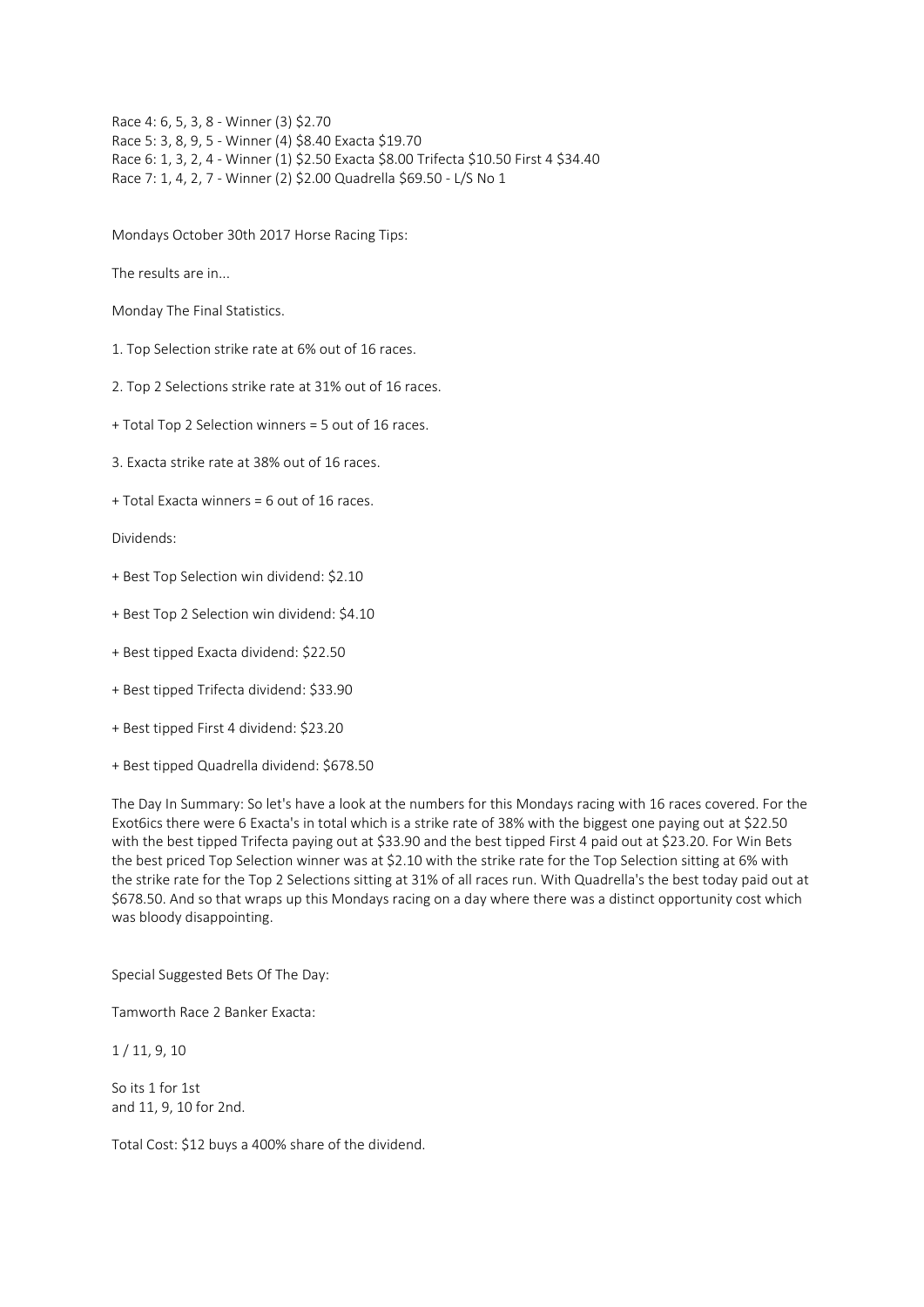Race 4: 6, 5, 3, 8 - Winner (3) $2.70
Race 5: 3, 8, 9, 5 - Winner (4) $8.40 Exacta $19.70
Race 6: 1, 3, 2, 4 - Winner (1) $2.50 Exacta $8.00 Trifecta $10.50 First 4 $34.40
Race 7: 1, 4, 2, 7 - Winner (2) $2.00 Quadrella $69.50 - L/S No 1

Mondays October 30th 2017 Horse Racing Tips:

The results are in...

Monday The Final Statistics.

1. Top Selection strike rate at 6% out of 16 races.

2. Top 2 Selections strike rate at 31% out of 16 races.

+ Total Top 2 Selection winners = 5 out of 16 races.

3. Exacta strike rate at 38% out of 16 races.

+ Total Exacta winners = 6 out of 16 races.

Dividends:

+ Best Top Selection win dividend: $2.10

+ Best Top 2 Selection win dividend: $4.10

+ Best tipped Exacta dividend: $22.50

+ Best tipped Trifecta dividend: $33.90

+ Best tipped First 4 dividend: $23.20

+ Best tipped Quadrella dividend: $678.50

The Day In Summary: So let's have a look at the numbers for this Mondays racing with 16 races covered. For the Exot6ics there were 6 Exacta's in total which is a strike rate of 38% with the biggest one paying out at $22.50 with the best tipped Trifecta paying out at $33.90 and the best tipped First 4 paid out at $23.20. For Win Bets the best priced Top Selection winner was at $2.10 with the strike rate for the Top Selection sitting at 6% with the strike rate for the Top 2 Selections sitting at 31% of all races run. With Quadrella's the best today paid out at $678.50. And so that wraps up this Mondays racing on a day where there was a distinct opportunity cost which was bloody disappointing.

Special Suggested Bets Of The Day:

Tamworth Race 2 Banker Exacta:

1 / 11, 9, 10

So its 1 for 1st
and 11, 9, 10 for 2nd.

Total Cost: $12 buys a 400% share of the dividend.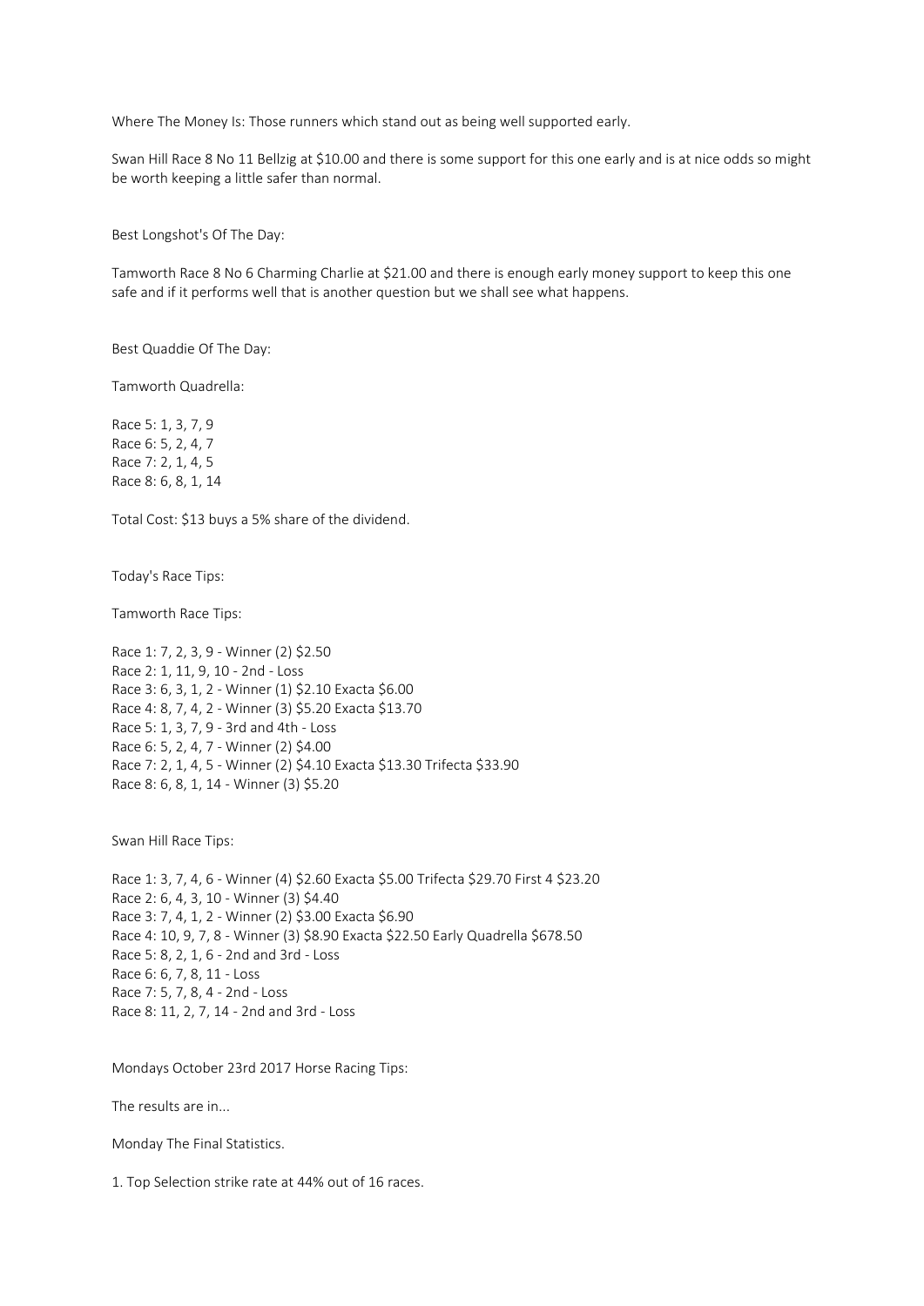Where The Money Is: Those runners which stand out as being well supported early.

Swan Hill Race 8 No 11 Bellzig at $10.00 and there is some support for this one early and is at nice odds so might be worth keeping a little safer than normal.

Best Longshot's Of The Day:

Tamworth Race 8 No 6 Charming Charlie at $21.00 and there is enough early money support to keep this one safe and if it performs well that is another question but we shall see what happens.

Best Quaddie Of The Day:

Tamworth Quadrella:

Race 5: 1, 3, 7, 9
Race 6: 5, 2, 4, 7
Race 7: 2, 1, 4, 5
Race 8: 6, 8, 1, 14

Total Cost: $13 buys a 5% share of the dividend.

Today's Race Tips:

Tamworth Race Tips:

Race 1: 7, 2, 3, 9 - Winner (2) $2.50
Race 2: 1, 11, 9, 10 - 2nd - Loss
Race 3: 6, 3, 1, 2 - Winner (1) $2.10 Exacta $6.00
Race 4: 8, 7, 4, 2 - Winner (3) $5.20 Exacta $13.70
Race 5: 1, 3, 7, 9 - 3rd and 4th - Loss
Race 6: 5, 2, 4, 7 - Winner (2) $4.00
Race 7: 2, 1, 4, 5 - Winner (2) $4.10 Exacta $13.30 Trifecta $33.90
Race 8: 6, 8, 1, 14 - Winner (3) $5.20

Swan Hill Race Tips:

Race 1: 3, 7, 4, 6 - Winner (4) $2.60 Exacta $5.00 Trifecta $29.70 First 4 $23.20
Race 2: 6, 4, 3, 10 - Winner (3) $4.40
Race 3: 7, 4, 1, 2 - Winner (2) $3.00 Exacta $6.90
Race 4: 10, 9, 7, 8 - Winner (3) $8.90 Exacta $22.50 Early Quadrella $678.50
Race 5: 8, 2, 1, 6 - 2nd and 3rd - Loss
Race 6: 6, 7, 8, 11 - Loss
Race 7: 5, 7, 8, 4 - 2nd - Loss
Race 8: 11, 2, 7, 14 - 2nd and 3rd - Loss

Mondays October 23rd 2017 Horse Racing Tips:

The results are in...

Monday The Final Statistics.

1. Top Selection strike rate at 44% out of 16 races.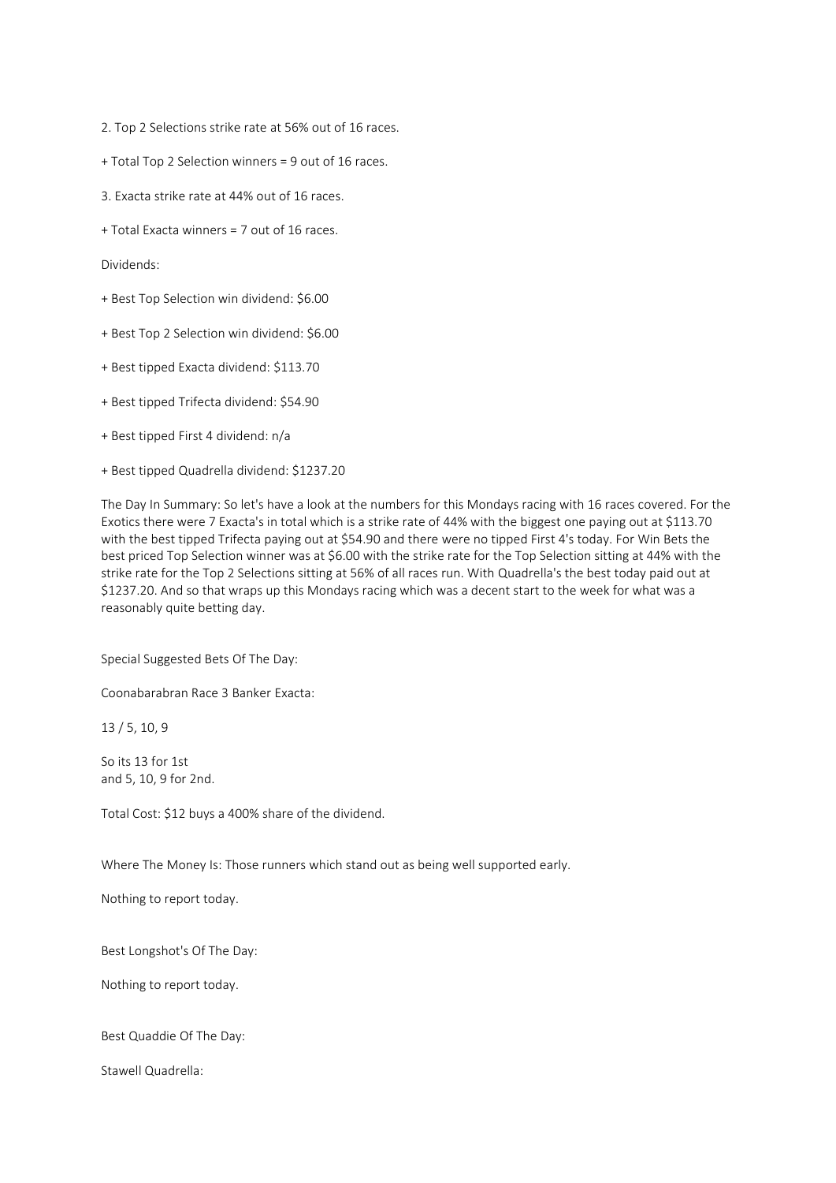2. Top 2 Selections strike rate at 56% out of 16 races.

+ Total Top 2 Selection winners = 9 out of 16 races.

3. Exacta strike rate at 44% out of 16 races.

+ Total Exacta winners = 7 out of 16 races.

Dividends:

+ Best Top Selection win dividend: $6.00

+ Best Top 2 Selection win dividend: $6.00

+ Best tipped Exacta dividend: $113.70

+ Best tipped Trifecta dividend: $54.90

+ Best tipped First 4 dividend: n/a

+ Best tipped Quadrella dividend: $1237.20

The Day In Summary: So let's have a look at the numbers for this Mondays racing with 16 races covered. For the Exotics there were 7 Exacta's in total which is a strike rate of 44% with the biggest one paying out at $113.70 with the best tipped Trifecta paying out at $54.90 and there were no tipped First 4's today. For Win Bets the best priced Top Selection winner was at $6.00 with the strike rate for the Top Selection sitting at 44% with the strike rate for the Top 2 Selections sitting at 56% of all races run. With Quadrella's the best today paid out at $1237.20. And so that wraps up this Mondays racing which was a decent start to the week for what was a reasonably quite betting day.

Special Suggested Bets Of The Day:

Coonabarabran Race 3 Banker Exacta:

13 / 5, 10, 9

So its 13 for 1st
and 5, 10, 9 for 2nd.

Total Cost: $12 buys a 400% share of the dividend.

Where The Money Is: Those runners which stand out as being well supported early.

Nothing to report today.

Best Longshot's Of The Day:

Nothing to report today.

Best Quaddie Of The Day:

Stawell Quadrella: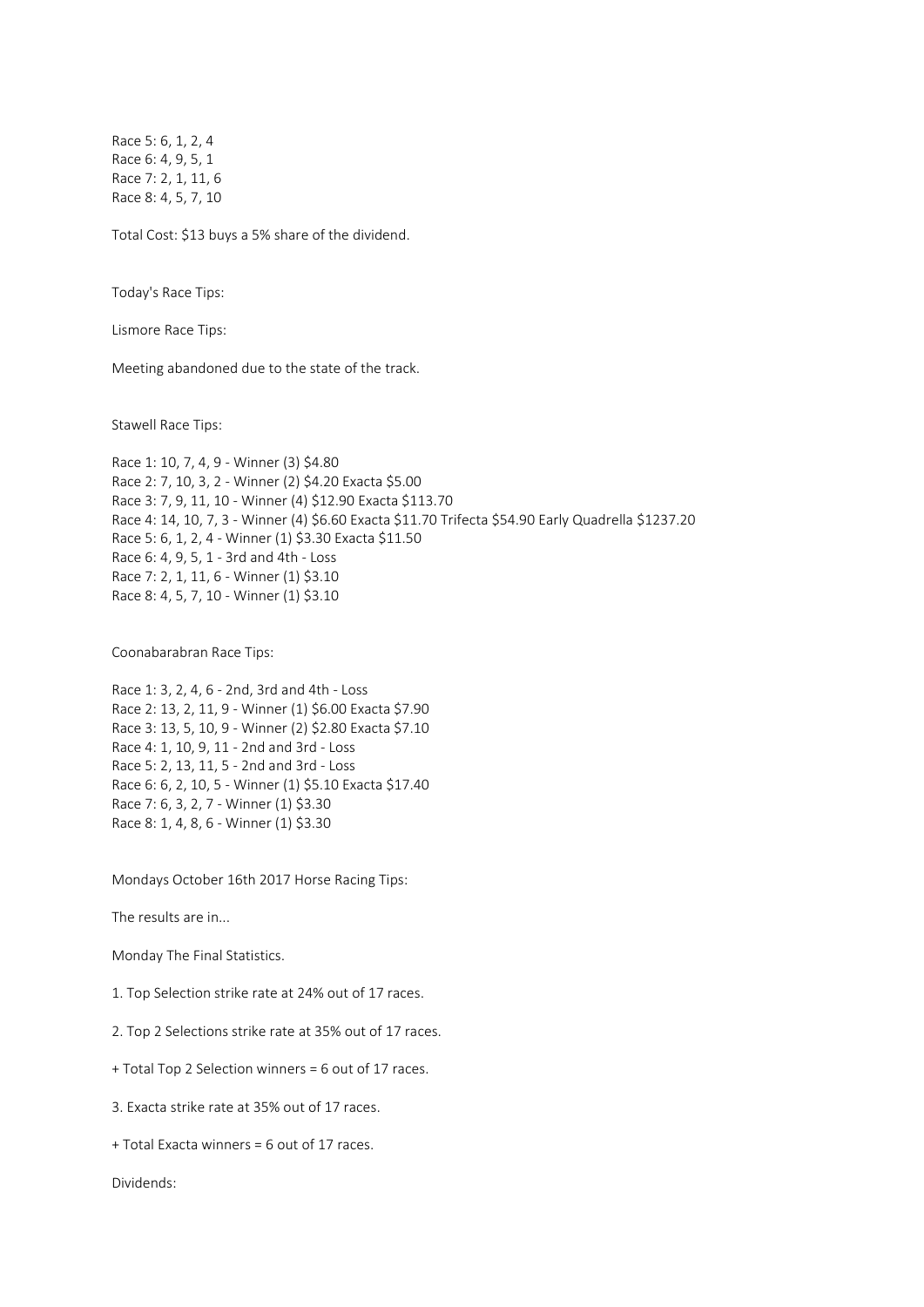Race 5: 6, 1, 2, 4
Race 6: 4, 9, 5, 1
Race 7: 2, 1, 11, 6
Race 8: 4, 5, 7, 10

Total Cost: $13 buys a 5% share of the dividend.

Today's Race Tips:

Lismore Race Tips:

Meeting abandoned due to the state of the track.

Stawell Race Tips:

Race 1: 10, 7, 4, 9 - Winner (3) $4.80
Race 2: 7, 10, 3, 2 - Winner (2) $4.20 Exacta $5.00
Race 3: 7, 9, 11, 10 - Winner (4) $12.90 Exacta $113.70
Race 4: 14, 10, 7, 3 - Winner (4) $6.60 Exacta $11.70 Trifecta $54.90 Early Quadrella $1237.20
Race 5: 6, 1, 2, 4 - Winner (1) $3.30 Exacta $11.50
Race 6: 4, 9, 5, 1 - 3rd and 4th - Loss
Race 7: 2, 1, 11, 6 - Winner (1) $3.10
Race 8: 4, 5, 7, 10 - Winner (1) $3.10

Coonabarabran Race Tips:

Race 1: 3, 2, 4, 6 - 2nd, 3rd and 4th - Loss
Race 2: 13, 2, 11, 9 - Winner (1) $6.00 Exacta $7.90
Race 3: 13, 5, 10, 9 - Winner (2) $2.80 Exacta $7.10
Race 4: 1, 10, 9, 11 - 2nd and 3rd - Loss
Race 5: 2, 13, 11, 5 - 2nd and 3rd - Loss
Race 6: 6, 2, 10, 5 - Winner (1) $5.10 Exacta $17.40
Race 7: 6, 3, 2, 7 - Winner (1) $3.30
Race 8: 1, 4, 8, 6 - Winner (1) $3.30

Mondays October 16th 2017 Horse Racing Tips:

The results are in...

Monday The Final Statistics.

1. Top Selection strike rate at 24% out of 17 races.

2. Top 2 Selections strike rate at 35% out of 17 races.

+ Total Top 2 Selection winners = 6 out of 17 races.

3. Exacta strike rate at 35% out of 17 races.

+ Total Exacta winners = 6 out of 17 races.

Dividends: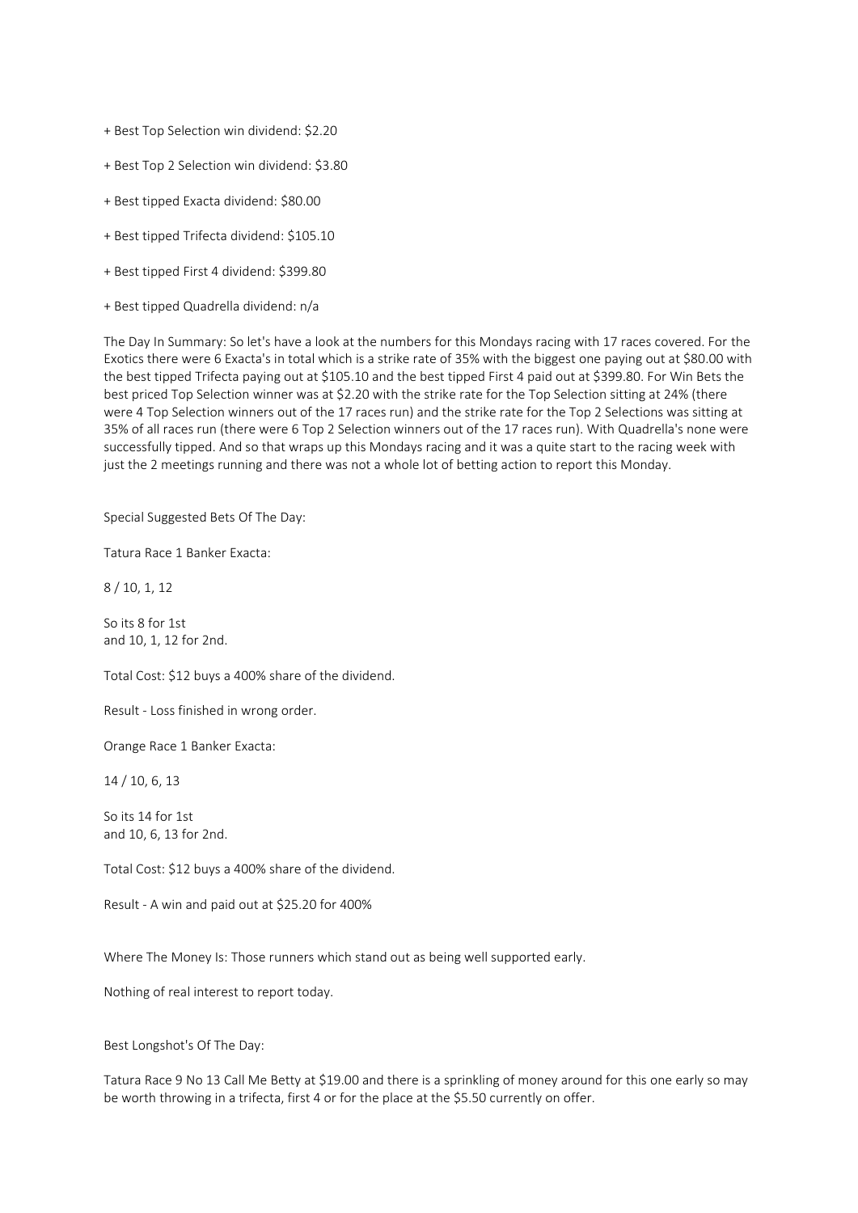+ Best Top Selection win dividend: $2.20

+ Best Top 2 Selection win dividend: $3.80

+ Best tipped Exacta dividend: $80.00

+ Best tipped Trifecta dividend: $105.10

+ Best tipped First 4 dividend: $399.80

+ Best tipped Quadrella dividend: n/a

The Day In Summary: So let's have a look at the numbers for this Mondays racing with 17 races covered. For the Exotics there were 6 Exacta's in total which is a strike rate of 35% with the biggest one paying out at $80.00 with the best tipped Trifecta paying out at $105.10 and the best tipped First 4 paid out at $399.80. For Win Bets the best priced Top Selection winner was at $2.20 with the strike rate for the Top Selection sitting at 24% (there were 4 Top Selection winners out of the 17 races run) and the strike rate for the Top 2 Selections was sitting at 35% of all races run (there were 6 Top 2 Selection winners out of the 17 races run). With Quadrella's none were successfully tipped. And so that wraps up this Mondays racing and it was a quite start to the racing week with just the 2 meetings running and there was not a whole lot of betting action to report this Monday.

Special Suggested Bets Of The Day:

Tatura Race 1 Banker Exacta:

8 / 10, 1, 12

So its 8 for 1st
and 10, 1, 12 for 2nd.

Total Cost: $12 buys a 400% share of the dividend.

Result - Loss finished in wrong order.

Orange Race 1 Banker Exacta:

14 / 10, 6, 13

So its 14 for 1st
and 10, 6, 13 for 2nd.

Total Cost: $12 buys a 400% share of the dividend.

Result - A win and paid out at $25.20 for 400%

Where The Money Is: Those runners which stand out as being well supported early.

Nothing of real interest to report today.

Best Longshot's Of The Day:

Tatura Race 9 No 13 Call Me Betty at $19.00 and there is a sprinkling of money around for this one early so may be worth throwing in a trifecta, first 4 or for the place at the $5.50 currently on offer.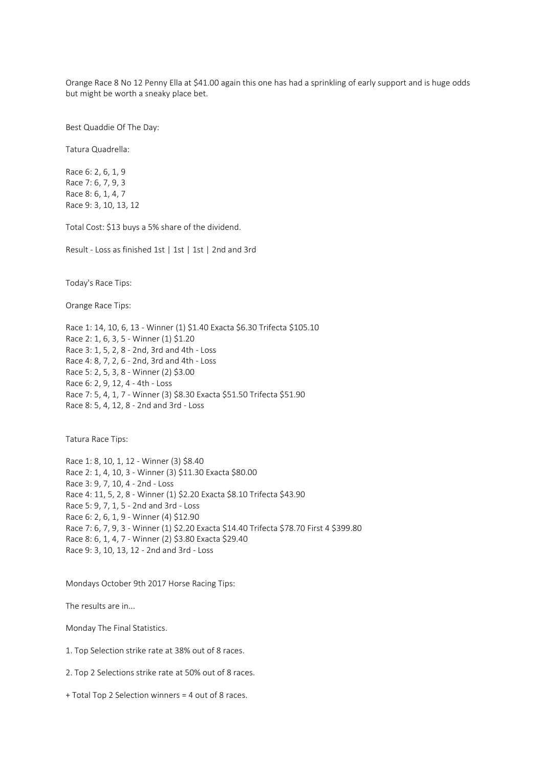Orange Race 8 No 12 Penny Ella at $41.00 again this one has had a sprinkling of early support and is huge odds but might be worth a sneaky place bet.

Best Quaddie Of The Day:

Tatura Quadrella:

Race 6: 2, 6, 1, 9
Race 7: 6, 7, 9, 3
Race 8: 6, 1, 4, 7
Race 9: 3, 10, 13, 12

Total Cost: $13 buys a 5% share of the dividend.

Result - Loss as finished 1st | 1st | 1st | 2nd and 3rd

Today's Race Tips:

Orange Race Tips:

Race 1: 14, 10, 6, 13 - Winner (1) $1.40 Exacta $6.30 Trifecta $105.10
Race 2: 1, 6, 3, 5 - Winner (1) $1.20
Race 3: 1, 5, 2, 8 - 2nd, 3rd and 4th - Loss
Race 4: 8, 7, 2, 6 - 2nd, 3rd and 4th - Loss
Race 5: 2, 5, 3, 8 - Winner (2) $3.00
Race 6: 2, 9, 12, 4 - 4th - Loss
Race 7: 5, 4, 1, 7 - Winner (3) $8.30 Exacta $51.50 Trifecta $51.90
Race 8: 5, 4, 12, 8 - 2nd and 3rd - Loss

Tatura Race Tips:

Race 1: 8, 10, 1, 12 - Winner (3) $8.40
Race 2: 1, 4, 10, 3 - Winner (3) $11.30 Exacta $80.00
Race 3: 9, 7, 10, 4 - 2nd - Loss
Race 4: 11, 5, 2, 8 - Winner (1) $2.20 Exacta $8.10 Trifecta $43.90
Race 5: 9, 7, 1, 5 - 2nd and 3rd - Loss
Race 6: 2, 6, 1, 9 - Winner (4) $12.90
Race 7: 6, 7, 9, 3 - Winner (1) $2.20 Exacta $14.40 Trifecta $78.70 First 4 $399.80
Race 8: 6, 1, 4, 7 - Winner (2) $3.80 Exacta $29.40
Race 9: 3, 10, 13, 12 - 2nd and 3rd - Loss

Mondays October 9th 2017 Horse Racing Tips:

The results are in...

Monday The Final Statistics.

1. Top Selection strike rate at 38% out of 8 races.

2. Top 2 Selections strike rate at 50% out of 8 races.

+ Total Top 2 Selection winners = 4 out of 8 races.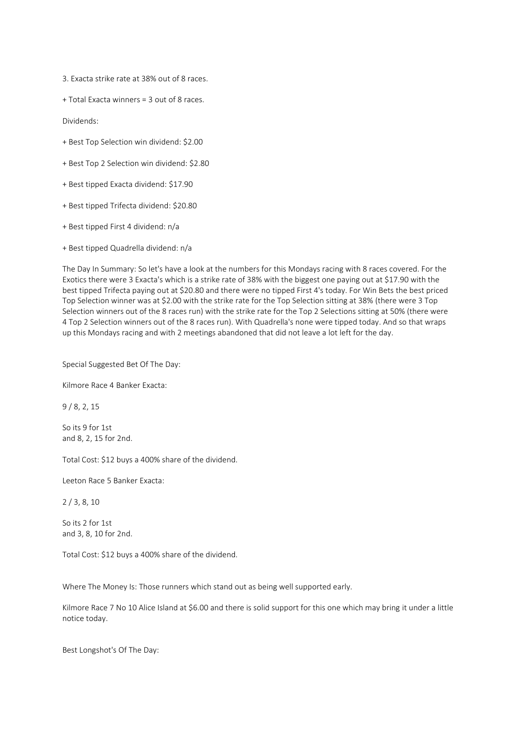3. Exacta strike rate at 38% out of 8 races.

+ Total Exacta winners = 3 out of 8 races.

Dividends:

+ Best Top Selection win dividend: $2.00

+ Best Top 2 Selection win dividend: $2.80

+ Best tipped Exacta dividend: $17.90

+ Best tipped Trifecta dividend: $20.80

+ Best tipped First 4 dividend: n/a

+ Best tipped Quadrella dividend: n/a

The Day In Summary: So let's have a look at the numbers for this Mondays racing with 8 races covered. For the Exotics there were 3 Exacta's which is a strike rate of 38% with the biggest one paying out at $17.90 with the best tipped Trifecta paying out at $20.80 and there were no tipped First 4's today. For Win Bets the best priced Top Selection winner was at $2.00 with the strike rate for the Top Selection sitting at 38% (there were 3 Top Selection winners out of the 8 races run) with the strike rate for the Top 2 Selections sitting at 50% (there were 4 Top 2 Selection winners out of the 8 races run). With Quadrella's none were tipped today. And so that wraps up this Mondays racing and with 2 meetings abandoned that did not leave a lot left for the day.

Special Suggested Bet Of The Day:

Kilmore Race 4 Banker Exacta:

9 / 8, 2, 15

So its 9 for 1st
and 8, 2, 15 for 2nd.

Total Cost: $12 buys a 400% share of the dividend.

Leeton Race 5 Banker Exacta:

2 / 3, 8, 10

So its 2 for 1st
and 3, 8, 10 for 2nd.

Total Cost: $12 buys a 400% share of the dividend.

Where The Money Is: Those runners which stand out as being well supported early.

Kilmore Race 7 No 10 Alice Island at $6.00 and there is solid support for this one which may bring it under a little notice today.

Best Longshot's Of The Day: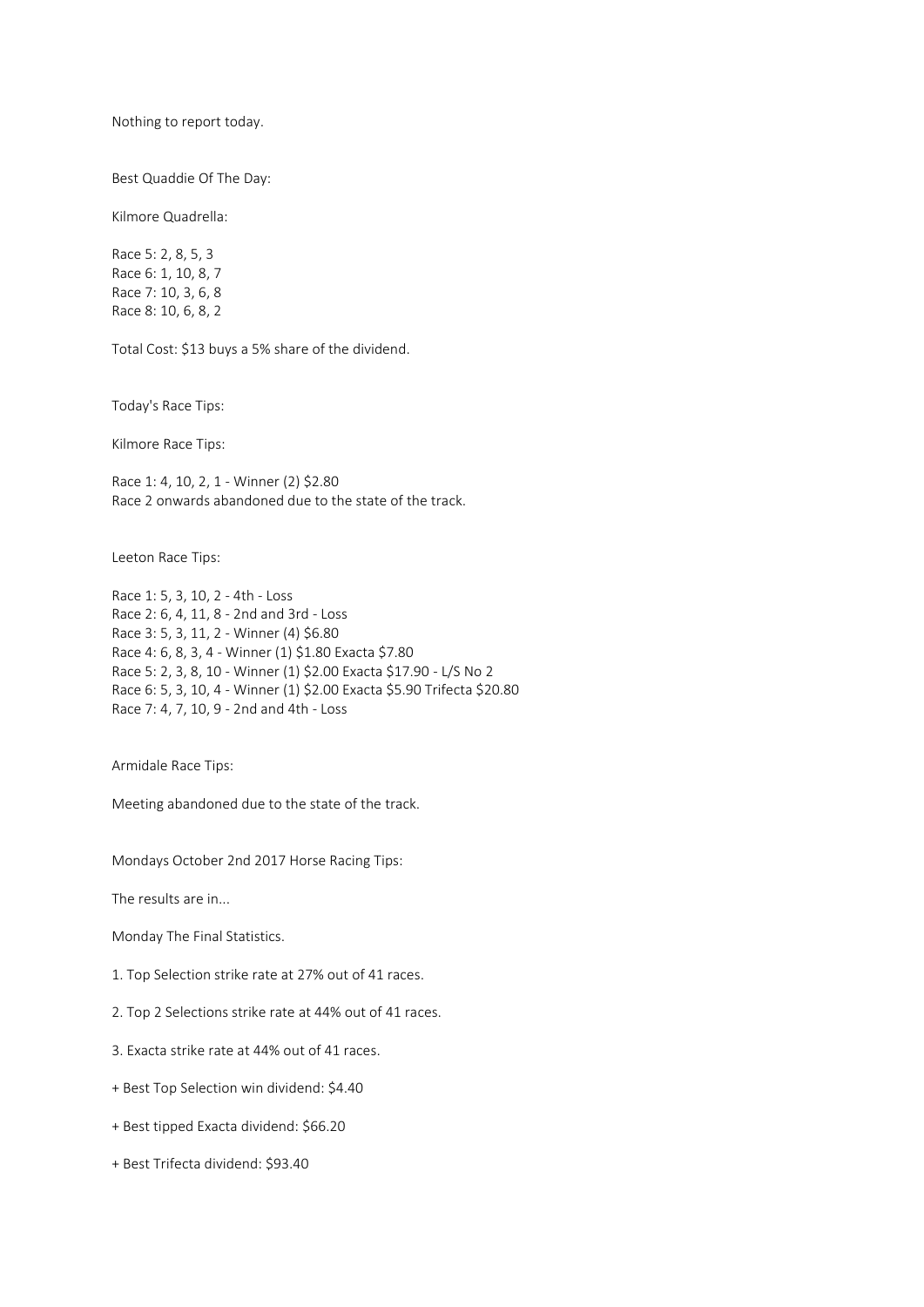Nothing to report today.

Best Quaddie Of The Day:

Kilmore Quadrella:

Race 5: 2, 8, 5, 3
Race 6: 1, 10, 8, 7
Race 7: 10, 3, 6, 8
Race 8: 10, 6, 8, 2

Total Cost: $13 buys a 5% share of the dividend.

Today's Race Tips:

Kilmore Race Tips:

Race 1: 4, 10, 2, 1 - Winner (2) $2.80
Race 2 onwards abandoned due to the state of the track.

Leeton Race Tips:

Race 1: 5, 3, 10, 2 - 4th - Loss
Race 2: 6, 4, 11, 8 - 2nd and 3rd - Loss
Race 3: 5, 3, 11, 2 - Winner (4) $6.80
Race 4: 6, 8, 3, 4 - Winner (1) $1.80 Exacta $7.80
Race 5: 2, 3, 8, 10 - Winner (1) $2.00 Exacta $17.90 - L/S No 2
Race 6: 5, 3, 10, 4 - Winner (1) $2.00 Exacta $5.90 Trifecta $20.80
Race 7: 4, 7, 10, 9 - 2nd and 4th - Loss

Armidale Race Tips:

Meeting abandoned due to the state of the track.

Mondays October 2nd 2017 Horse Racing Tips:

The results are in...

Monday The Final Statistics.

1. Top Selection strike rate at 27% out of 41 races.

2. Top 2 Selections strike rate at 44% out of 41 races.

3. Exacta strike rate at 44% out of 41 races.

+ Best Top Selection win dividend: $4.40

+ Best tipped Exacta dividend: $66.20

+ Best Trifecta dividend: $93.40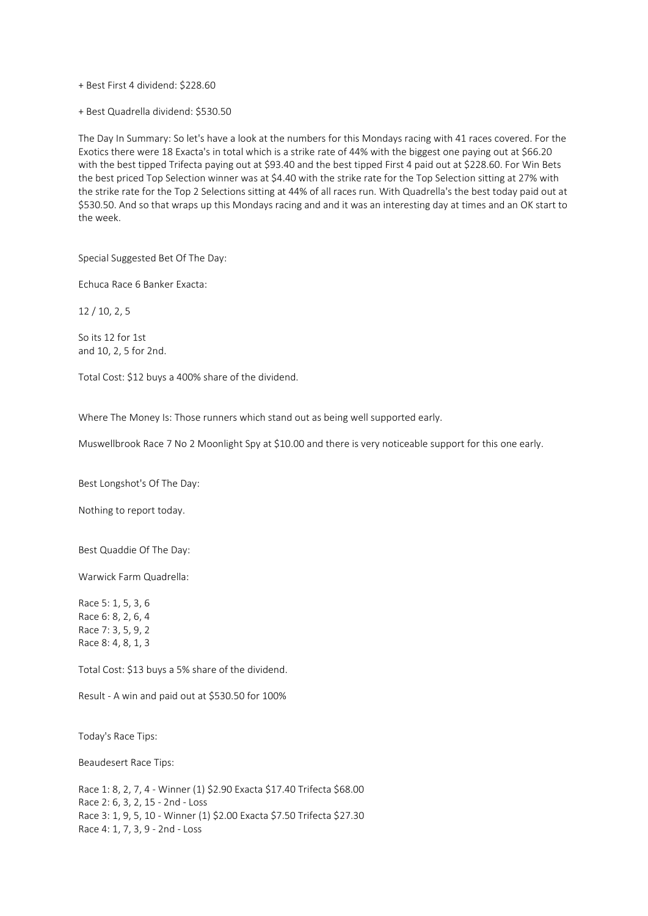+ Best First 4 dividend: $228.60

+ Best Quadrella dividend: $530.50

The Day In Summary: So let's have a look at the numbers for this Mondays racing with 41 races covered. For the Exotics there were 18 Exacta's in total which is a strike rate of 44% with the biggest one paying out at $66.20 with the best tipped Trifecta paying out at $93.40 and the best tipped First 4 paid out at $228.60. For Win Bets the best priced Top Selection winner was at $4.40 with the strike rate for the Top Selection sitting at 27% with the strike rate for the Top 2 Selections sitting at 44% of all races run. With Quadrella's the best today paid out at $530.50. And so that wraps up this Mondays racing and and it was an interesting day at times and an OK start to the week.

Special Suggested Bet Of The Day:

Echuca Race 6 Banker Exacta:

12 / 10, 2, 5

So its 12 for 1st
and 10, 2, 5 for 2nd.

Total Cost: $12 buys a 400% share of the dividend.

Where The Money Is: Those runners which stand out as being well supported early.

Muswellbrook Race 7 No 2 Moonlight Spy at $10.00 and there is very noticeable support for this one early.

Best Longshot's Of The Day:

Nothing to report today.

Best Quaddie Of The Day:

Warwick Farm Quadrella:

Race 5: 1, 5, 3, 6
Race 6: 8, 2, 6, 4
Race 7: 3, 5, 9, 2
Race 8: 4, 8, 1, 3

Total Cost: $13 buys a 5% share of the dividend.

Result - A win and paid out at $530.50 for 100%

Today's Race Tips:

Beaudesert Race Tips:

Race 1: 8, 2, 7, 4 - Winner (1) $2.90 Exacta $17.40 Trifecta $68.00
Race 2: 6, 3, 2, 15 - 2nd - Loss
Race 3: 1, 9, 5, 10 - Winner (1) $2.00 Exacta $7.50 Trifecta $27.30
Race 4: 1, 7, 3, 9 - 2nd - Loss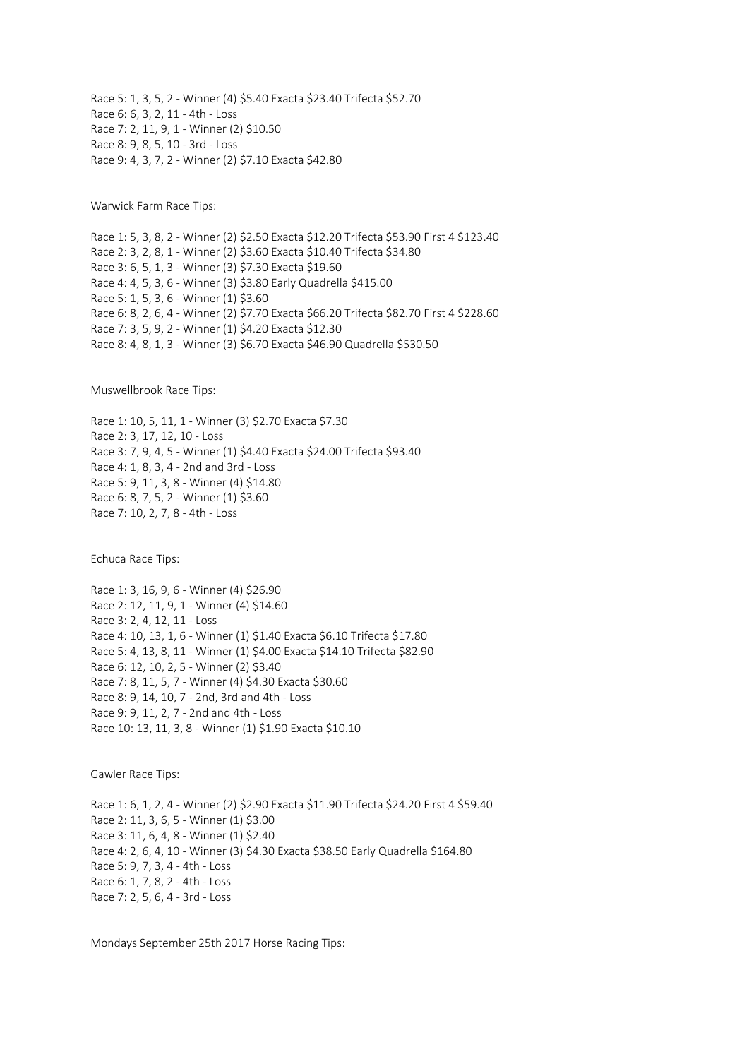Race 5: 1, 3, 5, 2 - Winner (4) $5.40 Exacta $23.40 Trifecta $52.70
Race 6: 6, 3, 2, 11 - 4th - Loss
Race 7: 2, 11, 9, 1 - Winner (2) $10.50
Race 8: 9, 8, 5, 10 - 3rd - Loss
Race 9: 4, 3, 7, 2 - Winner (2) $7.10 Exacta $42.80

Warwick Farm Race Tips:

Race 1: 5, 3, 8, 2 - Winner (2) $2.50 Exacta $12.20 Trifecta $53.90 First 4 $123.40
Race 2: 3, 2, 8, 1 - Winner (2) $3.60 Exacta $10.40 Trifecta $34.80
Race 3: 6, 5, 1, 3 - Winner (3) $7.30 Exacta $19.60
Race 4: 4, 5, 3, 6 - Winner (3) $3.80 Early Quadrella $415.00
Race 5: 1, 5, 3, 6 - Winner (1) $3.60
Race 6: 8, 2, 6, 4 - Winner (2) $7.70 Exacta $66.20 Trifecta $82.70 First 4 $228.60
Race 7: 3, 5, 9, 2 - Winner (1) $4.20 Exacta $12.30
Race 8: 4, 8, 1, 3 - Winner (3) $6.70 Exacta $46.90 Quadrella $530.50

Muswellbrook Race Tips:

Race 1: 10, 5, 11, 1 - Winner (3) $2.70 Exacta $7.30
Race 2: 3, 17, 12, 10 - Loss
Race 3: 7, 9, 4, 5 - Winner (1) $4.40 Exacta $24.00 Trifecta $93.40
Race 4: 1, 8, 3, 4 - 2nd and 3rd - Loss
Race 5: 9, 11, 3, 8 - Winner (4) $14.80
Race 6: 8, 7, 5, 2 - Winner (1) $3.60
Race 7: 10, 2, 7, 8 - 4th - Loss

Echuca Race Tips:

Race 1: 3, 16, 9, 6 - Winner (4) $26.90
Race 2: 12, 11, 9, 1 - Winner (4) $14.60
Race 3: 2, 4, 12, 11 - Loss
Race 4: 10, 13, 1, 6 - Winner (1) $1.40 Exacta $6.10 Trifecta $17.80
Race 5: 4, 13, 8, 11 - Winner (1) $4.00 Exacta $14.10 Trifecta $82.90
Race 6: 12, 10, 2, 5 - Winner (2) $3.40
Race 7: 8, 11, 5, 7 - Winner (4) $4.30 Exacta $30.60
Race 8: 9, 14, 10, 7 - 2nd, 3rd and 4th - Loss
Race 9: 9, 11, 2, 7 - 2nd and 4th - Loss
Race 10: 13, 11, 3, 8 - Winner (1) $1.90 Exacta $10.10

Gawler Race Tips:

Race 1: 6, 1, 2, 4 - Winner (2) $2.90 Exacta $11.90 Trifecta $24.20 First 4 $59.40
Race 2: 11, 3, 6, 5 - Winner (1) $3.00
Race 3: 11, 6, 4, 8 - Winner (1) $2.40
Race 4: 2, 6, 4, 10 - Winner (3) $4.30 Exacta $38.50 Early Quadrella $164.80
Race 5: 9, 7, 3, 4 - 4th - Loss
Race 6: 1, 7, 8, 2 - 4th - Loss
Race 7: 2, 5, 6, 4 - 3rd - Loss

Mondays September 25th 2017 Horse Racing Tips: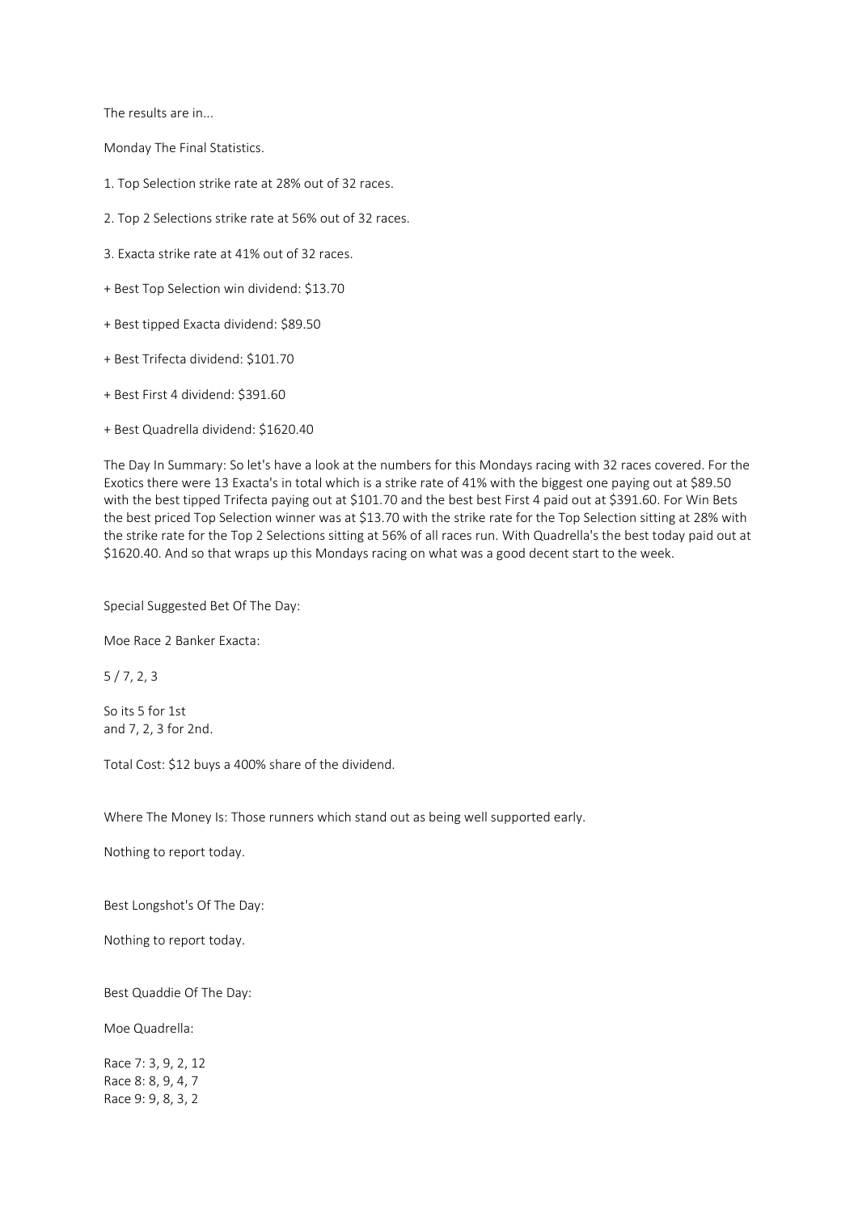The results are in...

Monday The Final Statistics.

1. Top Selection strike rate at 28% out of 32 races.

2. Top 2 Selections strike rate at 56% out of 32 races.

3. Exacta strike rate at 41% out of 32 races.

+ Best Top Selection win dividend: $13.70

+ Best tipped Exacta dividend: $89.50

+ Best Trifecta dividend: $101.70

+ Best First 4 dividend: $391.60

+ Best Quadrella dividend: $1620.40

The Day In Summary: So let's have a look at the numbers for this Mondays racing with 32 races covered. For the Exotics there were 13 Exacta's in total which is a strike rate of 41% with the biggest one paying out at $89.50 with the best tipped Trifecta paying out at $101.70 and the best best First 4 paid out at $391.60. For Win Bets the best priced Top Selection winner was at $13.70 with the strike rate for the Top Selection sitting at 28% with the strike rate for the Top 2 Selections sitting at 56% of all races run. With Quadrella's the best today paid out at $1620.40. And so that wraps up this Mondays racing on what was a good decent start to the week.

Special Suggested Bet Of The Day:

Moe Race 2 Banker Exacta:

5 / 7, 2, 3

So its 5 for 1st
and 7, 2, 3 for 2nd.

Total Cost: $12 buys a 400% share of the dividend.

Where The Money Is: Those runners which stand out as being well supported early.

Nothing to report today.

Best Longshot's Of The Day:

Nothing to report today.

Best Quaddie Of The Day:

Moe Quadrella:

Race 7: 3, 9, 2, 12
Race 8: 8, 9, 4, 7
Race 9: 9, 8, 3, 2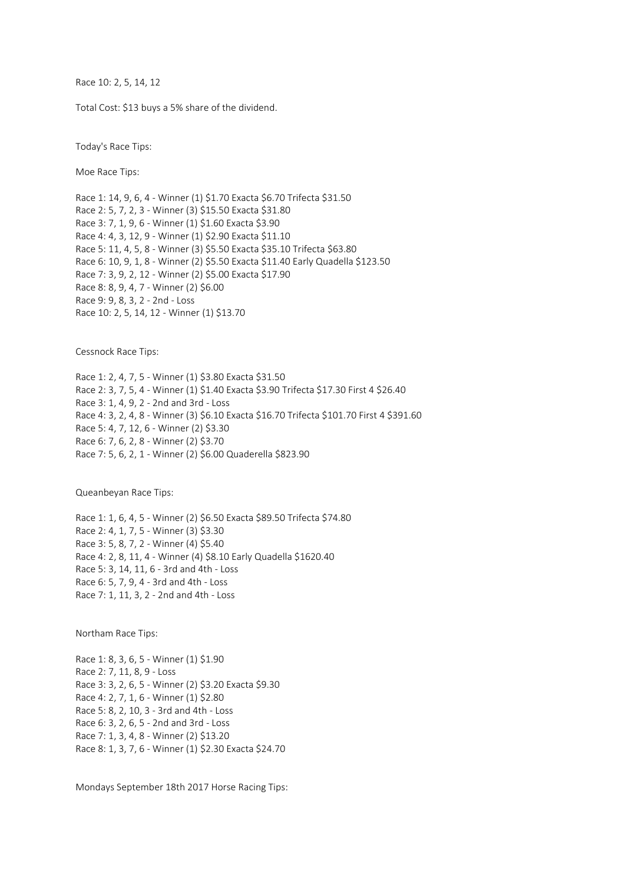Race 10: 2, 5, 14, 12

Total Cost: $13 buys a 5% share of the dividend.

Today's Race Tips:

Moe Race Tips:

Race 1: 14, 9, 6, 4 - Winner (1) $1.70 Exacta $6.70 Trifecta $31.50
Race 2: 5, 7, 2, 3 - Winner (3) $15.50 Exacta $31.80
Race 3: 7, 1, 9, 6 - Winner (1) $1.60 Exacta $3.90
Race 4: 4, 3, 12, 9 - Winner (1) $2.90 Exacta $11.10
Race 5: 11, 4, 5, 8 - Winner (3) $5.50 Exacta $35.10 Trifecta $63.80
Race 6: 10, 9, 1, 8 - Winner (2) $5.50 Exacta $11.40 Early Quadella $123.50
Race 7: 3, 9, 2, 12 - Winner (2) $5.00 Exacta $17.90
Race 8: 8, 9, 4, 7 - Winner (2) $6.00
Race 9: 9, 8, 3, 2 - 2nd - Loss
Race 10: 2, 5, 14, 12 - Winner (1) $13.70

Cessnock Race Tips:

Race 1: 2, 4, 7, 5 - Winner (1) $3.80 Exacta $31.50
Race 2: 3, 7, 5, 4 - Winner (1) $1.40 Exacta $3.90 Trifecta $17.30 First 4 $26.40
Race 3: 1, 4, 9, 2 - 2nd and 3rd - Loss
Race 4: 3, 2, 4, 8 - Winner (3) $6.10 Exacta $16.70 Trifecta $101.70 First 4 $391.60
Race 5: 4, 7, 12, 6 - Winner (2) $3.30
Race 6: 7, 6, 2, 8 - Winner (2) $3.70
Race 7: 5, 6, 2, 1 - Winner (2) $6.00 Quaderella $823.90

Queanbeyan Race Tips:

Race 1: 1, 6, 4, 5 - Winner (2) $6.50 Exacta $89.50 Trifecta $74.80
Race 2: 4, 1, 7, 5 - Winner (3) $3.30
Race 3: 5, 8, 7, 2 - Winner (4) $5.40
Race 4: 2, 8, 11, 4 - Winner (4) $8.10 Early Quadella $1620.40
Race 5: 3, 14, 11, 6 - 3rd and 4th - Loss
Race 6: 5, 7, 9, 4 - 3rd and 4th - Loss
Race 7: 1, 11, 3, 2 - 2nd and 4th - Loss

Northam Race Tips:

Race 1: 8, 3, 6, 5 - Winner (1) $1.90
Race 2: 7, 11, 8, 9 - Loss
Race 3: 3, 2, 6, 5 - Winner (2) $3.20 Exacta $9.30
Race 4: 2, 7, 1, 6 - Winner (1) $2.80
Race 5: 8, 2, 10, 3 - 3rd and 4th - Loss
Race 6: 3, 2, 6, 5 - 2nd and 3rd - Loss
Race 7: 1, 3, 4, 8 - Winner (2) $13.20
Race 8: 1, 3, 7, 6 - Winner (1) $2.30 Exacta $24.70

Mondays September 18th 2017 Horse Racing Tips: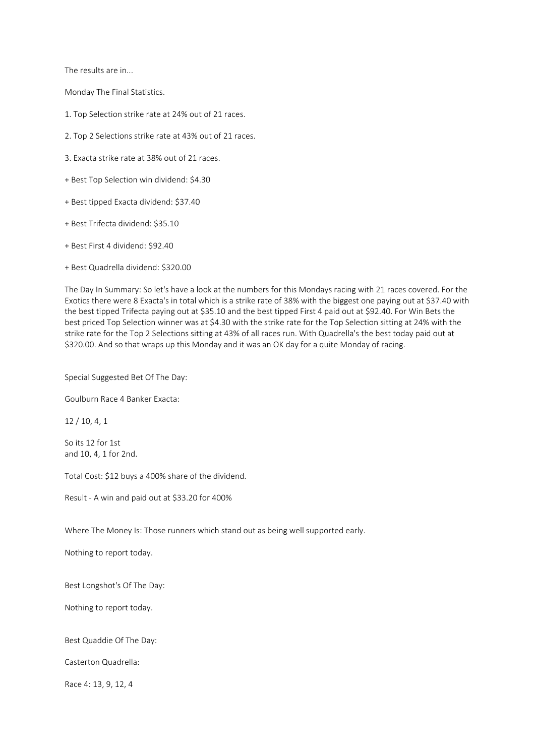The results are in...

Monday The Final Statistics.

1. Top Selection strike rate at 24% out of 21 races.

2. Top 2 Selections strike rate at 43% out of 21 races.

3. Exacta strike rate at 38% out of 21 races.

+ Best Top Selection win dividend: $4.30

+ Best tipped Exacta dividend: $37.40

+ Best Trifecta dividend: $35.10

+ Best First 4 dividend: $92.40

+ Best Quadrella dividend: $320.00

The Day In Summary: So let's have a look at the numbers for this Mondays racing with 21 races covered. For the Exotics there were 8 Exacta's in total which is a strike rate of 38% with the biggest one paying out at $37.40 with the best tipped Trifecta paying out at $35.10 and the best tipped First 4 paid out at $92.40. For Win Bets the best priced Top Selection winner was at $4.30 with the strike rate for the Top Selection sitting at 24% with the strike rate for the Top 2 Selections sitting at 43% of all races run. With Quadrella's the best today paid out at $320.00. And so that wraps up this Monday and it was an OK day for a quite Monday of racing.

Special Suggested Bet Of The Day:

Goulburn Race 4 Banker Exacta:

12 / 10, 4, 1

So its 12 for 1st
and 10, 4, 1 for 2nd.

Total Cost: $12 buys a 400% share of the dividend.

Result - A win and paid out at $33.20 for 400%

Where The Money Is: Those runners which stand out as being well supported early.

Nothing to report today.

Best Longshot's Of The Day:

Nothing to report today.

Best Quaddie Of The Day:

Casterton Quadrella:

Race 4: 13, 9, 12, 4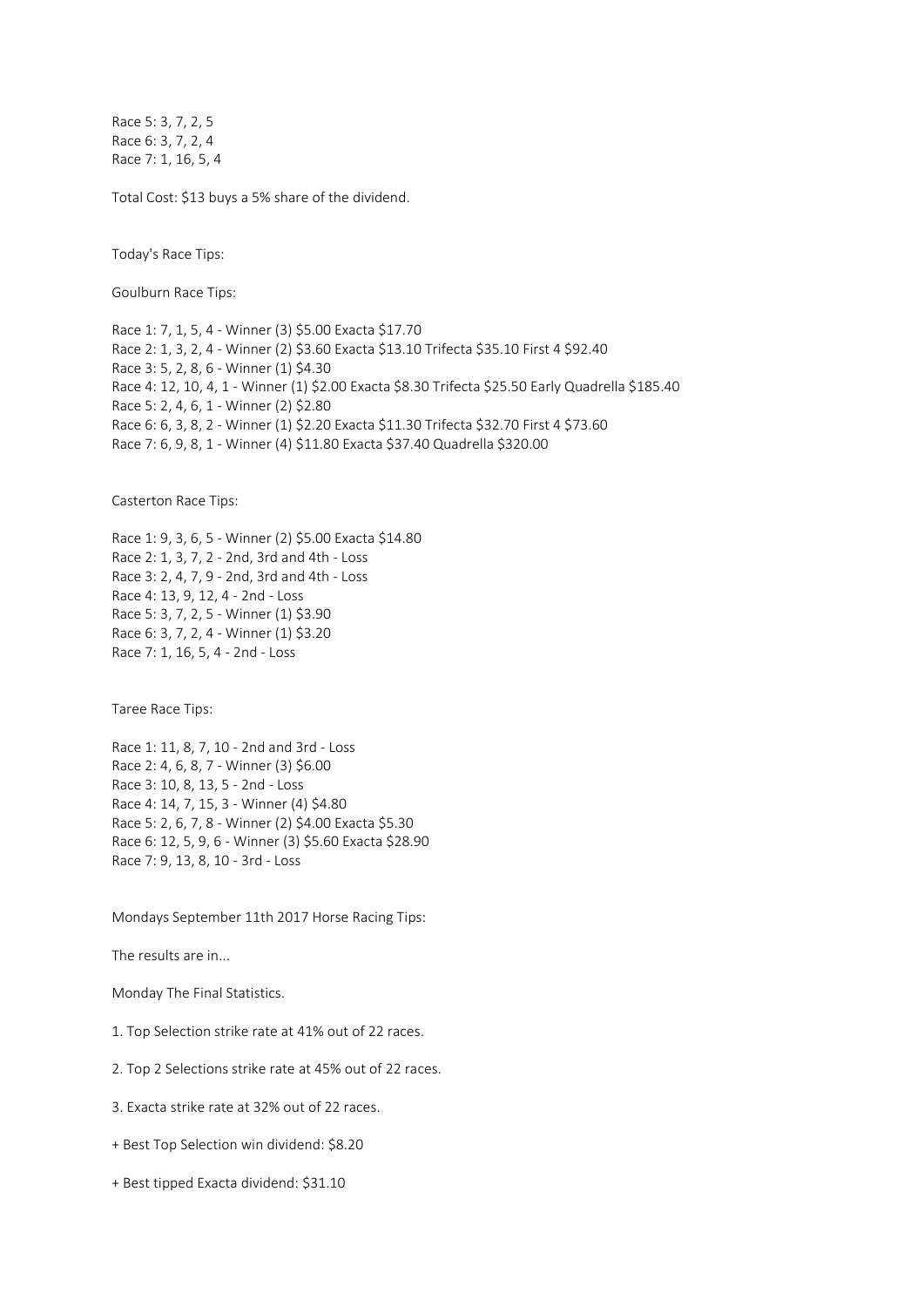Race 5: 3, 7, 2, 5
Race 6: 3, 7, 2, 4
Race 7: 1, 16, 5, 4

Total Cost: $13 buys a 5% share of the dividend.

Today's Race Tips:

Goulburn Race Tips:

Race 1: 7, 1, 5, 4 - Winner (3) $5.00 Exacta $17.70
Race 2: 1, 3, 2, 4 - Winner (2) $3.60 Exacta $13.10 Trifecta $35.10 First 4 $92.40
Race 3: 5, 2, 8, 6 - Winner (1) $4.30
Race 4: 12, 10, 4, 1 - Winner (1) $2.00 Exacta $8.30 Trifecta $25.50 Early Quadrella $185.40
Race 5: 2, 4, 6, 1 - Winner (2) $2.80
Race 6: 6, 3, 8, 2 - Winner (1) $2.20 Exacta $11.30 Trifecta $32.70 First 4 $73.60
Race 7: 6, 9, 8, 1 - Winner (4) $11.80 Exacta $37.40 Quadrella $320.00

Casterton Race Tips:

Race 1: 9, 3, 6, 5 - Winner (2) $5.00 Exacta $14.80
Race 2: 1, 3, 7, 2 - 2nd, 3rd and 4th - Loss
Race 3: 2, 4, 7, 9 - 2nd, 3rd and 4th - Loss
Race 4: 13, 9, 12, 4 - 2nd - Loss
Race 5: 3, 7, 2, 5 - Winner (1) $3.90
Race 6: 3, 7, 2, 4 - Winner (1) $3.20
Race 7: 1, 16, 5, 4 - 2nd - Loss

Taree Race Tips:

Race 1: 11, 8, 7, 10 - 2nd and 3rd - Loss
Race 2: 4, 6, 8, 7 - Winner (3) $6.00
Race 3: 10, 8, 13, 5 - 2nd - Loss
Race 4: 14, 7, 15, 3 - Winner (4) $4.80
Race 5: 2, 6, 7, 8 - Winner (2) $4.00 Exacta $5.30
Race 6: 12, 5, 9, 6 - Winner (3) $5.60 Exacta $28.90
Race 7: 9, 13, 8, 10 - 3rd - Loss

Mondays September 11th 2017 Horse Racing Tips:

The results are in...

Monday The Final Statistics.

1. Top Selection strike rate at 41% out of 22 races.

2. Top 2 Selections strike rate at 45% out of 22 races.

3. Exacta strike rate at 32% out of 22 races.

+ Best Top Selection win dividend: $8.20

+ Best tipped Exacta dividend: $31.10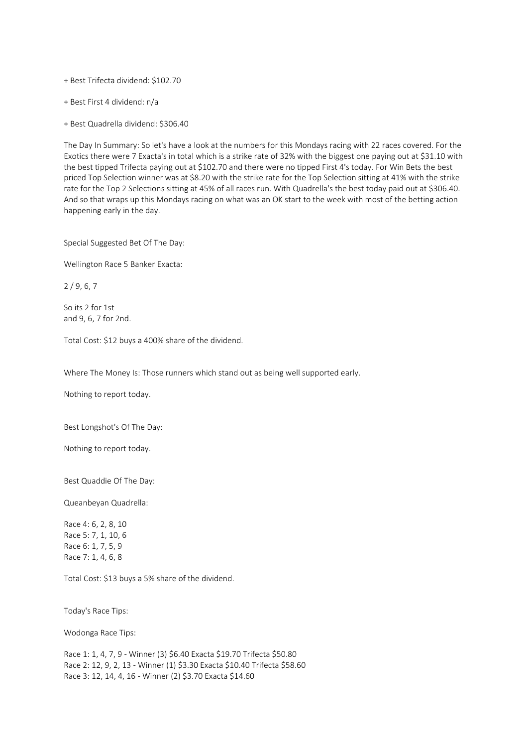+ Best Trifecta dividend: $102.70

+ Best First 4 dividend: n/a

+ Best Quadrella dividend: $306.40

The Day In Summary: So let's have a look at the numbers for this Mondays racing with 22 races covered. For the Exotics there were 7 Exacta's in total which is a strike rate of 32% with the biggest one paying out at $31.10 with the best tipped Trifecta paying out at $102.70 and there were no tipped First 4's today. For Win Bets the best priced Top Selection winner was at $8.20 with the strike rate for the Top Selection sitting at 41% with the strike rate for the Top 2 Selections sitting at 45% of all races run. With Quadrella's the best today paid out at $306.40. And so that wraps up this Mondays racing on what was an OK start to the week with most of the betting action happening early in the day.

Special Suggested Bet Of The Day:

Wellington Race 5 Banker Exacta:

2 / 9, 6, 7

So its 2 for 1st
and 9, 6, 7 for 2nd.

Total Cost: $12 buys a 400% share of the dividend.

Where The Money Is: Those runners which stand out as being well supported early.

Nothing to report today.

Best Longshot's Of The Day:

Nothing to report today.

Best Quaddie Of The Day:

Queanbeyan Quadrella:

Race 4: 6, 2, 8, 10
Race 5: 7, 1, 10, 6
Race 6: 1, 7, 5, 9
Race 7: 1, 4, 6, 8

Total Cost: $13 buys a 5% share of the dividend.

Today's Race Tips:

Wodonga Race Tips:

Race 1: 1, 4, 7, 9 - Winner (3) $6.40 Exacta $19.70 Trifecta $50.80
Race 2: 12, 9, 2, 13 - Winner (1) $3.30 Exacta $10.40 Trifecta $58.60
Race 3: 12, 14, 4, 16 - Winner (2) $3.70 Exacta $14.60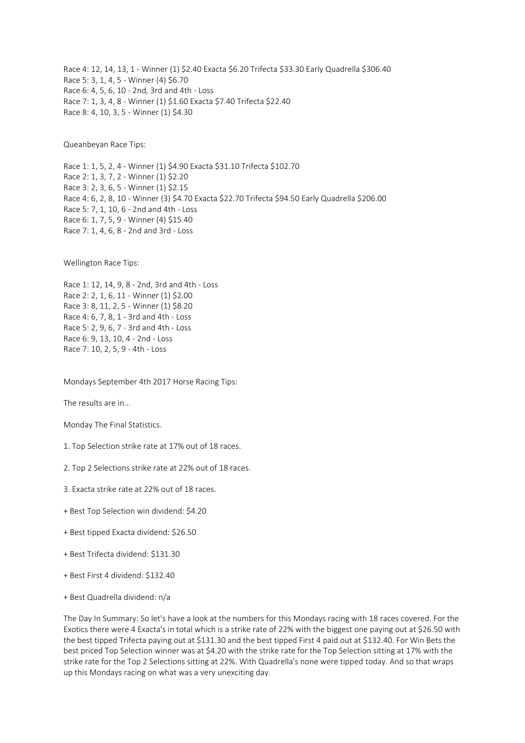Race 4: 12, 14, 13, 1 - Winner (1) $2.40 Exacta $6.20 Trifecta $33.30 Early Quadrella $306.40
Race 5: 3, 1, 4, 5 - Winner (4) $6.70
Race 6: 4, 5, 6, 10 - 2nd, 3rd and 4th - Loss
Race 7: 1, 3, 4, 8 - Winner (1) $1.60 Exacta $7.40 Trifecta $22.40
Race 8: 4, 10, 3, 5 - Winner (1) $4.30

Queanbeyan Race Tips:

Race 1: 1, 5, 2, 4 - Winner (1) $4.90 Exacta $31.10 Trifecta $102.70
Race 2: 1, 3, 7, 2 - Winner (1) $2.20
Race 3: 2, 3, 6, 5 - Winner (1) $2.15
Race 4: 6, 2, 8, 10 - Winner (3) $4.70 Exacta $22.70 Trifecta $94.50 Early Quadrella $206.00
Race 5: 7, 1, 10, 6 - 2nd and 4th - Loss
Race 6: 1, 7, 5, 9 - Winner (4) $15.40
Race 7: 1, 4, 6, 8 - 2nd and 3rd - Loss

Wellington Race Tips:

Race 1: 12, 14, 9, 8 - 2nd, 3rd and 4th - Loss
Race 2: 2, 1, 6, 11 - Winner (1) $2.00
Race 3: 8, 11, 2, 5 - Winner (1) $8.20
Race 4: 6, 7, 8, 1 - 3rd and 4th - Loss
Race 5: 2, 9, 6, 7 - 3rd and 4th - Loss
Race 6: 9, 13, 10, 4 - 2nd - Loss
Race 7: 10, 2, 5, 9 - 4th - Loss

Mondays September 4th 2017 Horse Racing Tips:

The results are in...

Monday The Final Statistics.

1. Top Selection strike rate at 17% out of 18 races.

2. Top 2 Selections strike rate at 22% out of 18 races.

3. Exacta strike rate at 22% out of 18 races.

+ Best Top Selection win dividend: $4.20

+ Best tipped Exacta dividend: $26.50

+ Best Trifecta dividend: $131.30

+ Best First 4 dividend: $132.40

+ Best Quadrella dividend: n/a

The Day In Summary: So let's have a look at the numbers for this Mondays racing with 18 races covered. For the Exotics there were 4 Exacta's in total which is a strike rate of 22% with the biggest one paying out at $26.50 with the best tipped Trifecta paying out at $131.30 and the best tipped First 4 paid out at $132.40. For Win Bets the best priced Top Selection winner was at $4.20 with the strike rate for the Top Selection sitting at 17% with the strike rate for the Top 2 Selections sitting at 22%. With Quadrella's none were tipped today. And so that wraps up this Mondays racing on what was a very unexciting day.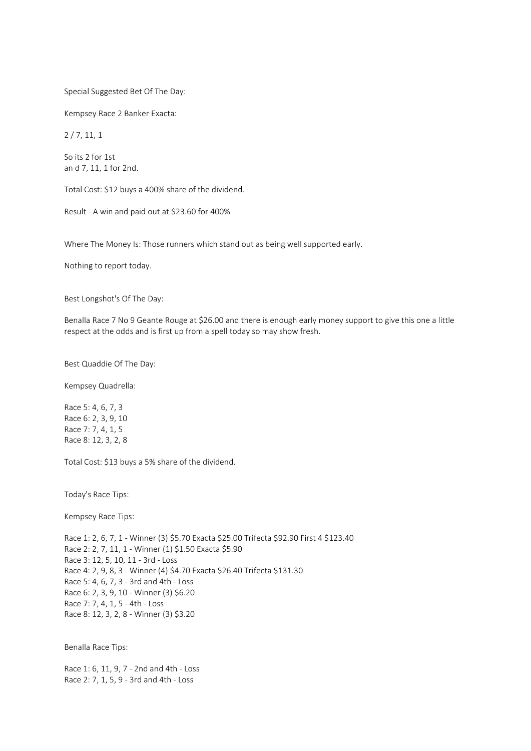Special Suggested Bet Of The Day:

Kempsey Race 2 Banker Exacta:

2 / 7, 11, 1

So its 2 for 1st
an d 7, 11, 1 for 2nd.

Total Cost: $12 buys a 400% share of the dividend.

Result - A win and paid out at $23.60 for 400%

Where The Money Is: Those runners which stand out as being well supported early.

Nothing to report today.

Best Longshot's Of The Day:

Benalla Race 7 No 9 Geante Rouge at $26.00 and there is enough early money support to give this one a little respect at the odds and is first up from a spell today so may show fresh.

Best Quaddie Of The Day:

Kempsey Quadrella:

Race 5: 4, 6, 7, 3
Race 6: 2, 3, 9, 10
Race 7: 7, 4, 1, 5
Race 8: 12, 3, 2, 8

Total Cost: $13 buys a 5% share of the dividend.

Today's Race Tips:

Kempsey Race Tips:

Race 1: 2, 6, 7, 1 - Winner (3) $5.70 Exacta $25.00 Trifecta $92.90 First 4 $123.40
Race 2: 2, 7, 11, 1 - Winner (1) $1.50 Exacta $5.90
Race 3: 12, 5, 10, 11 - 3rd - Loss
Race 4: 2, 9, 8, 3 - Winner (4) $4.70 Exacta $26.40 Trifecta $131.30
Race 5: 4, 6, 7, 3 - 3rd and 4th - Loss
Race 6: 2, 3, 9, 10 - Winner (3) $6.20
Race 7: 7, 4, 1, 5 - 4th - Loss
Race 8: 12, 3, 2, 8 - Winner (3) $3.20

Benalla Race Tips:

Race 1: 6, 11, 9, 7 - 2nd and 4th - Loss
Race 2: 7, 1, 5, 9 - 3rd and 4th - Loss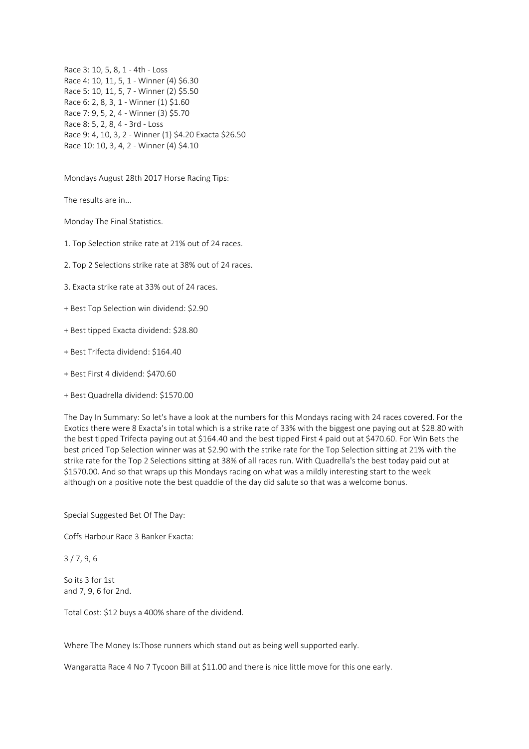Race 3: 10, 5, 8, 1 - 4th - Loss
Race 4: 10, 11, 5, 1 - Winner (4) $6.30
Race 5: 10, 11, 5, 7 - Winner (2) $5.50
Race 6: 2, 8, 3, 1 - Winner (1) $1.60
Race 7: 9, 5, 2, 4 - Winner (3) $5.70
Race 8: 5, 2, 8, 4 - 3rd - Loss
Race 9: 4, 10, 3, 2 - Winner (1) $4.20 Exacta $26.50
Race 10: 10, 3, 4, 2 - Winner (4) $4.10

Mondays August 28th 2017 Horse Racing Tips:

The results are in...

Monday The Final Statistics.

1. Top Selection strike rate at 21% out of 24 races.

2. Top 2 Selections strike rate at 38% out of 24 races.

3. Exacta strike rate at 33% out of 24 races.

+ Best Top Selection win dividend: $2.90

+ Best tipped Exacta dividend: $28.80

+ Best Trifecta dividend: $164.40

+ Best First 4 dividend: $470.60

+ Best Quadrella dividend: $1570.00

The Day In Summary: So let's have a look at the numbers for this Mondays racing with 24 races covered. For the Exotics there were 8 Exacta's in total which is a strike rate of 33% with the biggest one paying out at $28.80 with the best tipped Trifecta paying out at $164.40 and the best tipped First 4 paid out at $470.60. For Win Bets the best priced Top Selection winner was at $2.90 with the strike rate for the Top Selection sitting at 21% with the strike rate for the Top 2 Selections sitting at 38% of all races run. With Quadrella's the best today paid out at $1570.00. And so that wraps up this Mondays racing on what was a mildly interesting start to the week although on a positive note the best quaddie of the day did salute so that was a welcome bonus.

Special Suggested Bet Of The Day:

Coffs Harbour Race 3 Banker Exacta:

3 / 7, 9, 6

So its 3 for 1st
and 7, 9, 6 for 2nd.

Total Cost: $12 buys a 400% share of the dividend.

Where The Money Is:Those runners which stand out as being well supported early.

Wangaratta Race 4 No 7 Tycoon Bill at $11.00 and there is nice little move for this one early.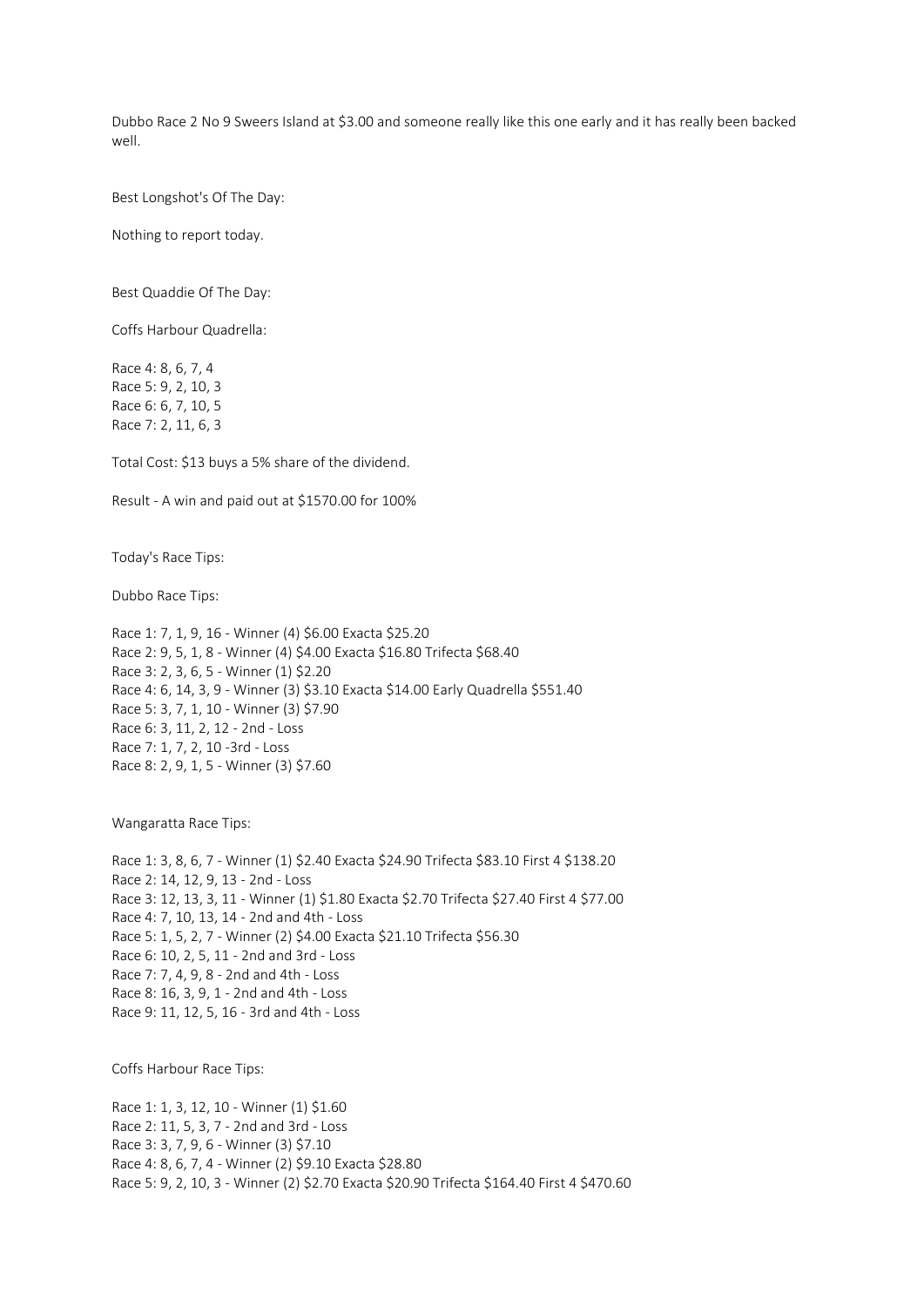Dubbo Race 2 No 9 Sweers Island at $3.00 and someone really like this one early and it has really been backed well.

Best Longshot's Of The Day:

Nothing to report today.

Best Quaddie Of The Day:

Coffs Harbour Quadrella:

Race 4: 8, 6, 7, 4
Race 5: 9, 2, 10, 3
Race 6: 6, 7, 10, 5
Race 7: 2, 11, 6, 3

Total Cost: $13 buys a 5% share of the dividend.

Result - A win and paid out at $1570.00 for 100%

Today's Race Tips:

Dubbo Race Tips:

Race 1: 7, 1, 9, 16 - Winner (4) $6.00 Exacta $25.20
Race 2: 9, 5, 1, 8 - Winner (4) $4.00 Exacta $16.80 Trifecta $68.40
Race 3: 2, 3, 6, 5 - Winner (1) $2.20
Race 4: 6, 14, 3, 9 - Winner (3) $3.10 Exacta $14.00 Early Quadrella $551.40
Race 5: 3, 7, 1, 10 - Winner (3) $7.90
Race 6: 3, 11, 2, 12 - 2nd - Loss
Race 7: 1, 7, 2, 10 -3rd - Loss
Race 8: 2, 9, 1, 5 - Winner (3) $7.60

Wangaratta Race Tips:

Race 1: 3, 8, 6, 7 - Winner (1) $2.40 Exacta $24.90 Trifecta $83.10 First 4 $138.20
Race 2: 14, 12, 9, 13 - 2nd - Loss
Race 3: 12, 13, 3, 11 - Winner (1) $1.80 Exacta $2.70 Trifecta $27.40 First 4 $77.00
Race 4: 7, 10, 13, 14 - 2nd and 4th - Loss
Race 5: 1, 5, 2, 7 - Winner (2) $4.00 Exacta $21.10 Trifecta $56.30
Race 6: 10, 2, 5, 11 - 2nd and 3rd - Loss
Race 7: 7, 4, 9, 8 - 2nd and 4th - Loss
Race 8: 16, 3, 9, 1 - 2nd and 4th - Loss
Race 9: 11, 12, 5, 16 - 3rd and 4th - Loss

Coffs Harbour Race Tips:

Race 1: 1, 3, 12, 10 - Winner (1) $1.60
Race 2: 11, 5, 3, 7 - 2nd and 3rd - Loss
Race 3: 3, 7, 9, 6 - Winner (3) $7.10
Race 4: 8, 6, 7, 4 - Winner (2) $9.10 Exacta $28.80
Race 5: 9, 2, 10, 3 - Winner (2) $2.70 Exacta $20.90 Trifecta $164.40 First 4 $470.60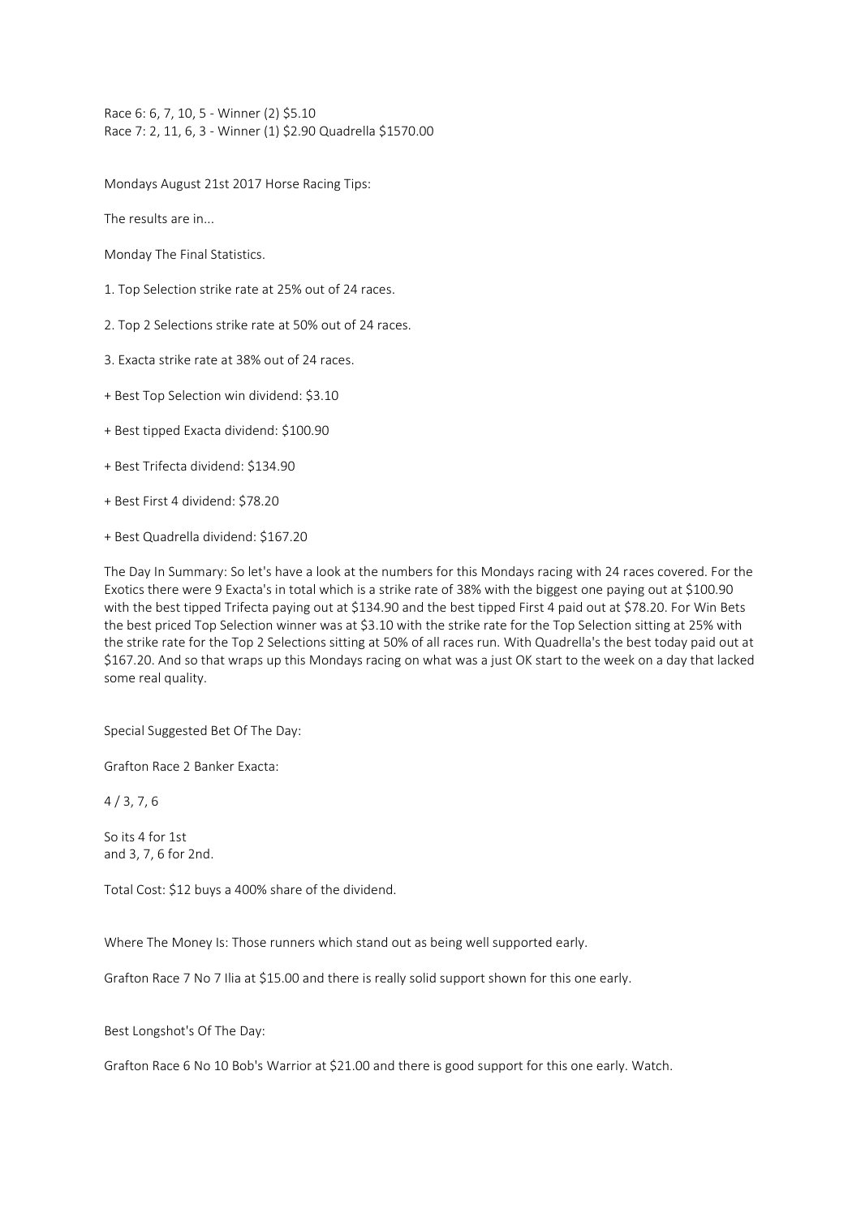Race 6: 6, 7, 10, 5 - Winner (2) $5.10
Race 7: 2, 11, 6, 3 - Winner (1) $2.90 Quadrella $1570.00

Mondays August 21st 2017 Horse Racing Tips:

The results are in...

Monday The Final Statistics.

1. Top Selection strike rate at 25% out of 24 races.

2. Top 2 Selections strike rate at 50% out of 24 races.

3. Exacta strike rate at 38% out of 24 races.

+ Best Top Selection win dividend: $3.10

+ Best tipped Exacta dividend: $100.90

+ Best Trifecta dividend: $134.90

+ Best First 4 dividend: $78.20

+ Best Quadrella dividend: $167.20

The Day In Summary: So let's have a look at the numbers for this Mondays racing with 24 races covered. For the Exotics there were 9 Exacta's in total which is a strike rate of 38% with the biggest one paying out at $100.90 with the best tipped Trifecta paying out at $134.90 and the best tipped First 4 paid out at $78.20. For Win Bets the best priced Top Selection winner was at $3.10 with the strike rate for the Top Selection sitting at 25% with the strike rate for the Top 2 Selections sitting at 50% of all races run. With Quadrella's the best today paid out at $167.20. And so that wraps up this Mondays racing on what was a just OK start to the week on a day that lacked some real quality.

Special Suggested Bet Of The Day:

Grafton Race 2 Banker Exacta:

4 / 3, 7, 6

So its 4 for 1st
and 3, 7, 6 for 2nd.

Total Cost: $12 buys a 400% share of the dividend.

Where The Money Is: Those runners which stand out as being well supported early.

Grafton Race 7 No 7 Ilia at $15.00 and there is really solid support shown for this one early.

Best Longshot's Of The Day:

Grafton Race 6 No 10 Bob's Warrior at $21.00 and there is good support for this one early. Watch.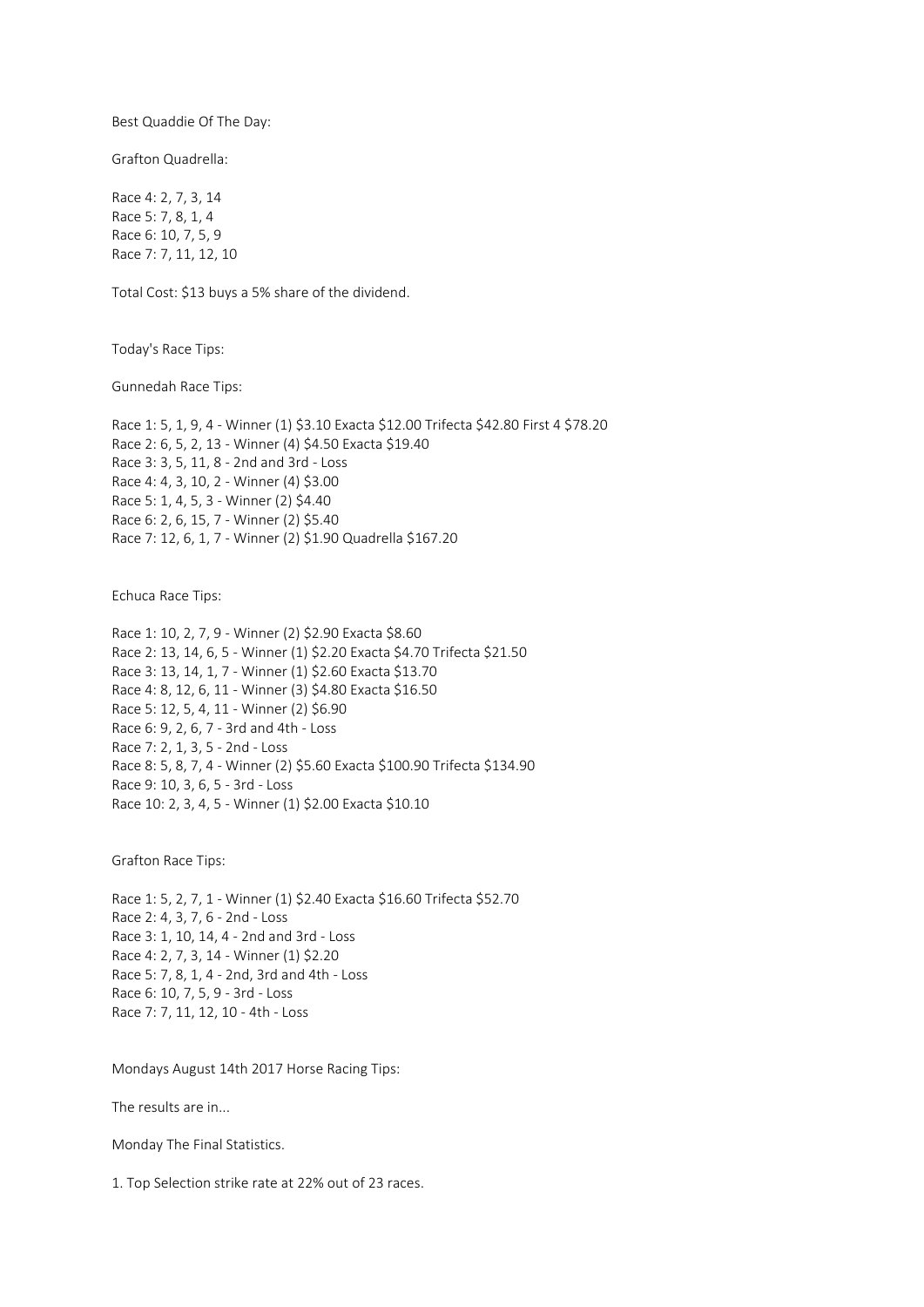Best Quaddie Of The Day:

Grafton Quadrella:

Race 4: 2, 7, 3, 14
Race 5: 7, 8, 1, 4
Race 6: 10, 7, 5, 9
Race 7: 7, 11, 12, 10

Total Cost: $13 buys a 5% share of the dividend.

Today's Race Tips:

Gunnedah Race Tips:

Race 1: 5, 1, 9, 4 - Winner (1) $3.10 Exacta $12.00 Trifecta $42.80 First 4 $78.20
Race 2: 6, 5, 2, 13 - Winner (4) $4.50 Exacta $19.40
Race 3: 3, 5, 11, 8 - 2nd and 3rd - Loss
Race 4: 4, 3, 10, 2 - Winner (4) $3.00
Race 5: 1, 4, 5, 3 - Winner (2) $4.40
Race 6: 2, 6, 15, 7 - Winner (2) $5.40
Race 7: 12, 6, 1, 7 - Winner (2) $1.90 Quadrella $167.20

Echuca Race Tips:

Race 1: 10, 2, 7, 9 - Winner (2) $2.90 Exacta $8.60
Race 2: 13, 14, 6, 5 - Winner (1) $2.20 Exacta $4.70 Trifecta $21.50
Race 3: 13, 14, 1, 7 - Winner (1) $2.60 Exacta $13.70
Race 4: 8, 12, 6, 11 - Winner (3) $4.80 Exacta $16.50
Race 5: 12, 5, 4, 11 - Winner (2) $6.90
Race 6: 9, 2, 6, 7 - 3rd and 4th - Loss
Race 7: 2, 1, 3, 5 - 2nd - Loss
Race 8: 5, 8, 7, 4 - Winner (2) $5.60 Exacta $100.90 Trifecta $134.90
Race 9: 10, 3, 6, 5 - 3rd - Loss
Race 10: 2, 3, 4, 5 - Winner (1) $2.00 Exacta $10.10

Grafton Race Tips:

Race 1: 5, 2, 7, 1 - Winner (1) $2.40 Exacta $16.60 Trifecta $52.70
Race 2: 4, 3, 7, 6 - 2nd - Loss
Race 3: 1, 10, 14, 4 - 2nd and 3rd - Loss
Race 4: 2, 7, 3, 14 - Winner (1) $2.20
Race 5: 7, 8, 1, 4 - 2nd, 3rd and 4th - Loss
Race 6: 10, 7, 5, 9 - 3rd - Loss
Race 7: 7, 11, 12, 10 - 4th - Loss

Mondays August 14th 2017 Horse Racing Tips:

The results are in...

Monday The Final Statistics.

1. Top Selection strike rate at 22% out of 23 races.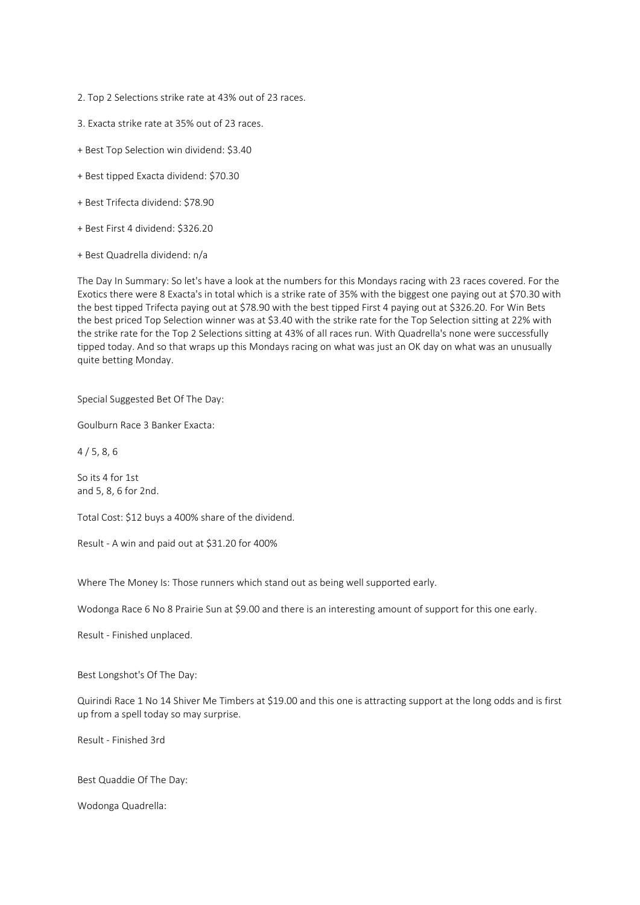2. Top 2 Selections strike rate at 43% out of 23 races.

3. Exacta strike rate at 35% out of 23 races.

+ Best Top Selection win dividend: $3.40

+ Best tipped Exacta dividend: $70.30

+ Best Trifecta dividend: $78.90

+ Best First 4 dividend: $326.20

+ Best Quadrella dividend: n/a

The Day In Summary: So let's have a look at the numbers for this Mondays racing with 23 races covered. For the Exotics there were 8 Exacta's in total which is a strike rate of 35% with the biggest one paying out at $70.30 with the best tipped Trifecta paying out at $78.90 with the best tipped First 4 paying out at $326.20. For Win Bets the best priced Top Selection winner was at $3.40 with the strike rate for the Top Selection sitting at 22% with the strike rate for the Top 2 Selections sitting at 43% of all races run. With Quadrella's none were successfully tipped today. And so that wraps up this Mondays racing on what was just an OK day on what was an unusually quite betting Monday.

Special Suggested Bet Of The Day:

Goulburn Race 3 Banker Exacta:

4 / 5, 8, 6

So its 4 for 1st
and 5, 8, 6 for 2nd.

Total Cost: $12 buys a 400% share of the dividend.

Result - A win and paid out at $31.20 for 400%

Where The Money Is: Those runners which stand out as being well supported early.

Wodonga Race 6 No 8 Prairie Sun at $9.00 and there is an interesting amount of support for this one early.

Result - Finished unplaced.

Best Longshot's Of The Day:

Quirindi Race 1 No 14 Shiver Me Timbers at $19.00 and this one is attracting support at the long odds and is first up from a spell today so may surprise.

Result - Finished 3rd

Best Quaddie Of The Day:

Wodonga Quadrella: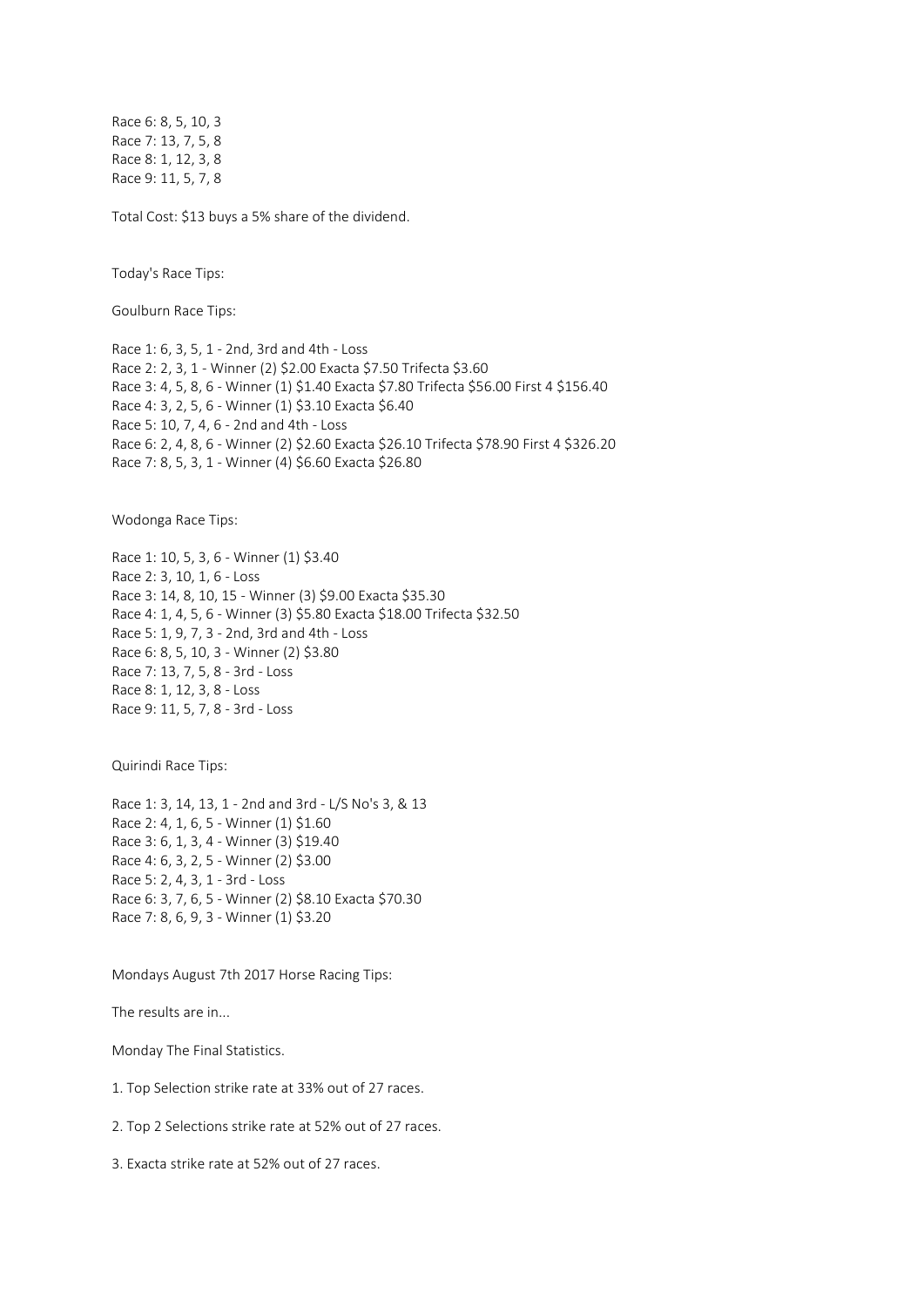Race 6: 8, 5, 10, 3
Race 7: 13, 7, 5, 8
Race 8: 1, 12, 3, 8
Race 9: 11, 5, 7, 8

Total Cost: $13 buys a 5% share of the dividend.

Today's Race Tips:

Goulburn Race Tips:

Race 1: 6, 3, 5, 1 - 2nd, 3rd and 4th - Loss
Race 2: 2, 3, 1 - Winner (2) $2.00 Exacta $7.50 Trifecta $3.60
Race 3: 4, 5, 8, 6 - Winner (1) $1.40 Exacta $7.80 Trifecta $56.00 First 4 $156.40
Race 4: 3, 2, 5, 6 - Winner (1) $3.10 Exacta $6.40
Race 5: 10, 7, 4, 6 - 2nd and 4th - Loss
Race 6: 2, 4, 8, 6 - Winner (2) $2.60 Exacta $26.10 Trifecta $78.90 First 4 $326.20
Race 7: 8, 5, 3, 1 - Winner (4) $6.60 Exacta $26.80

Wodonga Race Tips:

Race 1: 10, 5, 3, 6 - Winner (1) $3.40
Race 2: 3, 10, 1, 6 - Loss
Race 3: 14, 8, 10, 15 - Winner (3) $9.00 Exacta $35.30
Race 4: 1, 4, 5, 6 - Winner (3) $5.80 Exacta $18.00 Trifecta $32.50
Race 5: 1, 9, 7, 3 - 2nd, 3rd and 4th - Loss
Race 6: 8, 5, 10, 3 - Winner (2) $3.80
Race 7: 13, 7, 5, 8 - 3rd - Loss
Race 8: 1, 12, 3, 8 - Loss
Race 9: 11, 5, 7, 8 - 3rd - Loss

Quirindi Race Tips:

Race 1: 3, 14, 13, 1 - 2nd and 3rd - L/S No's 3, & 13
Race 2: 4, 1, 6, 5 - Winner (1) $1.60
Race 3: 6, 1, 3, 4 - Winner (3) $19.40
Race 4: 6, 3, 2, 5 - Winner (2) $3.00
Race 5: 2, 4, 3, 1 - 3rd - Loss
Race 6: 3, 7, 6, 5 - Winner (2) $8.10 Exacta $70.30
Race 7: 8, 6, 9, 3 - Winner (1) $3.20

Mondays August 7th 2017 Horse Racing Tips:

The results are in...

Monday The Final Statistics.

1. Top Selection strike rate at 33% out of 27 races.

2. Top 2 Selections strike rate at 52% out of 27 races.

3. Exacta strike rate at 52% out of 27 races.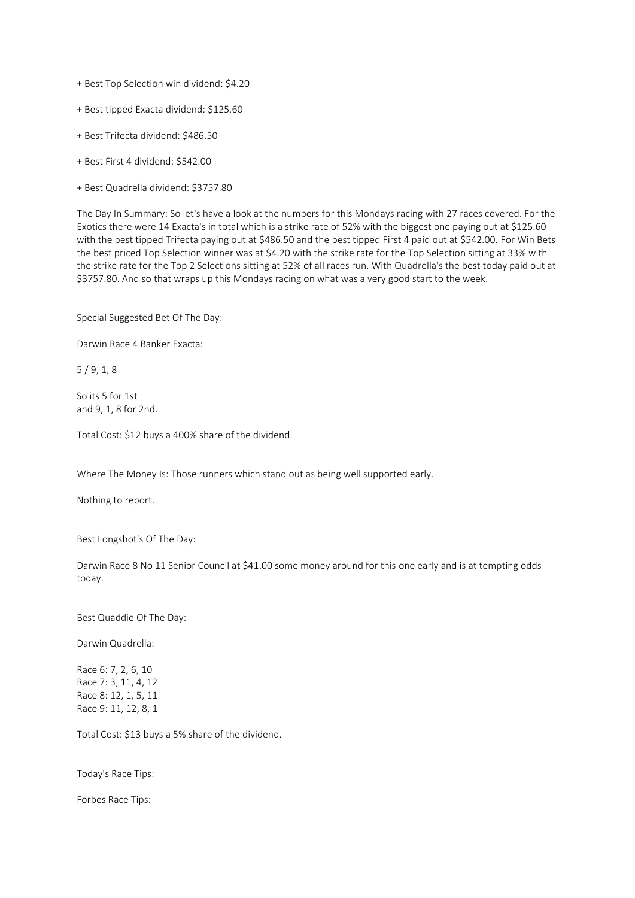+ Best Top Selection win dividend: $4.20

+ Best tipped Exacta dividend: $125.60

+ Best Trifecta dividend: $486.50

+ Best First 4 dividend: $542.00

+ Best Quadrella dividend: $3757.80

The Day In Summary: So let's have a look at the numbers for this Mondays racing with 27 races covered. For the Exotics there were 14 Exacta's in total which is a strike rate of 52% with the biggest one paying out at $125.60 with the best tipped Trifecta paying out at $486.50 and the best tipped First 4 paid out at $542.00. For Win Bets the best priced Top Selection winner was at $4.20 with the strike rate for the Top Selection sitting at 33% with the strike rate for the Top 2 Selections sitting at 52% of all races run. With Quadrella's the best today paid out at $3757.80. And so that wraps up this Mondays racing on what was a very good start to the week.

Special Suggested Bet Of The Day:

Darwin Race 4 Banker Exacta:

5 / 9, 1, 8

So its 5 for 1st
and 9, 1, 8 for 2nd.

Total Cost: $12 buys a 400% share of the dividend.

Where The Money Is: Those runners which stand out as being well supported early.

Nothing to report.

Best Longshot's Of The Day:

Darwin Race 8 No 11 Senior Council at $41.00 some money around for this one early and is at tempting odds today.

Best Quaddie Of The Day:

Darwin Quadrella:

Race 6: 7, 2, 6, 10
Race 7: 3, 11, 4, 12
Race 8: 12, 1, 5, 11
Race 9: 11, 12, 8, 1

Total Cost: $13 buys a 5% share of the dividend.

Today's Race Tips:

Forbes Race Tips: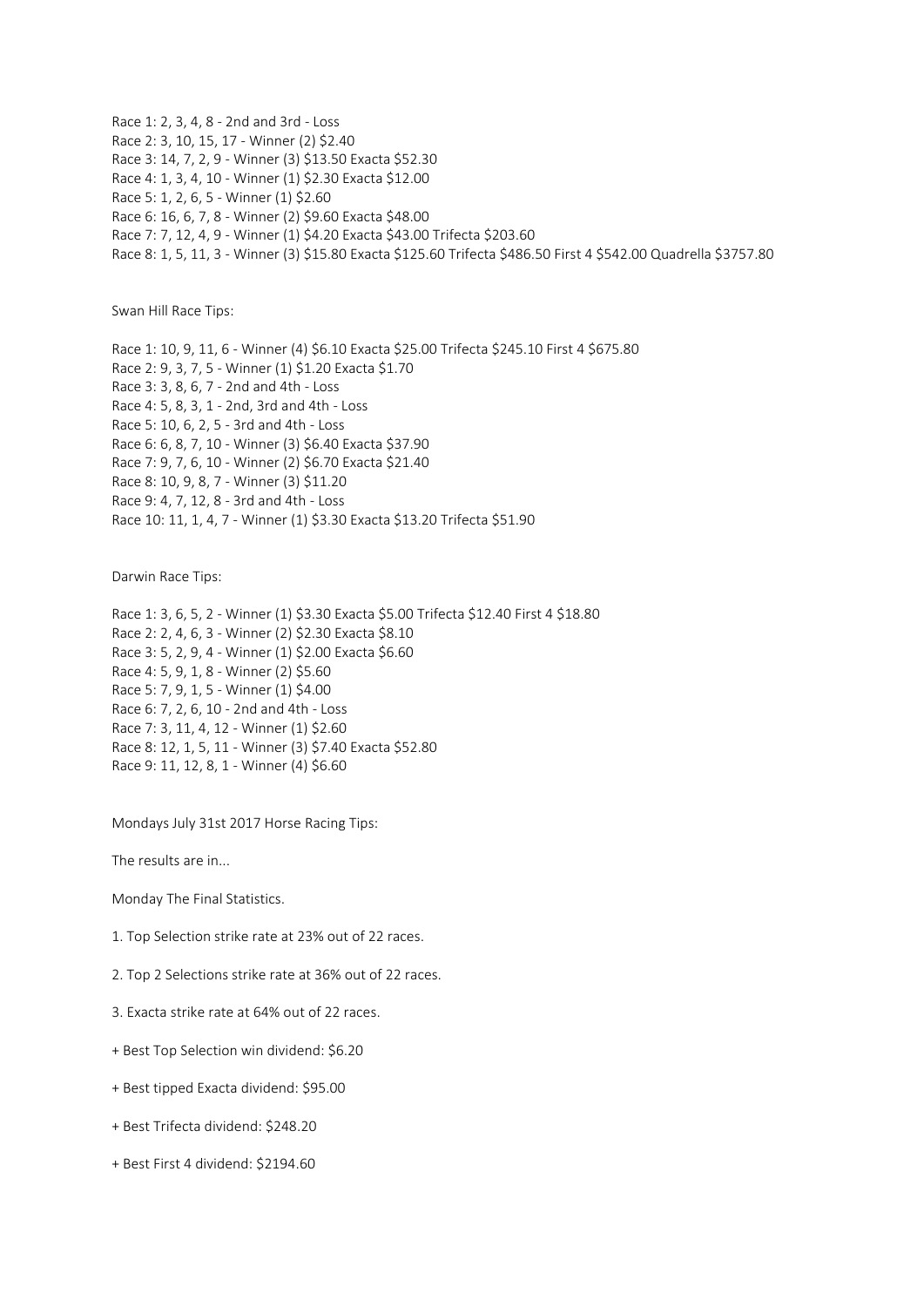Race 1: 2, 3, 4, 8 - 2nd and 3rd - Loss
Race 2: 3, 10, 15, 17 - Winner (2) $2.40
Race 3: 14, 7, 2, 9 - Winner (3) $13.50 Exacta $52.30
Race 4: 1, 3, 4, 10 - Winner (1) $2.30 Exacta $12.00
Race 5: 1, 2, 6, 5 - Winner (1) $2.60
Race 6: 16, 6, 7, 8 - Winner (2) $9.60 Exacta $48.00
Race 7: 7, 12, 4, 9 - Winner (1) $4.20 Exacta $43.00 Trifecta $203.60
Race 8: 1, 5, 11, 3 - Winner (3) $15.80 Exacta $125.60 Trifecta $486.50 First 4 $542.00 Quadrella $3757.80

Swan Hill Race Tips:

Race 1: 10, 9, 11, 6 - Winner (4) $6.10 Exacta $25.00 Trifecta $245.10 First 4 $675.80
Race 2: 9, 3, 7, 5 - Winner (1) $1.20 Exacta $1.70
Race 3: 3, 8, 6, 7 - 2nd and 4th - Loss
Race 4: 5, 8, 3, 1 - 2nd, 3rd and 4th - Loss
Race 5: 10, 6, 2, 5 - 3rd and 4th - Loss
Race 6: 6, 8, 7, 10 - Winner (3) $6.40 Exacta $37.90
Race 7: 9, 7, 6, 10 - Winner (2) $6.70 Exacta $21.40
Race 8: 10, 9, 8, 7 - Winner (3) $11.20
Race 9: 4, 7, 12, 8 - 3rd and 4th - Loss
Race 10: 11, 1, 4, 7 - Winner (1) $3.30 Exacta $13.20 Trifecta $51.90

Darwin Race Tips:

Race 1: 3, 6, 5, 2 - Winner (1) $3.30 Exacta $5.00 Trifecta $12.40 First 4 $18.80
Race 2: 2, 4, 6, 3 - Winner (2) $2.30 Exacta $8.10
Race 3: 5, 2, 9, 4 - Winner (1) $2.00 Exacta $6.60
Race 4: 5, 9, 1, 8 - Winner (2) $5.60
Race 5: 7, 9, 1, 5 - Winner (1) $4.00
Race 6: 7, 2, 6, 10 - 2nd and 4th - Loss
Race 7: 3, 11, 4, 12 - Winner (1) $2.60
Race 8: 12, 1, 5, 11 - Winner (3) $7.40 Exacta $52.80
Race 9: 11, 12, 8, 1 - Winner (4) $6.60

Mondays July 31st 2017 Horse Racing Tips:

The results are in...

Monday The Final Statistics.

1. Top Selection strike rate at 23% out of 22 races.

2. Top 2 Selections strike rate at 36% out of 22 races.

3. Exacta strike rate at 64% out of 22 races.

+ Best Top Selection win dividend: $6.20

+ Best tipped Exacta dividend: $95.00

+ Best Trifecta dividend: $248.20

+ Best First 4 dividend: $2194.60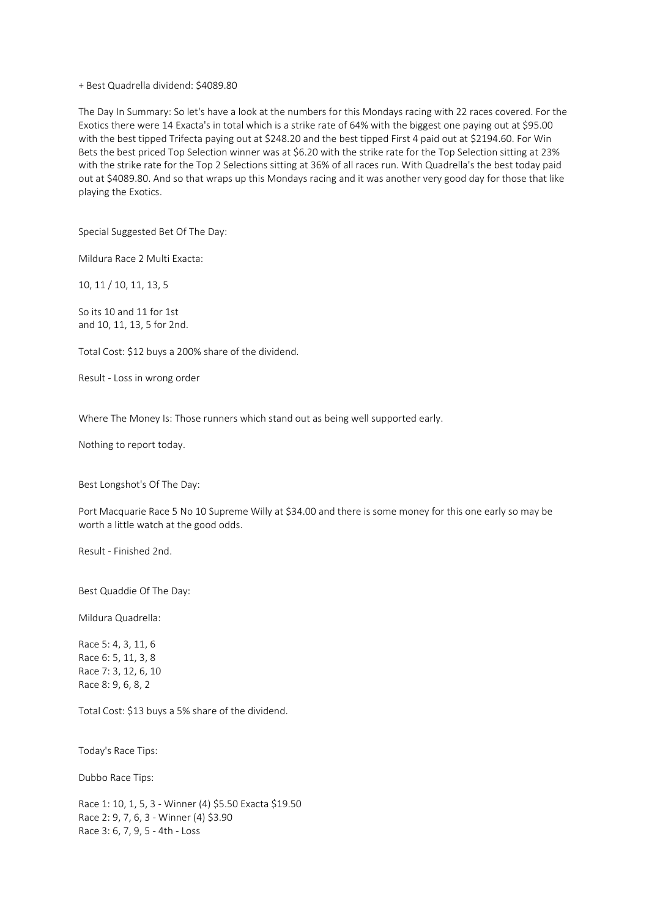+ Best Quadrella dividend: $4089.80

The Day In Summary: So let's have a look at the numbers for this Mondays racing with 22 races covered. For the Exotics there were 14 Exacta's in total which is a strike rate of 64% with the biggest one paying out at $95.00 with the best tipped Trifecta paying out at $248.20 and the best tipped First 4 paid out at $2194.60. For Win Bets the best priced Top Selection winner was at $6.20 with the strike rate for the Top Selection sitting at 23% with the strike rate for the Top 2 Selections sitting at 36% of all races run. With Quadrella's the best today paid out at $4089.80. And so that wraps up this Mondays racing and it was another very good day for those that like playing the Exotics.

Special Suggested Bet Of The Day:

Mildura Race 2 Multi Exacta:

10, 11 / 10, 11, 13, 5

So its 10 and 11 for 1st
and 10, 11, 13, 5 for 2nd.

Total Cost: $12 buys a 200% share of the dividend.

Result - Loss in wrong order

Where The Money Is: Those runners which stand out as being well supported early.

Nothing to report today.

Best Longshot's Of The Day:

Port Macquarie Race 5 No 10 Supreme Willy at $34.00 and there is some money for this one early so may be worth a little watch at the good odds.

Result - Finished 2nd.

Best Quaddie Of The Day:

Mildura Quadrella:

Race 5: 4, 3, 11, 6
Race 6: 5, 11, 3, 8
Race 7: 3, 12, 6, 10
Race 8: 9, 6, 8, 2

Total Cost: $13 buys a 5% share of the dividend.

Today's Race Tips:

Dubbo Race Tips:

Race 1: 10, 1, 5, 3 - Winner (4) $5.50 Exacta $19.50
Race 2: 9, 7, 6, 3 - Winner (4) $3.90
Race 3: 6, 7, 9, 5 - 4th - Loss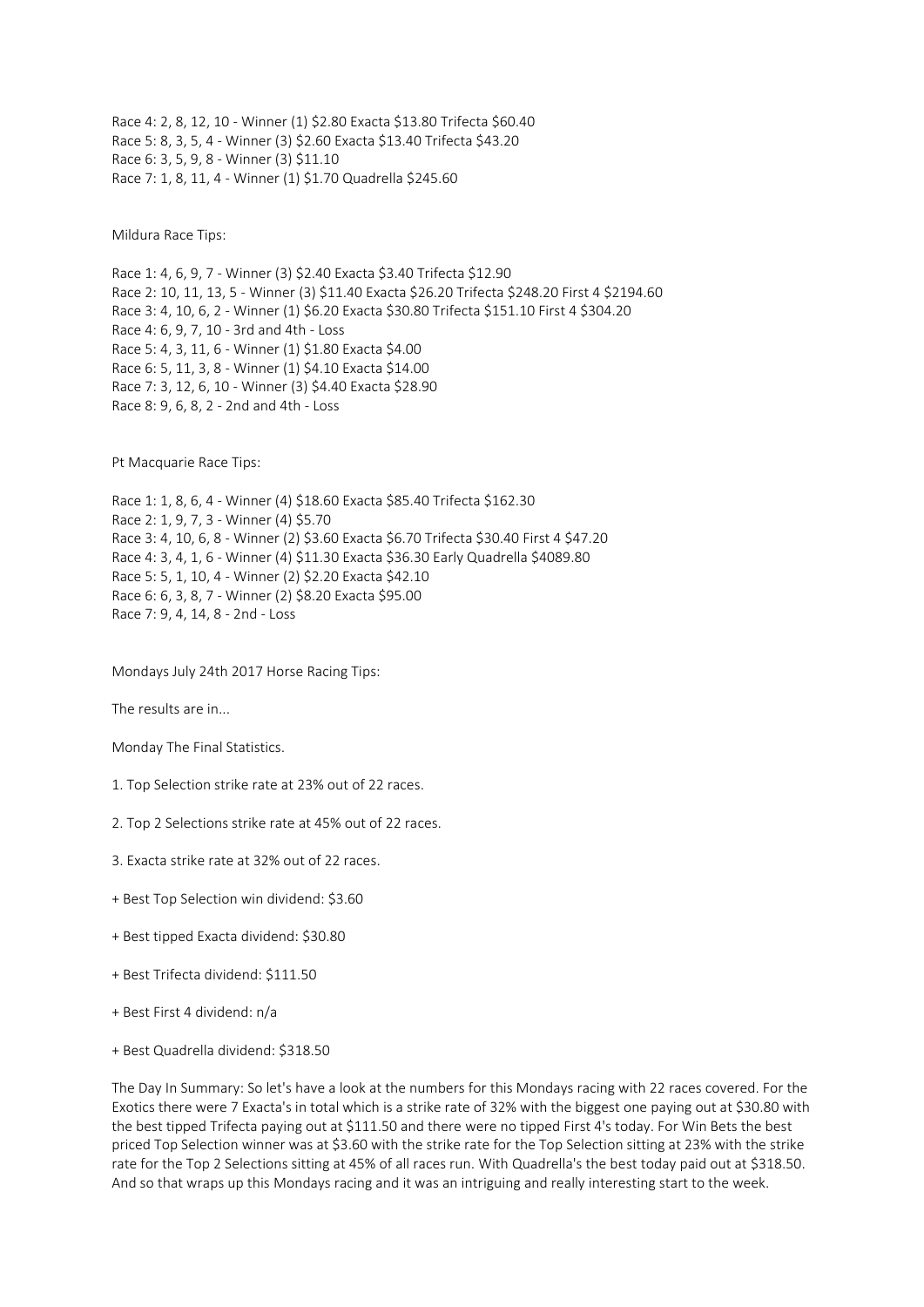Race 4: 2, 8, 12, 10 - Winner (1) $2.80 Exacta $13.80 Trifecta $60.40
Race 5: 8, 3, 5, 4 - Winner (3) $2.60 Exacta $13.40 Trifecta $43.20
Race 6: 3, 5, 9, 8 - Winner (3) $11.10
Race 7: 1, 8, 11, 4 - Winner (1) $1.70 Quadrella $245.60

Mildura Race Tips:

Race 1: 4, 6, 9, 7 - Winner (3) $2.40 Exacta $3.40 Trifecta $12.90
Race 2: 10, 11, 13, 5 - Winner (3) $11.40 Exacta $26.20 Trifecta $248.20 First 4 $2194.60
Race 3: 4, 10, 6, 2 - Winner (1) $6.20 Exacta $30.80 Trifecta $151.10 First 4 $304.20
Race 4: 6, 9, 7, 10 - 3rd and 4th - Loss
Race 5: 4, 3, 11, 6 - Winner (1) $1.80 Exacta $4.00
Race 6: 5, 11, 3, 8 - Winner (1) $4.10 Exacta $14.00
Race 7: 3, 12, 6, 10 - Winner (3) $4.40 Exacta $28.90
Race 8: 9, 6, 8, 2 - 2nd and 4th - Loss

Pt Macquarie Race Tips:

Race 1: 1, 8, 6, 4 - Winner (4) $18.60 Exacta $85.40 Trifecta $162.30
Race 2: 1, 9, 7, 3 - Winner (4) $5.70
Race 3: 4, 10, 6, 8 - Winner (2) $3.60 Exacta $6.70 Trifecta $30.40 First 4 $47.20
Race 4: 3, 4, 1, 6 - Winner (4) $11.30 Exacta $36.30 Early Quadrella $4089.80
Race 5: 5, 1, 10, 4 - Winner (2) $2.20 Exacta $42.10
Race 6: 6, 3, 8, 7 - Winner (2) $8.20 Exacta $95.00
Race 7: 9, 4, 14, 8 - 2nd - Loss

Mondays July 24th 2017 Horse Racing Tips:

The results are in...

Monday The Final Statistics.

1. Top Selection strike rate at 23% out of 22 races.

2. Top 2 Selections strike rate at 45% out of 22 races.

3. Exacta strike rate at 32% out of 22 races.

+ Best Top Selection win dividend: $3.60

+ Best tipped Exacta dividend: $30.80

+ Best Trifecta dividend: $111.50

+ Best First 4 dividend: n/a

+ Best Quadrella dividend: $318.50

The Day In Summary: So let's have a look at the numbers for this Mondays racing with 22 races covered. For the Exotics there were 7 Exacta's in total which is a strike rate of 32% with the biggest one paying out at $30.80 with the best tipped Trifecta paying out at $111.50 and there were no tipped First 4's today. For Win Bets the best priced Top Selection winner was at $3.60 with the strike rate for the Top Selection sitting at 23% with the strike rate for the Top 2 Selections sitting at 45% of all races run. With Quadrella's the best today paid out at $318.50. And so that wraps up this Mondays racing and it was an intriguing and really interesting start to the week.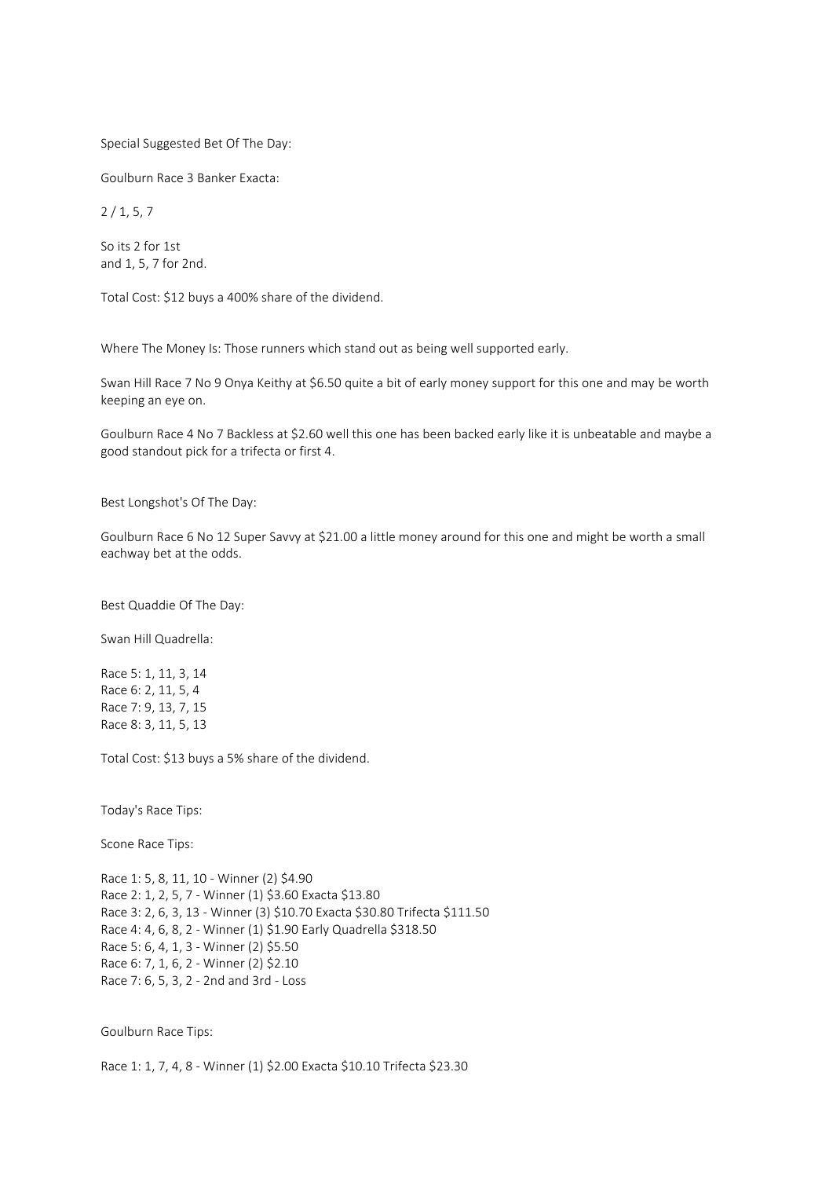Special Suggested Bet Of The Day:

Goulburn Race 3 Banker Exacta:

2 / 1, 5, 7

So its 2 for 1st
and 1, 5, 7 for 2nd.

Total Cost: $12 buys a 400% share of the dividend.

Where The Money Is: Those runners which stand out as being well supported early.

Swan Hill Race 7 No 9 Onya Keithy at $6.50 quite a bit of early money support for this one and may be worth keeping an eye on.

Goulburn Race 4 No 7 Backless at $2.60 well this one has been backed early like it is unbeatable and maybe a good standout pick for a trifecta or first 4.

Best Longshot's Of The Day:

Goulburn Race 6 No 12 Super Savvy at $21.00 a little money around for this one and might be worth a small eachway bet at the odds.

Best Quaddie Of The Day:

Swan Hill Quadrella:

Race 5: 1, 11, 3, 14
Race 6: 2, 11, 5, 4
Race 7: 9, 13, 7, 15
Race 8: 3, 11, 5, 13

Total Cost: $13 buys a 5% share of the dividend.

Today's Race Tips:

Scone Race Tips:

Race 1: 5, 8, 11, 10 - Winner (2) $4.90
Race 2: 1, 2, 5, 7 - Winner (1) $3.60 Exacta $13.80
Race 3: 2, 6, 3, 13 - Winner (3) $10.70 Exacta $30.80 Trifecta $111.50
Race 4: 4, 6, 8, 2 - Winner (1) $1.90 Early Quadrella $318.50
Race 5: 6, 4, 1, 3 - Winner (2) $5.50
Race 6: 7, 1, 6, 2 - Winner (2) $2.10
Race 7: 6, 5, 3, 2 - 2nd and 3rd - Loss

Goulburn Race Tips:

Race 1: 1, 7, 4, 8 - Winner (1) $2.00 Exacta $10.10 Trifecta $23.30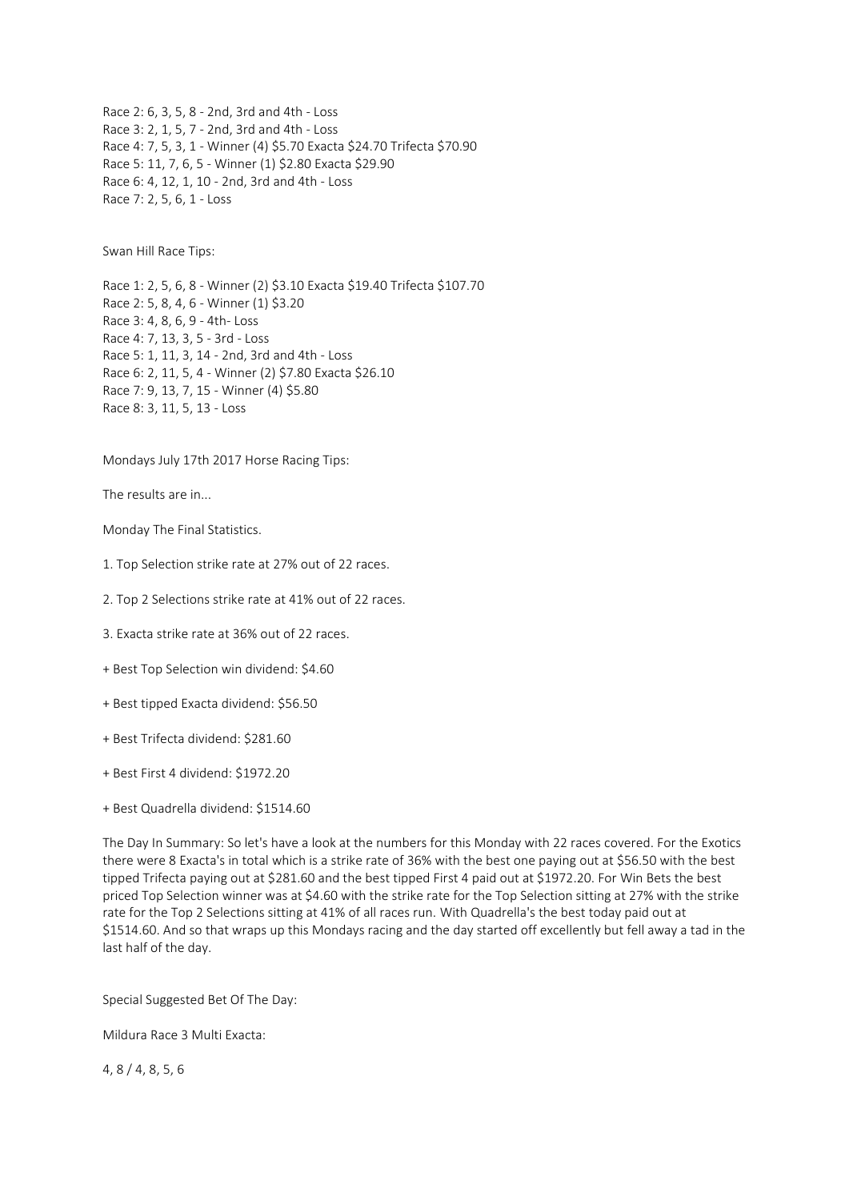Race 2: 6, 3, 5, 8 - 2nd, 3rd and 4th - Loss
Race 3: 2, 1, 5, 7 - 2nd, 3rd and 4th - Loss
Race 4: 7, 5, 3, 1 - Winner (4) $5.70 Exacta $24.70 Trifecta $70.90
Race 5: 11, 7, 6, 5 - Winner (1) $2.80 Exacta $29.90
Race 6: 4, 12, 1, 10 - 2nd, 3rd and 4th - Loss
Race 7: 2, 5, 6, 1 - Loss

Swan Hill Race Tips:

Race 1: 2, 5, 6, 8 - Winner (2) $3.10 Exacta $19.40 Trifecta $107.70
Race 2: 5, 8, 4, 6 - Winner (1) $3.20
Race 3: 4, 8, 6, 9 - 4th- Loss
Race 4: 7, 13, 3, 5 - 3rd - Loss
Race 5: 1, 11, 3, 14 - 2nd, 3rd and 4th - Loss
Race 6: 2, 11, 5, 4 - Winner (2) $7.80 Exacta $26.10
Race 7: 9, 13, 7, 15 - Winner (4) $5.80
Race 8: 3, 11, 5, 13 - Loss

Mondays July 17th 2017 Horse Racing Tips:

The results are in...

Monday The Final Statistics.

1. Top Selection strike rate at 27% out of 22 races.

2. Top 2 Selections strike rate at 41% out of 22 races.

3. Exacta strike rate at 36% out of 22 races.

+ Best Top Selection win dividend: $4.60

+ Best tipped Exacta dividend: $56.50

+ Best Trifecta dividend: $281.60

+ Best First 4 dividend: $1972.20

+ Best Quadrella dividend: $1514.60

The Day In Summary: So let's have a look at the numbers for this Monday with 22 races covered. For the Exotics there were 8 Exacta's in total which is a strike rate of 36% with the best one paying out at $56.50 with the best tipped Trifecta paying out at $281.60 and the best tipped First 4 paid out at $1972.20. For Win Bets the best priced Top Selection winner was at $4.60 with the strike rate for the Top Selection sitting at 27% with the strike rate for the Top 2 Selections sitting at 41% of all races run. With Quadrella's the best today paid out at $1514.60. And so that wraps up this Mondays racing and the day started off excellently but fell away a tad in the last half of the day.

Special Suggested Bet Of The Day:

Mildura Race 3 Multi Exacta:

4, 8 / 4, 8, 5, 6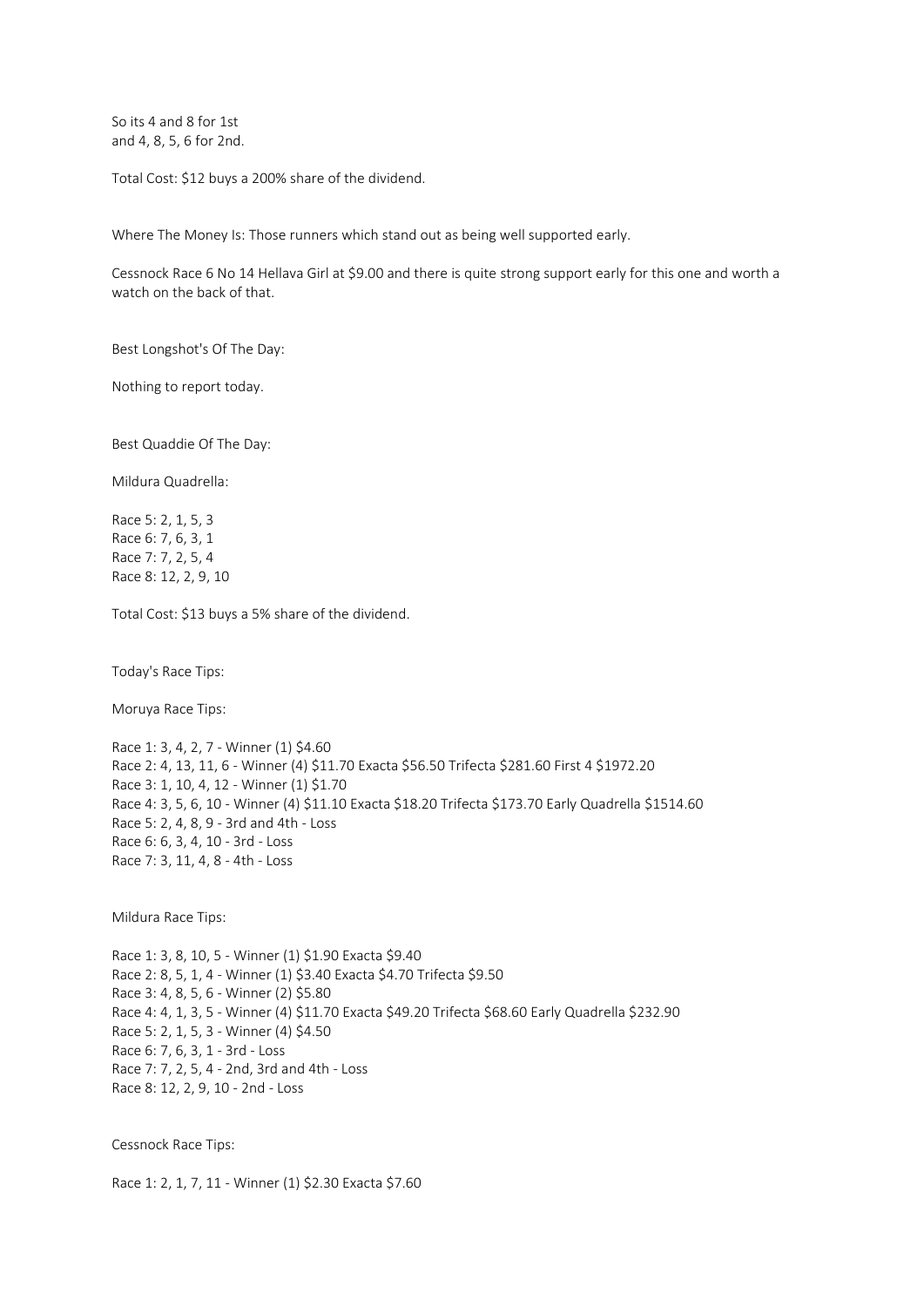So its 4 and 8 for 1st
and 4, 8, 5, 6 for 2nd.

Total Cost: $12 buys a 200% share of the dividend.

Where The Money Is: Those runners which stand out as being well supported early.

Cessnock Race 6 No 14 Hellava Girl at $9.00 and there is quite strong support early for this one and worth a watch on the back of that.

Best Longshot's Of The Day:

Nothing to report today.

Best Quaddie Of The Day:

Mildura Quadrella:

Race 5: 2, 1, 5, 3
Race 6: 7, 6, 3, 1
Race 7: 7, 2, 5, 4
Race 8: 12, 2, 9, 10

Total Cost: $13 buys a 5% share of the dividend.

Today's Race Tips:

Moruya Race Tips:

Race 1: 3, 4, 2, 7 - Winner (1) $4.60
Race 2: 4, 13, 11, 6 - Winner (4) $11.70 Exacta $56.50 Trifecta $281.60 First 4 $1972.20
Race 3: 1, 10, 4, 12 - Winner (1) $1.70
Race 4: 3, 5, 6, 10 - Winner (4) $11.10 Exacta $18.20 Trifecta $173.70 Early Quadrella $1514.60
Race 5: 2, 4, 8, 9 - 3rd and 4th - Loss
Race 6: 6, 3, 4, 10 - 3rd - Loss
Race 7: 3, 11, 4, 8 - 4th - Loss

Mildura Race Tips:

Race 1: 3, 8, 10, 5 - Winner (1) $1.90 Exacta $9.40
Race 2: 8, 5, 1, 4 - Winner (1) $3.40 Exacta $4.70 Trifecta $9.50
Race 3: 4, 8, 5, 6 - Winner (2) $5.80
Race 4: 4, 1, 3, 5 - Winner (4) $11.70 Exacta $49.20 Trifecta $68.60 Early Quadrella $232.90
Race 5: 2, 1, 5, 3 - Winner (4) $4.50
Race 6: 7, 6, 3, 1 - 3rd - Loss
Race 7: 7, 2, 5, 4 - 2nd, 3rd and 4th - Loss
Race 8: 12, 2, 9, 10 - 2nd - Loss

Cessnock Race Tips:

Race 1: 2, 1, 7, 11 - Winner (1) $2.30 Exacta $7.60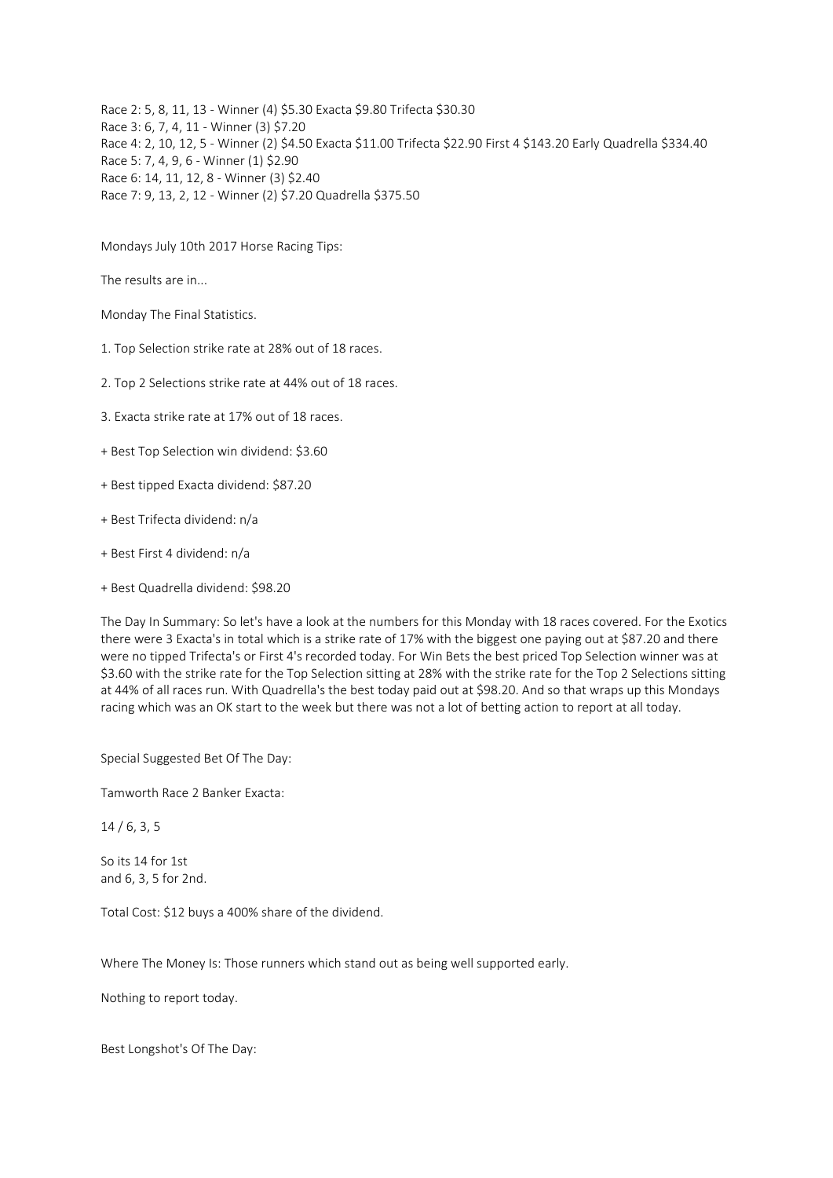Race 2: 5, 8, 11, 13 - Winner (4) $5.30 Exacta $9.80 Trifecta $30.30
Race 3: 6, 7, 4, 11 - Winner (3) $7.20
Race 4: 2, 10, 12, 5 - Winner (2) $4.50 Exacta $11.00 Trifecta $22.90 First 4 $143.20 Early Quadrella $334.40
Race 5: 7, 4, 9, 6 - Winner (1) $2.90
Race 6: 14, 11, 12, 8 - Winner (3) $2.40
Race 7: 9, 13, 2, 12 - Winner (2) $7.20 Quadrella $375.50

Mondays July 10th 2017 Horse Racing Tips:

The results are in...

Monday The Final Statistics.

1. Top Selection strike rate at 28% out of 18 races.

2. Top 2 Selections strike rate at 44% out of 18 races.

3. Exacta strike rate at 17% out of 18 races.

+ Best Top Selection win dividend: $3.60

+ Best tipped Exacta dividend: $87.20

+ Best Trifecta dividend: n/a

+ Best First 4 dividend: n/a

+ Best Quadrella dividend: $98.20

The Day In Summary: So let's have a look at the numbers for this Monday with 18 races covered. For the Exotics there were 3 Exacta's in total which is a strike rate of 17% with the biggest one paying out at $87.20 and there were no tipped Trifecta's or First 4's recorded today. For Win Bets the best priced Top Selection winner was at $3.60 with the strike rate for the Top Selection sitting at 28% with the strike rate for the Top 2 Selections sitting at 44% of all races run. With Quadrella's the best today paid out at $98.20. And so that wraps up this Mondays racing which was an OK start to the week but there was not a lot of betting action to report at all today.

Special Suggested Bet Of The Day:

Tamworth Race 2 Banker Exacta:

14 / 6, 3, 5

So its 14 for 1st
and 6, 3, 5 for 2nd.

Total Cost: $12 buys a 400% share of the dividend.

Where The Money Is: Those runners which stand out as being well supported early.

Nothing to report today.

Best Longshot's Of The Day: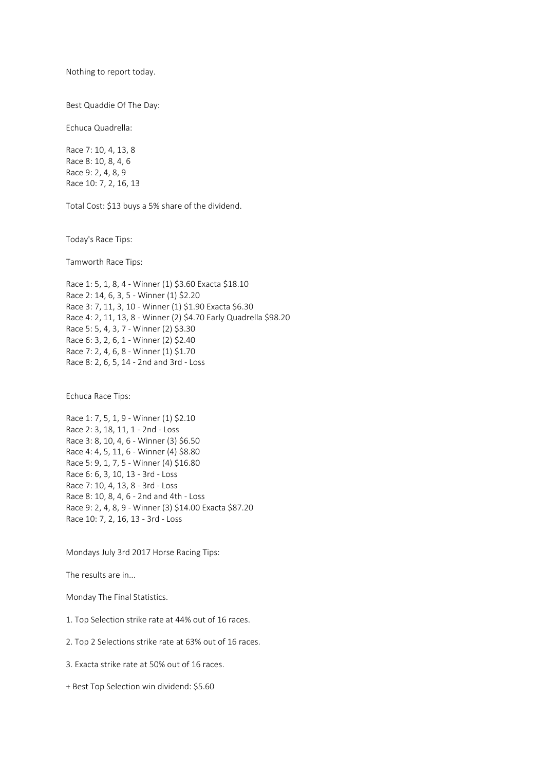Nothing to report today.

Best Quaddie Of The Day:

Echuca Quadrella:

Race 7: 10, 4, 13, 8
Race 8: 10, 8, 4, 6
Race 9: 2, 4, 8, 9
Race 10: 7, 2, 16, 13

Total Cost: $13 buys a 5% share of the dividend.

Today's Race Tips:

Tamworth Race Tips:

Race 1: 5, 1, 8, 4 - Winner (1) $3.60 Exacta $18.10
Race 2: 14, 6, 3, 5 - Winner (1) $2.20
Race 3: 7, 11, 3, 10 - Winner (1) $1.90 Exacta $6.30
Race 4: 2, 11, 13, 8 - Winner (2) $4.70 Early Quadrella $98.20
Race 5: 5, 4, 3, 7 - Winner (2) $3.30
Race 6: 3, 2, 6, 1 - Winner (2) $2.40
Race 7: 2, 4, 6, 8 - Winner (1) $1.70
Race 8: 2, 6, 5, 14 - 2nd and 3rd - Loss

Echuca Race Tips:

Race 1: 7, 5, 1, 9 - Winner (1) $2.10
Race 2: 3, 18, 11, 1 - 2nd - Loss
Race 3: 8, 10, 4, 6 - Winner (3) $6.50
Race 4: 4, 5, 11, 6 - Winner (4) $8.80
Race 5: 9, 1, 7, 5 - Winner (4) $16.80
Race 6: 6, 3, 10, 13 - 3rd - Loss
Race 7: 10, 4, 13, 8 - 3rd - Loss
Race 8: 10, 8, 4, 6 - 2nd and 4th - Loss
Race 9: 2, 4, 8, 9 - Winner (3) $14.00 Exacta $87.20
Race 10: 7, 2, 16, 13 - 3rd - Loss

Mondays July 3rd 2017 Horse Racing Tips:

The results are in...

Monday The Final Statistics.

1. Top Selection strike rate at 44% out of 16 races.

2. Top 2 Selections strike rate at 63% out of 16 races.

3. Exacta strike rate at 50% out of 16 races.

+ Best Top Selection win dividend: $5.60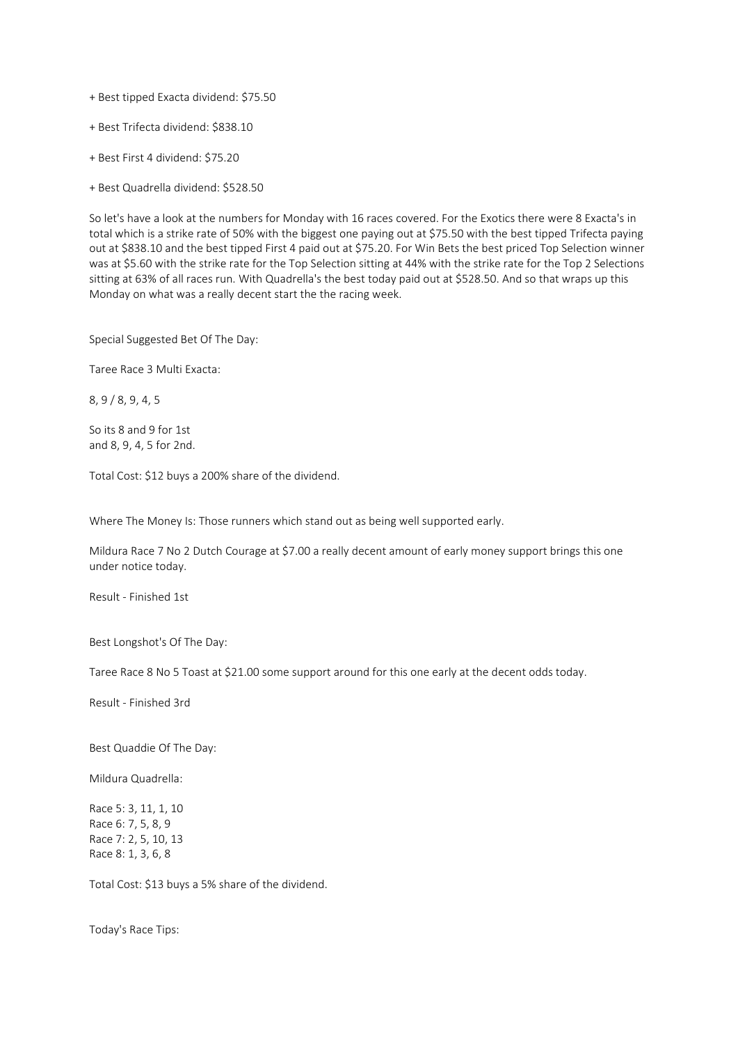+ Best tipped Exacta dividend: $75.50

+ Best Trifecta dividend: $838.10

+ Best First 4 dividend: $75.20

+ Best Quadrella dividend: $528.50

So let's have a look at the numbers for Monday with 16 races covered. For the Exotics there were 8 Exacta's in total which is a strike rate of 50% with the biggest one paying out at $75.50 with the best tipped Trifecta paying out at $838.10 and the best tipped First 4 paid out at $75.20. For Win Bets the best priced Top Selection winner was at $5.60 with the strike rate for the Top Selection sitting at 44% with the strike rate for the Top 2 Selections sitting at 63% of all races run. With Quadrella's the best today paid out at $528.50. And so that wraps up this Monday on what was a really decent start the the racing week.

Special Suggested Bet Of The Day:

Taree Race 3 Multi Exacta:

8, 9 / 8, 9, 4, 5

So its 8 and 9 for 1st
and 8, 9, 4, 5 for 2nd.

Total Cost: $12 buys a 200% share of the dividend.

Where The Money Is: Those runners which stand out as being well supported early.

Mildura Race 7 No 2 Dutch Courage at $7.00 a really decent amount of early money support brings this one under notice today.

Result - Finished 1st

Best Longshot's Of The Day:

Taree Race 8 No 5 Toast at $21.00 some support around for this one early at the decent odds today.

Result - Finished 3rd

Best Quaddie Of The Day:

Mildura Quadrella:

Race 5: 3, 11, 1, 10
Race 6: 7, 5, 8, 9
Race 7: 2, 5, 10, 13
Race 8: 1, 3, 6, 8

Total Cost: $13 buys a 5% share of the dividend.

Today's Race Tips: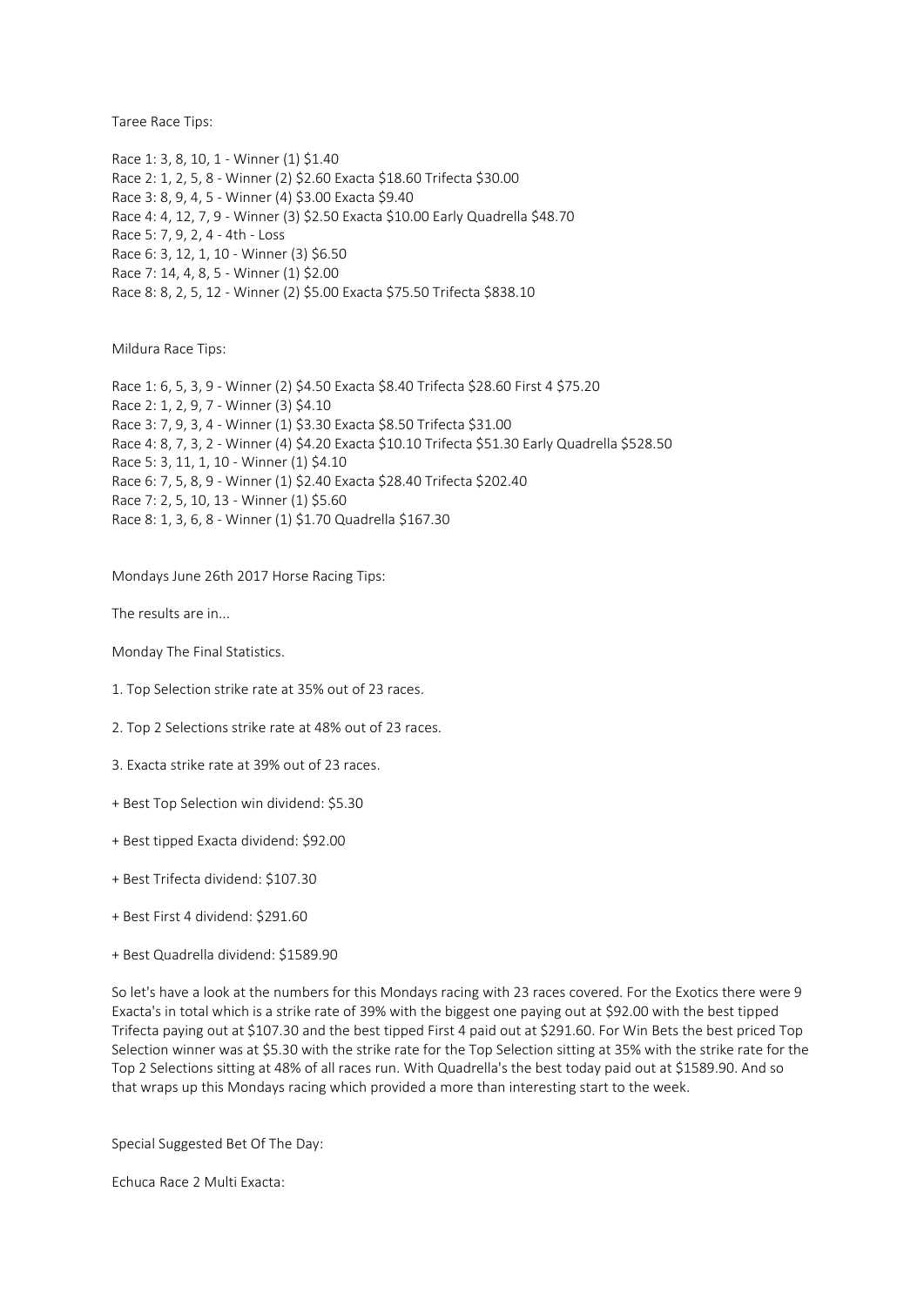Taree Race Tips:

Race 1: 3, 8, 10, 1 - Winner (1) $1.40
Race 2: 1, 2, 5, 8 - Winner (2) $2.60 Exacta $18.60 Trifecta $30.00
Race 3: 8, 9, 4, 5 - Winner (4) $3.00 Exacta $9.40
Race 4: 4, 12, 7, 9 - Winner (3) $2.50 Exacta $10.00 Early Quadrella $48.70
Race 5: 7, 9, 2, 4 - 4th - Loss
Race 6: 3, 12, 1, 10 - Winner (3) $6.50
Race 7: 14, 4, 8, 5 - Winner (1) $2.00
Race 8: 8, 2, 5, 12 - Winner (2) $5.00 Exacta $75.50 Trifecta $838.10

Mildura Race Tips:

Race 1: 6, 5, 3, 9 - Winner (2) $4.50 Exacta $8.40 Trifecta $28.60 First 4 $75.20
Race 2: 1, 2, 9, 7 - Winner (3) $4.10
Race 3: 7, 9, 3, 4 - Winner (1) $3.30 Exacta $8.50 Trifecta $31.00
Race 4: 8, 7, 3, 2 - Winner (4) $4.20 Exacta $10.10 Trifecta $51.30 Early Quadrella $528.50
Race 5: 3, 11, 1, 10 - Winner (1) $4.10
Race 6: 7, 5, 8, 9 - Winner (1) $2.40 Exacta $28.40 Trifecta $202.40
Race 7: 2, 5, 10, 13 - Winner (1) $5.60
Race 8: 1, 3, 6, 8 - Winner (1) $1.70 Quadrella $167.30

Mondays June 26th 2017 Horse Racing Tips:

The results are in...

Monday The Final Statistics.

1. Top Selection strike rate at 35% out of 23 races.

2. Top 2 Selections strike rate at 48% out of 23 races.

3. Exacta strike rate at 39% out of 23 races.

+ Best Top Selection win dividend: $5.30

+ Best tipped Exacta dividend: $92.00

+ Best Trifecta dividend: $107.30

+ Best First 4 dividend: $291.60

+ Best Quadrella dividend: $1589.90

So let's have a look at the numbers for this Mondays racing with 23 races covered. For the Exotics there were 9 Exacta's in total which is a strike rate of 39% with the biggest one paying out at $92.00 with the best tipped Trifecta paying out at $107.30 and the best tipped First 4 paid out at $291.60. For Win Bets the best priced Top Selection winner was at $5.30 with the strike rate for the Top Selection sitting at 35% with the strike rate for the Top 2 Selections sitting at 48% of all races run. With Quadrella's the best today paid out at $1589.90. And so that wraps up this Mondays racing which provided a more than interesting start to the week.

Special Suggested Bet Of The Day:

Echuca Race 2 Multi Exacta: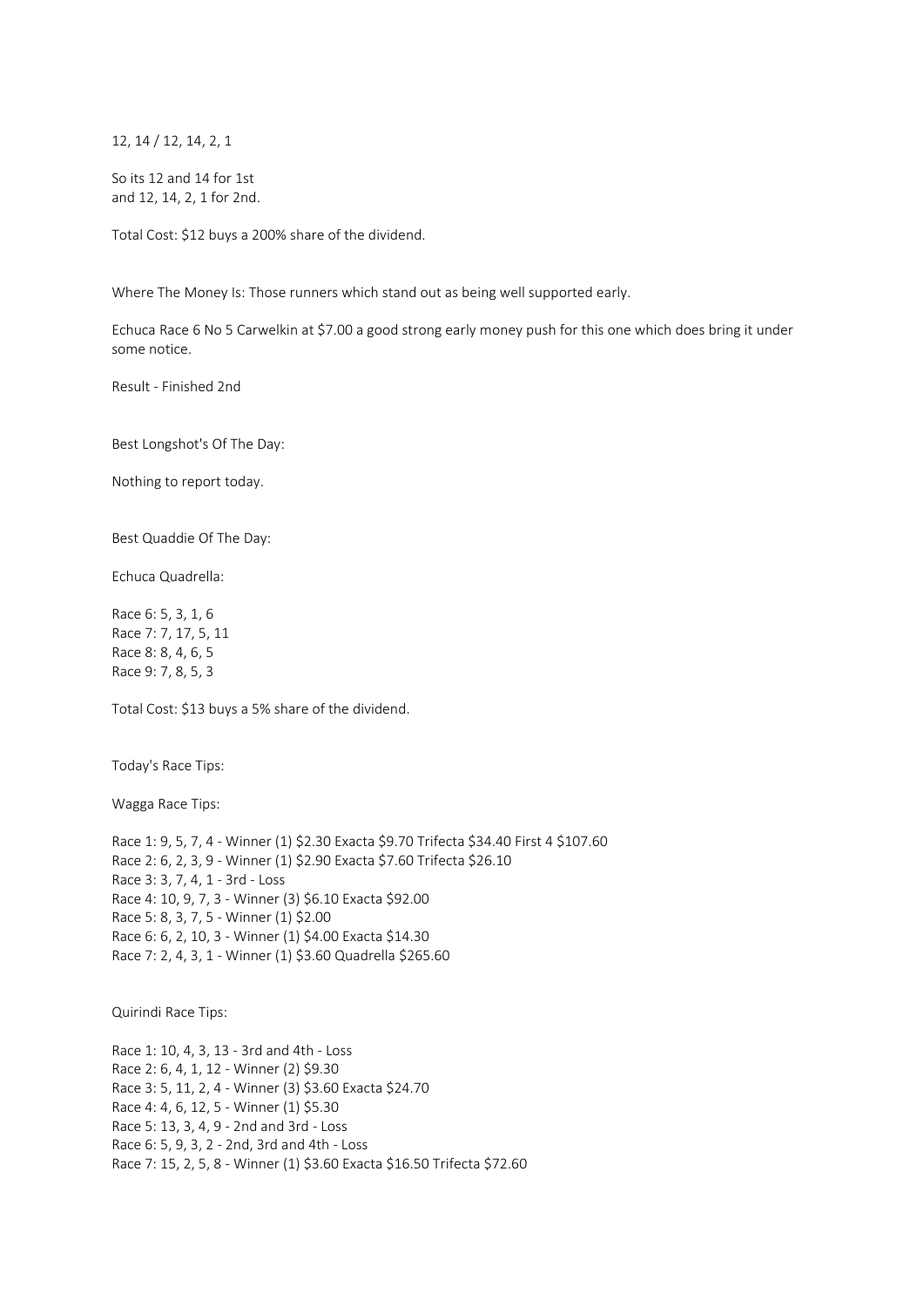12, 14 / 12, 14, 2, 1

So its 12 and 14 for 1st
and 12, 14, 2, 1 for 2nd.

Total Cost: $12 buys a 200% share of the dividend.

Where The Money Is: Those runners which stand out as being well supported early.

Echuca Race 6 No 5 Carwelkin at $7.00 a good strong early money push for this one which does bring it under some notice.

Result - Finished 2nd

Best Longshot's Of The Day:

Nothing to report today.

Best Quaddie Of The Day:

Echuca Quadrella:

Race 6: 5, 3, 1, 6
Race 7: 7, 17, 5, 11
Race 8: 8, 4, 6, 5
Race 9: 7, 8, 5, 3

Total Cost: $13 buys a 5% share of the dividend.

Today's Race Tips:

Wagga Race Tips:

Race 1: 9, 5, 7, 4 - Winner (1) $2.30 Exacta $9.70 Trifecta $34.40 First 4 $107.60
Race 2: 6, 2, 3, 9 - Winner (1) $2.90 Exacta $7.60 Trifecta $26.10
Race 3: 3, 7, 4, 1 - 3rd - Loss
Race 4: 10, 9, 7, 3 - Winner (3) $6.10 Exacta $92.00
Race 5: 8, 3, 7, 5 - Winner (1) $2.00
Race 6: 6, 2, 10, 3 - Winner (1) $4.00 Exacta $14.30
Race 7: 2, 4, 3, 1 - Winner (1) $3.60 Quadrella $265.60

Quirindi Race Tips:

Race 1: 10, 4, 3, 13 - 3rd and 4th - Loss
Race 2: 6, 4, 1, 12 - Winner (2) $9.30
Race 3: 5, 11, 2, 4 - Winner (3) $3.60 Exacta $24.70
Race 4: 4, 6, 12, 5 - Winner (1) $5.30
Race 5: 13, 3, 4, 9 - 2nd and 3rd - Loss
Race 6: 5, 9, 3, 2 - 2nd, 3rd and 4th - Loss
Race 7: 15, 2, 5, 8 - Winner (1) $3.60 Exacta $16.50 Trifecta $72.60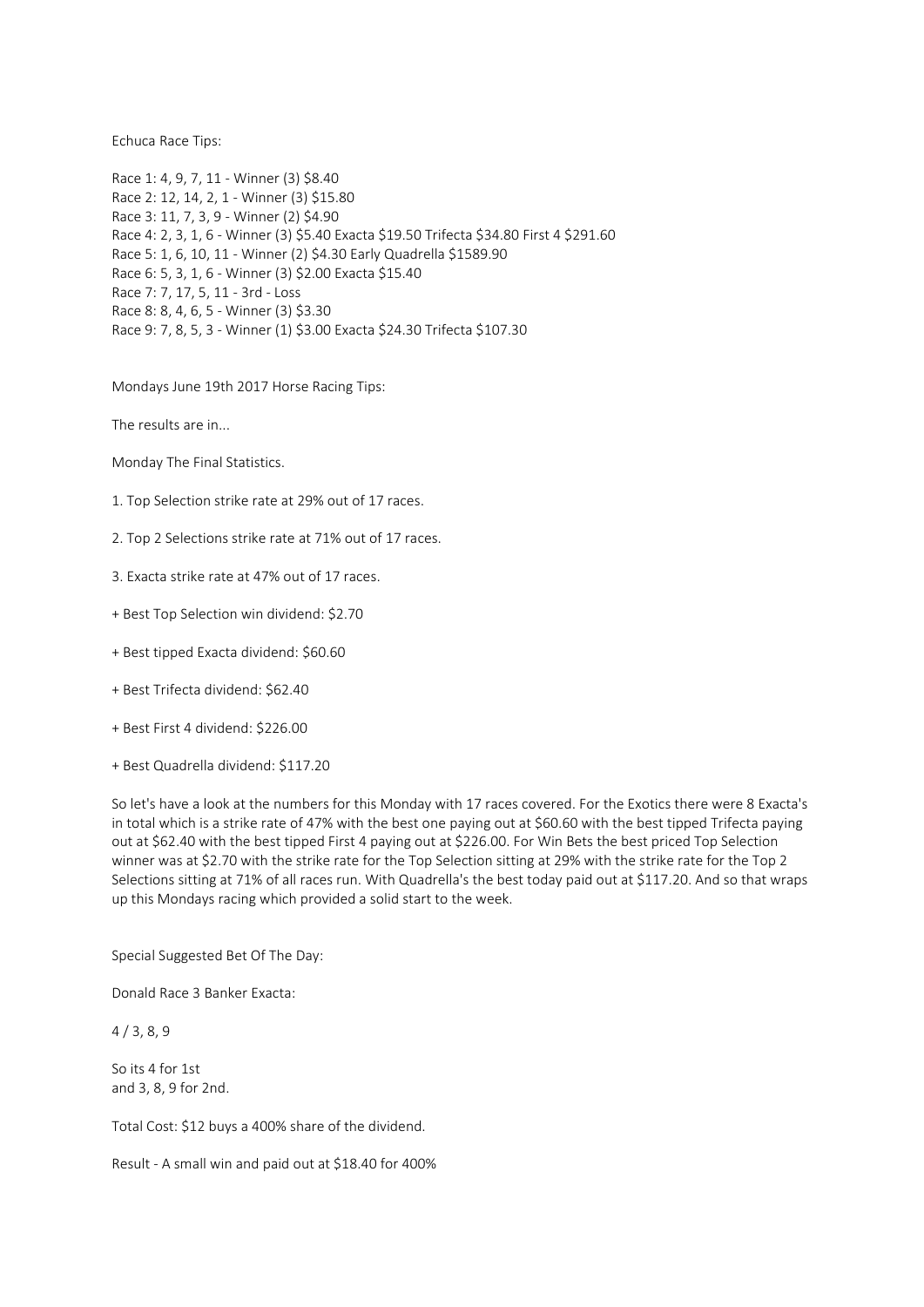Echuca Race Tips:

Race 1: 4, 9, 7, 11 - Winner (3) $8.40
Race 2: 12, 14, 2, 1 - Winner (3) $15.80
Race 3: 11, 7, 3, 9 - Winner (2) $4.90
Race 4: 2, 3, 1, 6 - Winner (3) $5.40 Exacta $19.50 Trifecta $34.80 First 4 $291.60
Race 5: 1, 6, 10, 11 - Winner (2) $4.30 Early Quadrella $1589.90
Race 6: 5, 3, 1, 6 - Winner (3) $2.00 Exacta $15.40
Race 7: 7, 17, 5, 11 - 3rd - Loss
Race 8: 8, 4, 6, 5 - Winner (3) $3.30
Race 9: 7, 8, 5, 3 - Winner (1) $3.00 Exacta $24.30 Trifecta $107.30

Mondays June 19th 2017 Horse Racing Tips:

The results are in...

Monday The Final Statistics.

1. Top Selection strike rate at 29% out of 17 races.

2. Top 2 Selections strike rate at 71% out of 17 races.

3. Exacta strike rate at 47% out of 17 races.

+ Best Top Selection win dividend: $2.70

+ Best tipped Exacta dividend: $60.60

+ Best Trifecta dividend: $62.40

+ Best First 4 dividend: $226.00

+ Best Quadrella dividend: $117.20

So let's have a look at the numbers for this Monday with 17 races covered. For the Exotics there were 8 Exacta's in total which is a strike rate of 47% with the best one paying out at $60.60 with the best tipped Trifecta paying out at $62.40 with the best tipped First 4 paying out at $226.00. For Win Bets the best priced Top Selection winner was at $2.70 with the strike rate for the Top Selection sitting at 29% with the strike rate for the Top 2 Selections sitting at 71% of all races run. With Quadrella's the best today paid out at $117.20. And so that wraps up this Mondays racing which provided a solid start to the week.

Special Suggested Bet Of The Day:

Donald Race 3 Banker Exacta:

4 / 3, 8, 9

So its 4 for 1st
and 3, 8, 9 for 2nd.

Total Cost: $12 buys a 400% share of the dividend.

Result - A small win and paid out at $18.40 for 400%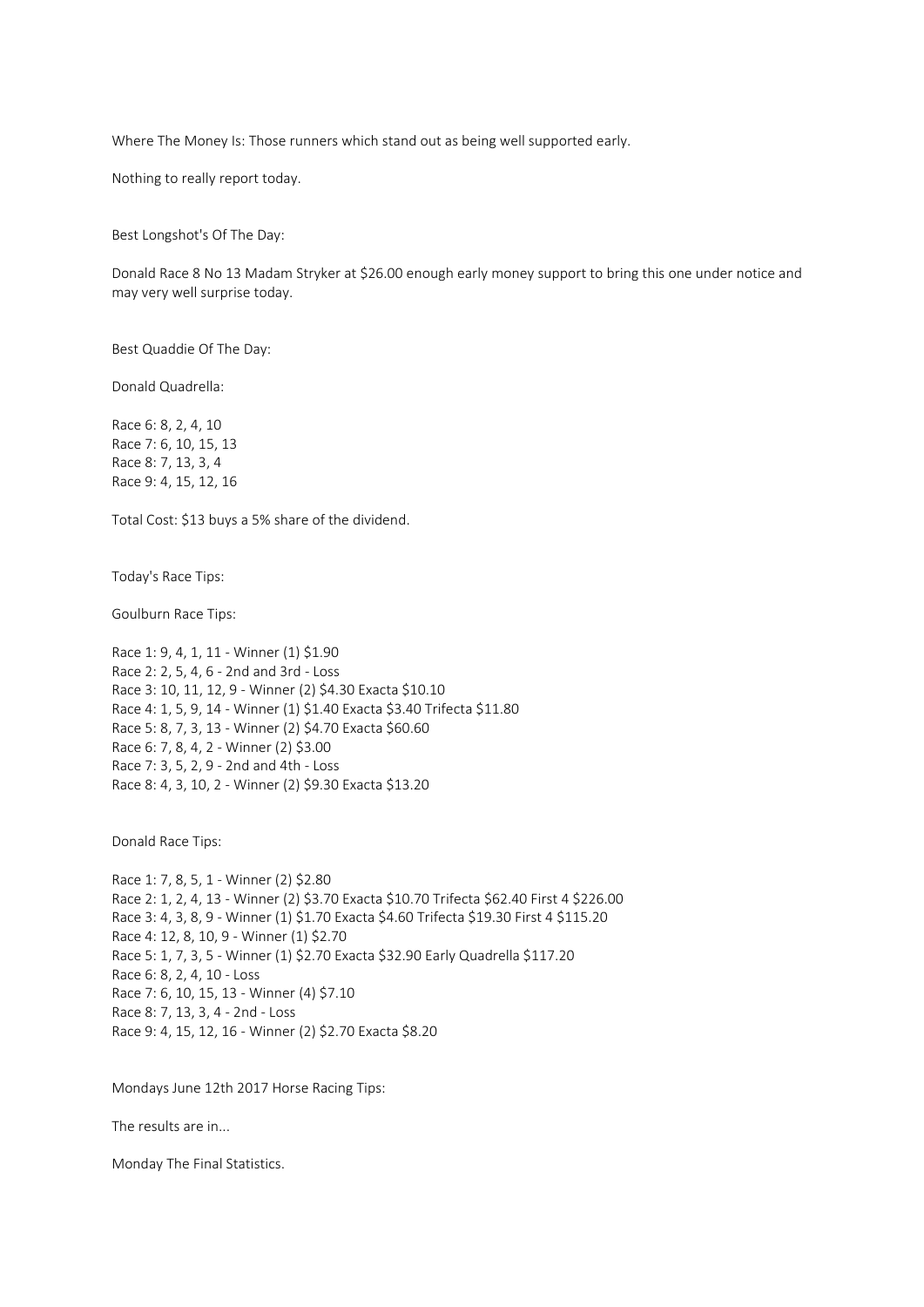Where The Money Is: Those runners which stand out as being well supported early.

Nothing to really report today.

Best Longshot's Of The Day:

Donald Race 8 No 13 Madam Stryker at $26.00 enough early money support to bring this one under notice and may very well surprise today.

Best Quaddie Of The Day:

Donald Quadrella:

Race 6: 8, 2, 4, 10
Race 7: 6, 10, 15, 13
Race 8: 7, 13, 3, 4
Race 9: 4, 15, 12, 16

Total Cost: $13 buys a 5% share of the dividend.

Today's Race Tips:

Goulburn Race Tips:

Race 1: 9, 4, 1, 11 - Winner (1) $1.90
Race 2: 2, 5, 4, 6 - 2nd and 3rd - Loss
Race 3: 10, 11, 12, 9 - Winner (2) $4.30 Exacta $10.10
Race 4: 1, 5, 9, 14 - Winner (1) $1.40 Exacta $3.40 Trifecta $11.80
Race 5: 8, 7, 3, 13 - Winner (2) $4.70 Exacta $60.60
Race 6: 7, 8, 4, 2 - Winner (2) $3.00
Race 7: 3, 5, 2, 9 - 2nd and 4th - Loss
Race 8: 4, 3, 10, 2 - Winner (2) $9.30 Exacta $13.20

Donald Race Tips:

Race 1: 7, 8, 5, 1 - Winner (2) $2.80
Race 2: 1, 2, 4, 13 - Winner (2) $3.70 Exacta $10.70 Trifecta $62.40 First 4 $226.00
Race 3: 4, 3, 8, 9 - Winner (1) $1.70 Exacta $4.60 Trifecta $19.30 First 4 $115.20
Race 4: 12, 8, 10, 9 - Winner (1) $2.70
Race 5: 1, 7, 3, 5 - Winner (1) $2.70 Exacta $32.90 Early Quadrella $117.20
Race 6: 8, 2, 4, 10 - Loss
Race 7: 6, 10, 15, 13 - Winner (4) $7.10
Race 8: 7, 13, 3, 4 - 2nd - Loss
Race 9: 4, 15, 12, 16 - Winner (2) $2.70 Exacta $8.20

Mondays June 12th 2017 Horse Racing Tips:

The results are in...

Monday The Final Statistics.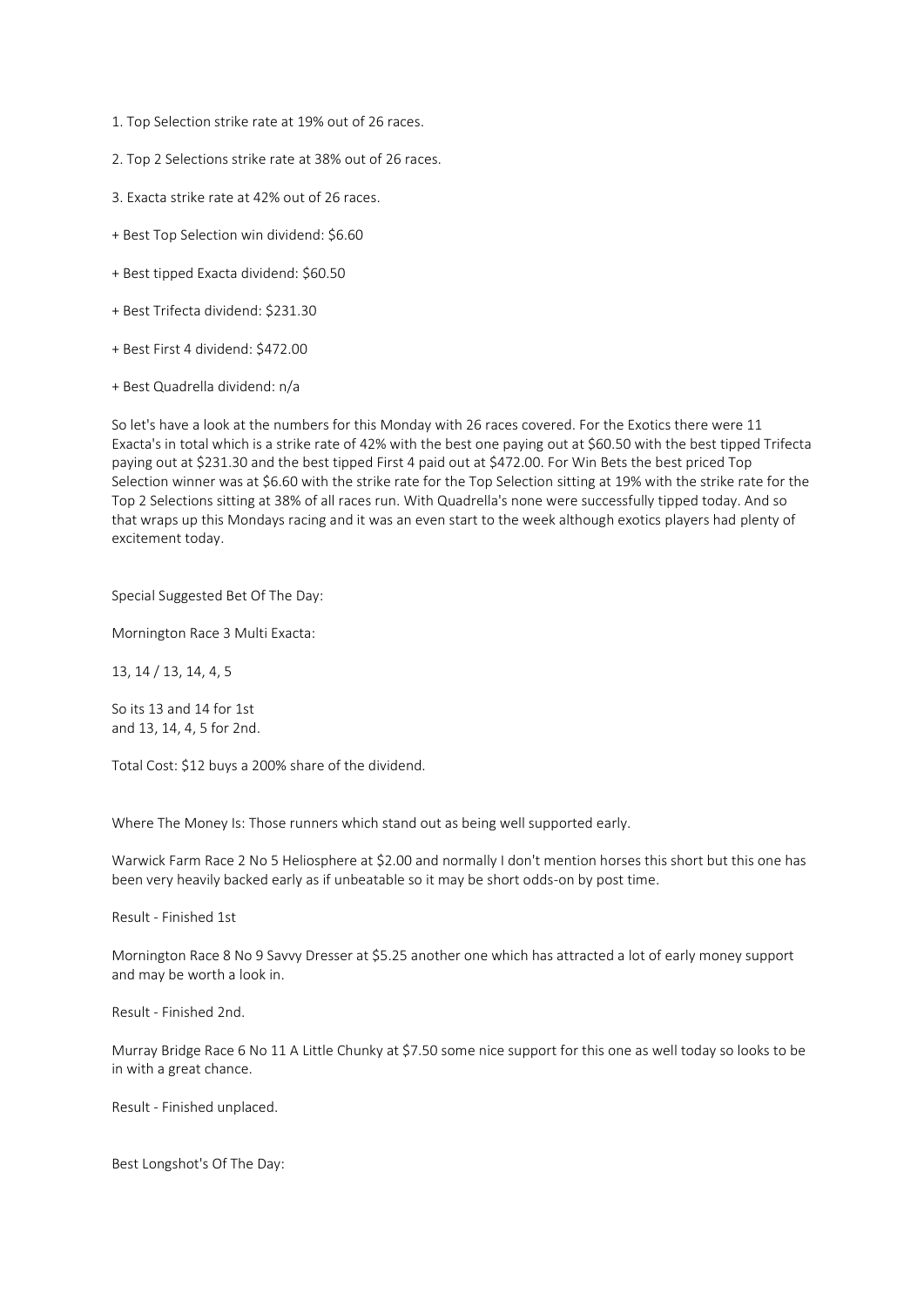1. Top Selection strike rate at 19% out of 26 races.

2. Top 2 Selections strike rate at 38% out of 26 races.

3. Exacta strike rate at 42% out of 26 races.

+ Best Top Selection win dividend: $6.60

+ Best tipped Exacta dividend: $60.50

+ Best Trifecta dividend: $231.30

+ Best First 4 dividend: $472.00

+ Best Quadrella dividend: n/a

So let's have a look at the numbers for this Monday with 26 races covered. For the Exotics there were 11 Exacta's in total which is a strike rate of 42% with the best one paying out at $60.50 with the best tipped Trifecta paying out at $231.30 and the best tipped First 4 paid out at $472.00. For Win Bets the best priced Top Selection winner was at $6.60 with the strike rate for the Top Selection sitting at 19% with the strike rate for the Top 2 Selections sitting at 38% of all races run. With Quadrella's none were successfully tipped today. And so that wraps up this Mondays racing and it was an even start to the week although exotics players had plenty of excitement today.

Special Suggested Bet Of The Day:

Mornington Race 3 Multi Exacta:

13, 14 / 13, 14, 4, 5

So its 13 and 14 for 1st
and 13, 14, 4, 5 for 2nd.

Total Cost: $12 buys a 200% share of the dividend.

Where The Money Is: Those runners which stand out as being well supported early.

Warwick Farm Race 2 No 5 Heliosphere at $2.00 and normally I don't mention horses this short but this one has been very heavily backed early as if unbeatable so it may be short odds-on by post time.

Result - Finished 1st

Mornington Race 8 No 9 Savvy Dresser at $5.25 another one which has attracted a lot of early money support and may be worth a look in.

Result - Finished 2nd.

Murray Bridge Race 6 No 11 A Little Chunky at $7.50 some nice support for this one as well today so looks to be in with a great chance.

Result - Finished unplaced.

Best Longshot's Of The Day: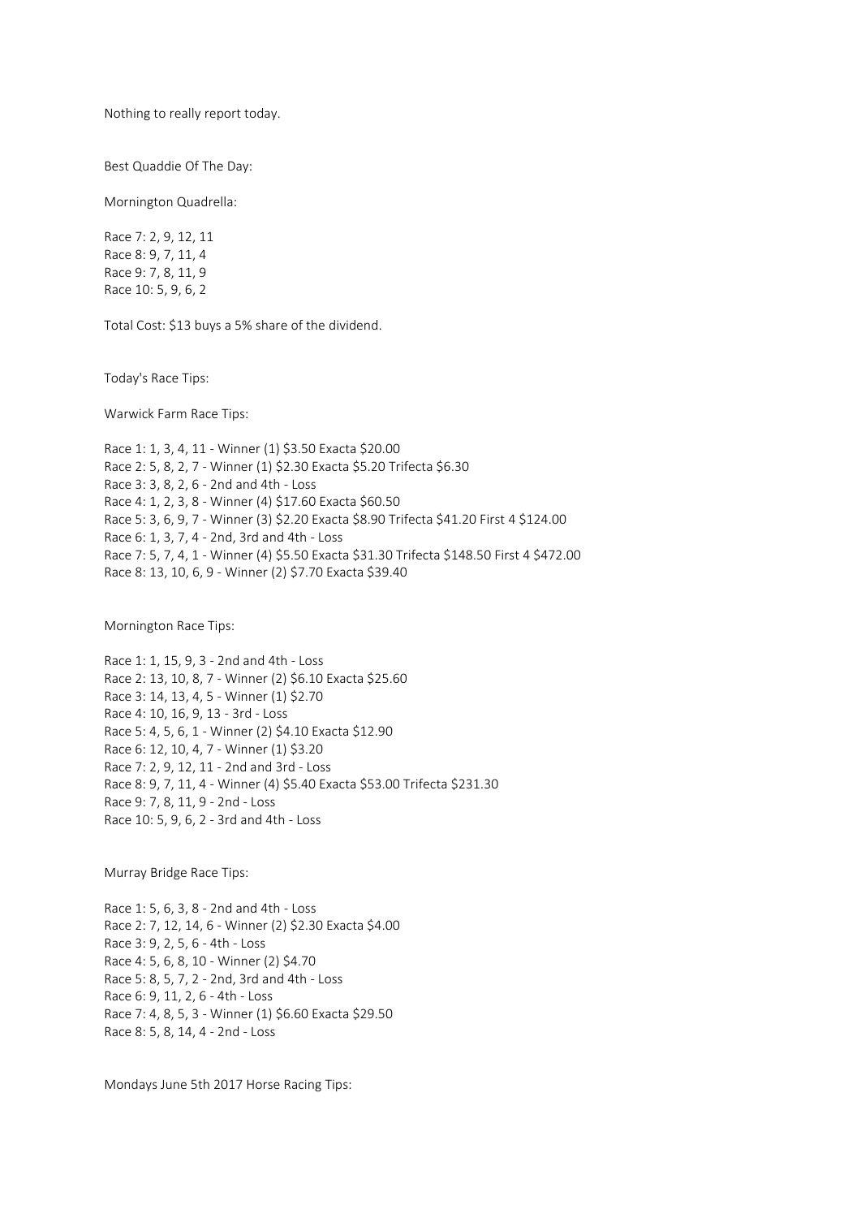Nothing to really report today.

Best Quaddie Of The Day:

Mornington Quadrella:

Race 7: 2, 9, 12, 11
Race 8: 9, 7, 11, 4
Race 9: 7, 8, 11, 9
Race 10: 5, 9, 6, 2

Total Cost: $13 buys a 5% share of the dividend.

Today's Race Tips:

Warwick Farm Race Tips:

Race 1: 1, 3, 4, 11 - Winner (1) $3.50 Exacta $20.00
Race 2: 5, 8, 2, 7 - Winner (1) $2.30 Exacta $5.20 Trifecta $6.30
Race 3: 3, 8, 2, 6 - 2nd and 4th - Loss
Race 4: 1, 2, 3, 8 - Winner (4) $17.60 Exacta $60.50
Race 5: 3, 6, 9, 7 - Winner (3) $2.20 Exacta $8.90 Trifecta $41.20 First 4 $124.00
Race 6: 1, 3, 7, 4 - 2nd, 3rd and 4th - Loss
Race 7: 5, 7, 4, 1 - Winner (4) $5.50 Exacta $31.30 Trifecta $148.50 First 4 $472.00
Race 8: 13, 10, 6, 9 - Winner (2) $7.70 Exacta $39.40

Mornington Race Tips:

Race 1: 1, 15, 9, 3 - 2nd and 4th - Loss
Race 2: 13, 10, 8, 7 - Winner (2) $6.10 Exacta $25.60
Race 3: 14, 13, 4, 5 - Winner (1) $2.70
Race 4: 10, 16, 9, 13 - 3rd - Loss
Race 5: 4, 5, 6, 1 - Winner (2) $4.10 Exacta $12.90
Race 6: 12, 10, 4, 7 - Winner (1) $3.20
Race 7: 2, 9, 12, 11 - 2nd and 3rd - Loss
Race 8: 9, 7, 11, 4 - Winner (4) $5.40 Exacta $53.00 Trifecta $231.30
Race 9: 7, 8, 11, 9 - 2nd - Loss
Race 10: 5, 9, 6, 2 - 3rd and 4th - Loss

Murray Bridge Race Tips:

Race 1: 5, 6, 3, 8 - 2nd and 4th - Loss
Race 2: 7, 12, 14, 6 - Winner (2) $2.30 Exacta $4.00
Race 3: 9, 2, 5, 6 - 4th - Loss
Race 4: 5, 6, 8, 10 - Winner (2) $4.70
Race 5: 8, 5, 7, 2 - 2nd, 3rd and 4th - Loss
Race 6: 9, 11, 2, 6 - 4th - Loss
Race 7: 4, 8, 5, 3 - Winner (1) $6.60 Exacta $29.50
Race 8: 5, 8, 14, 4 - 2nd - Loss

Mondays June 5th 2017 Horse Racing Tips: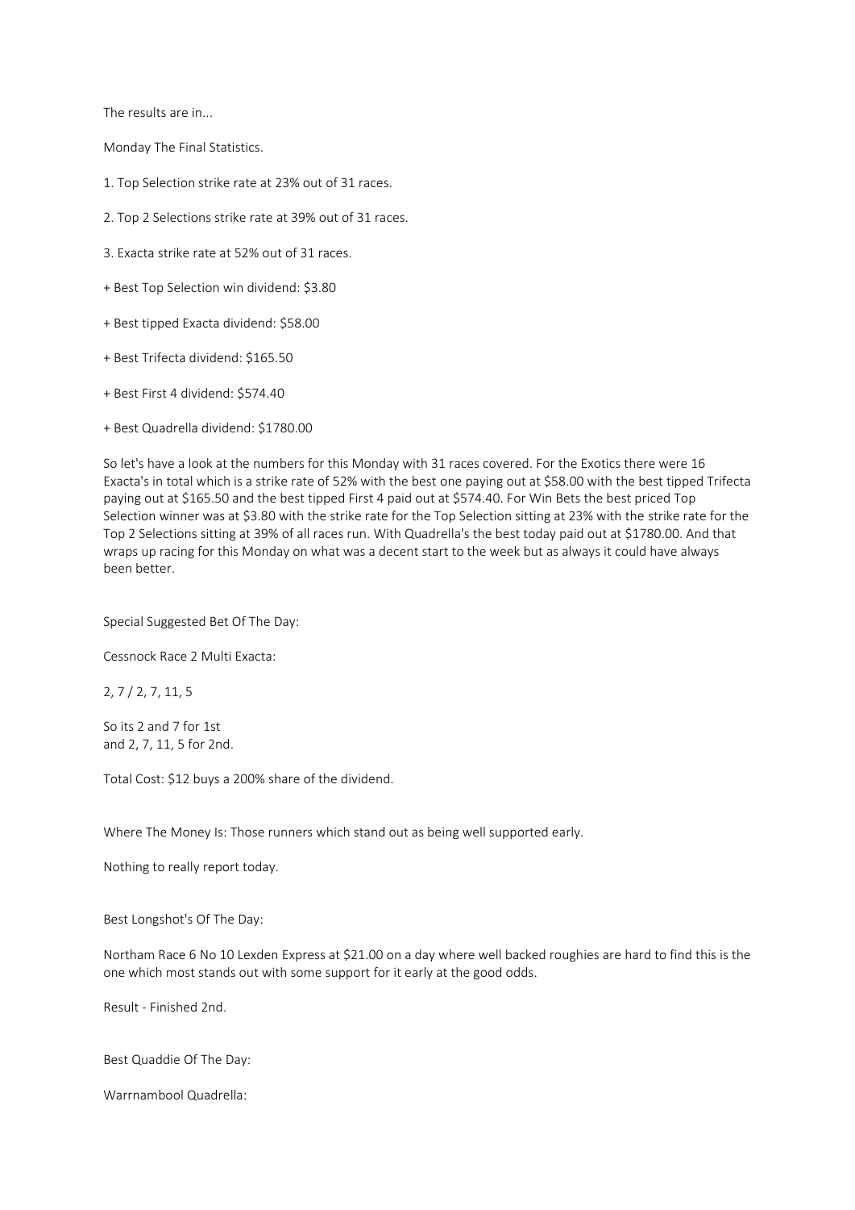The results are in...

Monday The Final Statistics.

1. Top Selection strike rate at 23% out of 31 races.

2. Top 2 Selections strike rate at 39% out of 31 races.

3. Exacta strike rate at 52% out of 31 races.

+ Best Top Selection win dividend: $3.80

+ Best tipped Exacta dividend: $58.00

+ Best Trifecta dividend: $165.50

+ Best First 4 dividend: $574.40

+ Best Quadrella dividend: $1780.00

So let's have a look at the numbers for this Monday with 31 races covered. For the Exotics there were 16 Exacta's in total which is a strike rate of 52% with the best one paying out at $58.00 with the best tipped Trifecta paying out at $165.50 and the best tipped First 4 paid out at $574.40. For Win Bets the best priced Top Selection winner was at $3.80 with the strike rate for the Top Selection sitting at 23% with the strike rate for the Top 2 Selections sitting at 39% of all races run. With Quadrella's the best today paid out at $1780.00. And that wraps up racing for this Monday on what was a decent start to the week but as always it could have always been better.

Special Suggested Bet Of The Day:

Cessnock Race 2 Multi Exacta:

2, 7 / 2, 7, 11, 5

So its 2 and 7 for 1st
and 2, 7, 11, 5 for 2nd.

Total Cost: $12 buys a 200% share of the dividend.

Where The Money Is: Those runners which stand out as being well supported early.

Nothing to really report today.

Best Longshot's Of The Day:

Northam Race 6 No 10 Lexden Express at $21.00 on a day where well backed roughies are hard to find this is the one which most stands out with some support for it early at the good odds.

Result - Finished 2nd.

Best Quaddie Of The Day:

Warrnambool Quadrella: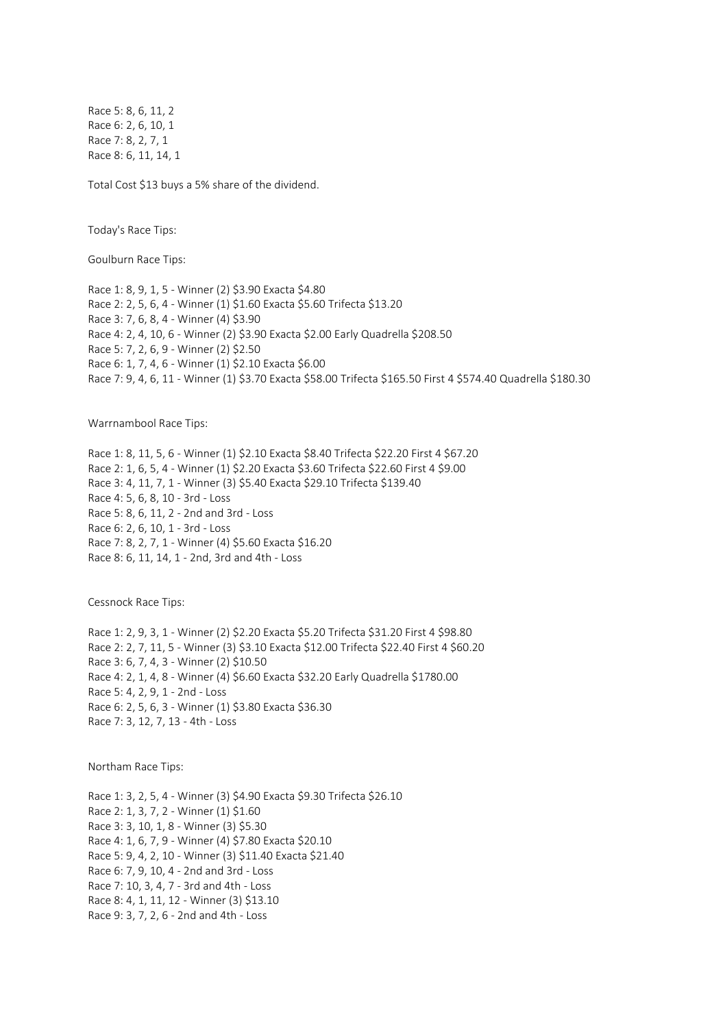Race 5: 8, 6, 11, 2
Race 6: 2, 6, 10, 1
Race 7: 8, 2, 7, 1
Race 8: 6, 11, 14, 1

Total Cost $13 buys a 5% share of the dividend.

Today's Race Tips:

Goulburn Race Tips:

Race 1: 8, 9, 1, 5 - Winner (2) $3.90 Exacta $4.80
Race 2: 2, 5, 6, 4 - Winner (1) $1.60 Exacta $5.60 Trifecta $13.20
Race 3: 7, 6, 8, 4 - Winner (4) $3.90
Race 4: 2, 4, 10, 6 - Winner (2) $3.90 Exacta $2.00 Early Quadrella $208.50
Race 5: 7, 2, 6, 9 - Winner (2) $2.50
Race 6: 1, 7, 4, 6 - Winner (1) $2.10 Exacta $6.00
Race 7: 9, 4, 6, 11 - Winner (1) $3.70 Exacta $58.00 Trifecta $165.50 First 4 $574.40 Quadrella $180.30

Warrnambool Race Tips:

Race 1: 8, 11, 5, 6 - Winner (1) $2.10 Exacta $8.40 Trifecta $22.20 First 4 $67.20
Race 2: 1, 6, 5, 4 - Winner (1) $2.20 Exacta $3.60 Trifecta $22.60 First 4 $9.00
Race 3: 4, 11, 7, 1 - Winner (3) $5.40 Exacta $29.10 Trifecta $139.40
Race 4: 5, 6, 8, 10 - 3rd - Loss
Race 5: 8, 6, 11, 2 - 2nd and 3rd - Loss
Race 6: 2, 6, 10, 1 - 3rd - Loss
Race 7: 8, 2, 7, 1 - Winner (4) $5.60 Exacta $16.20
Race 8: 6, 11, 14, 1 - 2nd, 3rd and 4th - Loss

Cessnock Race Tips:

Race 1: 2, 9, 3, 1 - Winner (2) $2.20 Exacta $5.20 Trifecta $31.20 First 4 $98.80
Race 2: 2, 7, 11, 5 - Winner (3) $3.10 Exacta $12.00 Trifecta $22.40 First 4 $60.20
Race 3: 6, 7, 4, 3 - Winner (2) $10.50
Race 4: 2, 1, 4, 8 - Winner (4) $6.60 Exacta $32.20 Early Quadrella $1780.00
Race 5: 4, 2, 9, 1 - 2nd - Loss
Race 6: 2, 5, 6, 3 - Winner (1) $3.80 Exacta $36.30
Race 7: 3, 12, 7, 13 - 4th - Loss

Northam Race Tips:

Race 1: 3, 2, 5, 4 - Winner (3) $4.90 Exacta $9.30 Trifecta $26.10
Race 2: 1, 3, 7, 2 - Winner (1) $1.60
Race 3: 3, 10, 1, 8 - Winner (3) $5.30
Race 4: 1, 6, 7, 9 - Winner (4) $7.80 Exacta $20.10
Race 5: 9, 4, 2, 10 - Winner (3) $11.40 Exacta $21.40
Race 6: 7, 9, 10, 4 - 2nd and 3rd - Loss
Race 7: 10, 3, 4, 7 - 3rd and 4th - Loss
Race 8: 4, 1, 11, 12 - Winner (3) $13.10
Race 9: 3, 7, 2, 6 - 2nd and 4th - Loss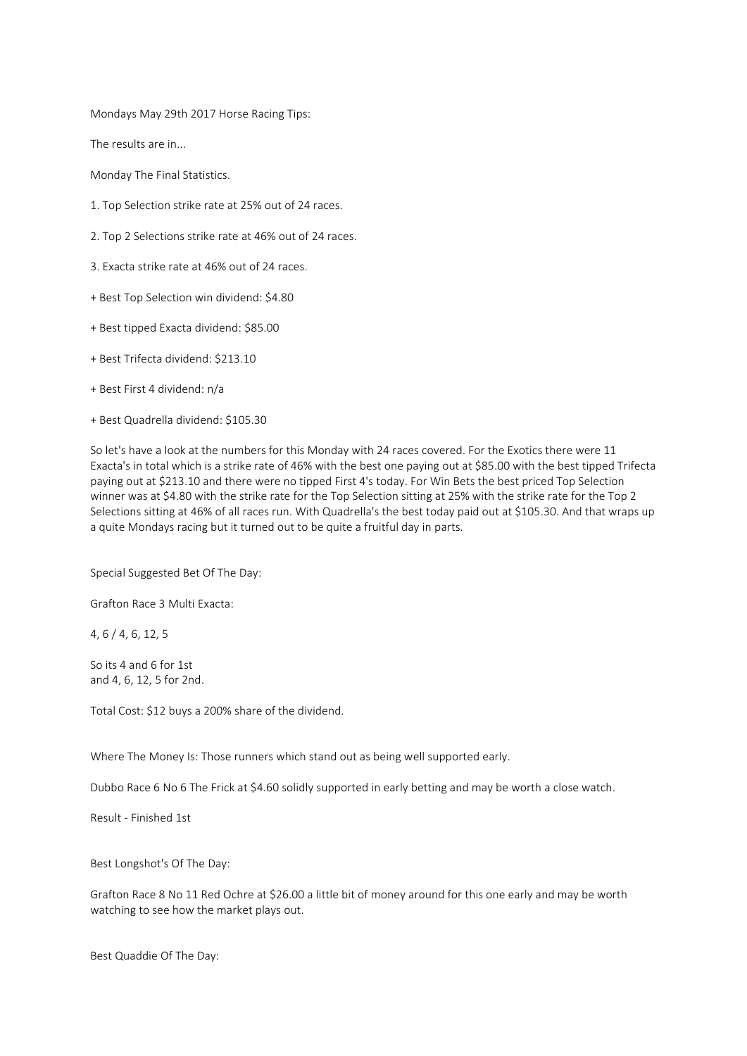Mondays May 29th 2017 Horse Racing Tips:

The results are in...

Monday The Final Statistics.

1. Top Selection strike rate at 25% out of 24 races.

2. Top 2 Selections strike rate at 46% out of 24 races.

3. Exacta strike rate at 46% out of 24 races.

+ Best Top Selection win dividend: $4.80

+ Best tipped Exacta dividend: $85.00

+ Best Trifecta dividend: $213.10

+ Best First 4 dividend: n/a

+ Best Quadrella dividend: $105.30

So let's have a look at the numbers for this Monday with 24 races covered. For the Exotics there were 11 Exacta's in total which is a strike rate of 46% with the best one paying out at $85.00 with the best tipped Trifecta paying out at $213.10 and there were no tipped First 4's today. For Win Bets the best priced Top Selection winner was at $4.80 with the strike rate for the Top Selection sitting at 25% with the strike rate for the Top 2 Selections sitting at 46% of all races run. With Quadrella's the best today paid out at $105.30. And that wraps up a quite Mondays racing but it turned out to be quite a fruitful day in parts.

Special Suggested Bet Of The Day:

Grafton Race 3 Multi Exacta:

4, 6 / 4, 6, 12, 5

So its 4 and 6 for 1st
and 4, 6, 12, 5 for 2nd.

Total Cost: $12 buys a 200% share of the dividend.

Where The Money Is: Those runners which stand out as being well supported early.

Dubbo Race 6 No 6 The Frick at $4.60 solidly supported in early betting and may be worth a close watch.

Result - Finished 1st

Best Longshot's Of The Day:

Grafton Race 8 No 11 Red Ochre at $26.00 a little bit of money around for this one early and may be worth watching to see how the market plays out.

Best Quaddie Of The Day: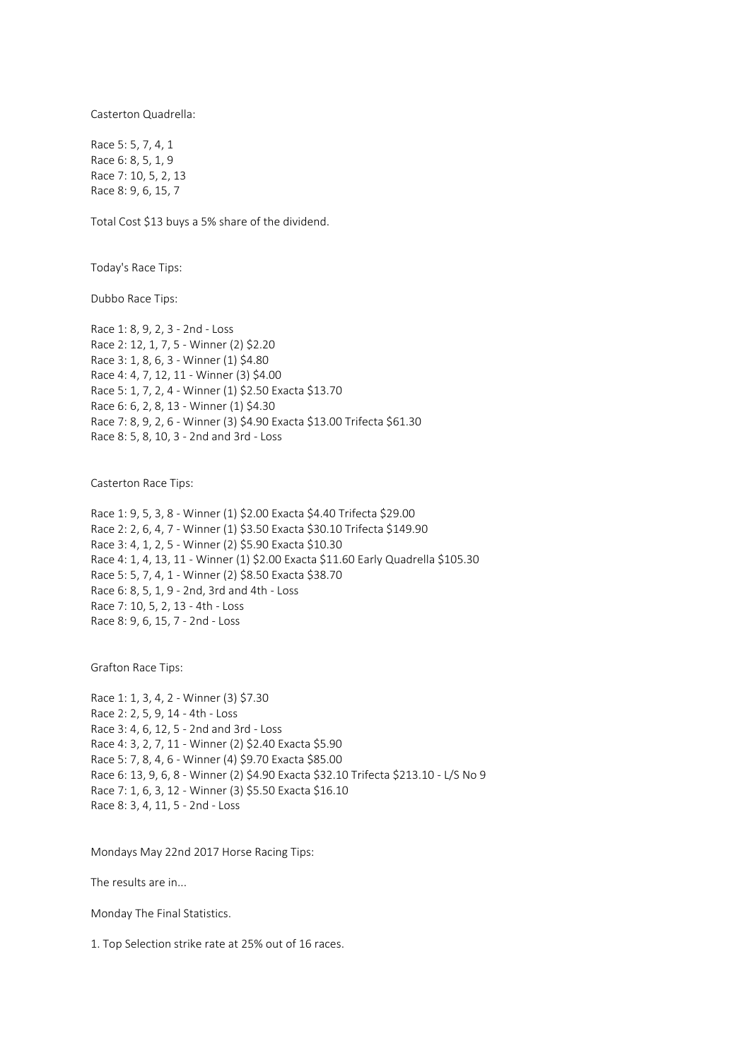Casterton Quadrella:

Race 5: 5, 7, 4, 1
Race 6: 8, 5, 1, 9
Race 7: 10, 5, 2, 13
Race 8: 9, 6, 15, 7

Total Cost $13 buys a 5% share of the dividend.

Today's Race Tips:

Dubbo Race Tips:

Race 1: 8, 9, 2, 3 - 2nd - Loss
Race 2: 12, 1, 7, 5 - Winner (2) $2.20
Race 3: 1, 8, 6, 3 - Winner (1) $4.80
Race 4: 4, 7, 12, 11 - Winner (3) $4.00
Race 5: 1, 7, 2, 4 - Winner (1) $2.50 Exacta $13.70
Race 6: 6, 2, 8, 13 - Winner (1) $4.30
Race 7: 8, 9, 2, 6 - Winner (3) $4.90 Exacta $13.00 Trifecta $61.30
Race 8: 5, 8, 10, 3 - 2nd and 3rd - Loss

Casterton Race Tips:

Race 1: 9, 5, 3, 8 - Winner (1) $2.00 Exacta $4.40 Trifecta $29.00
Race 2: 2, 6, 4, 7 - Winner (1) $3.50 Exacta $30.10 Trifecta $149.90
Race 3: 4, 1, 2, 5 - Winner (2) $5.90 Exacta $10.30
Race 4: 1, 4, 13, 11 - Winner (1) $2.00 Exacta $11.60 Early Quadrella $105.30
Race 5: 5, 7, 4, 1 - Winner (2) $8.50 Exacta $38.70
Race 6: 8, 5, 1, 9 - 2nd, 3rd and 4th - Loss
Race 7: 10, 5, 2, 13 - 4th - Loss
Race 8: 9, 6, 15, 7 - 2nd - Loss

Grafton Race Tips:

Race 1: 1, 3, 4, 2 - Winner (3) $7.30
Race 2: 2, 5, 9, 14 - 4th - Loss
Race 3: 4, 6, 12, 5 - 2nd and 3rd - Loss
Race 4: 3, 2, 7, 11 - Winner (2) $2.40 Exacta $5.90
Race 5: 7, 8, 4, 6 - Winner (4) $9.70 Exacta $85.00
Race 6: 13, 9, 6, 8 - Winner (2) $4.90 Exacta $32.10 Trifecta $213.10 - L/S No 9
Race 7: 1, 6, 3, 12 - Winner (3) $5.50 Exacta $16.10
Race 8: 3, 4, 11, 5 - 2nd - Loss

Mondays May 22nd 2017 Horse Racing Tips:

The results are in...

Monday The Final Statistics.

1. Top Selection strike rate at 25% out of 16 races.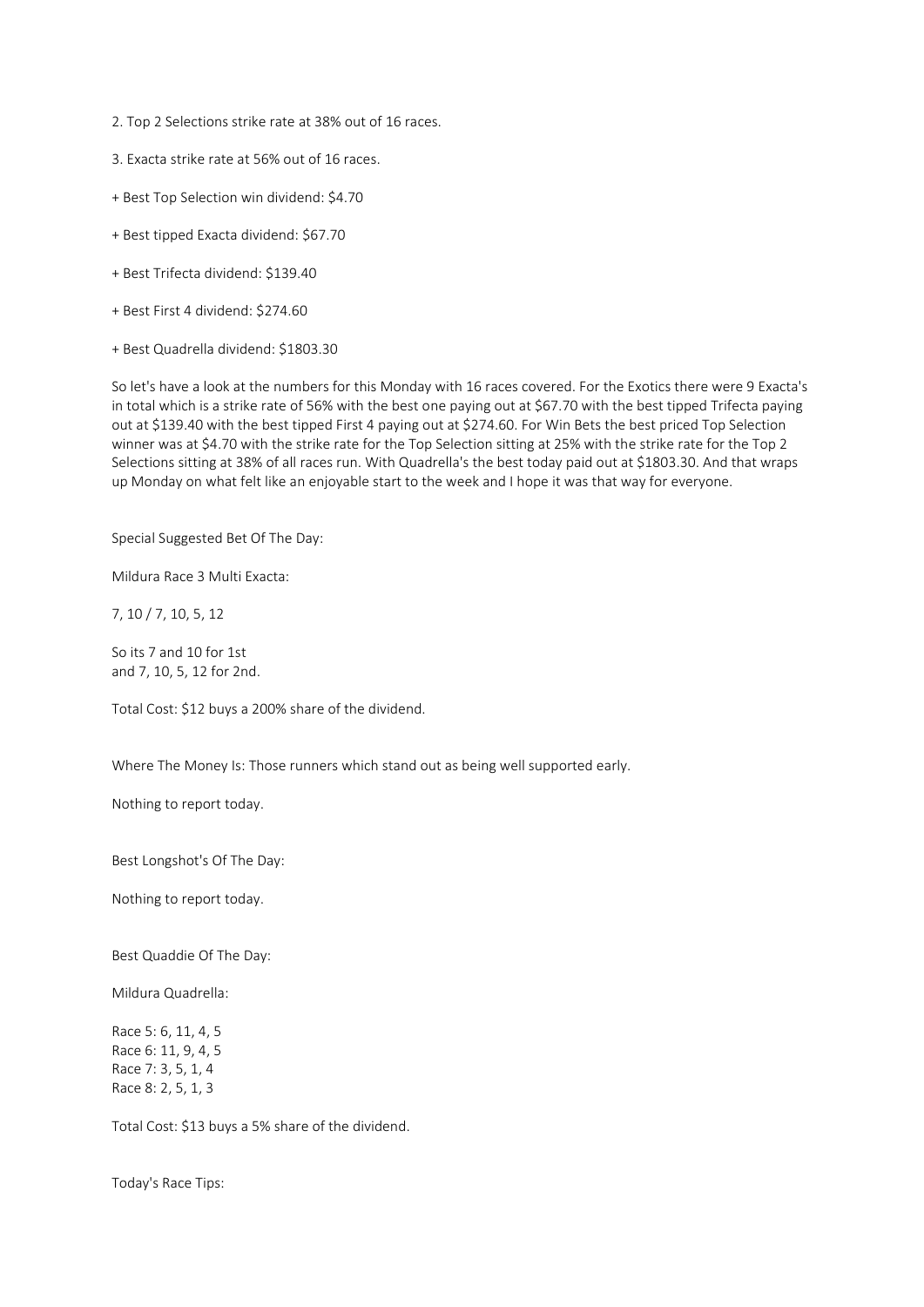2. Top 2 Selections strike rate at 38% out of 16 races.

3. Exacta strike rate at 56% out of 16 races.

+ Best Top Selection win dividend: $4.70

+ Best tipped Exacta dividend: $67.70

+ Best Trifecta dividend: $139.40

+ Best First 4 dividend: $274.60

+ Best Quadrella dividend: $1803.30

So let's have a look at the numbers for this Monday with 16 races covered. For the Exotics there were 9 Exacta's in total which is a strike rate of 56% with the best one paying out at $67.70 with the best tipped Trifecta paying out at $139.40 with the best tipped First 4 paying out at $274.60. For Win Bets the best priced Top Selection winner was at $4.70 with the strike rate for the Top Selection sitting at 25% with the strike rate for the Top 2 Selections sitting at 38% of all races run. With Quadrella's the best today paid out at $1803.30. And that wraps up Monday on what felt like an enjoyable start to the week and I hope it was that way for everyone.

Special Suggested Bet Of The Day:

Mildura Race 3 Multi Exacta:

7, 10 / 7, 10, 5, 12

So its 7 and 10 for 1st
and 7, 10, 5, 12 for 2nd.

Total Cost: $12 buys a 200% share of the dividend.

Where The Money Is: Those runners which stand out as being well supported early.

Nothing to report today.

Best Longshot's Of The Day:

Nothing to report today.

Best Quaddie Of The Day:

Mildura Quadrella:

Race 5: 6, 11, 4, 5
Race 6: 11, 9, 4, 5
Race 7: 3, 5, 1, 4
Race 8: 2, 5, 1, 3

Total Cost: $13 buys a 5% share of the dividend.

Today's Race Tips: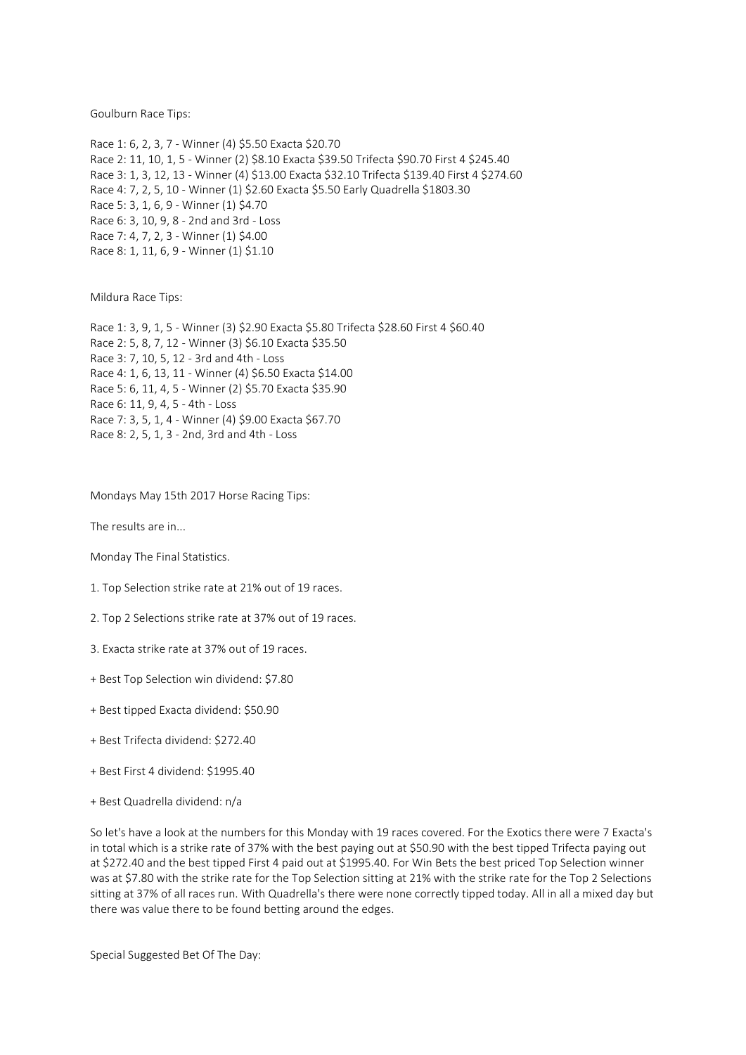Goulburn Race Tips:

Race 1: 6, 2, 3, 7 - Winner (4) $5.50 Exacta $20.70
Race 2: 11, 10, 1, 5 - Winner (2) $8.10 Exacta $39.50 Trifecta $90.70 First 4 $245.40
Race 3: 1, 3, 12, 13 - Winner (4) $13.00 Exacta $32.10 Trifecta $139.40 First 4 $274.60
Race 4: 7, 2, 5, 10 - Winner (1) $2.60 Exacta $5.50 Early Quadrella $1803.30
Race 5: 3, 1, 6, 9 - Winner (1) $4.70
Race 6: 3, 10, 9, 8 - 2nd and 3rd - Loss
Race 7: 4, 7, 2, 3 - Winner (1) $4.00
Race 8: 1, 11, 6, 9 - Winner (1) $1.10

Mildura Race Tips:

Race 1: 3, 9, 1, 5 - Winner (3) $2.90 Exacta $5.80 Trifecta $28.60 First 4 $60.40
Race 2: 5, 8, 7, 12 - Winner (3) $6.10 Exacta $35.50
Race 3: 7, 10, 5, 12 - 3rd and 4th - Loss
Race 4: 1, 6, 13, 11 - Winner (4) $6.50 Exacta $14.00
Race 5: 6, 11, 4, 5 - Winner (2) $5.70 Exacta $35.90
Race 6: 11, 9, 4, 5 - 4th - Loss
Race 7: 3, 5, 1, 4 - Winner (4) $9.00 Exacta $67.70
Race 8: 2, 5, 1, 3 - 2nd, 3rd and 4th - Loss

Mondays May 15th 2017 Horse Racing Tips:

The results are in...

Monday The Final Statistics.

1. Top Selection strike rate at 21% out of 19 races.

2. Top 2 Selections strike rate at 37% out of 19 races.

3. Exacta strike rate at 37% out of 19 races.

+ Best Top Selection win dividend: $7.80

+ Best tipped Exacta dividend: $50.90

+ Best Trifecta dividend: $272.40

+ Best First 4 dividend: $1995.40

+ Best Quadrella dividend: n/a

So let's have a look at the numbers for this Monday with 19 races covered. For the Exotics there were 7 Exacta's in total which is a strike rate of 37% with the best paying out at $50.90 with the best tipped Trifecta paying out at $272.40 and the best tipped First 4 paid out at $1995.40. For Win Bets the best priced Top Selection winner was at $7.80 with the strike rate for the Top Selection sitting at 21% with the strike rate for the Top 2 Selections sitting at 37% of all races run. With Quadrella's there were none correctly tipped today. All in all a mixed day but there was value there to be found betting around the edges.

Special Suggested Bet Of The Day: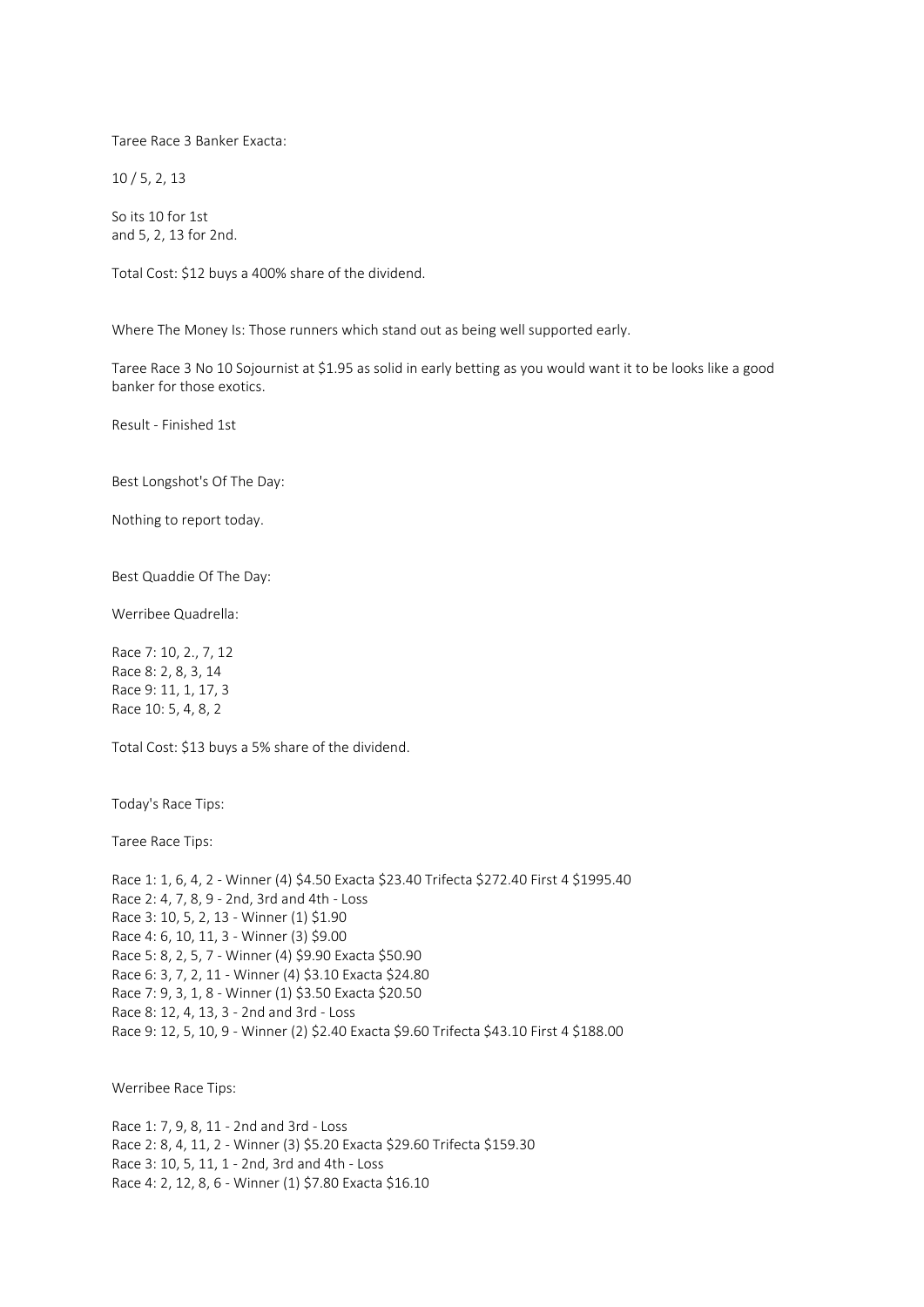Taree Race 3 Banker Exacta:

10 / 5, 2, 13

So its 10 for 1st
and 5, 2, 13 for 2nd.

Total Cost: $12 buys a 400% share of the dividend.

Where The Money Is: Those runners which stand out as being well supported early.

Taree Race 3 No 10 Sojournist at $1.95 as solid in early betting as you would want it to be looks like a good banker for those exotics.

Result - Finished 1st

Best Longshot's Of The Day:

Nothing to report today.

Best Quaddie Of The Day:

Werribee Quadrella:

Race 7: 10, 2., 7, 12
Race 8: 2, 8, 3, 14
Race 9: 11, 1, 17, 3
Race 10: 5, 4, 8, 2

Total Cost: $13 buys a 5% share of the dividend.

Today's Race Tips:

Taree Race Tips:

Race 1: 1, 6, 4, 2 - Winner (4) $4.50 Exacta $23.40 Trifecta $272.40 First 4 $1995.40
Race 2: 4, 7, 8, 9 - 2nd, 3rd and 4th - Loss
Race 3: 10, 5, 2, 13 - Winner (1) $1.90
Race 4: 6, 10, 11, 3 - Winner (3) $9.00
Race 5: 8, 2, 5, 7 - Winner (4) $9.90 Exacta $50.90
Race 6: 3, 7, 2, 11 - Winner (4) $3.10 Exacta $24.80
Race 7: 9, 3, 1, 8 - Winner (1) $3.50 Exacta $20.50
Race 8: 12, 4, 13, 3 - 2nd and 3rd - Loss
Race 9: 12, 5, 10, 9 - Winner (2) $2.40 Exacta $9.60 Trifecta $43.10 First 4 $188.00

Werribee Race Tips:

Race 1: 7, 9, 8, 11 - 2nd and 3rd - Loss
Race 2: 8, 4, 11, 2 - Winner (3) $5.20 Exacta $29.60 Trifecta $159.30
Race 3: 10, 5, 11, 1 - 2nd, 3rd and 4th - Loss
Race 4: 2, 12, 8, 6 - Winner (1) $7.80 Exacta $16.10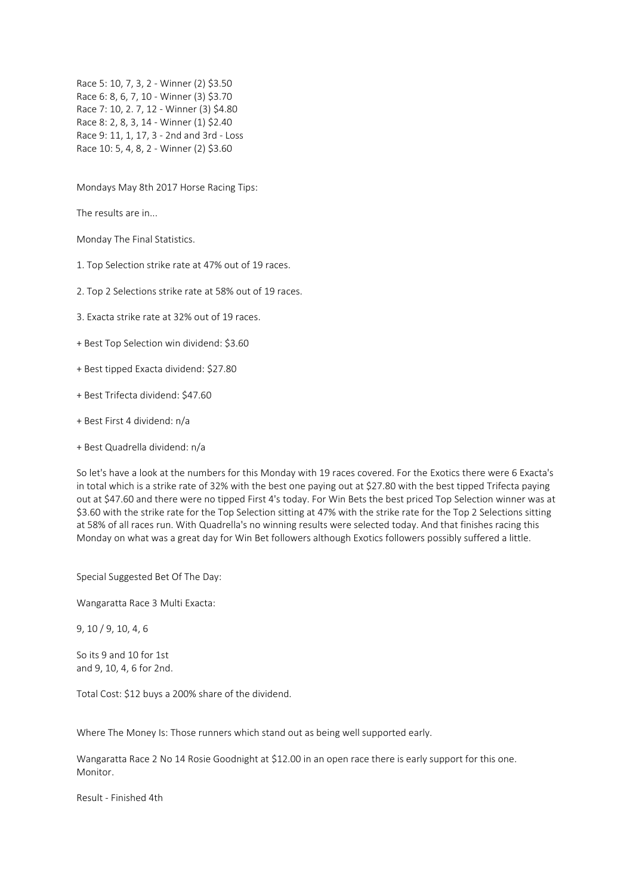Race 5: 10, 7, 3, 2 - Winner (2) $3.50
Race 6: 8, 6, 7, 10 - Winner (3) $3.70
Race 7: 10, 2. 7, 12 - Winner (3) $4.80
Race 8: 2, 8, 3, 14 - Winner (1) $2.40
Race 9: 11, 1, 17, 3 - 2nd and 3rd - Loss
Race 10: 5, 4, 8, 2 - Winner (2) $3.60

Mondays May 8th 2017 Horse Racing Tips:

The results are in...

Monday The Final Statistics.

1. Top Selection strike rate at 47% out of 19 races.

2. Top 2 Selections strike rate at 58% out of 19 races.

3. Exacta strike rate at 32% out of 19 races.

+ Best Top Selection win dividend: $3.60

+ Best tipped Exacta dividend: $27.80

+ Best Trifecta dividend: $47.60

+ Best First 4 dividend: n/a

+ Best Quadrella dividend: n/a

So let's have a look at the numbers for this Monday with 19 races covered. For the Exotics there were 6 Exacta's in total which is a strike rate of 32% with the best one paying out at $27.80 with the best tipped Trifecta paying out at $47.60 and there were no tipped First 4's today. For Win Bets the best priced Top Selection winner was at $3.60 with the strike rate for the Top Selection sitting at 47% with the strike rate for the Top 2 Selections sitting at 58% of all races run. With Quadrella's no winning results were selected today. And that finishes racing this Monday on what was a great day for Win Bet followers although Exotics followers possibly suffered a little.

Special Suggested Bet Of The Day:

Wangaratta Race 3 Multi Exacta:

9, 10 / 9, 10, 4, 6

So its 9 and 10 for 1st
and 9, 10, 4, 6 for 2nd.

Total Cost: $12 buys a 200% share of the dividend.

Where The Money Is: Those runners which stand out as being well supported early.

Wangaratta Race 2 No 14 Rosie Goodnight at $12.00 in an open race there is early support for this one. Monitor.

Result - Finished 4th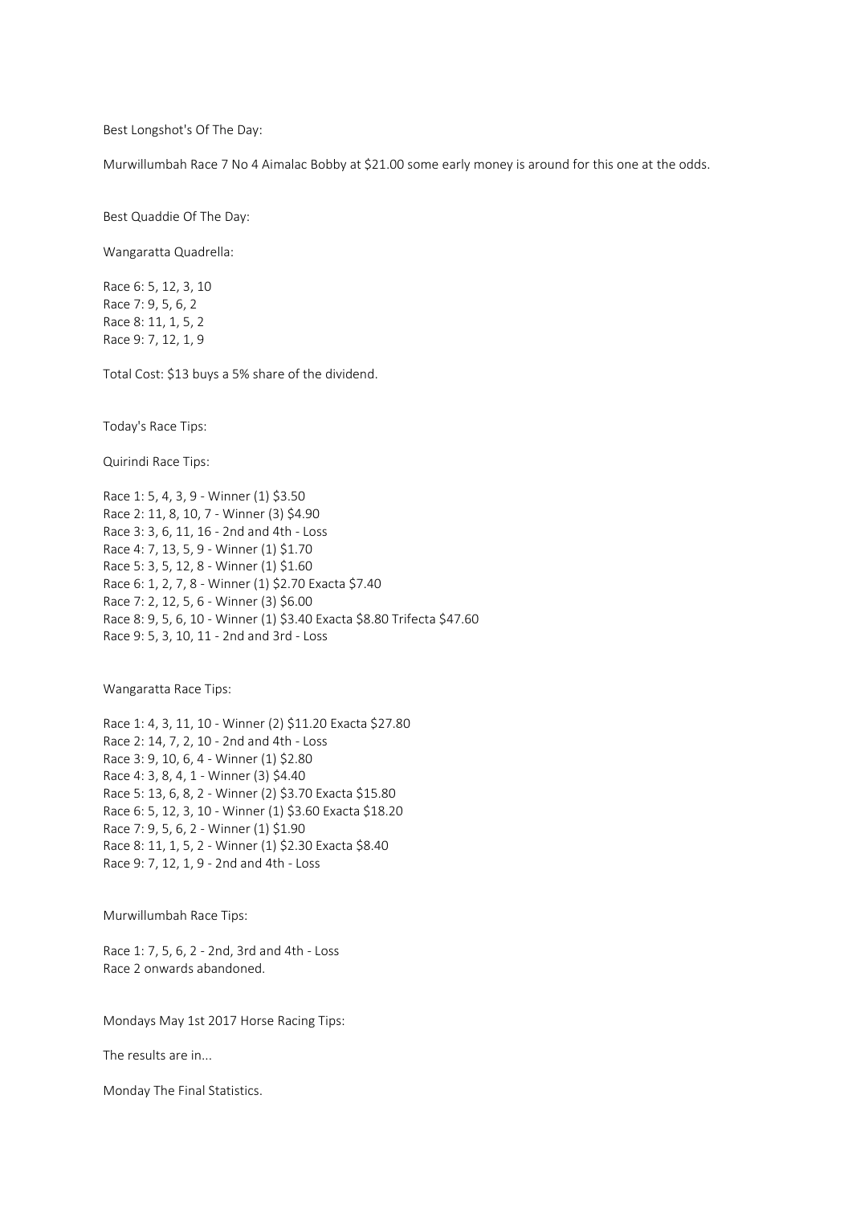Best Longshot's Of The Day:

Murwillumbah Race 7 No 4 Aimalac Bobby at $21.00 some early money is around for this one at the odds.

Best Quaddie Of The Day:

Wangaratta Quadrella:

Race 6: 5, 12, 3, 10
Race 7: 9, 5, 6, 2
Race 8: 11, 1, 5, 2
Race 9: 7, 12, 1, 9

Total Cost: $13 buys a 5% share of the dividend.

Today's Race Tips:

Quirindi Race Tips:

Race 1: 5, 4, 3, 9 - Winner (1) $3.50
Race 2: 11, 8, 10, 7 - Winner (3) $4.90
Race 3: 3, 6, 11, 16 - 2nd and 4th - Loss
Race 4: 7, 13, 5, 9 - Winner (1) $1.70
Race 5: 3, 5, 12, 8 - Winner (1) $1.60
Race 6: 1, 2, 7, 8 - Winner (1) $2.70 Exacta $7.40
Race 7: 2, 12, 5, 6 - Winner (3) $6.00
Race 8: 9, 5, 6, 10 - Winner (1) $3.40 Exacta $8.80 Trifecta $47.60
Race 9: 5, 3, 10, 11 - 2nd and 3rd - Loss

Wangaratta Race Tips:

Race 1: 4, 3, 11, 10 - Winner (2) $11.20 Exacta $27.80
Race 2: 14, 7, 2, 10 - 2nd and 4th - Loss
Race 3: 9, 10, 6, 4 - Winner (1) $2.80
Race 4: 3, 8, 4, 1 - Winner (3) $4.40
Race 5: 13, 6, 8, 2 - Winner (2) $3.70 Exacta $15.80
Race 6: 5, 12, 3, 10 - Winner (1) $3.60 Exacta $18.20
Race 7: 9, 5, 6, 2 - Winner (1) $1.90
Race 8: 11, 1, 5, 2 - Winner (1) $2.30 Exacta $8.40
Race 9: 7, 12, 1, 9 - 2nd and 4th - Loss

Murwillumbah Race Tips:

Race 1: 7, 5, 6, 2 - 2nd, 3rd and 4th - Loss
Race 2 onwards abandoned.

Mondays May 1st 2017 Horse Racing Tips:

The results are in...

Monday The Final Statistics.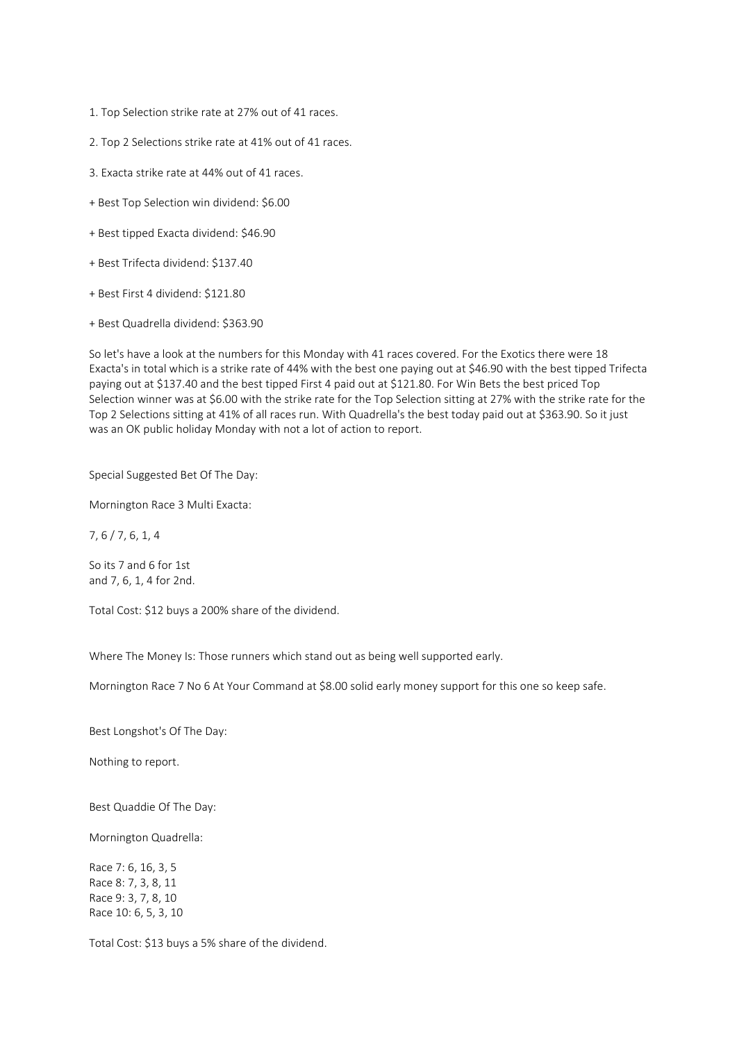1. Top Selection strike rate at 27% out of 41 races.

2. Top 2 Selections strike rate at 41% out of 41 races.

3. Exacta strike rate at 44% out of 41 races.

+ Best Top Selection win dividend: $6.00

+ Best tipped Exacta dividend: $46.90

+ Best Trifecta dividend: $137.40

+ Best First 4 dividend: $121.80

+ Best Quadrella dividend: $363.90

So let's have a look at the numbers for this Monday with 41 races covered. For the Exotics there were 18 Exacta's in total which is a strike rate of 44% with the best one paying out at $46.90 with the best tipped Trifecta paying out at $137.40 and the best tipped First 4 paid out at $121.80. For Win Bets the best priced Top Selection winner was at $6.00 with the strike rate for the Top Selection sitting at 27% with the strike rate for the Top 2 Selections sitting at 41% of all races run. With Quadrella's the best today paid out at $363.90. So it just was an OK public holiday Monday with not a lot of action to report.

Special Suggested Bet Of The Day:

Mornington Race 3 Multi Exacta:

7, 6 / 7, 6, 1, 4

So its 7 and 6 for 1st
and 7, 6, 1, 4 for 2nd.

Total Cost: $12 buys a 200% share of the dividend.

Where The Money Is: Those runners which stand out as being well supported early.

Mornington Race 7 No 6 At Your Command at $8.00 solid early money support for this one so keep safe.

Best Longshot's Of The Day:

Nothing to report.

Best Quaddie Of The Day:

Mornington Quadrella:

Race 7: 6, 16, 3, 5
Race 8: 7, 3, 8, 11
Race 9: 3, 7, 8, 10
Race 10: 6, 5, 3, 10

Total Cost: $13 buys a 5% share of the dividend.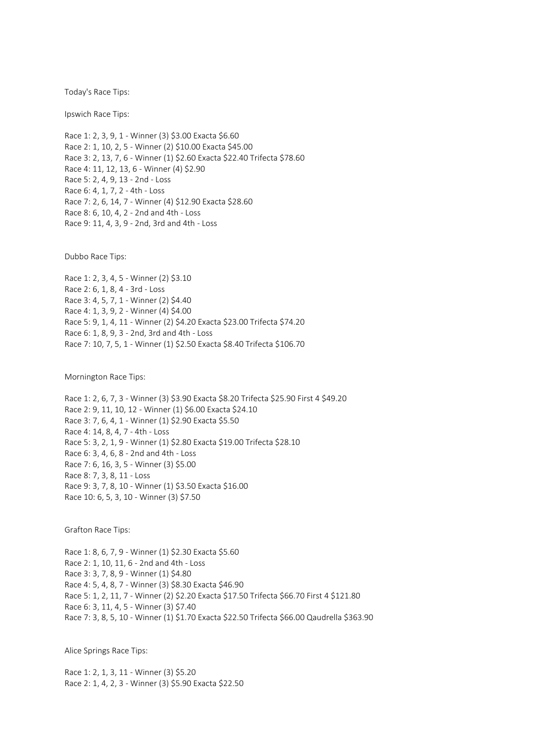Today's Race Tips:

Ipswich Race Tips:

Race 1: 2, 3, 9, 1 - Winner (3) $3.00 Exacta $6.60
Race 2: 1, 10, 2, 5 - Winner (2) $10.00 Exacta $45.00
Race 3: 2, 13, 7, 6 - Winner (1) $2.60 Exacta $22.40 Trifecta $78.60
Race 4: 11, 12, 13, 6 - Winner (4) $2.90
Race 5: 2, 4, 9, 13 - 2nd - Loss
Race 6: 4, 1, 7, 2 - 4th - Loss
Race 7: 2, 6, 14, 7 - Winner (4) $12.90 Exacta $28.60
Race 8: 6, 10, 4, 2 - 2nd and 4th - Loss
Race 9: 11, 4, 3, 9 - 2nd, 3rd and 4th - Loss

Dubbo Race Tips:

Race 1: 2, 3, 4, 5 - Winner (2) $3.10
Race 2: 6, 1, 8, 4 - 3rd - Loss
Race 3: 4, 5, 7, 1 - Winner (2) $4.40
Race 4: 1, 3, 9, 2 - Winner (4) $4.00
Race 5: 9, 1, 4, 11 - Winner (2) $4.20 Exacta $23.00 Trifecta $74.20
Race 6: 1, 8, 9, 3 - 2nd, 3rd and 4th - Loss
Race 7: 10, 7, 5, 1 - Winner (1) $2.50 Exacta $8.40 Trifecta $106.70

Mornington Race Tips:

Race 1: 2, 6, 7, 3 - Winner (3) $3.90 Exacta $8.20 Trifecta $25.90 First 4 $49.20
Race 2: 9, 11, 10, 12 - Winner (1) $6.00 Exacta $24.10
Race 3: 7, 6, 4, 1 - Winner (1) $2.90 Exacta $5.50
Race 4: 14, 8, 4, 7 - 4th - Loss
Race 5: 3, 2, 1, 9 - Winner (1) $2.80 Exacta $19.00 Trifecta $28.10
Race 6: 3, 4, 6, 8 - 2nd and 4th - Loss
Race 7: 6, 16, 3, 5 - Winner (3) $5.00
Race 8: 7, 3, 8, 11 - Loss
Race 9: 3, 7, 8, 10 - Winner (1) $3.50 Exacta $16.00
Race 10: 6, 5, 3, 10 - Winner (3) $7.50

Grafton Race Tips:

Race 1: 8, 6, 7, 9 - Winner (1) $2.30 Exacta $5.60
Race 2: 1, 10, 11, 6 - 2nd and 4th - Loss
Race 3: 3, 7, 8, 9 - Winner (1) $4.80
Race 4: 5, 4, 8, 7 - Winner (3) $8.30 Exacta $46.90
Race 5: 1, 2, 11, 7 - Winner (2) $2.20 Exacta $17.50 Trifecta $66.70 First 4 $121.80
Race 6: 3, 11, 4, 5 - Winner (3) $7.40
Race 7: 3, 8, 5, 10 - Winner (1) $1.70 Exacta $22.50 Trifecta $66.00 Qaudrella $363.90

Alice Springs Race Tips:

Race 1: 2, 1, 3, 11 - Winner (3) $5.20
Race 2: 1, 4, 2, 3 - Winner (3) $5.90 Exacta $22.50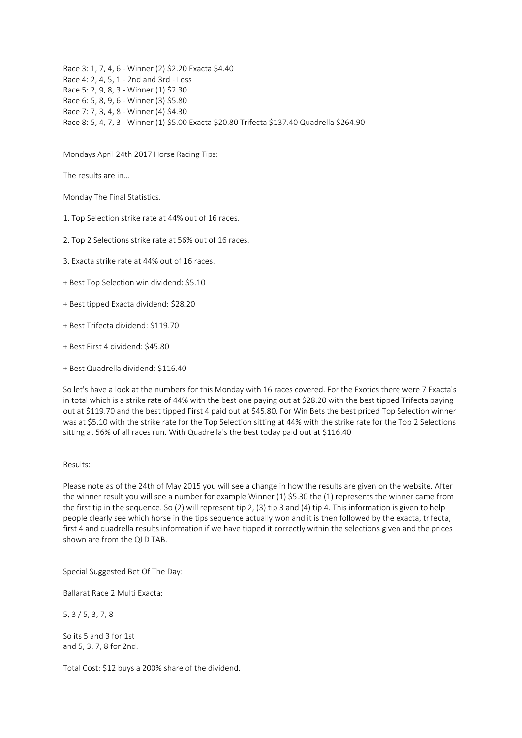Race 3: 1, 7, 4, 6 - Winner (2) $2.20 Exacta $4.40
Race 4: 2, 4, 5, 1 - 2nd and 3rd - Loss
Race 5: 2, 9, 8, 3 - Winner (1) $2.30
Race 6: 5, 8, 9, 6 - Winner (3) $5.80
Race 7: 7, 3, 4, 8 - Winner (4) $4.30
Race 8: 5, 4, 7, 3 - Winner (1) $5.00 Exacta $20.80 Trifecta $137.40 Quadrella $264.90

Mondays April 24th 2017 Horse Racing Tips:

The results are in...

Monday The Final Statistics.

1. Top Selection strike rate at 44% out of 16 races.

2. Top 2 Selections strike rate at 56% out of 16 races.

3. Exacta strike rate at 44% out of 16 races.

+ Best Top Selection win dividend: $5.10

+ Best tipped Exacta dividend: $28.20

+ Best Trifecta dividend: $119.70

+ Best First 4 dividend: $45.80

+ Best Quadrella dividend: $116.40

So let's have a look at the numbers for this Monday with 16 races covered. For the Exotics there were 7 Exacta's in total which is a strike rate of 44% with the best one paying out at $28.20 with the best tipped Trifecta paying out at $119.70 and the best tipped First 4 paid out at $45.80. For Win Bets the best priced Top Selection winner was at $5.10 with the strike rate for the Top Selection sitting at 44% with the strike rate for the Top 2 Selections sitting at 56% of all races run. With Quadrella's the best today paid out at $116.40

Results:

Please note as of the 24th of May 2015 you will see a change in how the results are given on the website. After the winner result you will see a number for example Winner (1) $5.30 the (1) represents the winner came from the first tip in the sequence. So (2) will represent tip 2, (3) tip 3 and (4) tip 4. This information is given to help people clearly see which horse in the tips sequence actually won and it is then followed by the exacta, trifecta, first 4 and quadrella results information if we have tipped it correctly within the selections given and the prices shown are from the QLD TAB.

Special Suggested Bet Of The Day:

Ballarat Race 2 Multi Exacta:

5, 3 / 5, 3, 7, 8

So its 5 and 3 for 1st
and 5, 3, 7, 8 for 2nd.

Total Cost: $12 buys a 200% share of the dividend.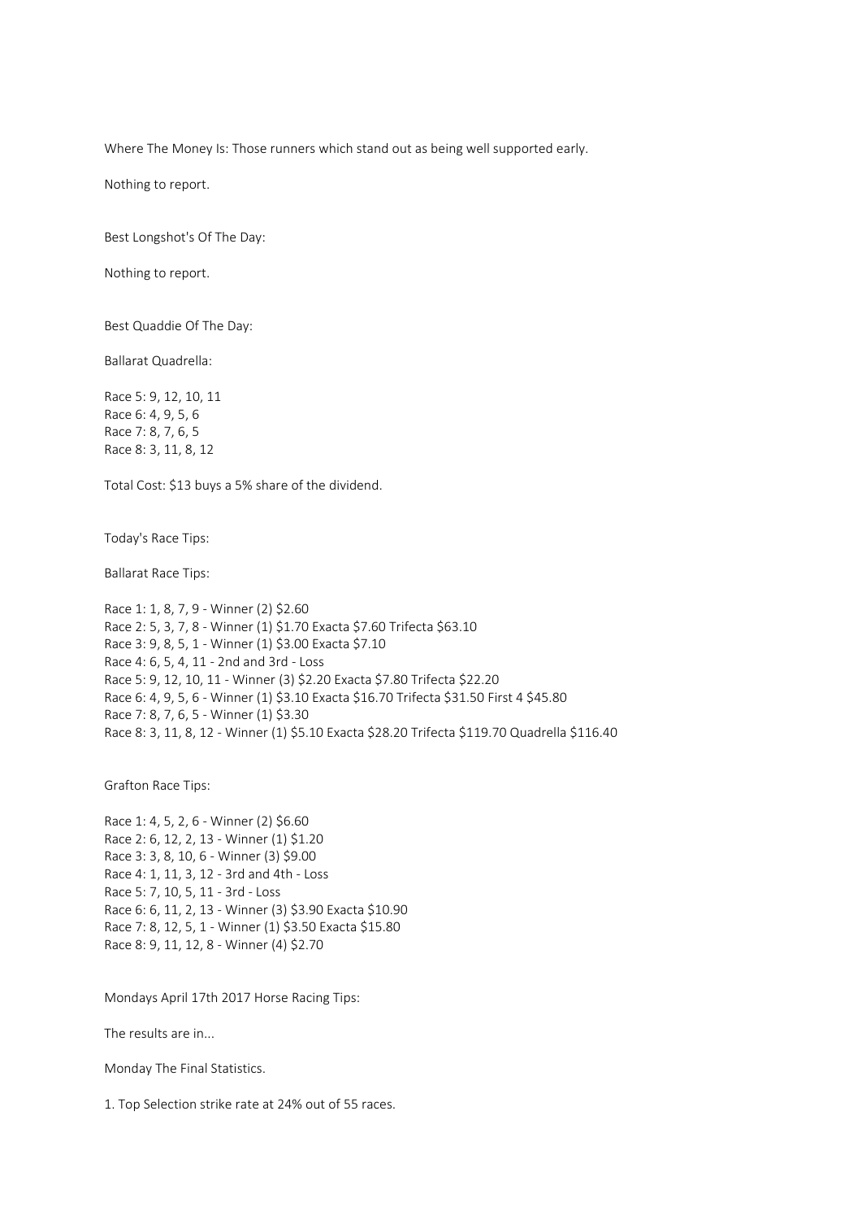Where The Money Is: Those runners which stand out as being well supported early.

Nothing to report.

Best Longshot's Of The Day:

Nothing to report.

Best Quaddie Of The Day:

Ballarat Quadrella:

Race 5: 9, 12, 10, 11
Race 6: 4, 9, 5, 6
Race 7: 8, 7, 6, 5
Race 8: 3, 11, 8, 12

Total Cost: $13 buys a 5% share of the dividend.

Today's Race Tips:

Ballarat Race Tips:

Race 1: 1, 8, 7, 9 - Winner (2) $2.60
Race 2: 5, 3, 7, 8 - Winner (1) $1.70 Exacta $7.60 Trifecta $63.10
Race 3: 9, 8, 5, 1 - Winner (1) $3.00 Exacta $7.10
Race 4: 6, 5, 4, 11 - 2nd and 3rd - Loss
Race 5: 9, 12, 10, 11 - Winner (3) $2.20 Exacta $7.80 Trifecta $22.20
Race 6: 4, 9, 5, 6 - Winner (1) $3.10 Exacta $16.70 Trifecta $31.50 First 4 $45.80
Race 7: 8, 7, 6, 5 - Winner (1) $3.30
Race 8: 3, 11, 8, 12 - Winner (1) $5.10 Exacta $28.20 Trifecta $119.70 Quadrella $116.40

Grafton Race Tips:

Race 1: 4, 5, 2, 6 - Winner (2) $6.60
Race 2: 6, 12, 2, 13 - Winner (1) $1.20
Race 3: 3, 8, 10, 6 - Winner (3) $9.00
Race 4: 1, 11, 3, 12 - 3rd and 4th - Loss
Race 5: 7, 10, 5, 11 - 3rd - Loss
Race 6: 6, 11, 2, 13 - Winner (3) $3.90 Exacta $10.90
Race 7: 8, 12, 5, 1 - Winner (1) $3.50 Exacta $15.80
Race 8: 9, 11, 12, 8 - Winner (4) $2.70

Mondays April 17th 2017 Horse Racing Tips:

The results are in...

Monday The Final Statistics.

1. Top Selection strike rate at 24% out of 55 races.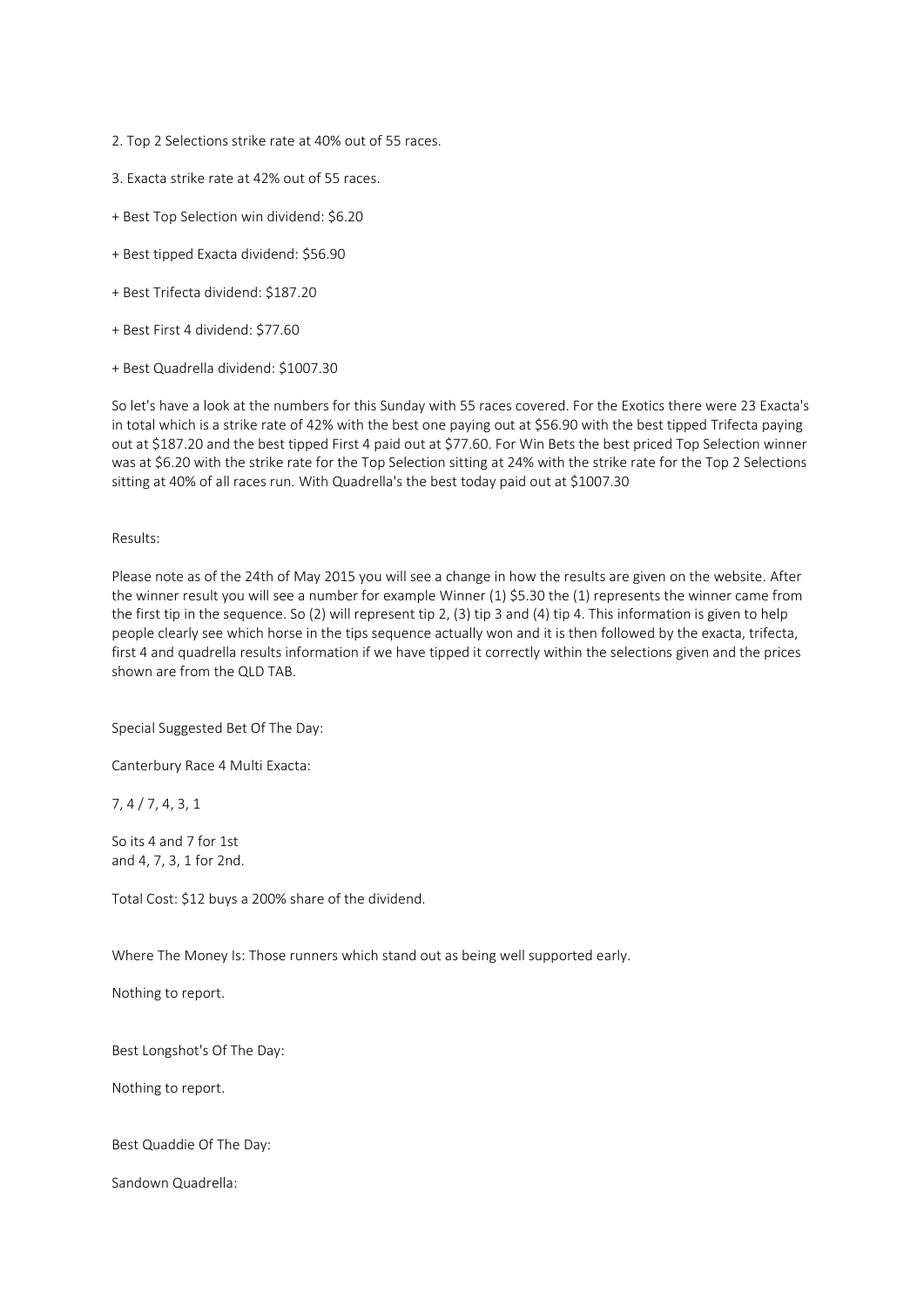2. Top 2 Selections strike rate at 40% out of 55 races.

3. Exacta strike rate at 42% out of 55 races.

+ Best Top Selection win dividend: $6.20

+ Best tipped Exacta dividend: $56.90

+ Best Trifecta dividend: $187.20

+ Best First 4 dividend: $77.60

+ Best Quadrella dividend: $1007.30

So let's have a look at the numbers for this Sunday with 55 races covered. For the Exotics there were 23 Exacta's in total which is a strike rate of 42% with the best one paying out at $56.90 with the best tipped Trifecta paying out at $187.20 and the best tipped First 4 paid out at $77.60. For Win Bets the best priced Top Selection winner was at $6.20 with the strike rate for the Top Selection sitting at 24% with the strike rate for the Top 2 Selections sitting at 40% of all races run. With Quadrella's the best today paid out at $1007.30

Results:

Please note as of the 24th of May 2015 you will see a change in how the results are given on the website. After the winner result you will see a number for example Winner (1) $5.30 the (1) represents the winner came from the first tip in the sequence. So (2) will represent tip 2, (3) tip 3 and (4) tip 4. This information is given to help people clearly see which horse in the tips sequence actually won and it is then followed by the exacta, trifecta, first 4 and quadrella results information if we have tipped it correctly within the selections given and the prices shown are from the QLD TAB.

Special Suggested Bet Of The Day:

Canterbury Race 4 Multi Exacta:

7, 4 / 7, 4, 3, 1

So its 4 and 7 for 1st
and 4, 7, 3, 1 for 2nd.

Total Cost: $12 buys a 200% share of the dividend.

Where The Money Is: Those runners which stand out as being well supported early.

Nothing to report.

Best Longshot's Of The Day:

Nothing to report.

Best Quaddie Of The Day:

Sandown Quadrella: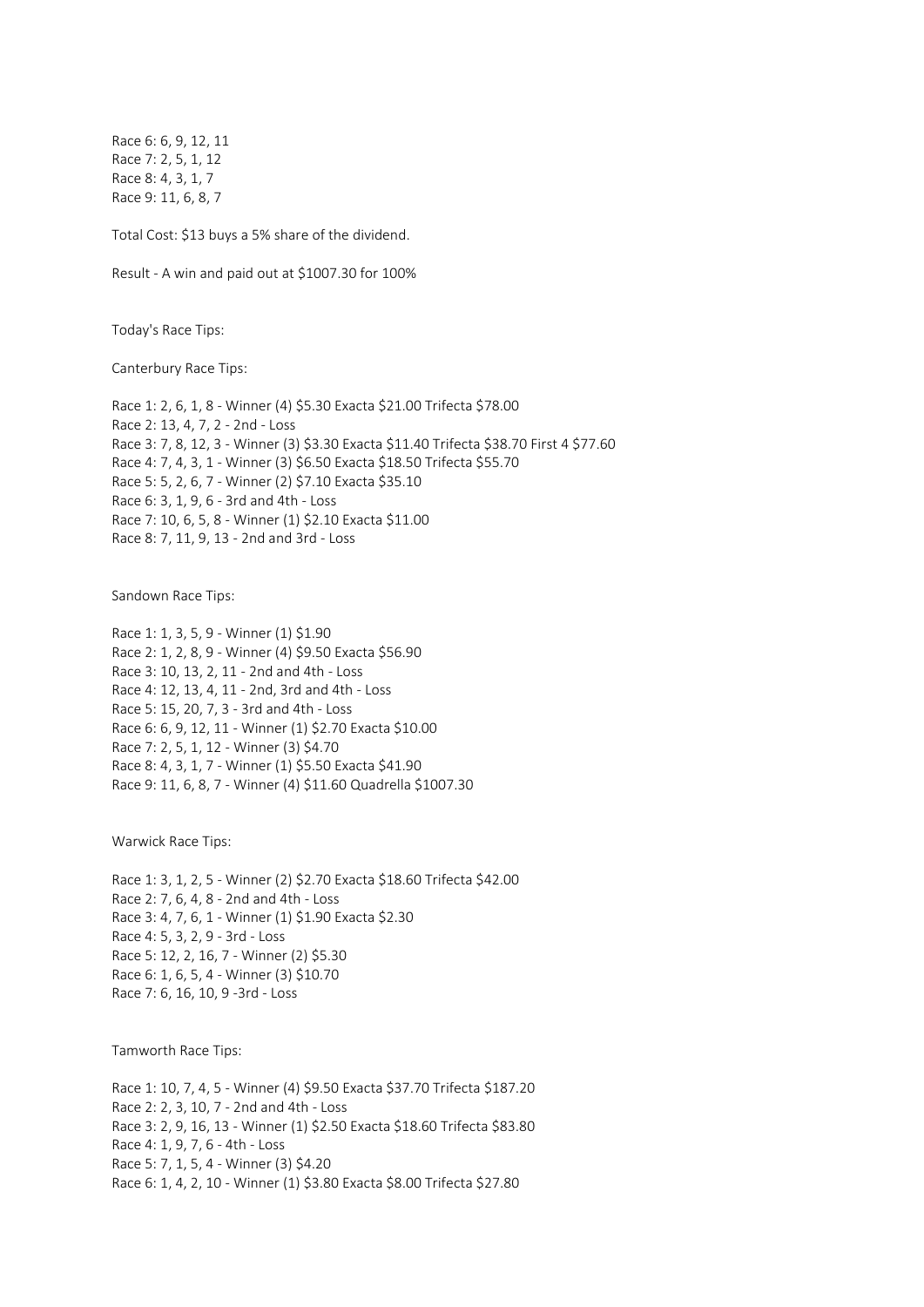Race 6: 6, 9, 12, 11
Race 7: 2, 5, 1, 12
Race 8: 4, 3, 1, 7
Race 9: 11, 6, 8, 7

Total Cost: $13 buys a 5% share of the dividend.

Result - A win and paid out at $1007.30 for 100%

Today's Race Tips:

Canterbury Race Tips:

Race 1: 2, 6, 1, 8 - Winner (4) $5.30 Exacta $21.00 Trifecta $78.00
Race 2: 13, 4, 7, 2 - 2nd - Loss
Race 3: 7, 8, 12, 3 - Winner (3) $3.30 Exacta $11.40 Trifecta $38.70 First 4 $77.60
Race 4: 7, 4, 3, 1 - Winner (3) $6.50 Exacta $18.50 Trifecta $55.70
Race 5: 5, 2, 6, 7 - Winner (2) $7.10 Exacta $35.10
Race 6: 3, 1, 9, 6 - 3rd and 4th - Loss
Race 7: 10, 6, 5, 8 - Winner (1) $2.10 Exacta $11.00
Race 8: 7, 11, 9, 13 - 2nd and 3rd - Loss

Sandown Race Tips:

Race 1: 1, 3, 5, 9 - Winner (1) $1.90
Race 2: 1, 2, 8, 9 - Winner (4) $9.50 Exacta $56.90
Race 3: 10, 13, 2, 11 - 2nd and 4th - Loss
Race 4: 12, 13, 4, 11 - 2nd, 3rd and 4th - Loss
Race 5: 15, 20, 7, 3 - 3rd and 4th - Loss
Race 6: 6, 9, 12, 11 - Winner (1) $2.70 Exacta $10.00
Race 7: 2, 5, 1, 12 - Winner (3) $4.70
Race 8: 4, 3, 1, 7 - Winner (1) $5.50 Exacta $41.90
Race 9: 11, 6, 8, 7 - Winner (4) $11.60 Quadrella $1007.30

Warwick Race Tips:

Race 1: 3, 1, 2, 5 - Winner (2) $2.70 Exacta $18.60 Trifecta $42.00
Race 2: 7, 6, 4, 8 - 2nd and 4th - Loss
Race 3: 4, 7, 6, 1 - Winner (1) $1.90 Exacta $2.30
Race 4: 5, 3, 2, 9 - 3rd - Loss
Race 5: 12, 2, 16, 7 - Winner (2) $5.30
Race 6: 1, 6, 5, 4 - Winner (3) $10.70
Race 7: 6, 16, 10, 9 -3rd - Loss

Tamworth Race Tips:

Race 1: 10, 7, 4, 5 - Winner (4) $9.50 Exacta $37.70 Trifecta $187.20
Race 2: 2, 3, 10, 7 - 2nd and 4th - Loss
Race 3: 2, 9, 16, 13 - Winner (1) $2.50 Exacta $18.60 Trifecta $83.80
Race 4: 1, 9, 7, 6 - 4th - Loss
Race 5: 7, 1, 5, 4 - Winner (3) $4.20
Race 6: 1, 4, 2, 10 - Winner (1) $3.80 Exacta $8.00 Trifecta $27.80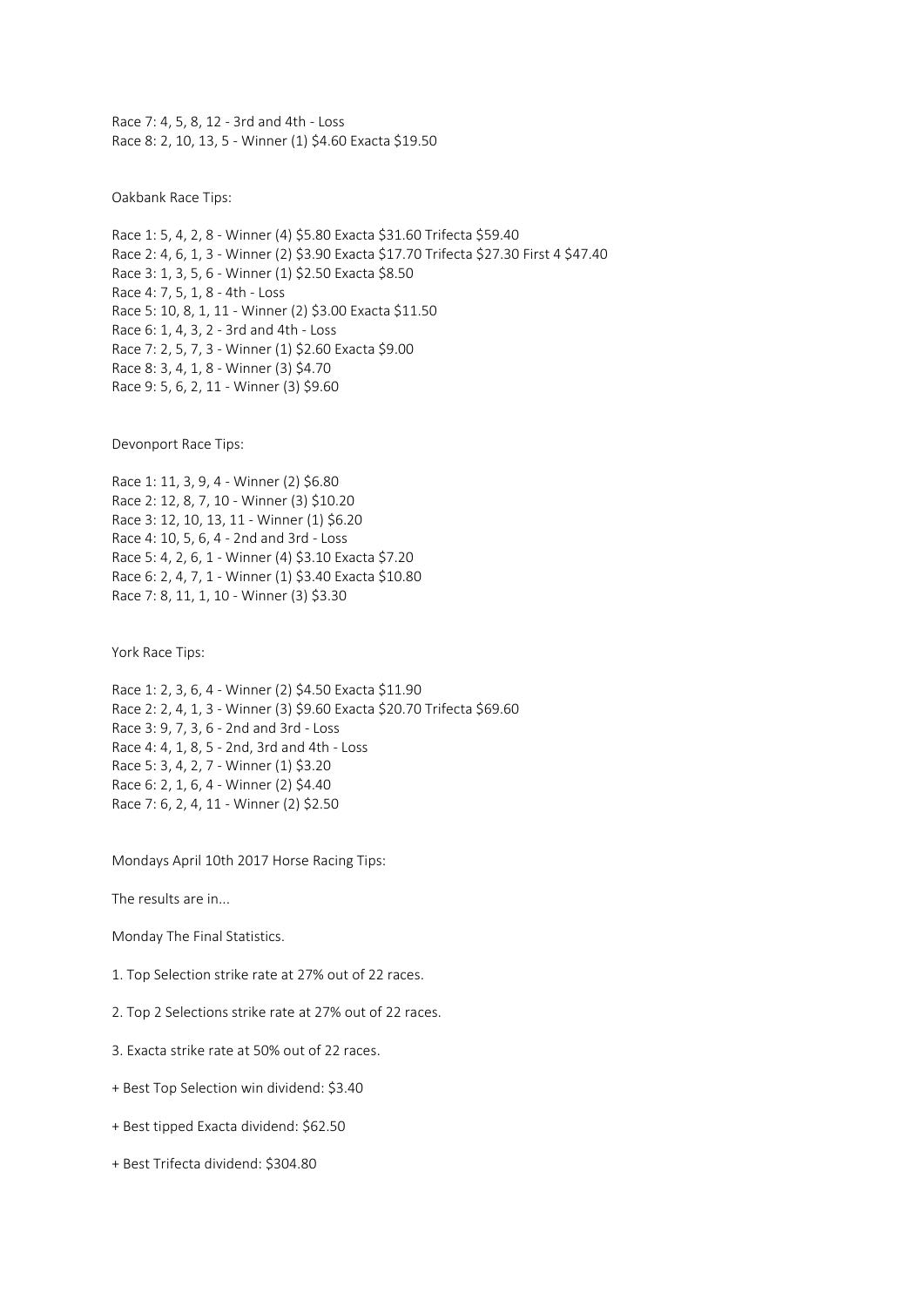Race 7: 4, 5, 8, 12 - 3rd and 4th - Loss
Race 8: 2, 10, 13, 5 - Winner (1) $4.60 Exacta $19.50

Oakbank Race Tips:

Race 1: 5, 4, 2, 8 - Winner (4) $5.80 Exacta $31.60 Trifecta $59.40
Race 2: 4, 6, 1, 3 - Winner (2) $3.90 Exacta $17.70 Trifecta $27.30 First 4 $47.40
Race 3: 1, 3, 5, 6 - Winner (1) $2.50 Exacta $8.50
Race 4: 7, 5, 1, 8 - 4th - Loss
Race 5: 10, 8, 1, 11 - Winner (2) $3.00 Exacta $11.50
Race 6: 1, 4, 3, 2 - 3rd and 4th - Loss
Race 7: 2, 5, 7, 3 - Winner (1) $2.60 Exacta $9.00
Race 8: 3, 4, 1, 8 - Winner (3) $4.70
Race 9: 5, 6, 2, 11 - Winner (3) $9.60

Devonport Race Tips:

Race 1: 11, 3, 9, 4 - Winner (2) $6.80
Race 2: 12, 8, 7, 10 - Winner (3) $10.20
Race 3: 12, 10, 13, 11 - Winner (1) $6.20
Race 4: 10, 5, 6, 4 - 2nd and 3rd - Loss
Race 5: 4, 2, 6, 1 - Winner (4) $3.10 Exacta $7.20
Race 6: 2, 4, 7, 1 - Winner (1) $3.40 Exacta $10.80
Race 7: 8, 11, 1, 10 - Winner (3) $3.30

York Race Tips:

Race 1: 2, 3, 6, 4 - Winner (2) $4.50 Exacta $11.90
Race 2: 2, 4, 1, 3 - Winner (3) $9.60 Exacta $20.70 Trifecta $69.60
Race 3: 9, 7, 3, 6 - 2nd and 3rd - Loss
Race 4: 4, 1, 8, 5 - 2nd, 3rd and 4th - Loss
Race 5: 3, 4, 2, 7 - Winner (1) $3.20
Race 6: 2, 1, 6, 4 - Winner (2) $4.40
Race 7: 6, 2, 4, 11 - Winner (2) $2.50

Mondays April 10th 2017 Horse Racing Tips:

The results are in...

Monday The Final Statistics.

1. Top Selection strike rate at 27% out of 22 races.

2. Top 2 Selections strike rate at 27% out of 22 races.

3. Exacta strike rate at 50% out of 22 races.

+ Best Top Selection win dividend: $3.40

+ Best tipped Exacta dividend: $62.50

+ Best Trifecta dividend: $304.80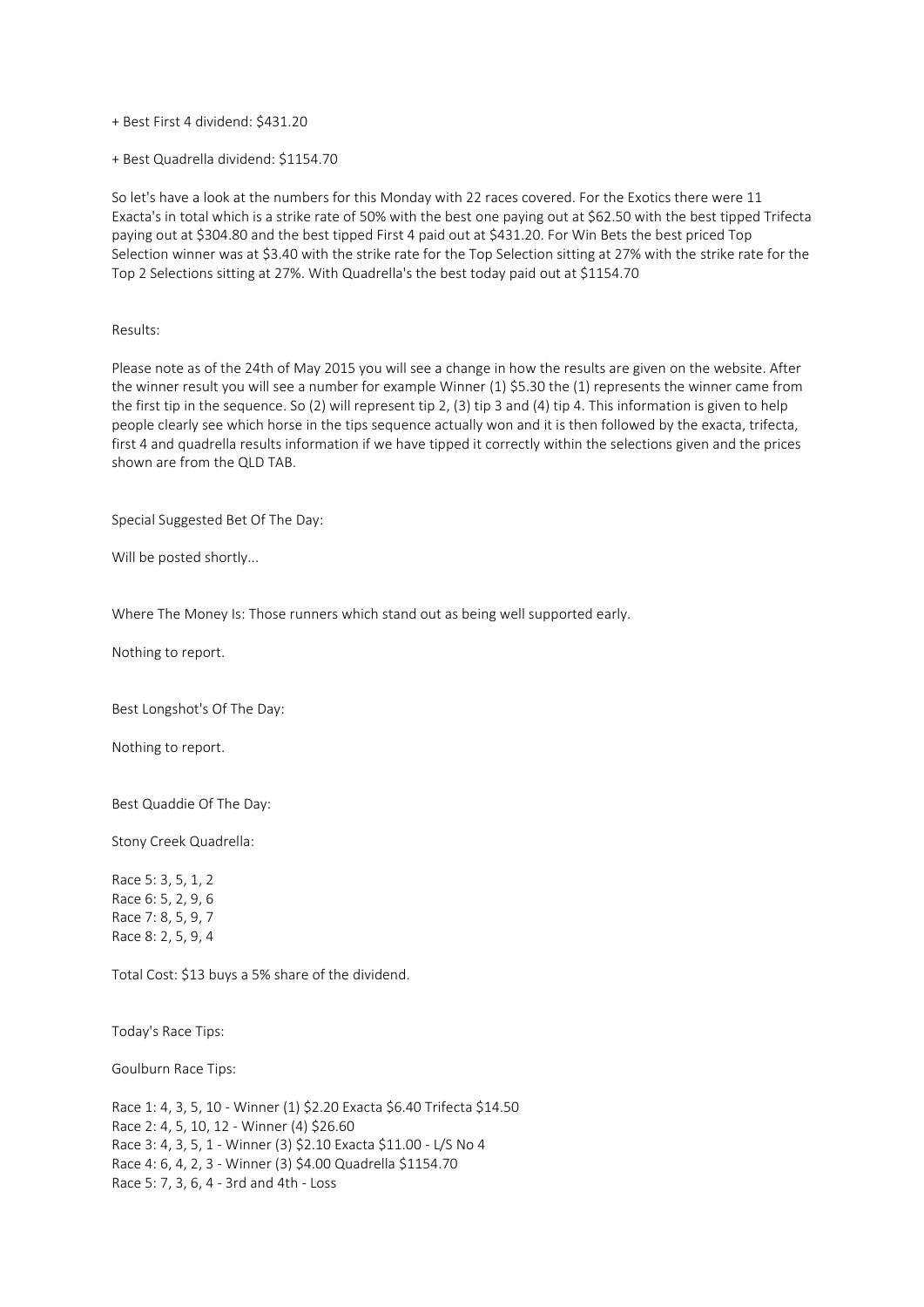+ Best First 4 dividend: $431.20

+ Best Quadrella dividend: $1154.70

So let's have a look at the numbers for this Monday with 22 races covered. For the Exotics there were 11 Exacta's in total which is a strike rate of 50% with the best one paying out at $62.50 with the best tipped Trifecta paying out at $304.80 and the best tipped First 4 paid out at $431.20. For Win Bets the best priced Top Selection winner was at $3.40 with the strike rate for the Top Selection sitting at 27% with the strike rate for the Top 2 Selections sitting at 27%. With Quadrella's the best today paid out at $1154.70

Results:

Please note as of the 24th of May 2015 you will see a change in how the results are given on the website. After the winner result you will see a number for example Winner (1) $5.30 the (1) represents the winner came from the first tip in the sequence. So (2) will represent tip 2, (3) tip 3 and (4) tip 4. This information is given to help people clearly see which horse in the tips sequence actually won and it is then followed by the exacta, trifecta, first 4 and quadrella results information if we have tipped it correctly within the selections given and the prices shown are from the QLD TAB.

Special Suggested Bet Of The Day:

Will be posted shortly...

Where The Money Is: Those runners which stand out as being well supported early.

Nothing to report.

Best Longshot's Of The Day:

Nothing to report.

Best Quaddie Of The Day:

Stony Creek Quadrella:

Race 5: 3, 5, 1, 2
Race 6: 5, 2, 9, 6
Race 7: 8, 5, 9, 7
Race 8: 2, 5, 9, 4

Total Cost: $13 buys a 5% share of the dividend.

Today's Race Tips:

Goulburn Race Tips:

Race 1: 4, 3, 5, 10 - Winner (1) $2.20 Exacta $6.40 Trifecta $14.50
Race 2: 4, 5, 10, 12 - Winner (4) $26.60
Race 3: 4, 3, 5, 1 - Winner (3) $2.10 Exacta $11.00 - L/S No 4
Race 4: 6, 4, 2, 3 - Winner (3) $4.00 Quadrella $1154.70
Race 5: 7, 3, 6, 4 - 3rd and 4th - Loss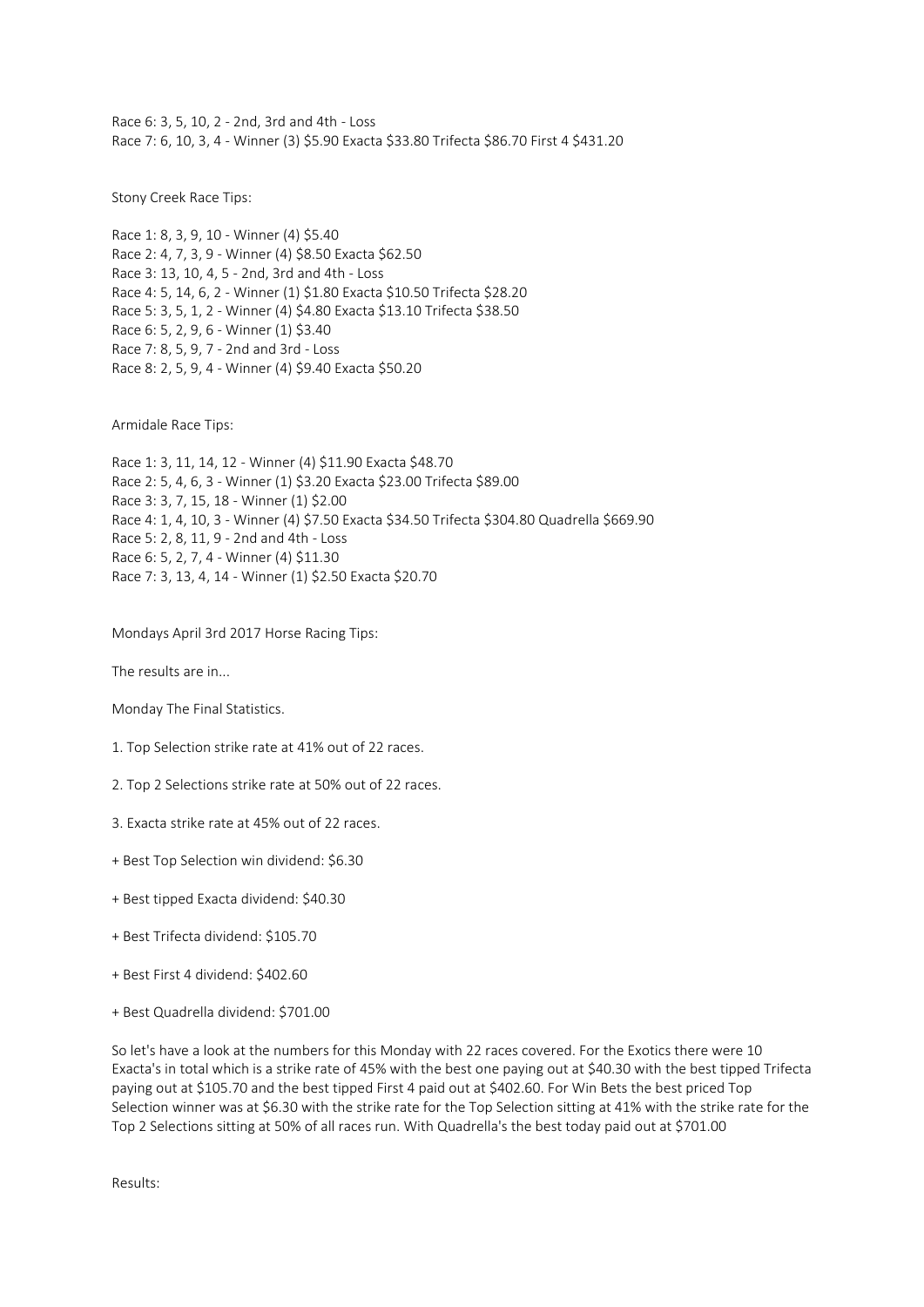Race 6: 3, 5, 10, 2 - 2nd, 3rd and 4th - Loss
Race 7: 6, 10, 3, 4 - Winner (3) $5.90 Exacta $33.80 Trifecta $86.70 First 4 $431.20

Stony Creek Race Tips:

Race 1: 8, 3, 9, 10 - Winner (4) $5.40
Race 2: 4, 7, 3, 9 - Winner (4) $8.50 Exacta $62.50
Race 3: 13, 10, 4, 5 - 2nd, 3rd and 4th - Loss
Race 4: 5, 14, 6, 2 - Winner (1) $1.80 Exacta $10.50 Trifecta $28.20
Race 5: 3, 5, 1, 2 - Winner (4) $4.80 Exacta $13.10 Trifecta $38.50
Race 6: 5, 2, 9, 6 - Winner (1) $3.40
Race 7: 8, 5, 9, 7 - 2nd and 3rd - Loss
Race 8: 2, 5, 9, 4 - Winner (4) $9.40 Exacta $50.20

Armidale Race Tips:

Race 1: 3, 11, 14, 12 - Winner (4) $11.90 Exacta $48.70
Race 2: 5, 4, 6, 3 - Winner (1) $3.20 Exacta $23.00 Trifecta $89.00
Race 3: 3, 7, 15, 18 - Winner (1) $2.00
Race 4: 1, 4, 10, 3 - Winner (4) $7.50 Exacta $34.50 Trifecta $304.80 Quadrella $669.90
Race 5: 2, 8, 11, 9 - 2nd and 4th - Loss
Race 6: 5, 2, 7, 4 - Winner (4) $11.30
Race 7: 3, 13, 4, 14 - Winner (1) $2.50 Exacta $20.70

Mondays April 3rd 2017 Horse Racing Tips:

The results are in...

Monday The Final Statistics.

1. Top Selection strike rate at 41% out of 22 races.

2. Top 2 Selections strike rate at 50% out of 22 races.

3. Exacta strike rate at 45% out of 22 races.

+ Best Top Selection win dividend: $6.30

+ Best tipped Exacta dividend: $40.30

+ Best Trifecta dividend: $105.70

+ Best First 4 dividend: $402.60

+ Best Quadrella dividend: $701.00

So let's have a look at the numbers for this Monday with 22 races covered. For the Exotics there were 10 Exacta's in total which is a strike rate of 45% with the best one paying out at $40.30 with the best tipped Trifecta paying out at $105.70 and the best tipped First 4 paid out at $402.60. For Win Bets the best priced Top Selection winner was at $6.30 with the strike rate for the Top Selection sitting at 41% with the strike rate for the Top 2 Selections sitting at 50% of all races run. With Quadrella's the best today paid out at $701.00

Results: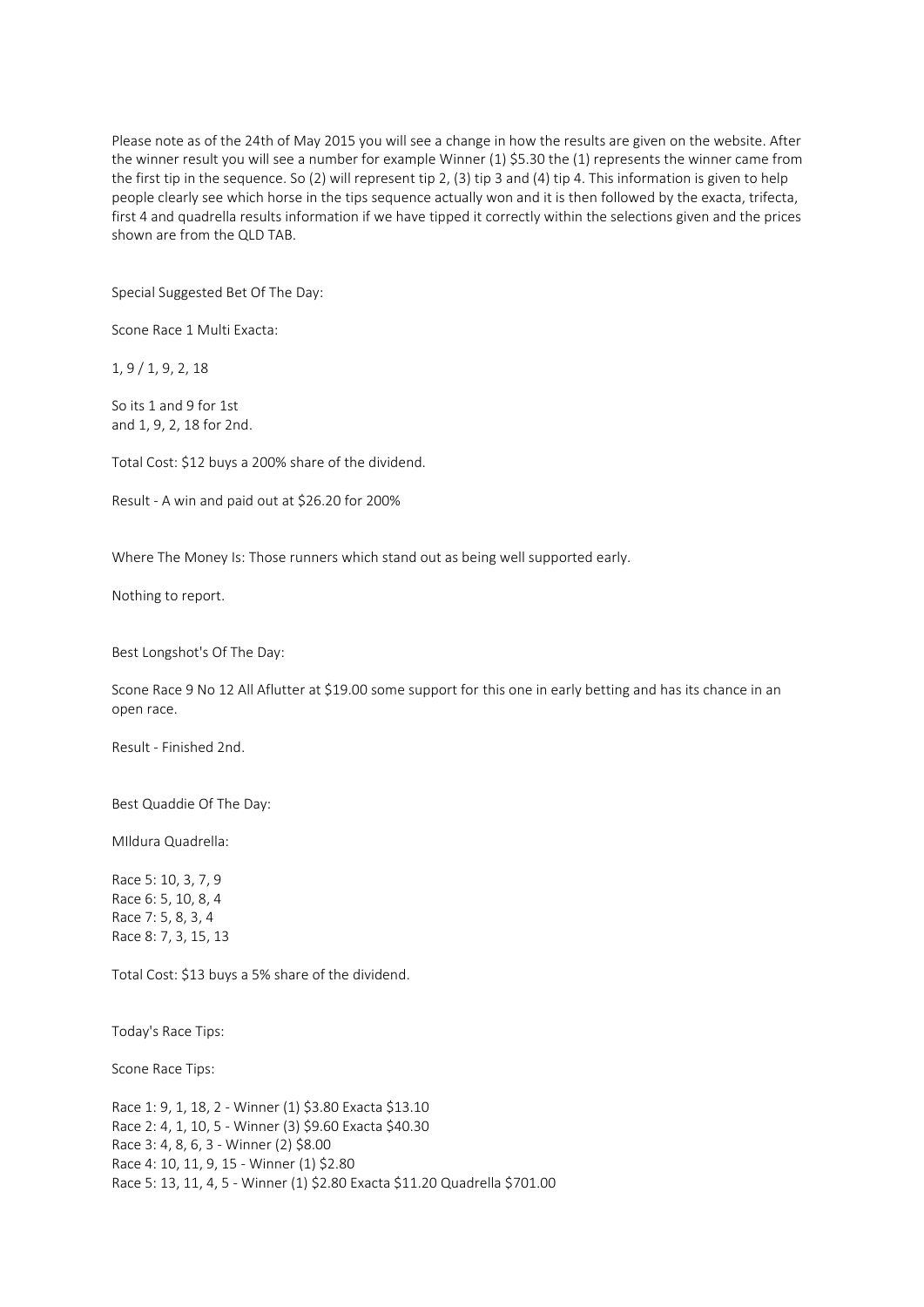Please note as of the 24th of May 2015 you will see a change in how the results are given on the website. After the winner result you will see a number for example Winner (1) $5.30 the (1) represents the winner came from the first tip in the sequence. So (2) will represent tip 2, (3) tip 3 and (4) tip 4. This information is given to help people clearly see which horse in the tips sequence actually won and it is then followed by the exacta, trifecta, first 4 and quadrella results information if we have tipped it correctly within the selections given and the prices shown are from the QLD TAB.

Special Suggested Bet Of The Day:

Scone Race 1 Multi Exacta:

1, 9 / 1, 9, 2, 18

So its 1 and 9 for 1st
and 1, 9, 2, 18 for 2nd.

Total Cost: $12 buys a 200% share of the dividend.

Result - A win and paid out at $26.20 for 200%

Where The Money Is: Those runners which stand out as being well supported early.

Nothing to report.

Best Longshot's Of The Day:

Scone Race 9 No 12 All Aflutter at $19.00 some support for this one in early betting and has its chance in an open race.

Result - Finished 2nd.

Best Quaddie Of The Day:

MIldura Quadrella:

Race 5: 10, 3, 7, 9
Race 6: 5, 10, 8, 4
Race 7: 5, 8, 3, 4
Race 8: 7, 3, 15, 13

Total Cost: $13 buys a 5% share of the dividend.

Today's Race Tips:

Scone Race Tips:

Race 1: 9, 1, 18, 2 - Winner (1) $3.80 Exacta $13.10
Race 2: 4, 1, 10, 5 - Winner (3) $9.60 Exacta $40.30
Race 3: 4, 8, 6, 3 - Winner (2) $8.00
Race 4: 10, 11, 9, 15 - Winner (1) $2.80
Race 5: 13, 11, 4, 5 - Winner (1) $2.80 Exacta $11.20 Quadrella $701.00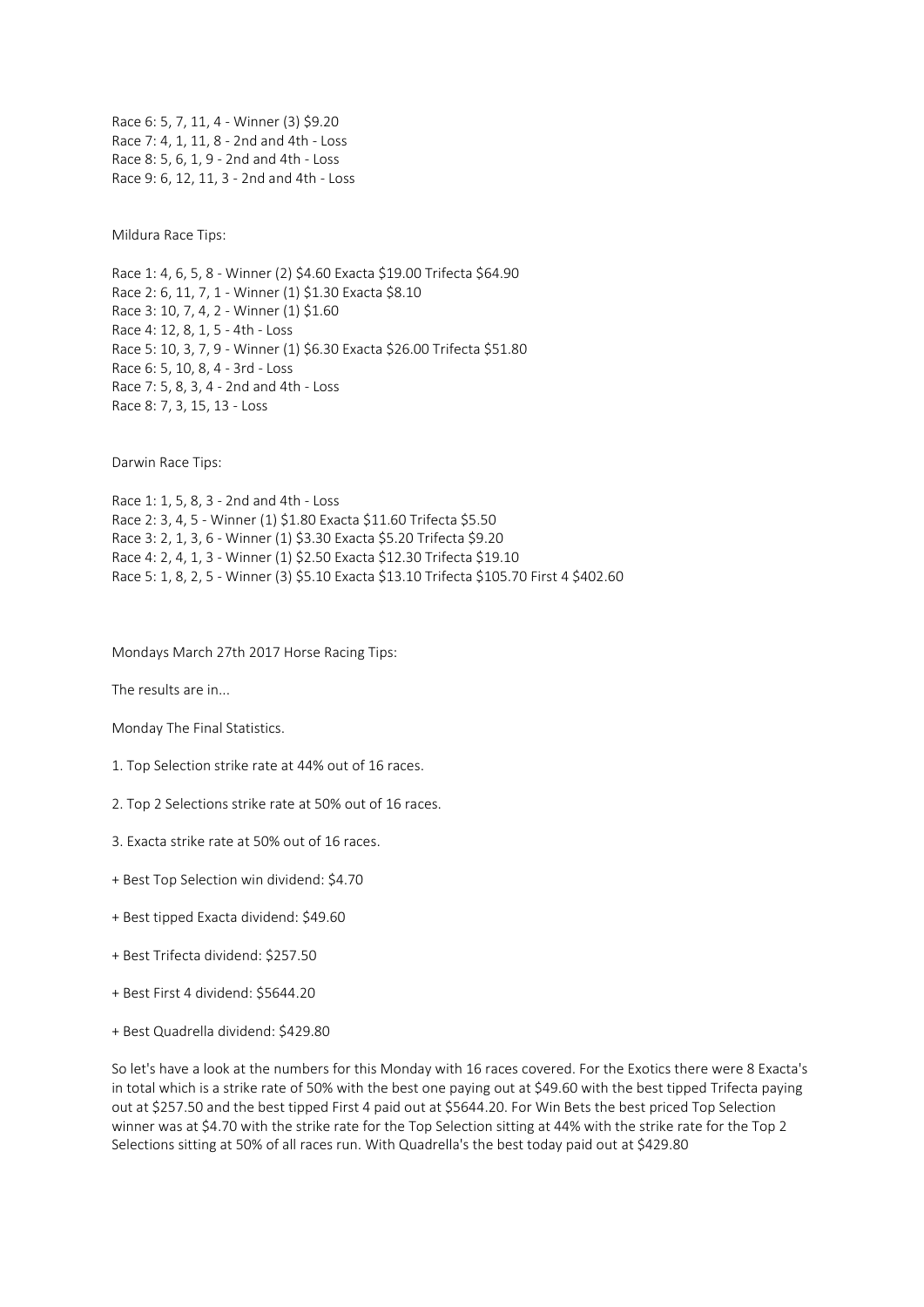Race 6: 5, 7, 11, 4 - Winner (3) $9.20
Race 7: 4, 1, 11, 8 - 2nd and 4th - Loss
Race 8: 5, 6, 1, 9 - 2nd and 4th - Loss
Race 9: 6, 12, 11, 3 - 2nd and 4th - Loss

Mildura Race Tips:

Race 1: 4, 6, 5, 8 - Winner (2) $4.60 Exacta $19.00 Trifecta $64.90
Race 2: 6, 11, 7, 1 - Winner (1) $1.30 Exacta $8.10
Race 3: 10, 7, 4, 2 - Winner (1) $1.60
Race 4: 12, 8, 1, 5 - 4th - Loss
Race 5: 10, 3, 7, 9 - Winner (1) $6.30 Exacta $26.00 Trifecta $51.80
Race 6: 5, 10, 8, 4 - 3rd - Loss
Race 7: 5, 8, 3, 4 - 2nd and 4th - Loss
Race 8: 7, 3, 15, 13 - Loss

Darwin Race Tips:

Race 1: 1, 5, 8, 3 - 2nd and 4th - Loss
Race 2: 3, 4, 5 - Winner (1) $1.80 Exacta $11.60 Trifecta $5.50
Race 3: 2, 1, 3, 6 - Winner (1) $3.30 Exacta $5.20 Trifecta $9.20
Race 4: 2, 4, 1, 3 - Winner (1) $2.50 Exacta $12.30 Trifecta $19.10
Race 5: 1, 8, 2, 5 - Winner (3) $5.10 Exacta $13.10 Trifecta $105.70 First 4 $402.60

Mondays March 27th 2017 Horse Racing Tips:

The results are in...

Monday The Final Statistics.

1. Top Selection strike rate at 44% out of 16 races.

2. Top 2 Selections strike rate at 50% out of 16 races.

3. Exacta strike rate at 50% out of 16 races.

+ Best Top Selection win dividend: $4.70

+ Best tipped Exacta dividend: $49.60

+ Best Trifecta dividend: $257.50

+ Best First 4 dividend: $5644.20

+ Best Quadrella dividend: $429.80

So let's have a look at the numbers for this Monday with 16 races covered. For the Exotics there were 8 Exacta's in total which is a strike rate of 50% with the best one paying out at $49.60 with the best tipped Trifecta paying out at $257.50 and the best tipped First 4 paid out at $5644.20. For Win Bets the best priced Top Selection winner was at $4.70 with the strike rate for the Top Selection sitting at 44% with the strike rate for the Top 2 Selections sitting at 50% of all races run. With Quadrella's the best today paid out at $429.80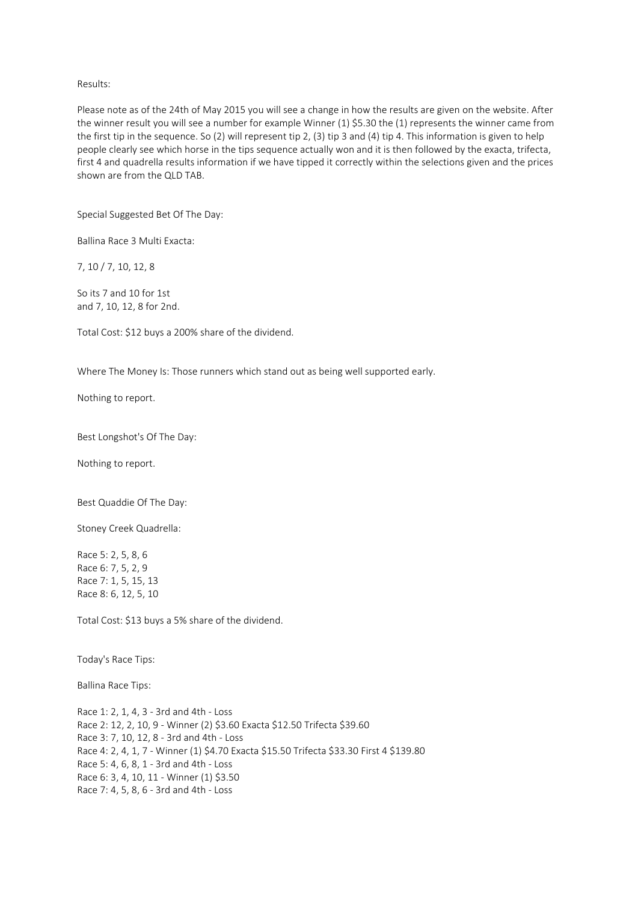Results:

Please note as of the 24th of May 2015 you will see a change in how the results are given on the website. After the winner result you will see a number for example Winner (1) $5.30 the (1) represents the winner came from the first tip in the sequence. So (2) will represent tip 2, (3) tip 3 and (4) tip 4. This information is given to help people clearly see which horse in the tips sequence actually won and it is then followed by the exacta, trifecta, first 4 and quadrella results information if we have tipped it correctly within the selections given and the prices shown are from the QLD TAB.

Special Suggested Bet Of The Day:

Ballina Race 3 Multi Exacta:

7, 10 / 7, 10, 12, 8

So its 7 and 10 for 1st
and 7, 10, 12, 8 for 2nd.

Total Cost: $12 buys a 200% share of the dividend.

Where The Money Is: Those runners which stand out as being well supported early.

Nothing to report.

Best Longshot's Of The Day:

Nothing to report.

Best Quaddie Of The Day:

Stoney Creek Quadrella:

Race 5: 2, 5, 8, 6
Race 6: 7, 5, 2, 9
Race 7: 1, 5, 15, 13
Race 8: 6, 12, 5, 10

Total Cost: $13 buys a 5% share of the dividend.

Today's Race Tips:

Ballina Race Tips:

Race 1: 2, 1, 4, 3 - 3rd and 4th - Loss
Race 2: 12, 2, 10, 9 - Winner (2) $3.60 Exacta $12.50 Trifecta $39.60
Race 3: 7, 10, 12, 8 - 3rd and 4th - Loss
Race 4: 2, 4, 1, 7 - Winner (1) $4.70 Exacta $15.50 Trifecta $33.30 First 4 $139.80
Race 5: 4, 6, 8, 1 - 3rd and 4th - Loss
Race 6: 3, 4, 10, 11 - Winner (1) $3.50
Race 7: 4, 5, 8, 6 - 3rd and 4th - Loss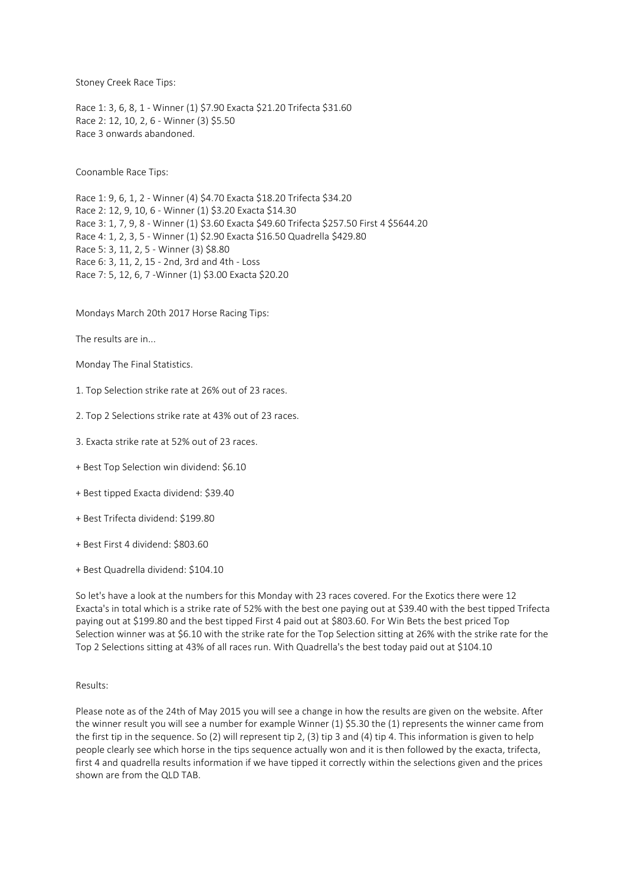Stoney Creek Race Tips:

Race 1: 3, 6, 8, 1 - Winner (1) $7.90 Exacta $21.20 Trifecta $31.60
Race 2: 12, 10, 2, 6 - Winner (3) $5.50
Race 3 onwards abandoned.

Coonamble Race Tips:

Race 1: 9, 6, 1, 2 - Winner (4) $4.70 Exacta $18.20 Trifecta $34.20
Race 2: 12, 9, 10, 6 - Winner (1) $3.20 Exacta $14.30
Race 3: 1, 7, 9, 8 - Winner (1) $3.60 Exacta $49.60 Trifecta $257.50 First 4 $5644.20
Race 4: 1, 2, 3, 5 - Winner (1) $2.90 Exacta $16.50 Quadrella $429.80
Race 5: 3, 11, 2, 5 - Winner (3) $8.80
Race 6: 3, 11, 2, 15 - 2nd, 3rd and 4th - Loss
Race 7: 5, 12, 6, 7 -Winner (1) $3.00 Exacta $20.20

Mondays March 20th 2017 Horse Racing Tips:

The results are in...

Monday The Final Statistics.

1. Top Selection strike rate at 26% out of 23 races.

2. Top 2 Selections strike rate at 43% out of 23 races.

3. Exacta strike rate at 52% out of 23 races.

+ Best Top Selection win dividend: $6.10

+ Best tipped Exacta dividend: $39.40

+ Best Trifecta dividend: $199.80

+ Best First 4 dividend: $803.60

+ Best Quadrella dividend: $104.10

So let's have a look at the numbers for this Monday with 23 races covered. For the Exotics there were 12 Exacta's in total which is a strike rate of 52% with the best one paying out at $39.40 with the best tipped Trifecta paying out at $199.80 and the best tipped First 4 paid out at $803.60. For Win Bets the best priced Top Selection winner was at $6.10 with the strike rate for the Top Selection sitting at 26% with the strike rate for the Top 2 Selections sitting at 43% of all races run. With Quadrella's the best today paid out at $104.10

Results:

Please note as of the 24th of May 2015 you will see a change in how the results are given on the website. After the winner result you will see a number for example Winner (1) $5.30 the (1) represents the winner came from the first tip in the sequence. So (2) will represent tip 2, (3) tip 3 and (4) tip 4. This information is given to help people clearly see which horse in the tips sequence actually won and it is then followed by the exacta, trifecta, first 4 and quadrella results information if we have tipped it correctly within the selections given and the prices shown are from the QLD TAB.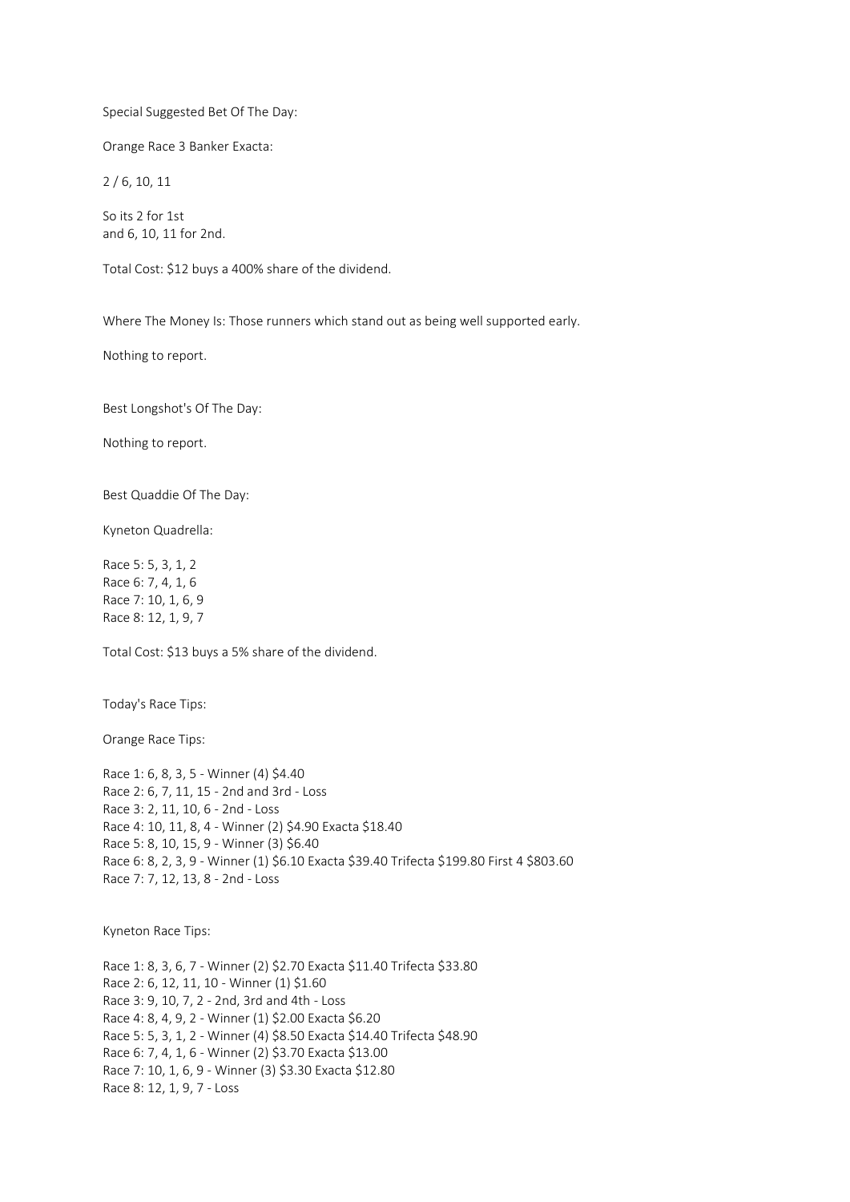Special Suggested Bet Of The Day:

Orange Race 3 Banker Exacta:

2 / 6, 10, 11

So its 2 for 1st
and 6, 10, 11 for 2nd.

Total Cost: $12 buys a 400% share of the dividend.

Where The Money Is: Those runners which stand out as being well supported early.

Nothing to report.

Best Longshot's Of The Day:

Nothing to report.

Best Quaddie Of The Day:

Kyneton Quadrella:

Race 5: 5, 3, 1, 2
Race 6: 7, 4, 1, 6
Race 7: 10, 1, 6, 9
Race 8: 12, 1, 9, 7

Total Cost: $13 buys a 5% share of the dividend.

Today's Race Tips:

Orange Race Tips:

Race 1: 6, 8, 3, 5 - Winner (4) $4.40
Race 2: 6, 7, 11, 15 - 2nd and 3rd - Loss
Race 3: 2, 11, 10, 6 - 2nd - Loss
Race 4: 10, 11, 8, 4 - Winner (2) $4.90 Exacta $18.40
Race 5: 8, 10, 15, 9 - Winner (3) $6.40
Race 6: 8, 2, 3, 9 - Winner (1) $6.10 Exacta $39.40 Trifecta $199.80 First 4 $803.60
Race 7: 7, 12, 13, 8 - 2nd - Loss

Kyneton Race Tips:

Race 1: 8, 3, 6, 7 - Winner (2) $2.70 Exacta $11.40 Trifecta $33.80
Race 2: 6, 12, 11, 10 - Winner (1) $1.60
Race 3: 9, 10, 7, 2 - 2nd, 3rd and 4th - Loss
Race 4: 8, 4, 9, 2 - Winner (1) $2.00 Exacta $6.20
Race 5: 5, 3, 1, 2 - Winner (4) $8.50 Exacta $14.40 Trifecta $48.90
Race 6: 7, 4, 1, 6 - Winner (2) $3.70 Exacta $13.00
Race 7: 10, 1, 6, 9 - Winner (3) $3.30 Exacta $12.80
Race 8: 12, 1, 9, 7 - Loss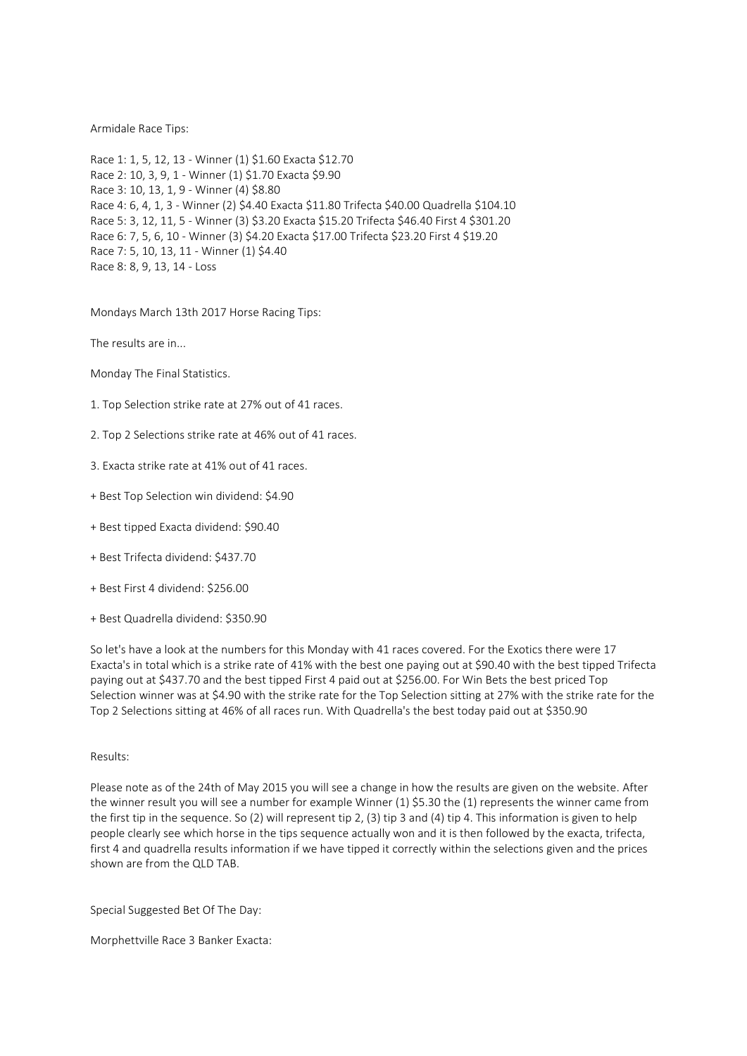Armidale Race Tips:

Race 1: 1, 5, 12, 13 - Winner (1) $1.60 Exacta $12.70
Race 2: 10, 3, 9, 1 - Winner (1) $1.70 Exacta $9.90
Race 3: 10, 13, 1, 9 - Winner (4) $8.80
Race 4: 6, 4, 1, 3 - Winner (2) $4.40 Exacta $11.80 Trifecta $40.00 Quadrella $104.10
Race 5: 3, 12, 11, 5 - Winner (3) $3.20 Exacta $15.20 Trifecta $46.40 First 4 $301.20
Race 6: 7, 5, 6, 10 - Winner (3) $4.20 Exacta $17.00 Trifecta $23.20 First 4 $19.20
Race 7: 5, 10, 13, 11 - Winner (1) $4.40
Race 8: 8, 9, 13, 14 - Loss

Mondays March 13th 2017 Horse Racing Tips:

The results are in...

Monday The Final Statistics.

1. Top Selection strike rate at 27% out of 41 races.

2. Top 2 Selections strike rate at 46% out of 41 races.

3. Exacta strike rate at 41% out of 41 races.

+ Best Top Selection win dividend: $4.90

+ Best tipped Exacta dividend: $90.40

+ Best Trifecta dividend: $437.70

+ Best First 4 dividend: $256.00

+ Best Quadrella dividend: $350.90

So let's have a look at the numbers for this Monday with 41 races covered. For the Exotics there were 17 Exacta's in total which is a strike rate of 41% with the best one paying out at $90.40 with the best tipped Trifecta paying out at $437.70 and the best tipped First 4 paid out at $256.00. For Win Bets the best priced Top Selection winner was at $4.90 with the strike rate for the Top Selection sitting at 27% with the strike rate for the Top 2 Selections sitting at 46% of all races run. With Quadrella's the best today paid out at $350.90

Results:

Please note as of the 24th of May 2015 you will see a change in how the results are given on the website. After the winner result you will see a number for example Winner (1) $5.30 the (1) represents the winner came from the first tip in the sequence. So (2) will represent tip 2, (3) tip 3 and (4) tip 4. This information is given to help people clearly see which horse in the tips sequence actually won and it is then followed by the exacta, trifecta, first 4 and quadrella results information if we have tipped it correctly within the selections given and the prices shown are from the QLD TAB.

Special Suggested Bet Of The Day:

Morphettville Race 3 Banker Exacta: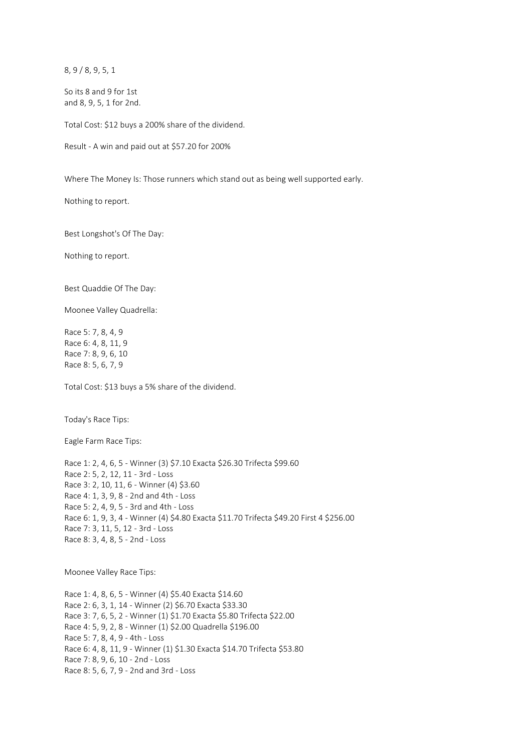8, 9 / 8, 9, 5, 1

So its 8 and 9 for 1st
and 8, 9, 5, 1 for 2nd.

Total Cost: $12 buys a 200% share of the dividend.

Result - A win and paid out at $57.20 for 200%

Where The Money Is: Those runners which stand out as being well supported early.

Nothing to report.

Best Longshot's Of The Day:

Nothing to report.

Best Quaddie Of The Day:

Moonee Valley Quadrella:

Race 5: 7, 8, 4, 9
Race 6: 4, 8, 11, 9
Race 7: 8, 9, 6, 10
Race 8: 5, 6, 7, 9

Total Cost: $13 buys a 5% share of the dividend.

Today's Race Tips:

Eagle Farm Race Tips:

Race 1: 2, 4, 6, 5 - Winner (3) $7.10 Exacta $26.30 Trifecta $99.60
Race 2: 5, 2, 12, 11 - 3rd - Loss
Race 3: 2, 10, 11, 6 - Winner (4) $3.60
Race 4: 1, 3, 9, 8 - 2nd and 4th - Loss
Race 5: 2, 4, 9, 5 - 3rd and 4th - Loss
Race 6: 1, 9, 3, 4 - Winner (4) $4.80 Exacta $11.70 Trifecta $49.20 First 4 $256.00
Race 7: 3, 11, 5, 12 - 3rd - Loss
Race 8: 3, 4, 8, 5 - 2nd - Loss

Moonee Valley Race Tips:

Race 1: 4, 8, 6, 5 - Winner (4) $5.40 Exacta $14.60
Race 2: 6, 3, 1, 14 - Winner (2) $6.70 Exacta $33.30
Race 3: 7, 6, 5, 2 - Winner (1) $1.70 Exacta $5.80 Trifecta $22.00
Race 4: 5, 9, 2, 8 - Winner (1) $2.00 Quadrella $196.00
Race 5: 7, 8, 4, 9 - 4th - Loss
Race 6: 4, 8, 11, 9 - Winner (1) $1.30 Exacta $14.70 Trifecta $53.80
Race 7: 8, 9, 6, 10 - 2nd - Loss
Race 8: 5, 6, 7, 9 - 2nd and 3rd - Loss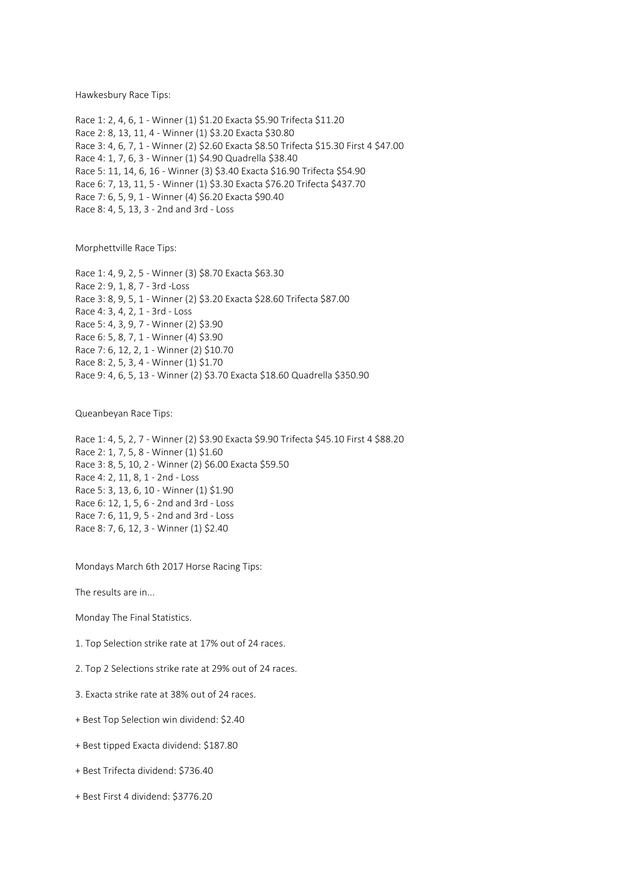Hawkesbury Race Tips:

Race 1: 2, 4, 6, 1 - Winner (1) $1.20 Exacta $5.90 Trifecta $11.20
Race 2: 8, 13, 11, 4 - Winner (1) $3.20 Exacta $30.80
Race 3: 4, 6, 7, 1 - Winner (2) $2.60 Exacta $8.50 Trifecta $15.30 First 4 $47.00
Race 4: 1, 7, 6, 3 - Winner (1) $4.90 Quadrella $38.40
Race 5: 11, 14, 6, 16 - Winner (3) $3.40 Exacta $16.90 Trifecta $54.90
Race 6: 7, 13, 11, 5 - Winner (1) $3.30 Exacta $76.20 Trifecta $437.70
Race 7: 6, 5, 9, 1 - Winner (4) $6.20 Exacta $90.40
Race 8: 4, 5, 13, 3 - 2nd and 3rd - Loss

Morphettville Race Tips:

Race 1: 4, 9, 2, 5 - Winner (3) $8.70 Exacta $63.30
Race 2: 9, 1, 8, 7 - 3rd -Loss
Race 3: 8, 9, 5, 1 - Winner (2) $3.20 Exacta $28.60 Trifecta $87.00
Race 4: 3, 4, 2, 1 - 3rd - Loss
Race 5: 4, 3, 9, 7 - Winner (2) $3.90
Race 6: 5, 8, 7, 1 - Winner (4) $3.90
Race 7: 6, 12, 2, 1 - Winner (2) $10.70
Race 8: 2, 5, 3, 4 - Winner (1) $1.70
Race 9: 4, 6, 5, 13 - Winner (2) $3.70 Exacta $18.60 Quadrella $350.90

Queanbeyan Race Tips:

Race 1: 4, 5, 2, 7 - Winner (2) $3.90 Exacta $9.90 Trifecta $45.10 First 4 $88.20
Race 2: 1, 7, 5, 8 - Winner (1) $1.60
Race 3: 8, 5, 10, 2 - Winner (2) $6.00 Exacta $59.50
Race 4: 2, 11, 8, 1 - 2nd - Loss
Race 5: 3, 13, 6, 10 - Winner (1) $1.90
Race 6: 12, 1, 5, 6 - 2nd and 3rd - Loss
Race 7: 6, 11, 9, 5 - 2nd and 3rd - Loss
Race 8: 7, 6, 12, 3 - Winner (1) $2.40

Mondays March 6th 2017 Horse Racing Tips:

The results are in...

Monday The Final Statistics.

1. Top Selection strike rate at 17% out of 24 races.

2. Top 2 Selections strike rate at 29% out of 24 races.

3. Exacta strike rate at 38% out of 24 races.

+ Best Top Selection win dividend: $2.40

+ Best tipped Exacta dividend: $187.80

+ Best Trifecta dividend: $736.40

+ Best First 4 dividend: $3776.20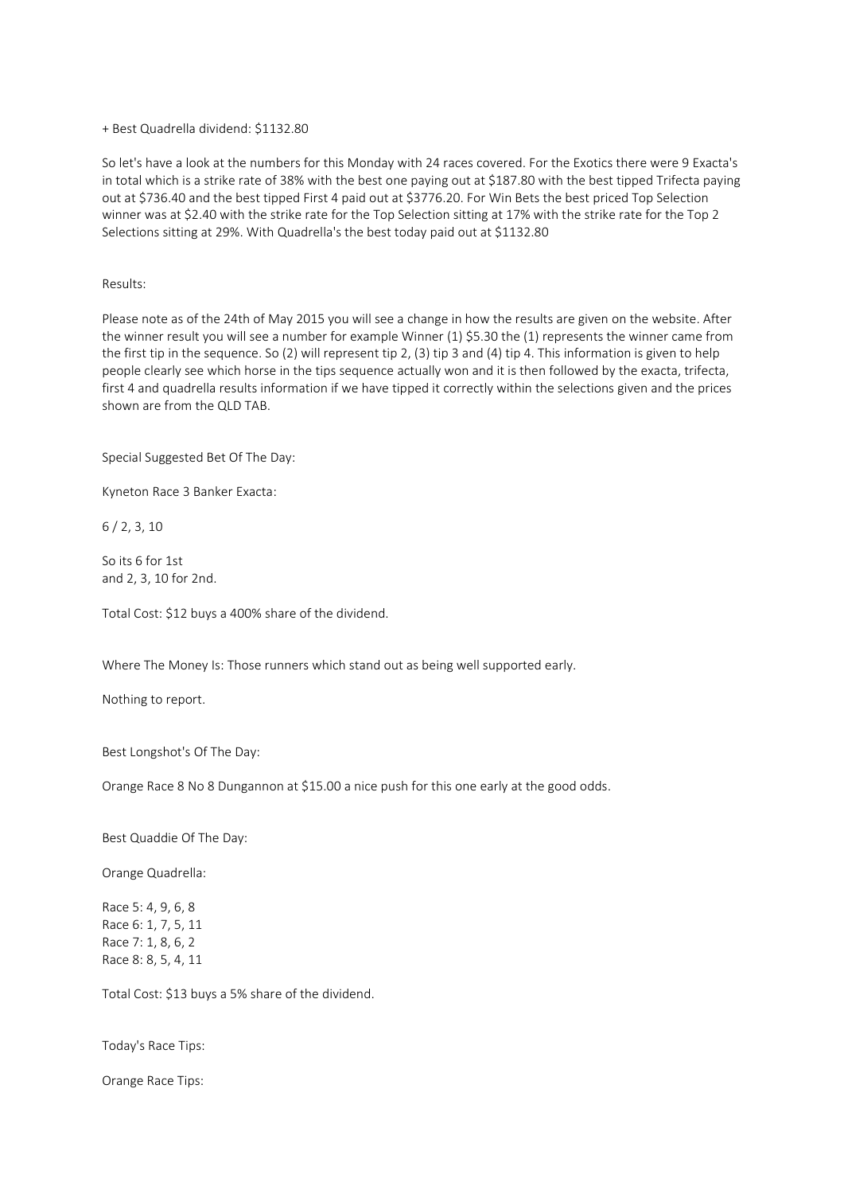+ Best Quadrella dividend: $1132.80

So let's have a look at the numbers for this Monday with 24 races covered. For the Exotics there were 9 Exacta's in total which is a strike rate of 38% with the best one paying out at $187.80 with the best tipped Trifecta paying out at $736.40 and the best tipped First 4 paid out at $3776.20. For Win Bets the best priced Top Selection winner was at $2.40 with the strike rate for the Top Selection sitting at 17% with the strike rate for the Top 2 Selections sitting at 29%. With Quadrella's the best today paid out at $1132.80

Results:

Please note as of the 24th of May 2015 you will see a change in how the results are given on the website. After the winner result you will see a number for example Winner (1) $5.30 the (1) represents the winner came from the first tip in the sequence. So (2) will represent tip 2, (3) tip 3 and (4) tip 4. This information is given to help people clearly see which horse in the tips sequence actually won and it is then followed by the exacta, trifecta, first 4 and quadrella results information if we have tipped it correctly within the selections given and the prices shown are from the QLD TAB.

Special Suggested Bet Of The Day:

Kyneton Race 3 Banker Exacta:

6 / 2, 3, 10

So its 6 for 1st
and 2, 3, 10 for 2nd.

Total Cost: $12 buys a 400% share of the dividend.

Where The Money Is: Those runners which stand out as being well supported early.

Nothing to report.

Best Longshot's Of The Day:

Orange Race 8 No 8 Dungannon at $15.00 a nice push for this one early at the good odds.

Best Quaddie Of The Day:

Orange Quadrella:

Race 5: 4, 9, 6, 8
Race 6: 1, 7, 5, 11
Race 7: 1, 8, 6, 2
Race 8: 8, 5, 4, 11

Total Cost: $13 buys a 5% share of the dividend.

Today's Race Tips:

Orange Race Tips: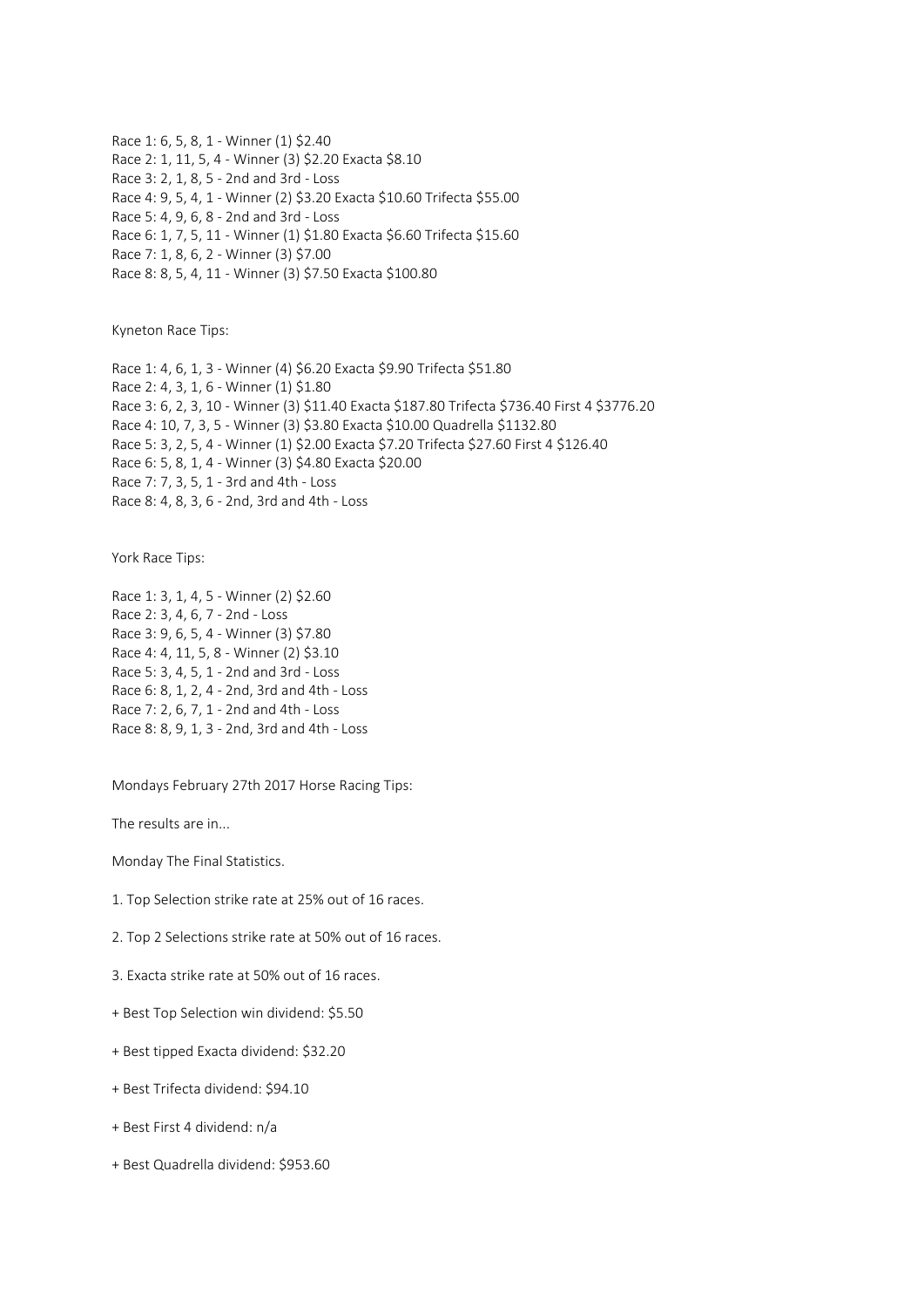Race 1: 6, 5, 8, 1 - Winner (1) $2.40
Race 2: 1, 11, 5, 4 - Winner (3) $2.20 Exacta $8.10
Race 3: 2, 1, 8, 5 - 2nd and 3rd - Loss
Race 4: 9, 5, 4, 1 - Winner (2) $3.20 Exacta $10.60 Trifecta $55.00
Race 5: 4, 9, 6, 8 - 2nd and 3rd - Loss
Race 6: 1, 7, 5, 11 - Winner (1) $1.80 Exacta $6.60 Trifecta $15.60
Race 7: 1, 8, 6, 2 - Winner (3) $7.00
Race 8: 8, 5, 4, 11 - Winner (3) $7.50 Exacta $100.80

Kyneton Race Tips:

Race 1: 4, 6, 1, 3 - Winner (4) $6.20 Exacta $9.90 Trifecta $51.80
Race 2: 4, 3, 1, 6 - Winner (1) $1.80
Race 3: 6, 2, 3, 10 - Winner (3) $11.40 Exacta $187.80 Trifecta $736.40 First 4 $3776.20
Race 4: 10, 7, 3, 5 - Winner (3) $3.80 Exacta $10.00 Quadrella $1132.80
Race 5: 3, 2, 5, 4 - Winner (1) $2.00 Exacta $7.20 Trifecta $27.60 First 4 $126.40
Race 6: 5, 8, 1, 4 - Winner (3) $4.80 Exacta $20.00
Race 7: 7, 3, 5, 1 - 3rd and 4th - Loss
Race 8: 4, 8, 3, 6 - 2nd, 3rd and 4th - Loss

York Race Tips:

Race 1: 3, 1, 4, 5 - Winner (2) $2.60
Race 2: 3, 4, 6, 7 - 2nd - Loss
Race 3: 9, 6, 5, 4 - Winner (3) $7.80
Race 4: 4, 11, 5, 8 - Winner (2) $3.10
Race 5: 3, 4, 5, 1 - 2nd and 3rd - Loss
Race 6: 8, 1, 2, 4 - 2nd, 3rd and 4th - Loss
Race 7: 2, 6, 7, 1 - 2nd and 4th - Loss
Race 8: 8, 9, 1, 3 - 2nd, 3rd and 4th - Loss

Mondays February 27th 2017 Horse Racing Tips:

The results are in...

Monday The Final Statistics.

1. Top Selection strike rate at 25% out of 16 races.

2. Top 2 Selections strike rate at 50% out of 16 races.

3. Exacta strike rate at 50% out of 16 races.

+ Best Top Selection win dividend: $5.50

+ Best tipped Exacta dividend: $32.20

+ Best Trifecta dividend: $94.10

+ Best First 4 dividend: n/a

+ Best Quadrella dividend: $953.60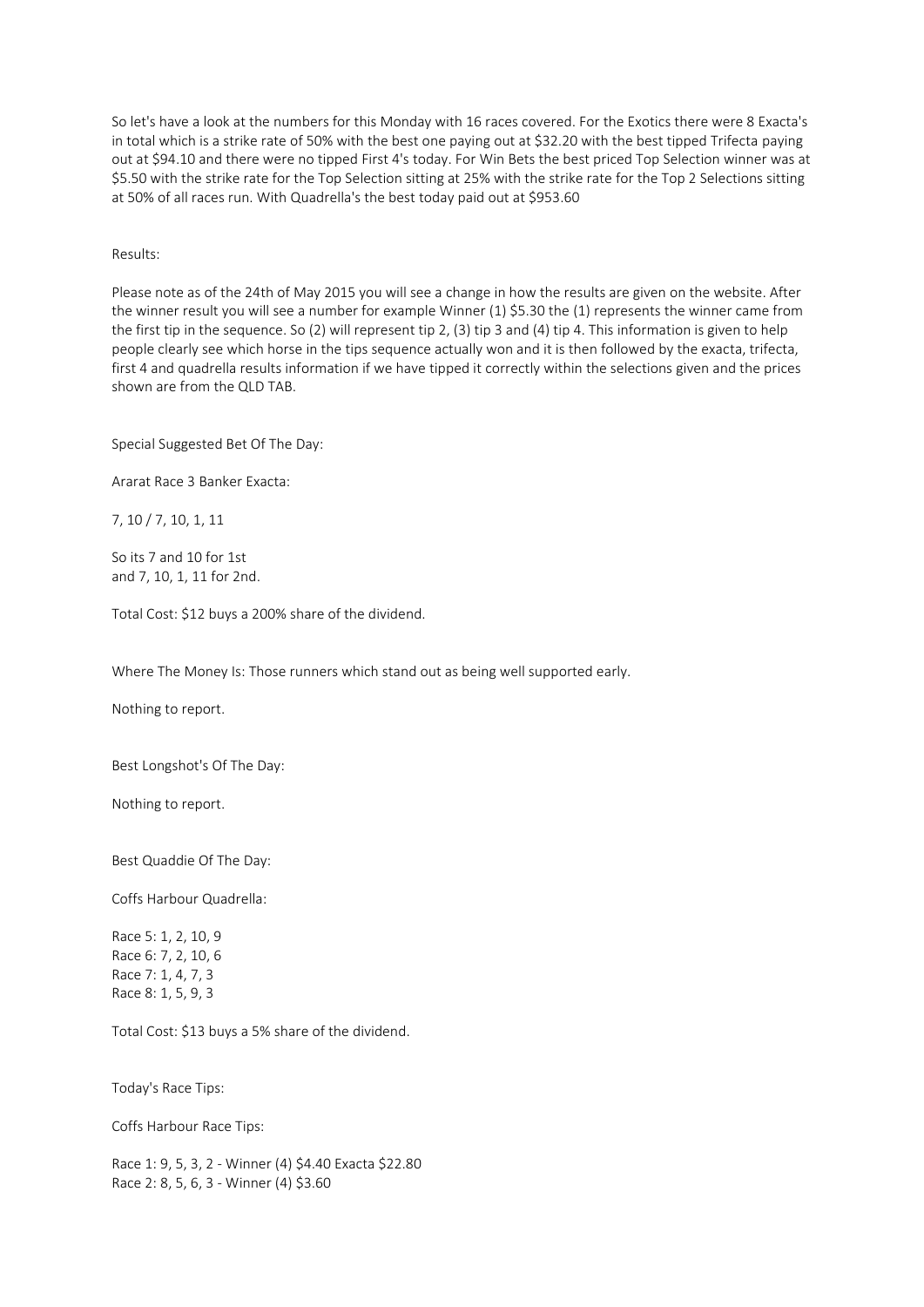So let's have a look at the numbers for this Monday with 16 races covered. For the Exotics there were 8 Exacta's in total which is a strike rate of 50% with the best one paying out at $32.20 with the best tipped Trifecta paying out at $94.10 and there were no tipped First 4's today. For Win Bets the best priced Top Selection winner was at $5.50 with the strike rate for the Top Selection sitting at 25% with the strike rate for the Top 2 Selections sitting at 50% of all races run. With Quadrella's the best today paid out at $953.60

Results:

Please note as of the 24th of May 2015 you will see a change in how the results are given on the website. After the winner result you will see a number for example Winner (1) $5.30 the (1) represents the winner came from the first tip in the sequence. So (2) will represent tip 2, (3) tip 3 and (4) tip 4. This information is given to help people clearly see which horse in the tips sequence actually won and it is then followed by the exacta, trifecta, first 4 and quadrella results information if we have tipped it correctly within the selections given and the prices shown are from the QLD TAB.

Special Suggested Bet Of The Day:

Ararat Race 3 Banker Exacta:

7, 10 / 7, 10, 1, 11

So its 7 and 10 for 1st
and 7, 10, 1, 11 for 2nd.

Total Cost: $12 buys a 200% share of the dividend.

Where The Money Is: Those runners which stand out as being well supported early.

Nothing to report.

Best Longshot's Of The Day:

Nothing to report.

Best Quaddie Of The Day:

Coffs Harbour Quadrella:

Race 5: 1, 2, 10, 9
Race 6: 7, 2, 10, 6
Race 7: 1, 4, 7, 3
Race 8: 1, 5, 9, 3

Total Cost: $13 buys a 5% share of the dividend.

Today's Race Tips:

Coffs Harbour Race Tips:

Race 1: 9, 5, 3, 2 - Winner (4) $4.40 Exacta $22.80
Race 2: 8, 5, 6, 3 - Winner (4) $3.60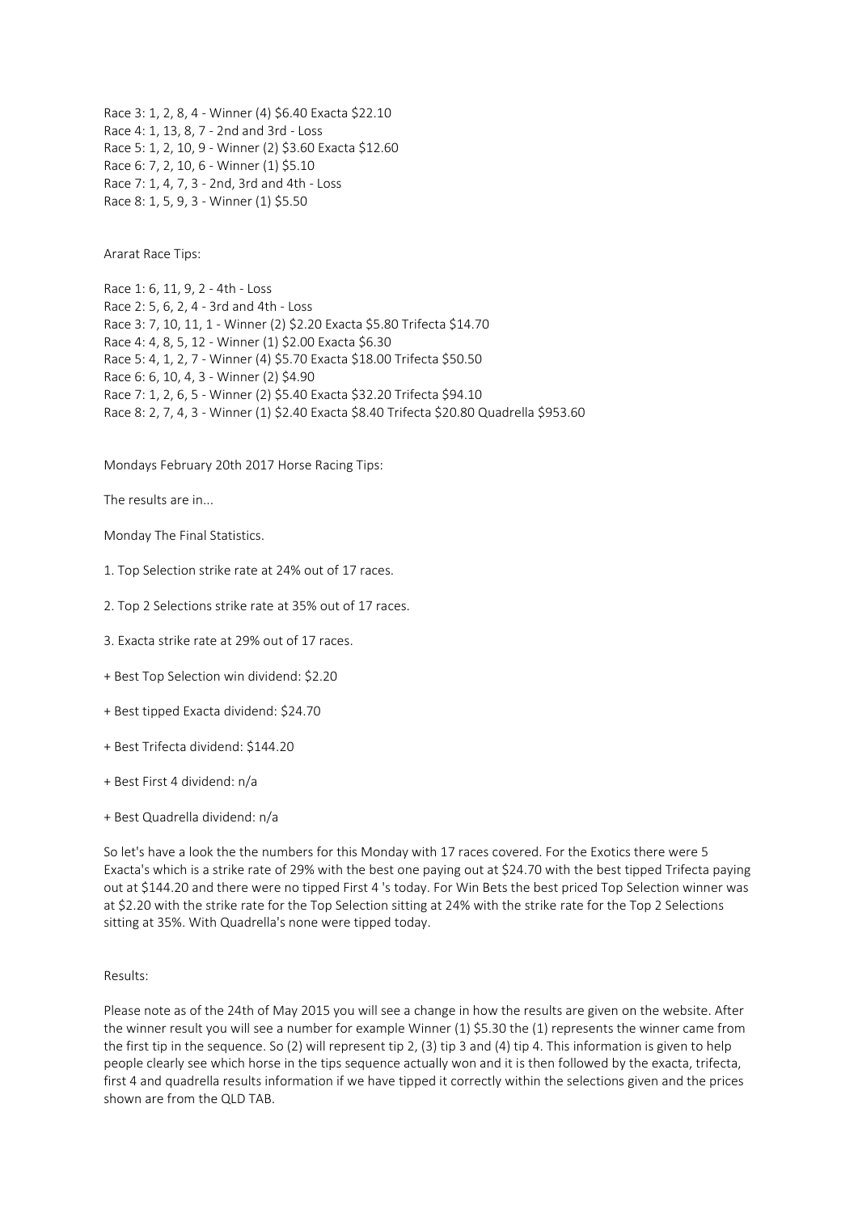Race 3: 1, 2, 8, 4 - Winner (4) $6.40 Exacta $22.10
Race 4: 1, 13, 8, 7 - 2nd and 3rd - Loss
Race 5: 1, 2, 10, 9 - Winner (2) $3.60 Exacta $12.60
Race 6: 7, 2, 10, 6 - Winner (1) $5.10
Race 7: 1, 4, 7, 3 - 2nd, 3rd and 4th - Loss
Race 8: 1, 5, 9, 3 - Winner (1) $5.50

Ararat Race Tips:

Race 1: 6, 11, 9, 2 - 4th - Loss
Race 2: 5, 6, 2, 4 - 3rd and 4th - Loss
Race 3: 7, 10, 11, 1 - Winner (2) $2.20 Exacta $5.80 Trifecta $14.70
Race 4: 4, 8, 5, 12 - Winner (1) $2.00 Exacta $6.30
Race 5: 4, 1, 2, 7 - Winner (4) $5.70 Exacta $18.00 Trifecta $50.50
Race 6: 6, 10, 4, 3 - Winner (2) $4.90
Race 7: 1, 2, 6, 5 - Winner (2) $5.40 Exacta $32.20 Trifecta $94.10
Race 8: 2, 7, 4, 3 - Winner (1) $2.40 Exacta $8.40 Trifecta $20.80 Quadrella $953.60

Mondays February 20th 2017 Horse Racing Tips:

The results are in...

Monday The Final Statistics.

1. Top Selection strike rate at 24% out of 17 races.

2. Top 2 Selections strike rate at 35% out of 17 races.

3. Exacta strike rate at 29% out of 17 races.

+ Best Top Selection win dividend: $2.20

+ Best tipped Exacta dividend: $24.70

+ Best Trifecta dividend: $144.20

+ Best First 4 dividend: n/a

+ Best Quadrella dividend: n/a

So let's have a look the the numbers for this Monday with 17 races covered. For the Exotics there were 5 Exacta's which is a strike rate of 29% with the best one paying out at $24.70 with the best tipped Trifecta paying out at $144.20 and there were no tipped First 4 's today. For Win Bets the best priced Top Selection winner was at $2.20 with the strike rate for the Top Selection sitting at 24% with the strike rate for the Top 2 Selections sitting at 35%. With Quadrella's none were tipped today.

Results:

Please note as of the 24th of May 2015 you will see a change in how the results are given on the website. After the winner result you will see a number for example Winner (1) $5.30 the (1) represents the winner came from the first tip in the sequence. So (2) will represent tip 2, (3) tip 3 and (4) tip 4. This information is given to help people clearly see which horse in the tips sequence actually won and it is then followed by the exacta, trifecta, first 4 and quadrella results information if we have tipped it correctly within the selections given and the prices shown are from the QLD TAB.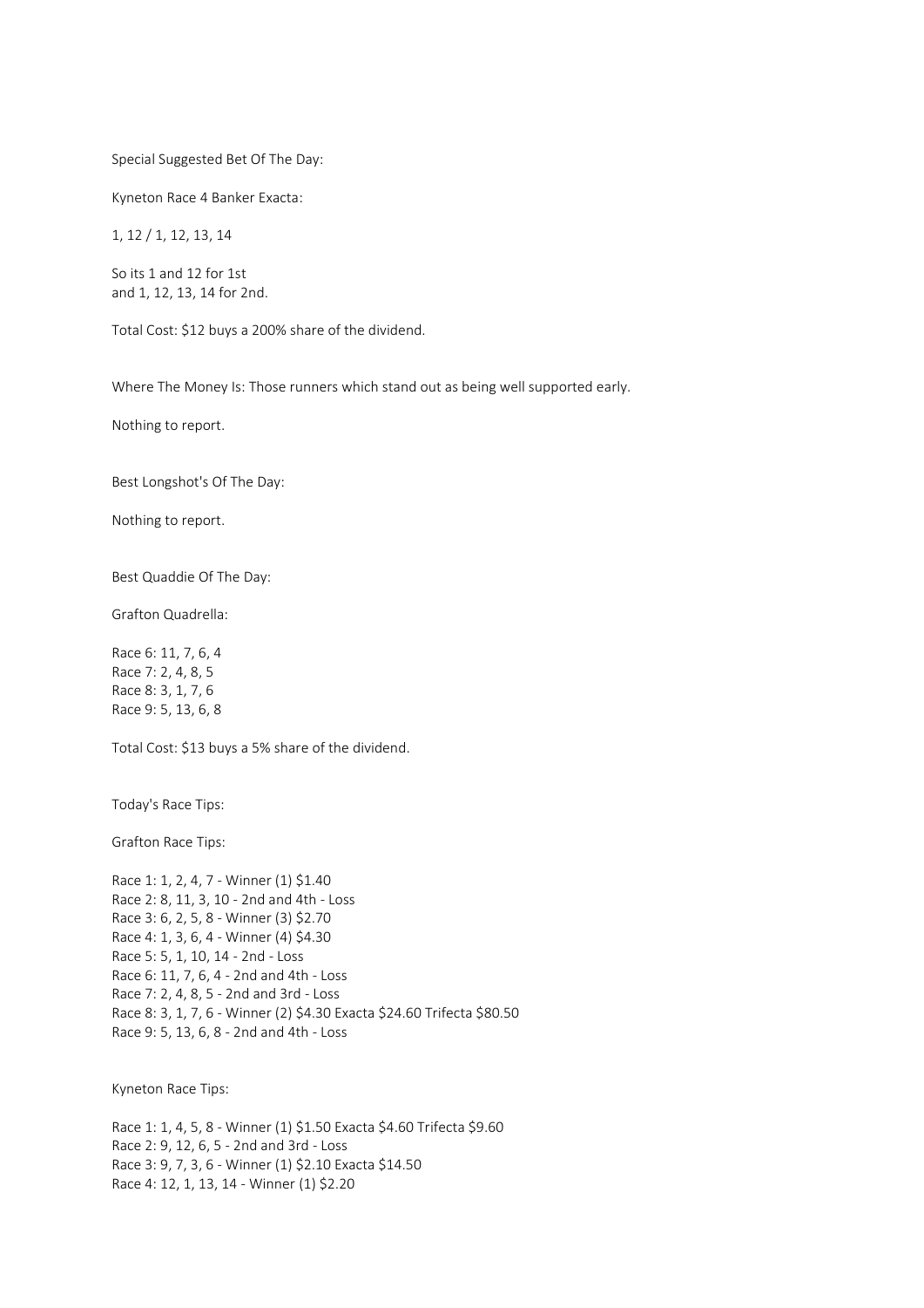Special Suggested Bet Of The Day:

Kyneton Race 4 Banker Exacta:

1, 12 / 1, 12, 13, 14

So its 1 and 12 for 1st
and 1, 12, 13, 14 for 2nd.

Total Cost: $12 buys a 200% share of the dividend.

Where The Money Is: Those runners which stand out as being well supported early.

Nothing to report.

Best Longshot's Of The Day:

Nothing to report.

Best Quaddie Of The Day:

Grafton Quadrella:

Race 6: 11, 7, 6, 4
Race 7: 2, 4, 8, 5
Race 8: 3, 1, 7, 6
Race 9: 5, 13, 6, 8

Total Cost: $13 buys a 5% share of the dividend.

Today's Race Tips:

Grafton Race Tips:

Race 1: 1, 2, 4, 7 - Winner (1) $1.40
Race 2: 8, 11, 3, 10 - 2nd and 4th - Loss
Race 3: 6, 2, 5, 8 - Winner (3) $2.70
Race 4: 1, 3, 6, 4 - Winner (4) $4.30
Race 5: 5, 1, 10, 14 - 2nd - Loss
Race 6: 11, 7, 6, 4 - 2nd and 4th - Loss
Race 7: 2, 4, 8, 5 - 2nd and 3rd - Loss
Race 8: 3, 1, 7, 6 - Winner (2) $4.30 Exacta $24.60 Trifecta $80.50
Race 9: 5, 13, 6, 8 - 2nd and 4th - Loss

Kyneton Race Tips:

Race 1: 1, 4, 5, 8 - Winner (1) $1.50 Exacta $4.60 Trifecta $9.60
Race 2: 9, 12, 6, 5 - 2nd and 3rd - Loss
Race 3: 9, 7, 3, 6 - Winner (1) $2.10 Exacta $14.50
Race 4: 12, 1, 13, 14 - Winner (1) $2.20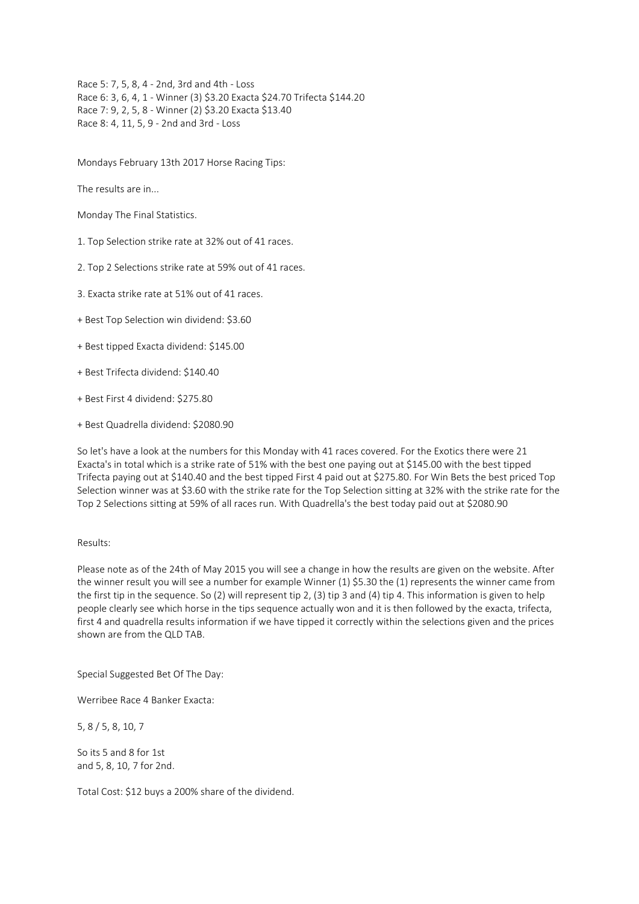Race 5: 7, 5, 8, 4 - 2nd, 3rd and 4th - Loss
Race 6: 3, 6, 4, 1 - Winner (3) $3.20 Exacta $24.70 Trifecta $144.20
Race 7: 9, 2, 5, 8 - Winner (2) $3.20 Exacta $13.40
Race 8: 4, 11, 5, 9 - 2nd and 3rd - Loss

Mondays February 13th 2017 Horse Racing Tips:

The results are in...

Monday The Final Statistics.

1. Top Selection strike rate at 32% out of 41 races.

2. Top 2 Selections strike rate at 59% out of 41 races.

3. Exacta strike rate at 51% out of 41 races.

+ Best Top Selection win dividend: $3.60

+ Best tipped Exacta dividend: $145.00

+ Best Trifecta dividend: $140.40

+ Best First 4 dividend: $275.80

+ Best Quadrella dividend: $2080.90

So let's have a look at the numbers for this Monday with 41 races covered. For the Exotics there were 21 Exacta's in total which is a strike rate of 51% with the best one paying out at $145.00 with the best tipped Trifecta paying out at $140.40 and the best tipped First 4 paid out at $275.80. For Win Bets the best priced Top Selection winner was at $3.60 with the strike rate for the Top Selection sitting at 32% with the strike rate for the Top 2 Selections sitting at 59% of all races run. With Quadrella's the best today paid out at $2080.90

Results:

Please note as of the 24th of May 2015 you will see a change in how the results are given on the website. After the winner result you will see a number for example Winner (1) $5.30 the (1) represents the winner came from the first tip in the sequence. So (2) will represent tip 2, (3) tip 3 and (4) tip 4. This information is given to help people clearly see which horse in the tips sequence actually won and it is then followed by the exacta, trifecta, first 4 and quadrella results information if we have tipped it correctly within the selections given and the prices shown are from the QLD TAB.

Special Suggested Bet Of The Day:

Werribee Race 4 Banker Exacta:

5, 8 / 5, 8, 10, 7

So its 5 and 8 for 1st
and 5, 8, 10, 7 for 2nd.

Total Cost: $12 buys a 200% share of the dividend.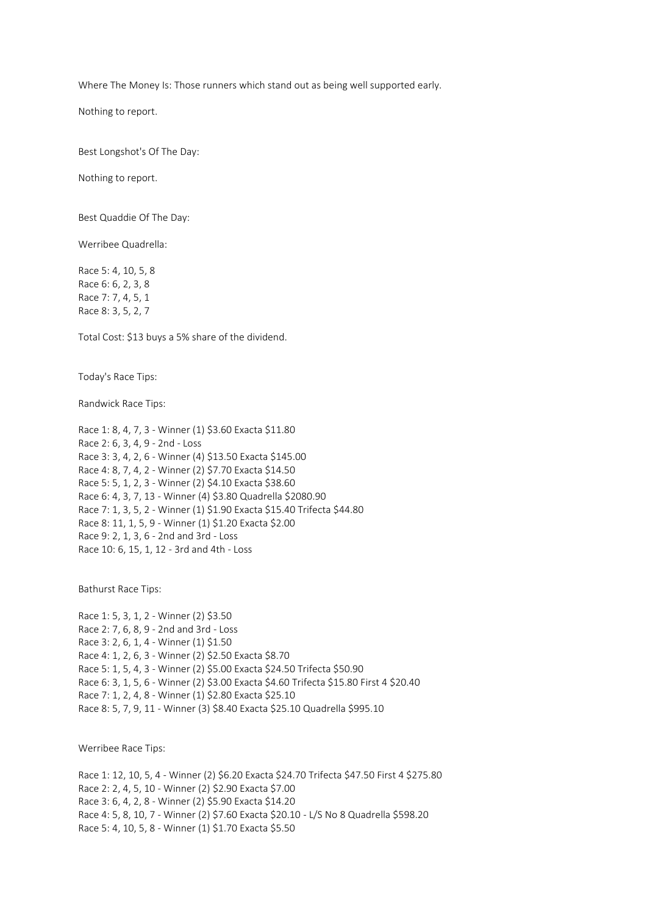Where The Money Is: Those runners which stand out as being well supported early.

Nothing to report.

Best Longshot's Of The Day:

Nothing to report.

Best Quaddie Of The Day:

Werribee Quadrella:

Race 5: 4, 10, 5, 8
Race 6: 6, 2, 3, 8
Race 7: 7, 4, 5, 1
Race 8: 3, 5, 2, 7

Total Cost: $13 buys a 5% share of the dividend.

Today's Race Tips:

Randwick Race Tips:

Race 1: 8, 4, 7, 3 - Winner (1) $3.60 Exacta $11.80
Race 2: 6, 3, 4, 9 - 2nd - Loss
Race 3: 3, 4, 2, 6 - Winner (4) $13.50 Exacta $145.00
Race 4: 8, 7, 4, 2 - Winner (2) $7.70 Exacta $14.50
Race 5: 5, 1, 2, 3 - Winner (2) $4.10 Exacta $38.60
Race 6: 4, 3, 7, 13 - Winner (4) $3.80 Quadrella $2080.90
Race 7: 1, 3, 5, 2 - Winner (1) $1.90 Exacta $15.40 Trifecta $44.80
Race 8: 11, 1, 5, 9 - Winner (1) $1.20 Exacta $2.00
Race 9: 2, 1, 3, 6 - 2nd and 3rd - Loss
Race 10: 6, 15, 1, 12 - 3rd and 4th - Loss

Bathurst Race Tips:

Race 1: 5, 3, 1, 2 - Winner (2) $3.50
Race 2: 7, 6, 8, 9 - 2nd and 3rd - Loss
Race 3: 2, 6, 1, 4 - Winner (1) $1.50
Race 4: 1, 2, 6, 3 - Winner (2) $2.50 Exacta $8.70
Race 5: 1, 5, 4, 3 - Winner (2) $5.00 Exacta $24.50 Trifecta $50.90
Race 6: 3, 1, 5, 6 - Winner (2) $3.00 Exacta $4.60 Trifecta $15.80 First 4 $20.40
Race 7: 1, 2, 4, 8 - Winner (1) $2.80 Exacta $25.10
Race 8: 5, 7, 9, 11 - Winner (3) $8.40 Exacta $25.10 Quadrella $995.10

Werribee Race Tips:

Race 1: 12, 10, 5, 4 - Winner (2) $6.20 Exacta $24.70 Trifecta $47.50 First 4 $275.80
Race 2: 2, 4, 5, 10 - Winner (2) $2.90 Exacta $7.00
Race 3: 6, 4, 2, 8 - Winner (2) $5.90 Exacta $14.20
Race 4: 5, 8, 10, 7 - Winner (2) $7.60 Exacta $20.10 - L/S No 8 Quadrella $598.20
Race 5: 4, 10, 5, 8 - Winner (1) $1.70 Exacta $5.50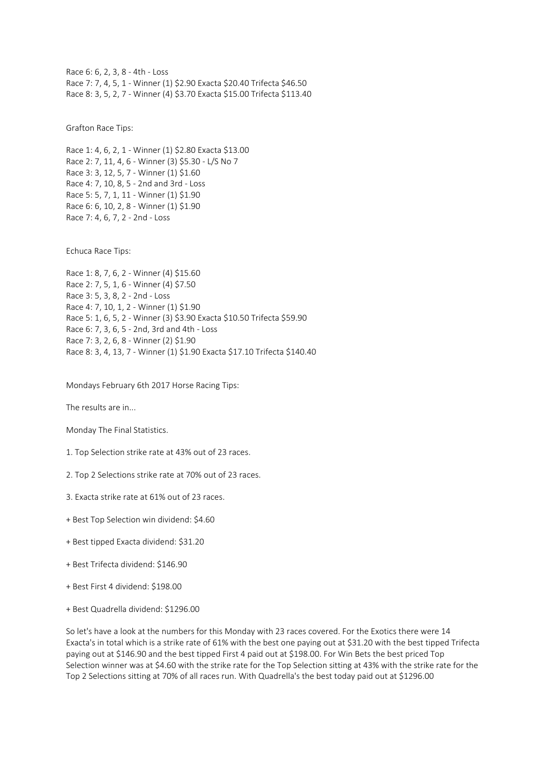Race 6: 6, 2, 3, 8 - 4th - Loss
Race 7: 7, 4, 5, 1 - Winner (1) $2.90 Exacta $20.40 Trifecta $46.50
Race 8: 3, 5, 2, 7 - Winner (4) $3.70 Exacta $15.00 Trifecta $113.40

Grafton Race Tips:

Race 1: 4, 6, 2, 1 - Winner (1) $2.80 Exacta $13.00
Race 2: 7, 11, 4, 6 - Winner (3) $5.30 - L/S No 7
Race 3: 3, 12, 5, 7 - Winner (1) $1.60
Race 4: 7, 10, 8, 5 - 2nd and 3rd - Loss
Race 5: 5, 7, 1, 11 - Winner (1) $1.90
Race 6: 6, 10, 2, 8 - Winner (1) $1.90
Race 7: 4, 6, 7, 2 - 2nd - Loss

Echuca Race Tips:

Race 1: 8, 7, 6, 2 - Winner (4) $15.60
Race 2: 7, 5, 1, 6 - Winner (4) $7.50
Race 3: 5, 3, 8, 2 - 2nd - Loss
Race 4: 7, 10, 1, 2 - Winner (1) $1.90
Race 5: 1, 6, 5, 2 - Winner (3) $3.90 Exacta $10.50 Trifecta $59.90
Race 6: 7, 3, 6, 5 - 2nd, 3rd and 4th - Loss
Race 7: 3, 2, 6, 8 - Winner (2) $1.90
Race 8: 3, 4, 13, 7 - Winner (1) $1.90 Exacta $17.10 Trifecta $140.40

Mondays February 6th 2017 Horse Racing Tips:

The results are in...

Monday The Final Statistics.

1. Top Selection strike rate at 43% out of 23 races.

2. Top 2 Selections strike rate at 70% out of 23 races.

3. Exacta strike rate at 61% out of 23 races.

+ Best Top Selection win dividend: $4.60

+ Best tipped Exacta dividend: $31.20

+ Best Trifecta dividend: $146.90

+ Best First 4 dividend: $198.00

+ Best Quadrella dividend: $1296.00

So let's have a look at the numbers for this Monday with 23 races covered. For the Exotics there were 14 Exacta's in total which is a strike rate of 61% with the best one paying out at $31.20 with the best tipped Trifecta paying out at $146.90 and the best tipped First 4 paid out at $198.00. For Win Bets the best priced Top Selection winner was at $4.60 with the strike rate for the Top Selection sitting at 43% with the strike rate for the Top 2 Selections sitting at 70% of all races run. With Quadrella's the best today paid out at $1296.00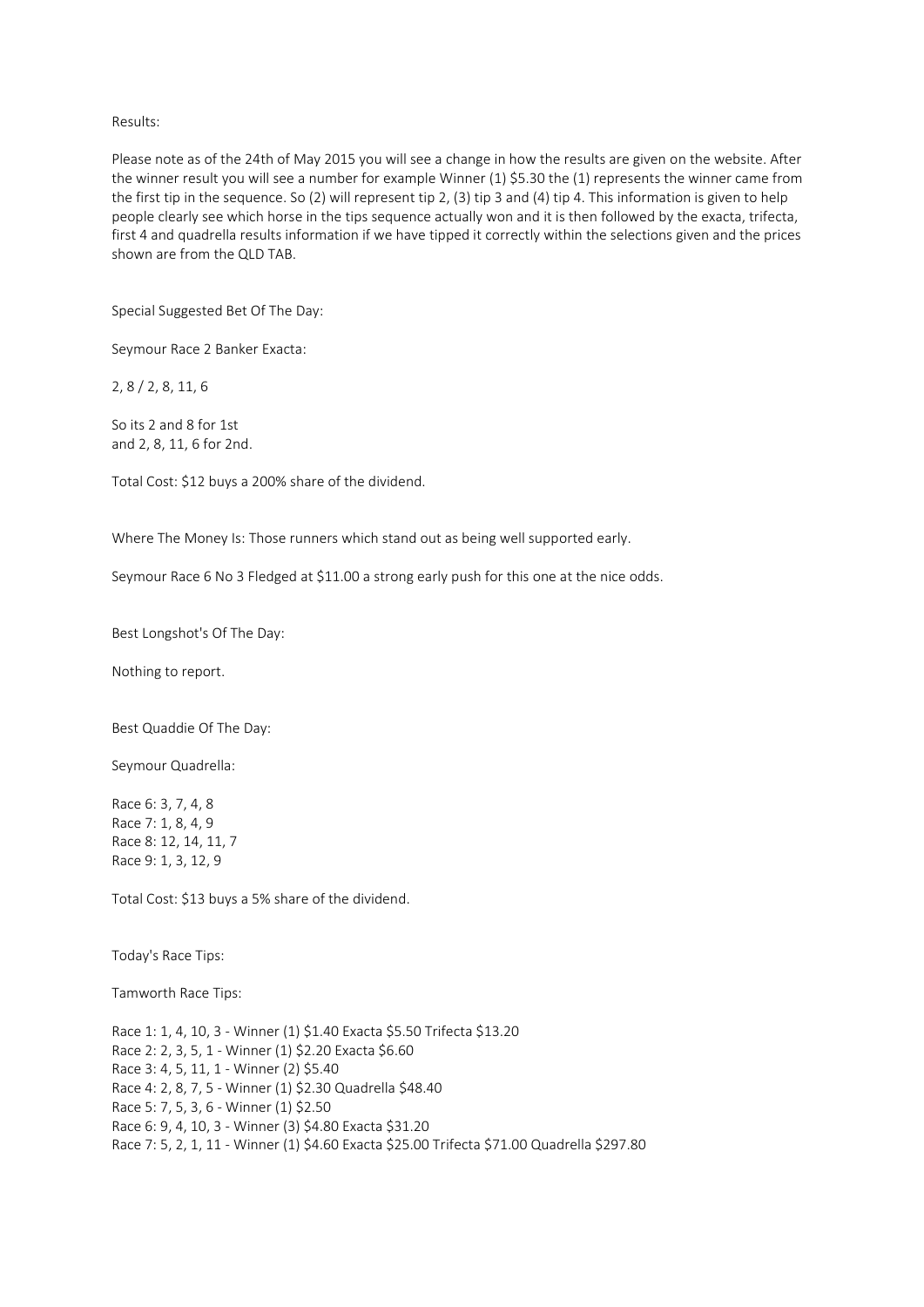Results:

Please note as of the 24th of May 2015 you will see a change in how the results are given on the website. After the winner result you will see a number for example Winner (1) $5.30 the (1) represents the winner came from the first tip in the sequence. So (2) will represent tip 2, (3) tip 3 and (4) tip 4. This information is given to help people clearly see which horse in the tips sequence actually won and it is then followed by the exacta, trifecta, first 4 and quadrella results information if we have tipped it correctly within the selections given and the prices shown are from the QLD TAB.

Special Suggested Bet Of The Day:

Seymour Race 2 Banker Exacta:

2, 8 / 2, 8, 11, 6

So its 2 and 8 for 1st
and 2, 8, 11, 6 for 2nd.

Total Cost: $12 buys a 200% share of the dividend.

Where The Money Is: Those runners which stand out as being well supported early.

Seymour Race 6 No 3 Fledged at $11.00 a strong early push for this one at the nice odds.

Best Longshot's Of The Day:

Nothing to report.

Best Quaddie Of The Day:

Seymour Quadrella:

Race 6: 3, 7, 4, 8
Race 7: 1, 8, 4, 9
Race 8: 12, 14, 11, 7
Race 9: 1, 3, 12, 9

Total Cost: $13 buys a 5% share of the dividend.

Today's Race Tips:

Tamworth Race Tips:

Race 1: 1, 4, 10, 3 - Winner (1) $1.40 Exacta $5.50 Trifecta $13.20
Race 2: 2, 3, 5, 1 - Winner (1) $2.20 Exacta $6.60
Race 3: 4, 5, 11, 1 - Winner (2) $5.40
Race 4: 2, 8, 7, 5 - Winner (1) $2.30 Quadrella $48.40
Race 5: 7, 5, 3, 6 - Winner (1) $2.50
Race 6: 9, 4, 10, 3 - Winner (3) $4.80 Exacta $31.20
Race 7: 5, 2, 1, 11 - Winner (1) $4.60 Exacta $25.00 Trifecta $71.00 Quadrella $297.80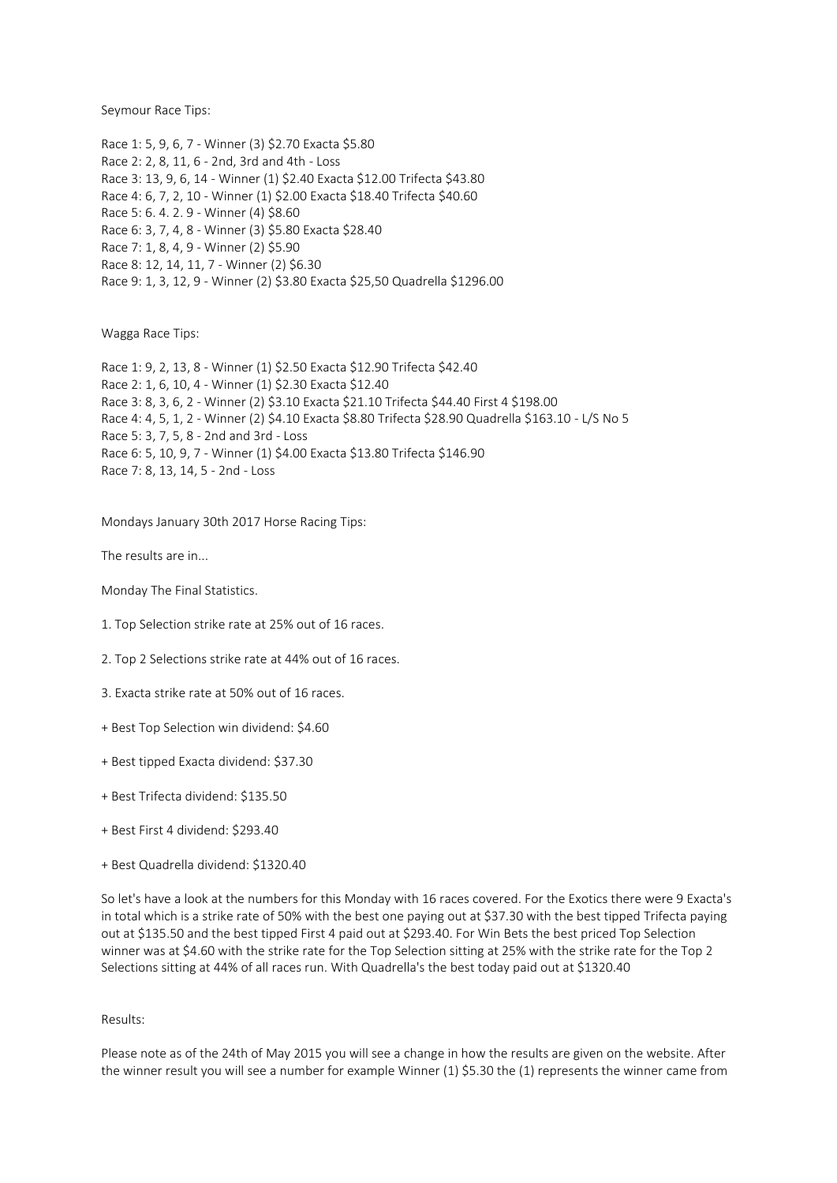Seymour Race Tips:

Race 1: 5, 9, 6, 7 - Winner (3) $2.70 Exacta $5.80
Race 2: 2, 8, 11, 6 - 2nd, 3rd and 4th - Loss
Race 3: 13, 9, 6, 14 - Winner (1) $2.40 Exacta $12.00 Trifecta $43.80
Race 4: 6, 7, 2, 10 - Winner (1) $2.00 Exacta $18.40 Trifecta $40.60
Race 5: 6. 4. 2. 9 - Winner (4) $8.60
Race 6: 3, 7, 4, 8 - Winner (3) $5.80 Exacta $28.40
Race 7: 1, 8, 4, 9 - Winner (2) $5.90
Race 8: 12, 14, 11, 7 - Winner (2) $6.30
Race 9: 1, 3, 12, 9 - Winner (2) $3.80 Exacta $25,50 Quadrella $1296.00

Wagga Race Tips:

Race 1: 9, 2, 13, 8 - Winner (1) $2.50 Exacta $12.90 Trifecta $42.40
Race 2: 1, 6, 10, 4 - Winner (1) $2.30 Exacta $12.40
Race 3: 8, 3, 6, 2 - Winner (2) $3.10 Exacta $21.10 Trifecta $44.40 First 4 $198.00
Race 4: 4, 5, 1, 2 - Winner (2) $4.10 Exacta $8.80 Trifecta $28.90 Quadrella $163.10 - L/S No 5
Race 5: 3, 7, 5, 8 - 2nd and 3rd - Loss
Race 6: 5, 10, 9, 7 - Winner (1) $4.00 Exacta $13.80 Trifecta $146.90
Race 7: 8, 13, 14, 5 - 2nd - Loss

Mondays January 30th 2017 Horse Racing Tips:

The results are in...

Monday The Final Statistics.

1. Top Selection strike rate at 25% out of 16 races.

2. Top 2 Selections strike rate at 44% out of 16 races.

3. Exacta strike rate at 50% out of 16 races.

+ Best Top Selection win dividend: $4.60

+ Best tipped Exacta dividend: $37.30

+ Best Trifecta dividend: $135.50

+ Best First 4 dividend: $293.40

+ Best Quadrella dividend: $1320.40

So let's have a look at the numbers for this Monday with 16 races covered. For the Exotics there were 9 Exacta's in total which is a strike rate of 50% with the best one paying out at $37.30 with the best tipped Trifecta paying out at $135.50 and the best tipped First 4 paid out at $293.40. For Win Bets the best priced Top Selection winner was at $4.60 with the strike rate for the Top Selection sitting at 25% with the strike rate for the Top 2 Selections sitting at 44% of all races run. With Quadrella's the best today paid out at $1320.40

Results:

Please note as of the 24th of May 2015 you will see a change in how the results are given on the website. After the winner result you will see a number for example Winner (1) $5.30 the (1) represents the winner came from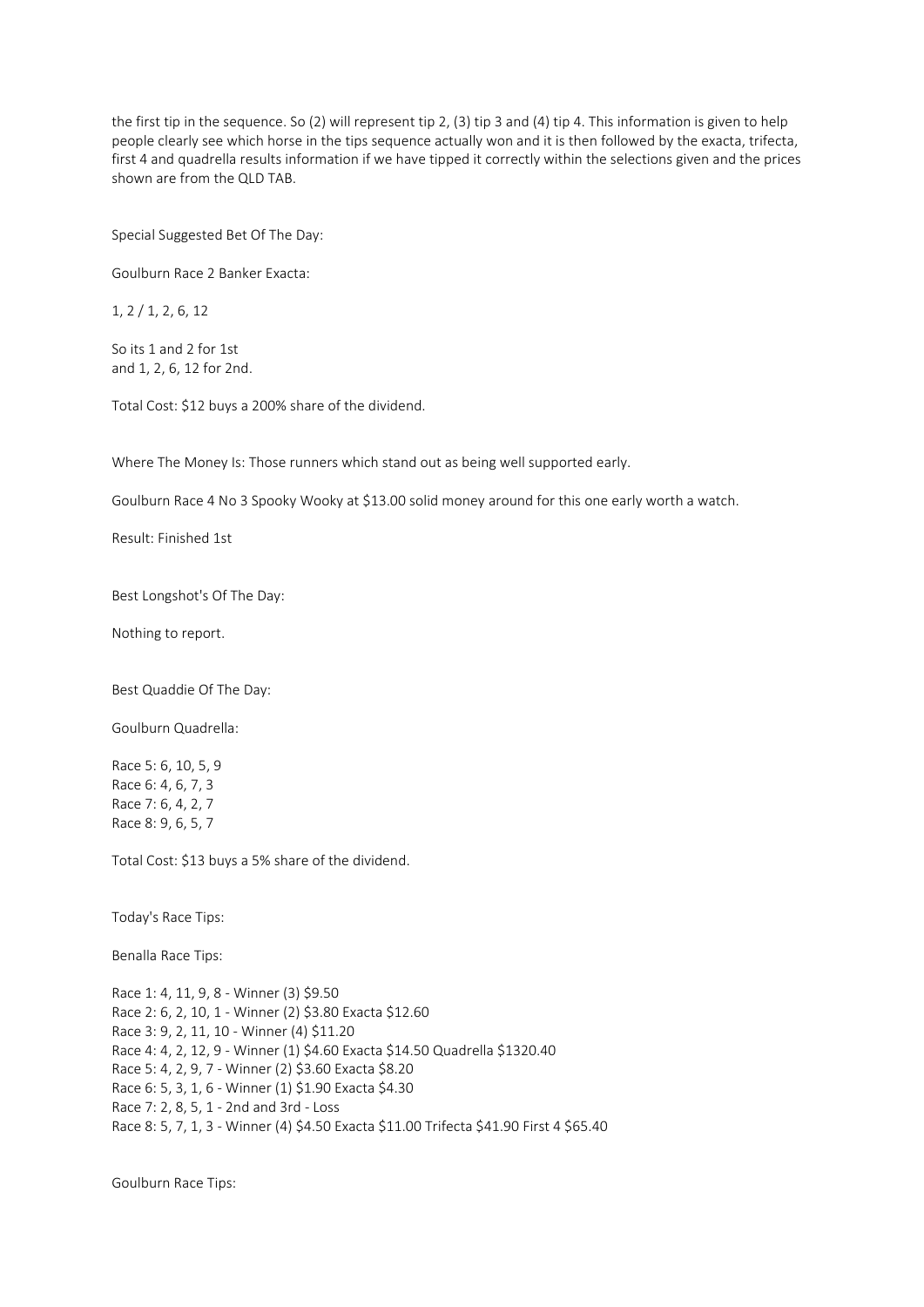the first tip in the sequence. So (2) will represent tip 2, (3) tip 3 and (4) tip 4. This information is given to help people clearly see which horse in the tips sequence actually won and it is then followed by the exacta, trifecta, first 4 and quadrella results information if we have tipped it correctly within the selections given and the prices shown are from the QLD TAB.

Special Suggested Bet Of The Day:

Goulburn Race 2 Banker Exacta:

1, 2 / 1, 2, 6, 12

So its 1 and 2 for 1st
and 1, 2, 6, 12 for 2nd.

Total Cost: $12 buys a 200% share of the dividend.

Where The Money Is: Those runners which stand out as being well supported early.

Goulburn Race 4 No 3 Spooky Wooky at $13.00 solid money around for this one early worth a watch.

Result: Finished 1st

Best Longshot's Of The Day:

Nothing to report.

Best Quaddie Of The Day:

Goulburn Quadrella:

Race 5: 6, 10, 5, 9
Race 6: 4, 6, 7, 3
Race 7: 6, 4, 2, 7
Race 8: 9, 6, 5, 7

Total Cost: $13 buys a 5% share of the dividend.

Today's Race Tips:

Benalla Race Tips:

Race 1: 4, 11, 9, 8 - Winner (3) $9.50
Race 2: 6, 2, 10, 1 - Winner (2) $3.80 Exacta $12.60
Race 3: 9, 2, 11, 10 - Winner (4) $11.20
Race 4: 4, 2, 12, 9 - Winner (1) $4.60 Exacta $14.50 Quadrella $1320.40
Race 5: 4, 2, 9, 7 - Winner (2) $3.60 Exacta $8.20
Race 6: 5, 3, 1, 6 - Winner (1) $1.90 Exacta $4.30
Race 7: 2, 8, 5, 1 - 2nd and 3rd - Loss
Race 8: 5, 7, 1, 3 - Winner (4) $4.50 Exacta $11.00 Trifecta $41.90 First 4 $65.40

Goulburn Race Tips: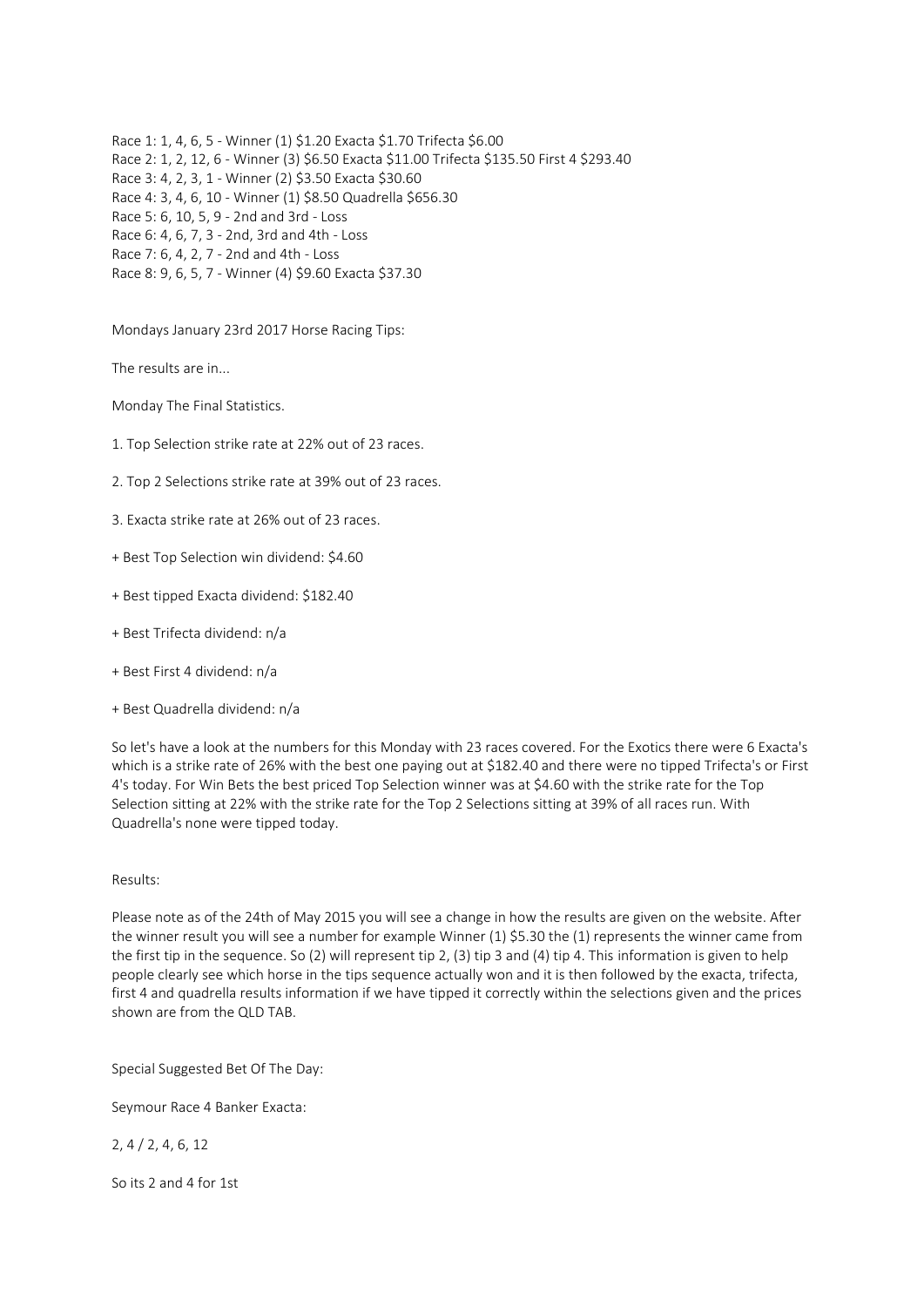Race 1: 1, 4, 6, 5 - Winner (1) $1.20 Exacta $1.70 Trifecta $6.00
Race 2: 1, 2, 12, 6 - Winner (3) $6.50 Exacta $11.00 Trifecta $135.50 First 4 $293.40
Race 3: 4, 2, 3, 1 - Winner (2) $3.50 Exacta $30.60
Race 4: 3, 4, 6, 10 - Winner (1) $8.50 Quadrella $656.30
Race 5: 6, 10, 5, 9 - 2nd and 3rd - Loss
Race 6: 4, 6, 7, 3 - 2nd, 3rd and 4th - Loss
Race 7: 6, 4, 2, 7 - 2nd and 4th - Loss
Race 8: 9, 6, 5, 7 - Winner (4) $9.60 Exacta $37.30

Mondays January 23rd 2017 Horse Racing Tips:

The results are in...

Monday The Final Statistics.

1. Top Selection strike rate at 22% out of 23 races.

2. Top 2 Selections strike rate at 39% out of 23 races.

3. Exacta strike rate at 26% out of 23 races.

+ Best Top Selection win dividend: $4.60

+ Best tipped Exacta dividend: $182.40

+ Best Trifecta dividend: n/a

+ Best First 4 dividend: n/a

+ Best Quadrella dividend: n/a

So let's have a look at the numbers for this Monday with 23 races covered. For the Exotics there were 6 Exacta's which is a strike rate of 26% with the best one paying out at $182.40 and there were no tipped Trifecta's or First 4's today. For Win Bets the best priced Top Selection winner was at $4.60 with the strike rate for the Top Selection sitting at 22% with the strike rate for the Top 2 Selections sitting at 39% of all races run. With Quadrella's none were tipped today.

Results:

Please note as of the 24th of May 2015 you will see a change in how the results are given on the website. After the winner result you will see a number for example Winner (1) $5.30 the (1) represents the winner came from the first tip in the sequence. So (2) will represent tip 2, (3) tip 3 and (4) tip 4. This information is given to help people clearly see which horse in the tips sequence actually won and it is then followed by the exacta, trifecta, first 4 and quadrella results information if we have tipped it correctly within the selections given and the prices shown are from the QLD TAB.

Special Suggested Bet Of The Day:

Seymour Race 4 Banker Exacta:

2, 4 / 2, 4, 6, 12

So its 2 and 4 for 1st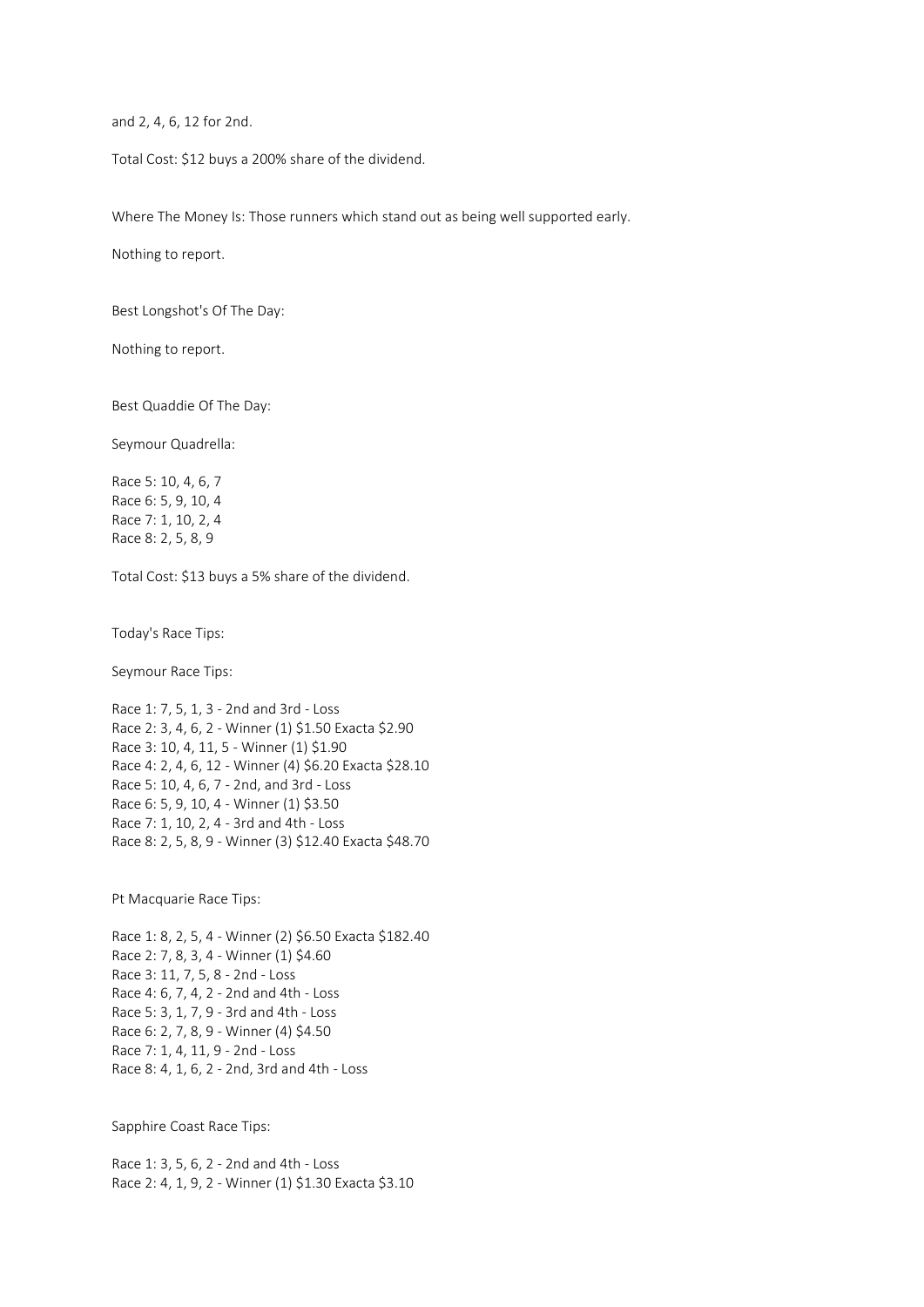and 2, 4, 6, 12 for 2nd.

Total Cost: $12 buys a 200% share of the dividend.

Where The Money Is: Those runners which stand out as being well supported early.

Nothing to report.

Best Longshot's Of The Day:

Nothing to report.

Best Quaddie Of The Day:

Seymour Quadrella:

Race 5: 10, 4, 6, 7
Race 6: 5, 9, 10, 4
Race 7: 1, 10, 2, 4
Race 8: 2, 5, 8, 9

Total Cost: $13 buys a 5% share of the dividend.

Today's Race Tips:

Seymour Race Tips:

Race 1: 7, 5, 1, 3 - 2nd and 3rd - Loss
Race 2: 3, 4, 6, 2 - Winner (1) $1.50 Exacta $2.90
Race 3: 10, 4, 11, 5 - Winner (1) $1.90
Race 4: 2, 4, 6, 12 - Winner (4) $6.20 Exacta $28.10
Race 5: 10, 4, 6, 7 - 2nd, and 3rd - Loss
Race 6: 5, 9, 10, 4 - Winner (1) $3.50
Race 7: 1, 10, 2, 4 - 3rd and 4th - Loss
Race 8: 2, 5, 8, 9 - Winner (3) $12.40 Exacta $48.70

Pt Macquarie Race Tips:

Race 1: 8, 2, 5, 4 - Winner (2) $6.50 Exacta $182.40
Race 2: 7, 8, 3, 4 - Winner (1) $4.60
Race 3: 11, 7, 5, 8 - 2nd - Loss
Race 4: 6, 7, 4, 2 - 2nd and 4th - Loss
Race 5: 3, 1, 7, 9 - 3rd and 4th - Loss
Race 6: 2, 7, 8, 9 - Winner (4) $4.50
Race 7: 1, 4, 11, 9 - 2nd - Loss
Race 8: 4, 1, 6, 2 - 2nd, 3rd and 4th - Loss

Sapphire Coast Race Tips:

Race 1: 3, 5, 6, 2 - 2nd and 4th - Loss
Race 2: 4, 1, 9, 2 - Winner (1) $1.30 Exacta $3.10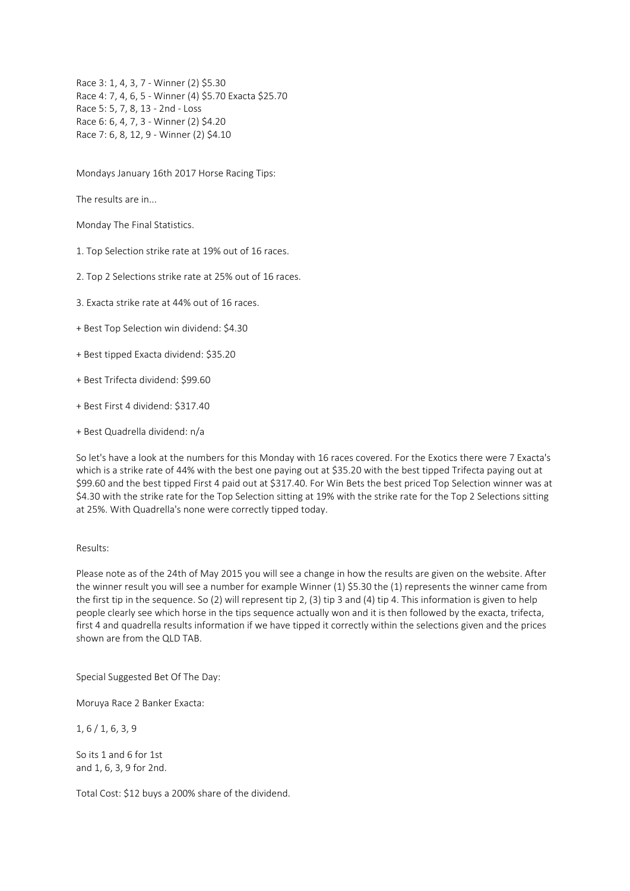Race 3: 1, 4, 3, 7 - Winner (2) $5.30
Race 4: 7, 4, 6, 5 - Winner (4) $5.70 Exacta $25.70
Race 5: 5, 7, 8, 13 - 2nd - Loss
Race 6: 6, 4, 7, 3 - Winner (2) $4.20
Race 7: 6, 8, 12, 9 - Winner (2) $4.10

Mondays January 16th 2017 Horse Racing Tips:

The results are in...

Monday The Final Statistics.

1. Top Selection strike rate at 19% out of 16 races.

2. Top 2 Selections strike rate at 25% out of 16 races.

3. Exacta strike rate at 44% out of 16 races.

+ Best Top Selection win dividend: $4.30

+ Best tipped Exacta dividend: $35.20

+ Best Trifecta dividend: $99.60

+ Best First 4 dividend: $317.40

+ Best Quadrella dividend: n/a

So let's have a look at the numbers for this Monday with 16 races covered. For the Exotics there were 7 Exacta's which is a strike rate of 44% with the best one paying out at $35.20 with the best tipped Trifecta paying out at $99.60 and the best tipped First 4 paid out at $317.40. For Win Bets the best priced Top Selection winner was at $4.30 with the strike rate for the Top Selection sitting at 19% with the strike rate for the Top 2 Selections sitting at 25%. With Quadrella's none were correctly tipped today.

Results:

Please note as of the 24th of May 2015 you will see a change in how the results are given on the website. After the winner result you will see a number for example Winner (1) $5.30 the (1) represents the winner came from the first tip in the sequence. So (2) will represent tip 2, (3) tip 3 and (4) tip 4. This information is given to help people clearly see which horse in the tips sequence actually won and it is then followed by the exacta, trifecta, first 4 and quadrella results information if we have tipped it correctly within the selections given and the prices shown are from the QLD TAB.

Special Suggested Bet Of The Day:

Moruya Race 2 Banker Exacta:

1, 6 / 1, 6, 3, 9

So its 1 and 6 for 1st
and 1, 6, 3, 9 for 2nd.

Total Cost: $12 buys a 200% share of the dividend.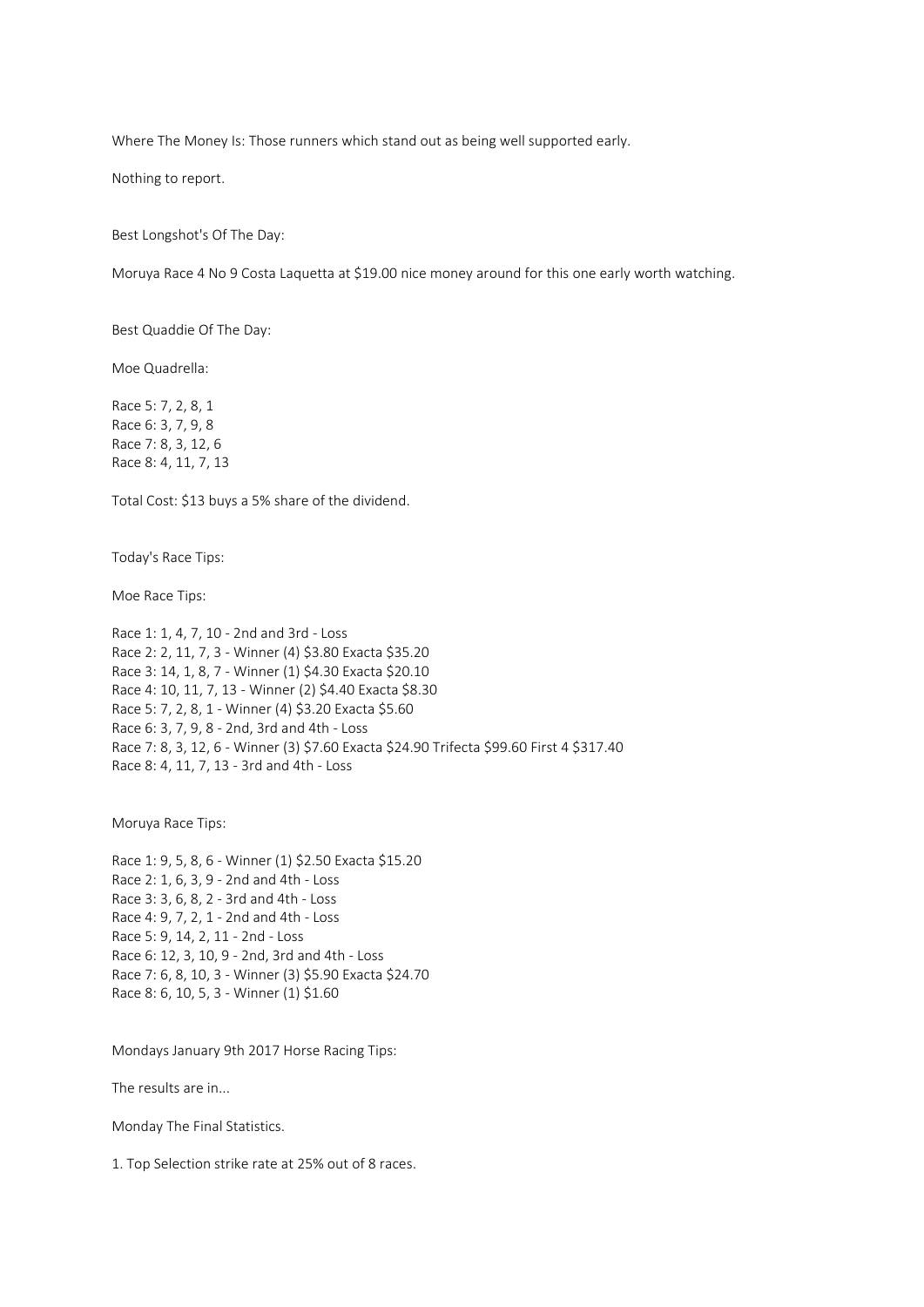Where The Money Is: Those runners which stand out as being well supported early.

Nothing to report.

Best Longshot's Of The Day:

Moruya Race 4 No 9 Costa Laquetta at $19.00 nice money around for this one early worth watching.

Best Quaddie Of The Day:

Moe Quadrella:

Race 5: 7, 2, 8, 1
Race 6: 3, 7, 9, 8
Race 7: 8, 3, 12, 6
Race 8: 4, 11, 7, 13

Total Cost: $13 buys a 5% share of the dividend.

Today's Race Tips:

Moe Race Tips:

Race 1: 1, 4, 7, 10 - 2nd and 3rd - Loss
Race 2: 2, 11, 7, 3 - Winner (4) $3.80 Exacta $35.20
Race 3: 14, 1, 8, 7 - Winner (1) $4.30 Exacta $20.10
Race 4: 10, 11, 7, 13 - Winner (2) $4.40 Exacta $8.30
Race 5: 7, 2, 8, 1 - Winner (4) $3.20 Exacta $5.60
Race 6: 3, 7, 9, 8 - 2nd, 3rd and 4th - Loss
Race 7: 8, 3, 12, 6 - Winner (3) $7.60 Exacta $24.90 Trifecta $99.60 First 4 $317.40
Race 8: 4, 11, 7, 13 - 3rd and 4th - Loss

Moruya Race Tips:

Race 1: 9, 5, 8, 6 - Winner (1) $2.50 Exacta $15.20
Race 2: 1, 6, 3, 9 - 2nd and 4th - Loss
Race 3: 3, 6, 8, 2 - 3rd and 4th - Loss
Race 4: 9, 7, 2, 1 - 2nd and 4th - Loss
Race 5: 9, 14, 2, 11 - 2nd - Loss
Race 6: 12, 3, 10, 9 - 2nd, 3rd and 4th - Loss
Race 7: 6, 8, 10, 3 - Winner (3) $5.90 Exacta $24.70
Race 8: 6, 10, 5, 3 - Winner (1) $1.60

Mondays January 9th 2017 Horse Racing Tips:

The results are in...

Monday The Final Statistics.

1. Top Selection strike rate at 25% out of 8 races.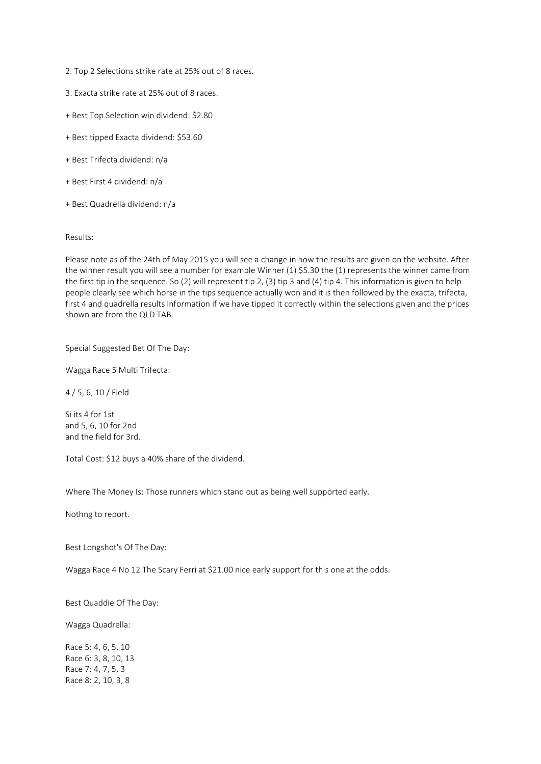2. Top 2 Selections strike rate at 25% out of 8 races.

3. Exacta strike rate at 25% out of 8 races.

+ Best Top Selection win dividend: $2.80

+ Best tipped Exacta dividend: $53.60

+ Best Trifecta dividend: n/a

+ Best First 4 dividend: n/a

+ Best Quadrella dividend: n/a

Results:

Please note as of the 24th of May 2015 you will see a change in how the results are given on the website. After the winner result you will see a number for example Winner (1) $5.30 the (1) represents the winner came from the first tip in the sequence. So (2) will represent tip 2, (3) tip 3 and (4) tip 4. This information is given to help people clearly see which horse in the tips sequence actually won and it is then followed by the exacta, trifecta, first 4 and quadrella results information if we have tipped it correctly within the selections given and the prices shown are from the QLD TAB.

Special Suggested Bet Of The Day:

Wagga Race 5 Multi Trifecta:

4 / 5, 6, 10 / Field

Si its 4 for 1st
and 5, 6, 10 for 2nd
and the field for 3rd.

Total Cost: $12 buys a 40% share of the dividend.

Where The Money Is: Those runners which stand out as being well supported early.

Nothng to report.

Best Longshot's Of The Day:

Wagga Race 4 No 12 The Scary Ferri at $21.00 nice early support for this one at the odds.

Best Quaddie Of The Day:

Wagga Quadrella:

Race 5: 4, 6, 5, 10
Race 6: 3, 8, 10, 13
Race 7: 4, 7, 5, 3
Race 8: 2, 10, 3, 8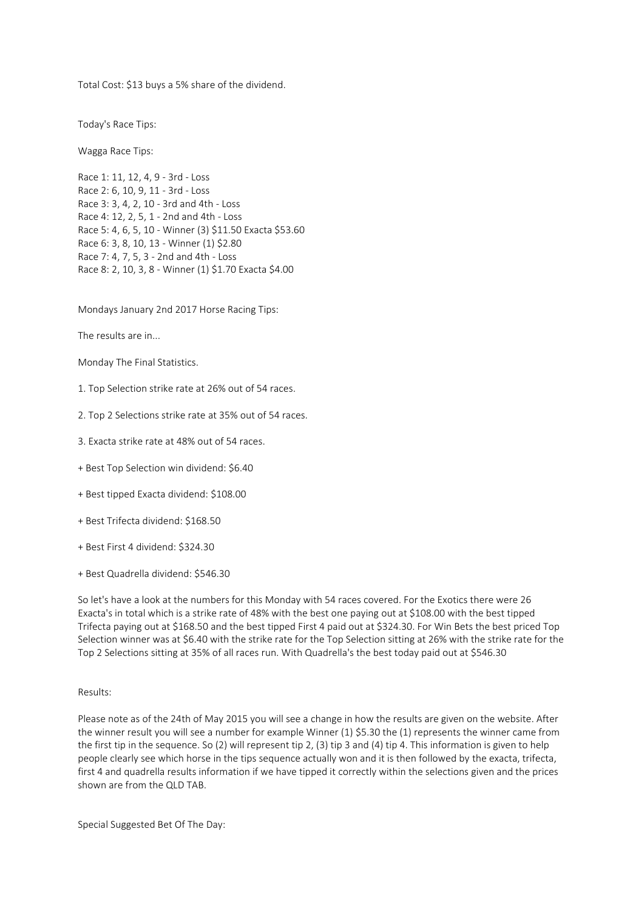Total Cost: $13 buys a 5% share of the dividend.

Today's Race Tips:

Wagga Race Tips:

Race 1: 11, 12, 4, 9 - 3rd - Loss
Race 2: 6, 10, 9, 11 - 3rd - Loss
Race 3: 3, 4, 2, 10 - 3rd and 4th - Loss
Race 4: 12, 2, 5, 1 - 2nd and 4th - Loss
Race 5: 4, 6, 5, 10 - Winner (3) $11.50 Exacta $53.60
Race 6: 3, 8, 10, 13 - Winner (1) $2.80
Race 7: 4, 7, 5, 3 - 2nd and 4th - Loss
Race 8: 2, 10, 3, 8 - Winner (1) $1.70 Exacta $4.00

Mondays January 2nd 2017 Horse Racing Tips:

The results are in...

Monday The Final Statistics.

1. Top Selection strike rate at 26% out of 54 races.

2. Top 2 Selections strike rate at 35% out of 54 races.

3. Exacta strike rate at 48% out of 54 races.

+ Best Top Selection win dividend: $6.40

+ Best tipped Exacta dividend: $108.00

+ Best Trifecta dividend: $168.50

+ Best First 4 dividend: $324.30

+ Best Quadrella dividend: $546.30

So let's have a look at the numbers for this Monday with 54 races covered. For the Exotics there were 26 Exacta's in total which is a strike rate of 48% with the best one paying out at $108.00 with the best tipped Trifecta paying out at $168.50 and the best tipped First 4 paid out at $324.30. For Win Bets the best priced Top Selection winner was at $6.40 with the strike rate for the Top Selection sitting at 26% with the strike rate for the Top 2 Selections sitting at 35% of all races run. With Quadrella's the best today paid out at $546.30

Results:

Please note as of the 24th of May 2015 you will see a change in how the results are given on the website. After the winner result you will see a number for example Winner (1) $5.30 the (1) represents the winner came from the first tip in the sequence. So (2) will represent tip 2, (3) tip 3 and (4) tip 4. This information is given to help people clearly see which horse in the tips sequence actually won and it is then followed by the exacta, trifecta, first 4 and quadrella results information if we have tipped it correctly within the selections given and the prices shown are from the QLD TAB.

Special Suggested Bet Of The Day: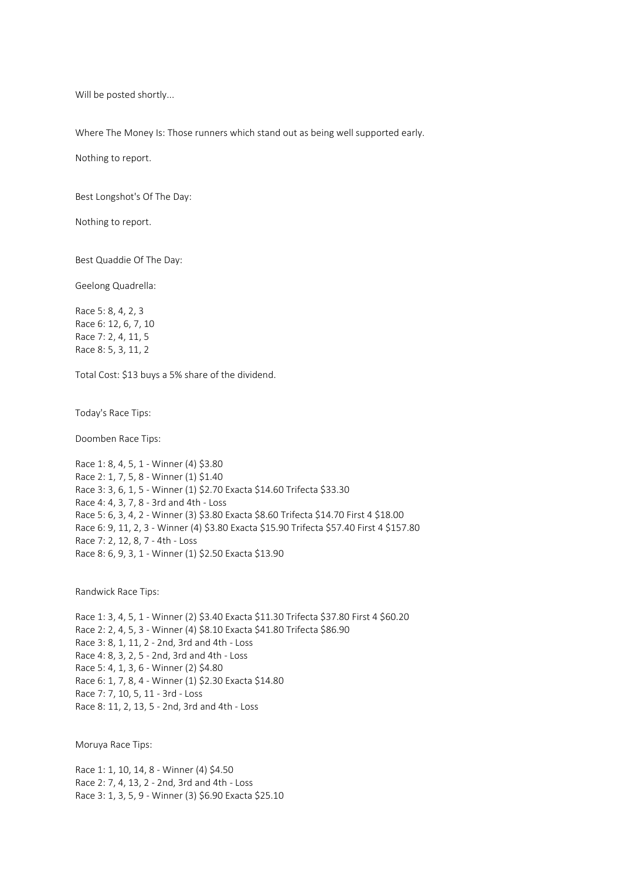Will be posted shortly...

Where The Money Is: Those runners which stand out as being well supported early.

Nothing to report.

Best Longshot's Of The Day:

Nothing to report.

Best Quaddie Of The Day:

Geelong Quadrella:

Race 5: 8, 4, 2, 3
Race 6: 12, 6, 7, 10
Race 7: 2, 4, 11, 5
Race 8: 5, 3, 11, 2

Total Cost: $13 buys a 5% share of the dividend.

Today's Race Tips:

Doomben Race Tips:

Race 1: 8, 4, 5, 1 - Winner (4) $3.80
Race 2: 1, 7, 5, 8 - Winner (1) $1.40
Race 3: 3, 6, 1, 5 - Winner (1) $2.70 Exacta $14.60 Trifecta $33.30
Race 4: 4, 3, 7, 8 - 3rd and 4th - Loss
Race 5: 6, 3, 4, 2 - Winner (3) $3.80 Exacta $8.60 Trifecta $14.70 First 4 $18.00
Race 6: 9, 11, 2, 3 - Winner (4) $3.80 Exacta $15.90 Trifecta $57.40 First 4 $157.80
Race 7: 2, 12, 8, 7 - 4th - Loss
Race 8: 6, 9, 3, 1 - Winner (1) $2.50 Exacta $13.90

Randwick Race Tips:

Race 1: 3, 4, 5, 1 - Winner (2) $3.40 Exacta $11.30 Trifecta $37.80 First 4 $60.20
Race 2: 2, 4, 5, 3 - Winner (4) $8.10 Exacta $41.80 Trifecta $86.90
Race 3: 8, 1, 11, 2 - 2nd, 3rd and 4th - Loss
Race 4: 8, 3, 2, 5 - 2nd, 3rd and 4th - Loss
Race 5: 4, 1, 3, 6 - Winner (2) $4.80
Race 6: 1, 7, 8, 4 - Winner (1) $2.30 Exacta $14.80
Race 7: 7, 10, 5, 11 - 3rd - Loss
Race 8: 11, 2, 13, 5 - 2nd, 3rd and 4th - Loss

Moruya Race Tips:

Race 1: 1, 10, 14, 8 - Winner (4) $4.50
Race 2: 7, 4, 13, 2 - 2nd, 3rd and 4th - Loss
Race 3: 1, 3, 5, 9 - Winner (3) $6.90 Exacta $25.10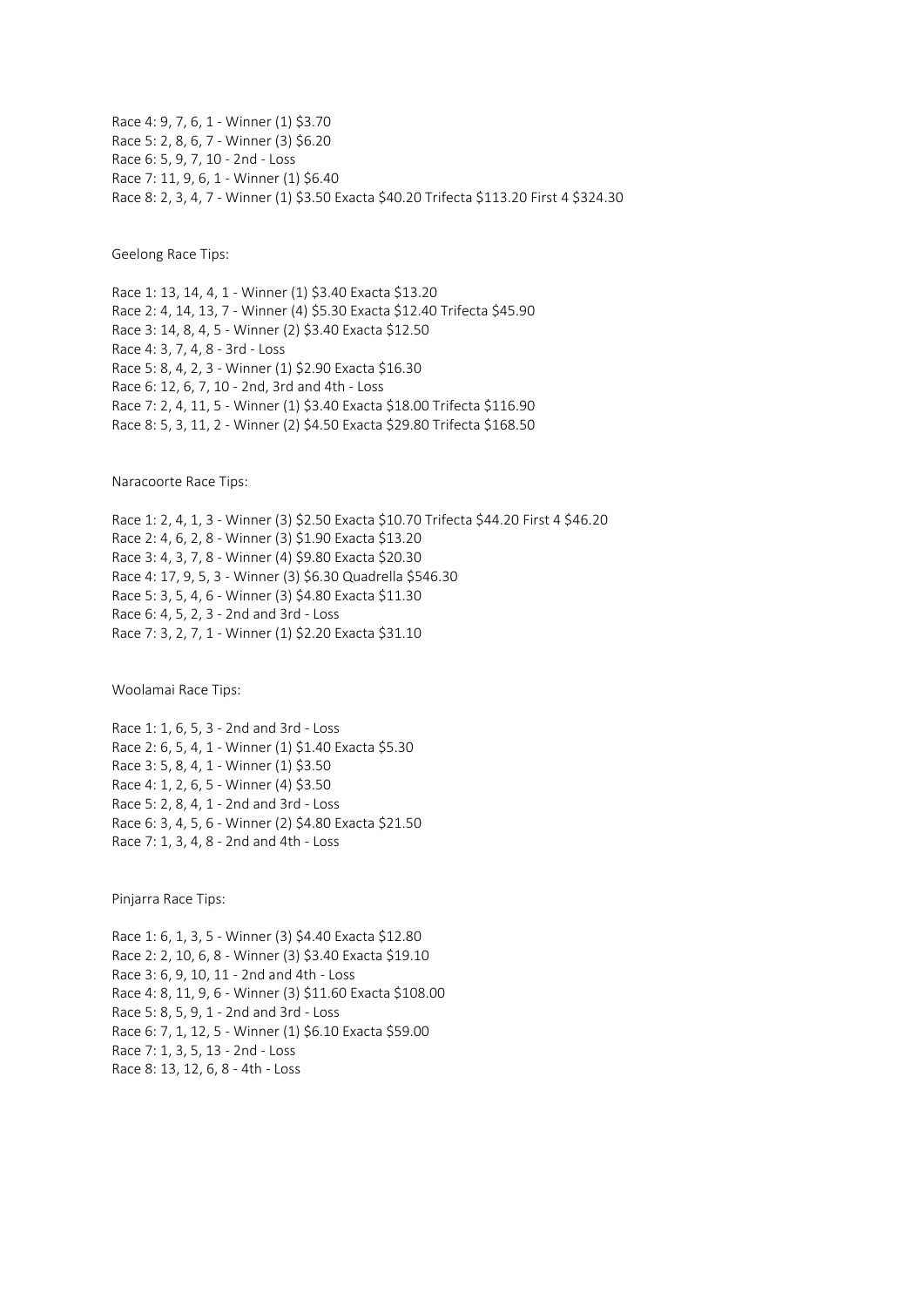Race 4: 9, 7, 6, 1 - Winner (1) $3.70
Race 5: 2, 8, 6, 7 - Winner (3) $6.20
Race 6: 5, 9, 7, 10 - 2nd - Loss
Race 7: 11, 9, 6, 1 - Winner (1) $6.40
Race 8: 2, 3, 4, 7 - Winner (1) $3.50 Exacta $40.20 Trifecta $113.20 First 4 $324.30

Geelong Race Tips:

Race 1: 13, 14, 4, 1 - Winner (1) $3.40 Exacta $13.20
Race 2: 4, 14, 13, 7 - Winner (4) $5.30 Exacta $12.40 Trifecta $45.90
Race 3: 14, 8, 4, 5 - Winner (2) $3.40 Exacta $12.50
Race 4: 3, 7, 4, 8 - 3rd - Loss
Race 5: 8, 4, 2, 3 - Winner (1) $2.90 Exacta $16.30
Race 6: 12, 6, 7, 10 - 2nd, 3rd and 4th - Loss
Race 7: 2, 4, 11, 5 - Winner (1) $3.40 Exacta $18.00 Trifecta $116.90
Race 8: 5, 3, 11, 2 - Winner (2) $4.50 Exacta $29.80 Trifecta $168.50

Naracoorte Race Tips:

Race 1: 2, 4, 1, 3 - Winner (3) $2.50 Exacta $10.70 Trifecta $44.20 First 4 $46.20
Race 2: 4, 6, 2, 8 - Winner (3) $1.90 Exacta $13.20
Race 3: 4, 3, 7, 8 - Winner (4) $9.80 Exacta $20.30
Race 4: 17, 9, 5, 3 - Winner (3) $6.30 Quadrella $546.30
Race 5: 3, 5, 4, 6 - Winner (3) $4.80 Exacta $11.30
Race 6: 4, 5, 2, 3 - 2nd and 3rd - Loss
Race 7: 3, 2, 7, 1 - Winner (1) $2.20 Exacta $31.10

Woolamai Race Tips:

Race 1: 1, 6, 5, 3 - 2nd and 3rd - Loss
Race 2: 6, 5, 4, 1 - Winner (1) $1.40 Exacta $5.30
Race 3: 5, 8, 4, 1 - Winner (1) $3.50
Race 4: 1, 2, 6, 5 - Winner (4) $3.50
Race 5: 2, 8, 4, 1 - 2nd and 3rd - Loss
Race 6: 3, 4, 5, 6 - Winner (2) $4.80 Exacta $21.50
Race 7: 1, 3, 4, 8 - 2nd and 4th - Loss

Pinjarra Race Tips:

Race 1: 6, 1, 3, 5 - Winner (3) $4.40 Exacta $12.80
Race 2: 2, 10, 6, 8 - Winner (3) $3.40 Exacta $19.10
Race 3: 6, 9, 10, 11 - 2nd and 4th - Loss
Race 4: 8, 11, 9, 6 - Winner (3) $11.60 Exacta $108.00
Race 5: 8, 5, 9, 1 - 2nd and 3rd - Loss
Race 6: 7, 1, 12, 5 - Winner (1) $6.10 Exacta $59.00
Race 7: 1, 3, 5, 13 - 2nd - Loss
Race 8: 13, 12, 6, 8 - 4th - Loss